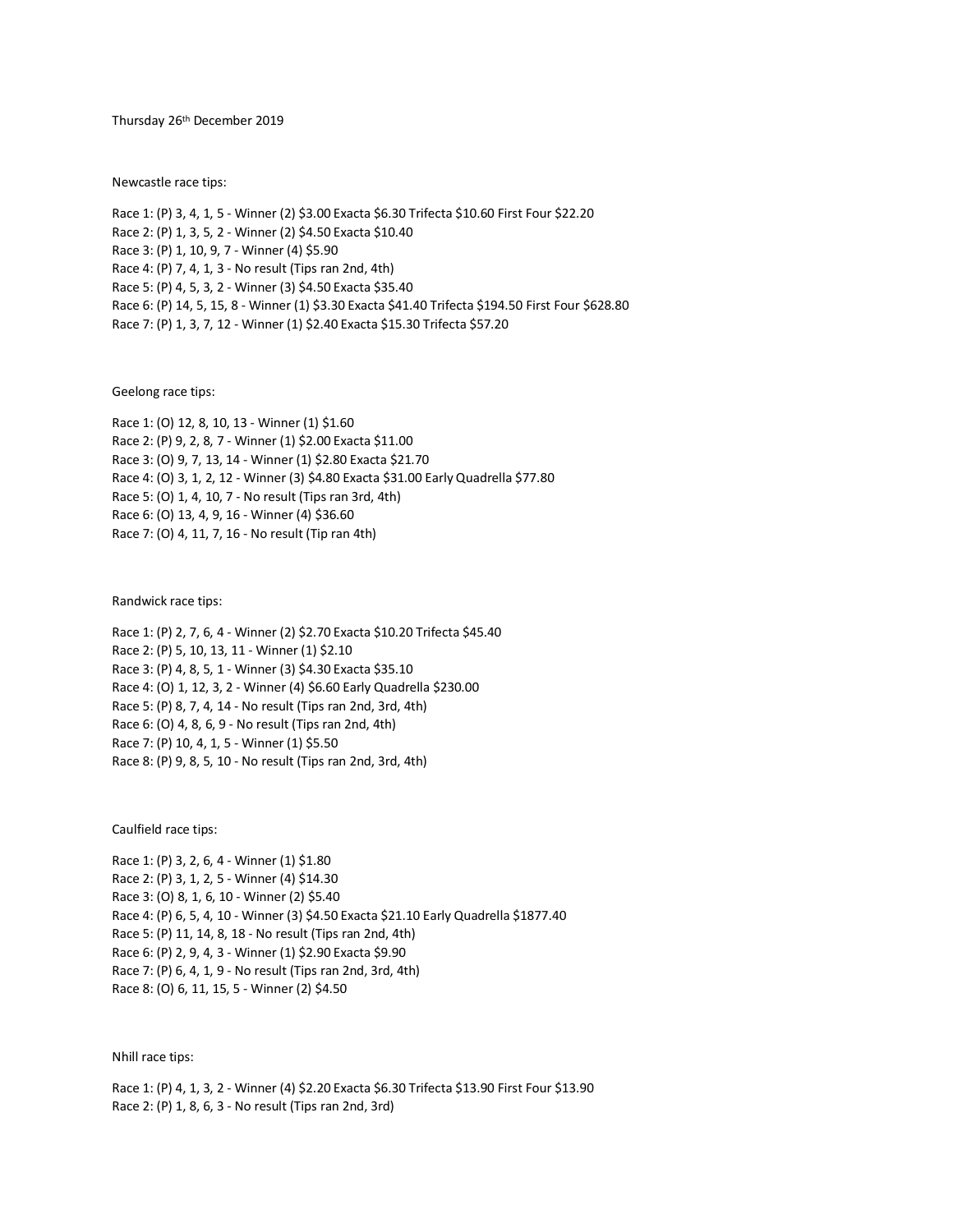Thursday 26th December 2019

Newcastle race tips:

Race 1: (P) 3, 4, 1, 5 - Winner (2) $3.00 Exacta $6.30 Trifecta $10.60 First Four $22.20
Race 2: (P) 1, 3, 5, 2 - Winner (2) $4.50 Exacta $10.40
Race 3: (P) 1, 10, 9, 7 - Winner (4) $5.90
Race 4: (P) 7, 4, 1, 3 - No result (Tips ran 2nd, 4th)
Race 5: (P) 4, 5, 3, 2 - Winner (3) $4.50 Exacta $35.40
Race 6: (P) 14, 5, 15, 8 - Winner (1) $3.30 Exacta $41.40 Trifecta $194.50 First Four $628.80
Race 7: (P) 1, 3, 7, 12 - Winner (1) $2.40 Exacta $15.30 Trifecta $57.20

Geelong race tips:

Race 1: (O) 12, 8, 10, 13 - Winner (1) $1.60
Race 2: (P) 9, 2, 8, 7 - Winner (1) $2.00 Exacta $11.00
Race 3: (O) 9, 7, 13, 14 - Winner (1) $2.80 Exacta $21.70
Race 4: (O) 3, 1, 2, 12 - Winner (3) $4.80 Exacta $31.00 Early Quadrella $77.80
Race 5: (O) 1, 4, 10, 7 - No result (Tips ran 3rd, 4th)
Race 6: (O) 13, 4, 9, 16 - Winner (4) $36.60
Race 7: (O) 4, 11, 7, 16 - No result (Tip ran 4th)

Randwick race tips:

Race 1: (P) 2, 7, 6, 4 - Winner (2) $2.70 Exacta $10.20 Trifecta $45.40
Race 2: (P) 5, 10, 13, 11 - Winner (1) $2.10
Race 3: (P) 4, 8, 5, 1 - Winner (3) $4.30 Exacta $35.10
Race 4: (O) 1, 12, 3, 2 - Winner (4) $6.60 Early Quadrella $230.00
Race 5: (P) 8, 7, 4, 14 - No result (Tips ran 2nd, 3rd, 4th)
Race 6: (O) 4, 8, 6, 9 - No result (Tips ran 2nd, 4th)
Race 7: (P) 10, 4, 1, 5 - Winner (1) $5.50
Race 8: (P) 9, 8, 5, 10 - No result (Tips ran 2nd, 3rd, 4th)

Caulfield race tips:

Race 1: (P) 3, 2, 6, 4 - Winner (1) $1.80
Race 2: (P) 3, 1, 2, 5 - Winner (4) $14.30
Race 3: (O) 8, 1, 6, 10 - Winner (2) $5.40
Race 4: (P) 6, 5, 4, 10 - Winner (3) $4.50 Exacta $21.10 Early Quadrella $1877.40
Race 5: (P) 11, 14, 8, 18 - No result (Tips ran 2nd, 4th)
Race 6: (P) 2, 9, 4, 3 - Winner (1) $2.90 Exacta $9.90
Race 7: (P) 6, 4, 1, 9 - No result (Tips ran 2nd, 3rd, 4th)
Race 8: (O) 6, 11, 15, 5 - Winner (2) $4.50

Nhill race tips:

Race 1: (P) 4, 1, 3, 2 - Winner (4) $2.20 Exacta $6.30 Trifecta $13.90 First Four $13.90
Race 2: (P) 1, 8, 6, 3 - No result (Tips ran 2nd, 3rd)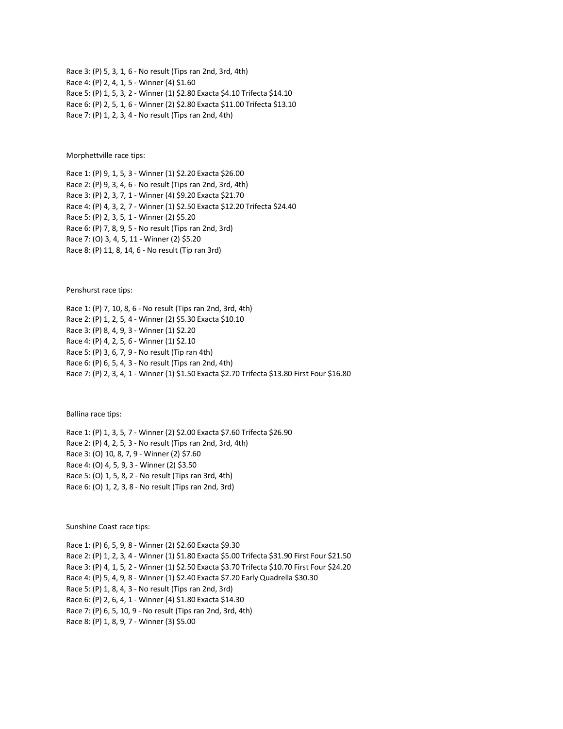Race 3: (P) 5, 3, 1, 6 - No result (Tips ran 2nd, 3rd, 4th)
Race 4: (P) 2, 4, 1, 5 - Winner (4) $1.60
Race 5: (P) 1, 5, 3, 2 - Winner (1) $2.80 Exacta $4.10 Trifecta $14.10
Race 6: (P) 2, 5, 1, 6 - Winner (2) $2.80 Exacta $11.00 Trifecta $13.10
Race 7: (P) 1, 2, 3, 4 - No result (Tips ran 2nd, 4th)

Morphettville race tips:

Race 1: (P) 9, 1, 5, 3 - Winner (1) $2.20 Exacta $26.00
Race 2: (P) 9, 3, 4, 6 - No result (Tips ran 2nd, 3rd, 4th)
Race 3: (P) 2, 3, 7, 1 - Winner (4) $9.20 Exacta $21.70
Race 4: (P) 4, 3, 2, 7 - Winner (1) $2.50 Exacta $12.20 Trifecta $24.40
Race 5: (P) 2, 3, 5, 1 - Winner (2) $5.20
Race 6: (P) 7, 8, 9, 5 - No result (Tips ran 2nd, 3rd)
Race 7: (O) 3, 4, 5, 11 - Winner (2) $5.20
Race 8: (P) 11, 8, 14, 6 - No result (Tip ran 3rd)

Penshurst race tips:

Race 1: (P) 7, 10, 8, 6 - No result (Tips ran 2nd, 3rd, 4th)
Race 2: (P) 1, 2, 5, 4 - Winner (2) $5.30 Exacta $10.10
Race 3: (P) 8, 4, 9, 3 - Winner (1) $2.20
Race 4: (P) 4, 2, 5, 6 - Winner (1) $2.10
Race 5: (P) 3, 6, 7, 9 - No result (Tip ran 4th)
Race 6: (P) 6, 5, 4, 3 - No result (Tips ran 2nd, 4th)
Race 7: (P) 2, 3, 4, 1 - Winner (1) $1.50 Exacta $2.70 Trifecta $13.80 First Four $16.80

Ballina race tips:

Race 1: (P) 1, 3, 5, 7 - Winner (2) $2.00 Exacta $7.60 Trifecta $26.90
Race 2: (P) 4, 2, 5, 3 - No result (Tips ran 2nd, 3rd, 4th)
Race 3: (O) 10, 8, 7, 9 - Winner (2) $7.60
Race 4: (O) 4, 5, 9, 3 - Winner (2) $3.50
Race 5: (O) 1, 5, 8, 2 - No result (Tips ran 3rd, 4th)
Race 6: (O) 1, 2, 3, 8 - No result (Tips ran 2nd, 3rd)

Sunshine Coast race tips:

Race 1: (P) 6, 5, 9, 8 - Winner (2) $2.60 Exacta $9.30
Race 2: (P) 1, 2, 3, 4 - Winner (1) $1.80 Exacta $5.00 Trifecta $31.90 First Four $21.50
Race 3: (P) 4, 1, 5, 2 - Winner (1) $2.50 Exacta $3.70 Trifecta $10.70 First Four $24.20
Race 4: (P) 5, 4, 9, 8 - Winner (1) $2.40 Exacta $7.20 Early Quadrella $30.30
Race 5: (P) 1, 8, 4, 3 - No result (Tips ran 2nd, 3rd)
Race 6: (P) 2, 6, 4, 1 - Winner (4) $1.80 Exacta $14.30
Race 7: (P) 6, 5, 10, 9 - No result (Tips ran 2nd, 3rd, 4th)
Race 8: (P) 1, 8, 9, 7 - Winner (3) $5.00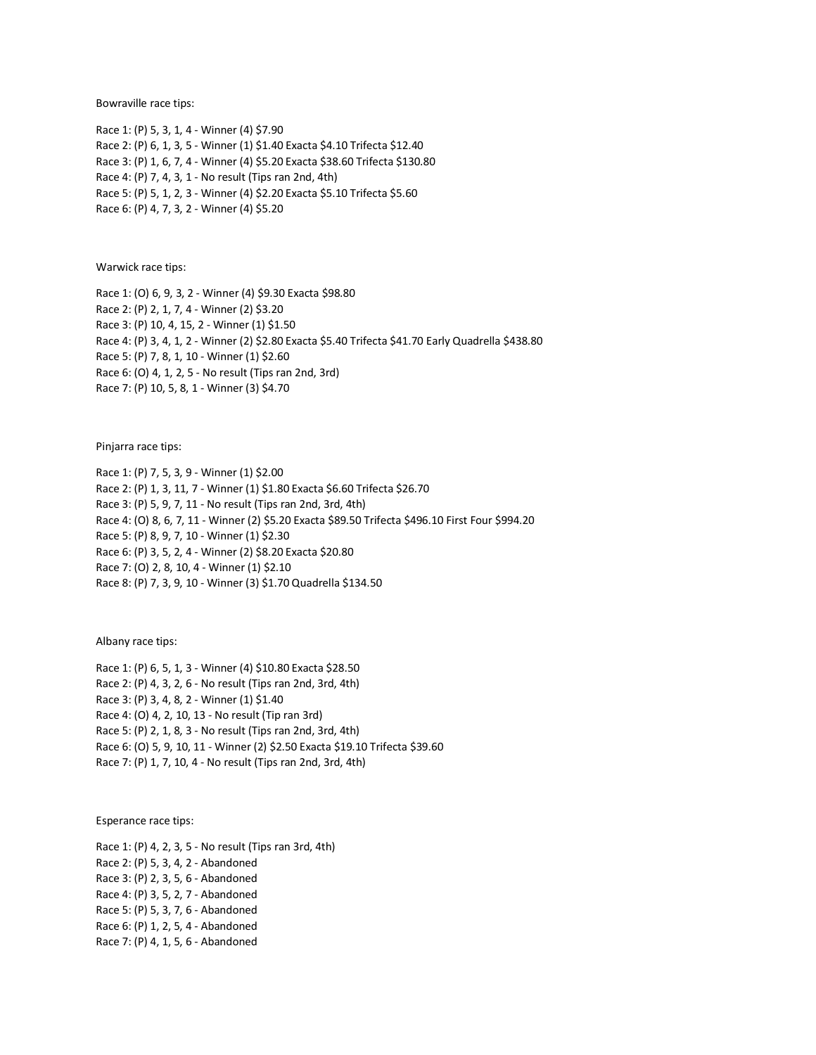Bowraville race tips:

Race 1: (P) 5, 3, 1, 4 - Winner (4) $7.90
Race 2: (P) 6, 1, 3, 5 - Winner (1) $1.40 Exacta $4.10 Trifecta $12.40
Race 3: (P) 1, 6, 7, 4 - Winner (4) $5.20 Exacta $38.60 Trifecta $130.80
Race 4: (P) 7, 4, 3, 1 - No result (Tips ran 2nd, 4th)
Race 5: (P) 5, 1, 2, 3 - Winner (4) $2.20 Exacta $5.10 Trifecta $5.60
Race 6: (P) 4, 7, 3, 2 - Winner (4) $5.20

Warwick race tips:

Race 1: (O) 6, 9, 3, 2 - Winner (4) $9.30 Exacta $98.80
Race 2: (P) 2, 1, 7, 4 - Winner (2) $3.20
Race 3: (P) 10, 4, 15, 2 - Winner (1) $1.50
Race 4: (P) 3, 4, 1, 2 - Winner (2) $2.80 Exacta $5.40 Trifecta $41.70 Early Quadrella $438.80
Race 5: (P) 7, 8, 1, 10 - Winner (1) $2.60
Race 6: (O) 4, 1, 2, 5 - No result (Tips ran 2nd, 3rd)
Race 7: (P) 10, 5, 8, 1 - Winner (3) $4.70

Pinjarra race tips:

Race 1: (P) 7, 5, 3, 9 - Winner (1) $2.00
Race 2: (P) 1, 3, 11, 7 - Winner (1) $1.80 Exacta $6.60 Trifecta $26.70
Race 3: (P) 5, 9, 7, 11 - No result (Tips ran 2nd, 3rd, 4th)
Race 4: (O) 8, 6, 7, 11 - Winner (2) $5.20 Exacta $89.50 Trifecta $496.10 First Four $994.20
Race 5: (P) 8, 9, 7, 10 - Winner (1) $2.30
Race 6: (P) 3, 5, 2, 4 - Winner (2) $8.20 Exacta $20.80
Race 7: (O) 2, 8, 10, 4 - Winner (1) $2.10
Race 8: (P) 7, 3, 9, 10 - Winner (3) $1.70 Quadrella $134.50

Albany race tips:

Race 1: (P) 6, 5, 1, 3 - Winner (4) $10.80 Exacta $28.50
Race 2: (P) 4, 3, 2, 6 - No result (Tips ran 2nd, 3rd, 4th)
Race 3: (P) 3, 4, 8, 2 - Winner (1) $1.40
Race 4: (O) 4, 2, 10, 13 - No result (Tip ran 3rd)
Race 5: (P) 2, 1, 8, 3 - No result (Tips ran 2nd, 3rd, 4th)
Race 6: (O) 5, 9, 10, 11 - Winner (2) $2.50 Exacta $19.10 Trifecta $39.60
Race 7: (P) 1, 7, 10, 4 - No result (Tips ran 2nd, 3rd, 4th)

Esperance race tips:

Race 1: (P) 4, 2, 3, 5 - No result (Tips ran 3rd, 4th)
Race 2: (P) 5, 3, 4, 2 - Abandoned
Race 3: (P) 2, 3, 5, 6 - Abandoned
Race 4: (P) 3, 5, 2, 7 - Abandoned
Race 5: (P) 5, 3, 7, 6 - Abandoned
Race 6: (P) 1, 2, 5, 4 - Abandoned
Race 7: (P) 4, 1, 5, 6 - Abandoned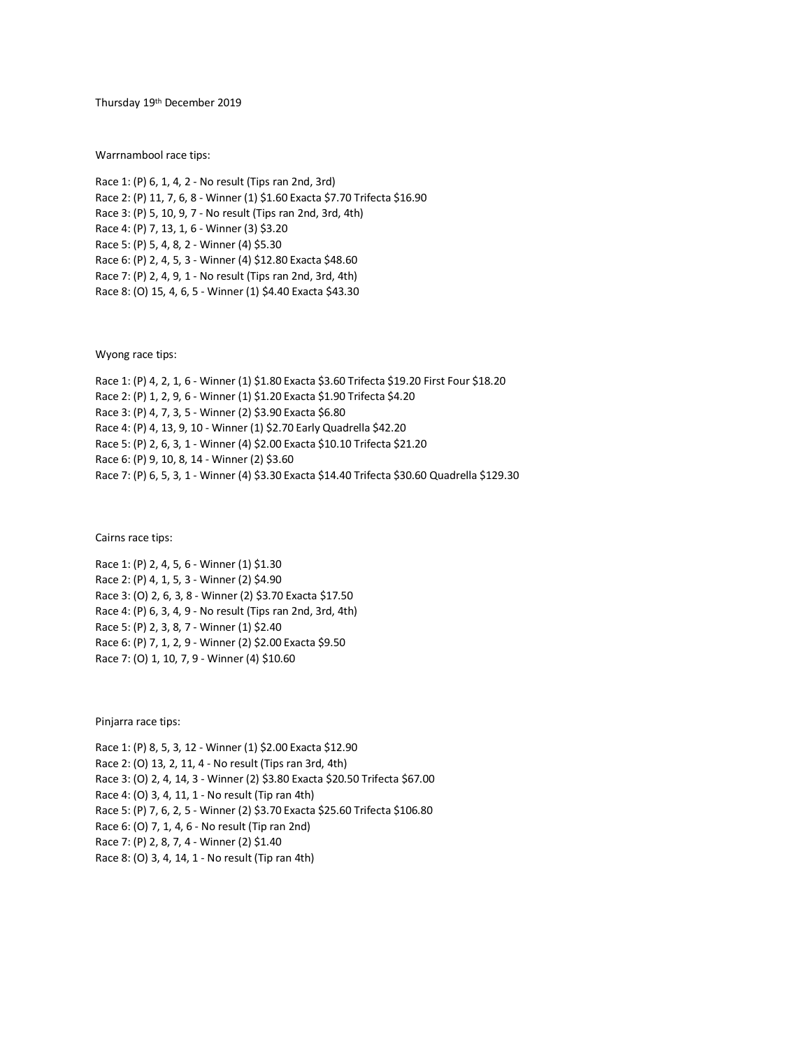Thursday 19th December 2019

Warrnambool race tips:

Race 1: (P) 6, 1, 4, 2 - No result (Tips ran 2nd, 3rd)
Race 2: (P) 11, 7, 6, 8 - Winner (1) $1.60 Exacta $7.70 Trifecta $16.90
Race 3: (P) 5, 10, 9, 7 - No result (Tips ran 2nd, 3rd, 4th)
Race 4: (P) 7, 13, 1, 6 - Winner (3) $3.20
Race 5: (P) 5, 4, 8, 2 - Winner (4) $5.30
Race 6: (P) 2, 4, 5, 3 - Winner (4) $12.80 Exacta $48.60
Race 7: (P) 2, 4, 9, 1 - No result (Tips ran 2nd, 3rd, 4th)
Race 8: (O) 15, 4, 6, 5 - Winner (1) $4.40 Exacta $43.30

Wyong race tips:

Race 1: (P) 4, 2, 1, 6 - Winner (1) $1.80 Exacta $3.60 Trifecta $19.20 First Four $18.20
Race 2: (P) 1, 2, 9, 6 - Winner (1) $1.20 Exacta $1.90 Trifecta $4.20
Race 3: (P) 4, 7, 3, 5 - Winner (2) $3.90 Exacta $6.80
Race 4: (P) 4, 13, 9, 10 - Winner (1) $2.70 Early Quadrella $42.20
Race 5: (P) 2, 6, 3, 1 - Winner (4) $2.00 Exacta $10.10 Trifecta $21.20
Race 6: (P) 9, 10, 8, 14 - Winner (2) $3.60
Race 7: (P) 6, 5, 3, 1 - Winner (4) $3.30 Exacta $14.40 Trifecta $30.60 Quadrella $129.30

Cairns race tips:

Race 1: (P) 2, 4, 5, 6 - Winner (1) $1.30
Race 2: (P) 4, 1, 5, 3 - Winner (2) $4.90
Race 3: (O) 2, 6, 3, 8 - Winner (2) $3.70 Exacta $17.50
Race 4: (P) 6, 3, 4, 9 - No result (Tips ran 2nd, 3rd, 4th)
Race 5: (P) 2, 3, 8, 7 - Winner (1) $2.40
Race 6: (P) 7, 1, 2, 9 - Winner (2) $2.00 Exacta $9.50
Race 7: (O) 1, 10, 7, 9 - Winner (4) $10.60

Pinjarra race tips:

Race 1: (P) 8, 5, 3, 12 - Winner (1) $2.00 Exacta $12.90
Race 2: (O) 13, 2, 11, 4 - No result (Tips ran 3rd, 4th)
Race 3: (O) 2, 4, 14, 3 - Winner (2) $3.80 Exacta $20.50 Trifecta $67.00
Race 4: (O) 3, 4, 11, 1 - No result (Tip ran 4th)
Race 5: (P) 7, 6, 2, 5 - Winner (2) $3.70 Exacta $25.60 Trifecta $106.80
Race 6: (O) 7, 1, 4, 6 - No result (Tip ran 2nd)
Race 7: (P) 2, 8, 7, 4 - Winner (2) $1.40
Race 8: (O) 3, 4, 14, 1 - No result (Tip ran 4th)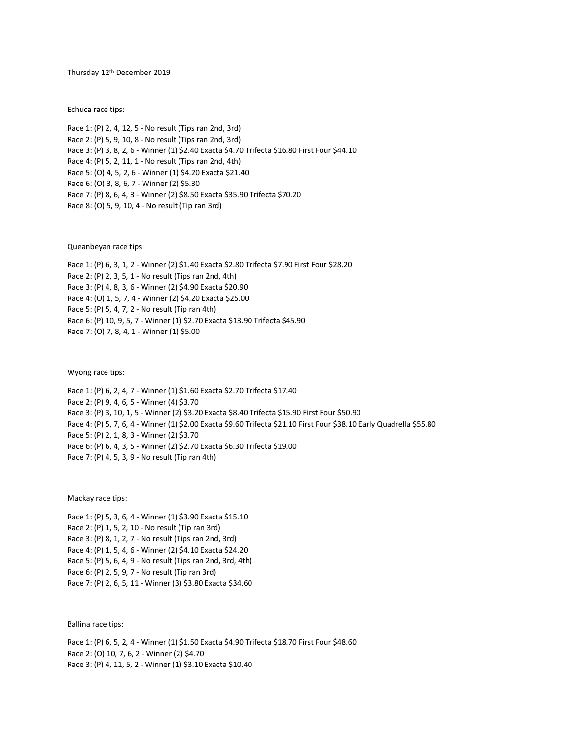Thursday 12th December 2019

Echuca race tips:

Race 1: (P) 2, 4, 12, 5 - No result (Tips ran 2nd, 3rd)
Race 2: (P) 5, 9, 10, 8 - No result (Tips ran 2nd, 3rd)
Race 3: (P) 3, 8, 2, 6 - Winner (1) $2.40 Exacta $4.70 Trifecta $16.80 First Four $44.10
Race 4: (P) 5, 2, 11, 1 - No result (Tips ran 2nd, 4th)
Race 5: (O) 4, 5, 2, 6 - Winner (1) $4.20 Exacta $21.40
Race 6: (O) 3, 8, 6, 7 - Winner (2) $5.30
Race 7: (P) 8, 6, 4, 3 - Winner (2) $8.50 Exacta $35.90 Trifecta $70.20
Race 8: (O) 5, 9, 10, 4 - No result (Tip ran 3rd)

Queanbeyan race tips:

Race 1: (P) 6, 3, 1, 2 - Winner (2) $1.40 Exacta $2.80 Trifecta $7.90 First Four $28.20
Race 2: (P) 2, 3, 5, 1 - No result (Tips ran 2nd, 4th)
Race 3: (P) 4, 8, 3, 6 - Winner (2) $4.90 Exacta $20.90
Race 4: (O) 1, 5, 7, 4 - Winner (2) $4.20 Exacta $25.00
Race 5: (P) 5, 4, 7, 2 - No result (Tip ran 4th)
Race 6: (P) 10, 9, 5, 7 - Winner (1) $2.70 Exacta $13.90 Trifecta $45.90
Race 7: (O) 7, 8, 4, 1 - Winner (1) $5.00

Wyong race tips:

Race 1: (P) 6, 2, 4, 7 - Winner (1) $1.60 Exacta $2.70 Trifecta $17.40
Race 2: (P) 9, 4, 6, 5 - Winner (4) $3.70
Race 3: (P) 3, 10, 1, 5 - Winner (2) $3.20 Exacta $8.40 Trifecta $15.90 First Four $50.90
Race 4: (P) 5, 7, 6, 4 - Winner (1) $2.00 Exacta $9.60 Trifecta $21.10 First Four $38.10 Early Quadrella $55.80
Race 5: (P) 2, 1, 8, 3 - Winner (2) $3.70
Race 6: (P) 6, 4, 3, 5 - Winner (2) $2.70 Exacta $6.30 Trifecta $19.00
Race 7: (P) 4, 5, 3, 9 - No result (Tip ran 4th)

Mackay race tips:

Race 1: (P) 5, 3, 6, 4 - Winner (1) $3.90 Exacta $15.10
Race 2: (P) 1, 5, 2, 10 - No result (Tip ran 3rd)
Race 3: (P) 8, 1, 2, 7 - No result (Tips ran 2nd, 3rd)
Race 4: (P) 1, 5, 4, 6 - Winner (2) $4.10 Exacta $24.20
Race 5: (P) 5, 6, 4, 9 - No result (Tips ran 2nd, 3rd, 4th)
Race 6: (P) 2, 5, 9, 7 - No result (Tip ran 3rd)
Race 7: (P) 2, 6, 5, 11 - Winner (3) $3.80 Exacta $34.60

Ballina race tips:

Race 1: (P) 6, 5, 2, 4 - Winner (1) $1.50 Exacta $4.90 Trifecta $18.70 First Four $48.60
Race 2: (O) 10, 7, 6, 2 - Winner (2) $4.70
Race 3: (P) 4, 11, 5, 2 - Winner (1) $3.10 Exacta $10.40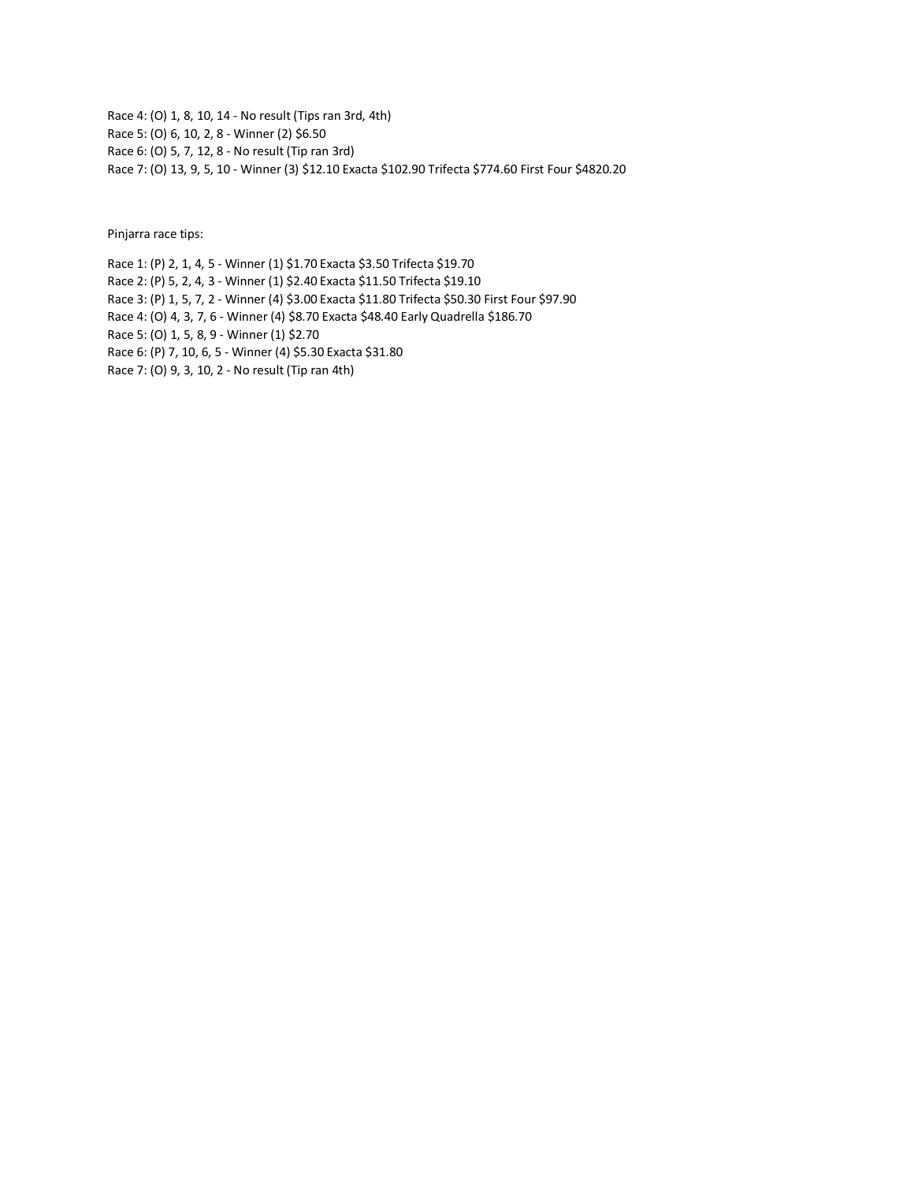Race 4: (O) 1, 8, 10, 14 - No result (Tips ran 3rd, 4th)
Race 5: (O) 6, 10, 2, 8 - Winner (2) $6.50
Race 6: (O) 5, 7, 12, 8 - No result (Tip ran 3rd)
Race 7: (O) 13, 9, 5, 10 - Winner (3) $12.10 Exacta $102.90 Trifecta $774.60 First Four $4820.20

Pinjarra race tips:

Race 1: (P) 2, 1, 4, 5 - Winner (1) $1.70 Exacta $3.50 Trifecta $19.70
Race 2: (P) 5, 2, 4, 3 - Winner (1) $2.40 Exacta $11.50 Trifecta $19.10
Race 3: (P) 1, 5, 7, 2 - Winner (4) $3.00 Exacta $11.80 Trifecta $50.30 First Four $97.90
Race 4: (O) 4, 3, 7, 6 - Winner (4) $8.70 Exacta $48.40 Early Quadrella $186.70
Race 5: (O) 1, 5, 8, 9 - Winner (1) $2.70
Race 6: (P) 7, 10, 6, 5 - Winner (4) $5.30 Exacta $31.80
Race 7: (O) 9, 3, 10, 2 - No result (Tip ran 4th)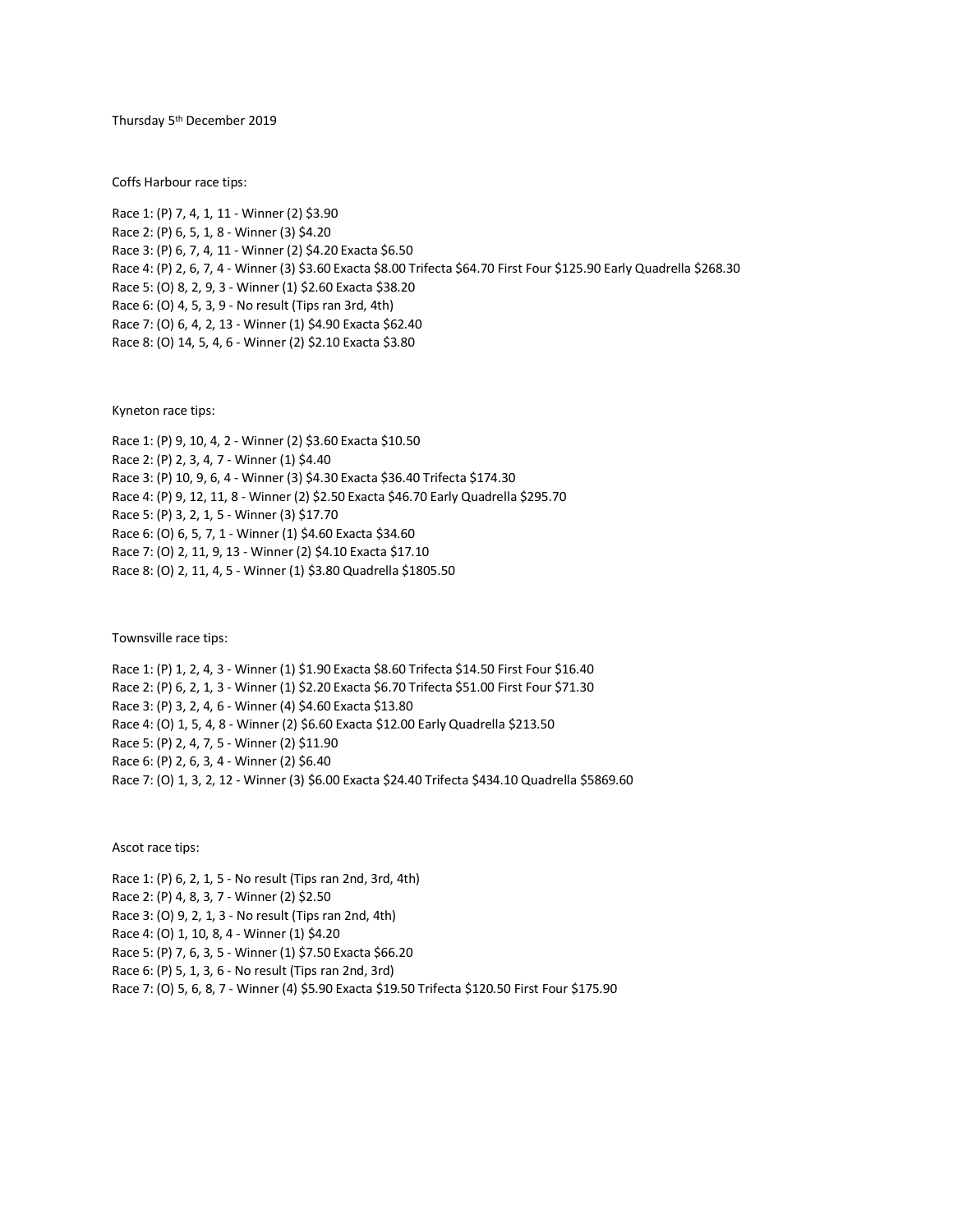Thursday 5th December 2019

Coffs Harbour race tips:

Race 1: (P) 7, 4, 1, 11 - Winner (2) $3.90
Race 2: (P) 6, 5, 1, 8 - Winner (3) $4.20
Race 3: (P) 6, 7, 4, 11 - Winner (2) $4.20 Exacta $6.50
Race 4: (P) 2, 6, 7, 4 - Winner (3) $3.60 Exacta $8.00 Trifecta $64.70 First Four $125.90 Early Quadrella $268.30
Race 5: (O) 8, 2, 9, 3 - Winner (1) $2.60 Exacta $38.20
Race 6: (O) 4, 5, 3, 9 - No result (Tips ran 3rd, 4th)
Race 7: (O) 6, 4, 2, 13 - Winner (1) $4.90 Exacta $62.40
Race 8: (O) 14, 5, 4, 6 - Winner (2) $2.10 Exacta $3.80

Kyneton race tips:

Race 1: (P) 9, 10, 4, 2 - Winner (2) $3.60 Exacta $10.50
Race 2: (P) 2, 3, 4, 7 - Winner (1) $4.40
Race 3: (P) 10, 9, 6, 4 - Winner (3) $4.30 Exacta $36.40 Trifecta $174.30
Race 4: (P) 9, 12, 11, 8 - Winner (2) $2.50 Exacta $46.70 Early Quadrella $295.70
Race 5: (P) 3, 2, 1, 5 - Winner (3) $17.70
Race 6: (O) 6, 5, 7, 1 - Winner (1) $4.60 Exacta $34.60
Race 7: (O) 2, 11, 9, 13 - Winner (2) $4.10 Exacta $17.10
Race 8: (O) 2, 11, 4, 5 - Winner (1) $3.80 Quadrella $1805.50

Townsville race tips:

Race 1: (P) 1, 2, 4, 3 - Winner (1) $1.90 Exacta $8.60 Trifecta $14.50 First Four $16.40
Race 2: (P) 6, 2, 1, 3 - Winner (1) $2.20 Exacta $6.70 Trifecta $51.00 First Four $71.30
Race 3: (P) 3, 2, 4, 6 - Winner (4) $4.60 Exacta $13.80
Race 4: (O) 1, 5, 4, 8 - Winner (2) $6.60 Exacta $12.00 Early Quadrella $213.50
Race 5: (P) 2, 4, 7, 5 - Winner (2) $11.90
Race 6: (P) 2, 6, 3, 4 - Winner (2) $6.40
Race 7: (O) 1, 3, 2, 12 - Winner (3) $6.00 Exacta $24.40 Trifecta $434.10 Quadrella $5869.60

Ascot race tips:

Race 1: (P) 6, 2, 1, 5 - No result (Tips ran 2nd, 3rd, 4th)
Race 2: (P) 4, 8, 3, 7 - Winner (2) $2.50
Race 3: (O) 9, 2, 1, 3 - No result (Tips ran 2nd, 4th)
Race 4: (O) 1, 10, 8, 4 - Winner (1) $4.20
Race 5: (P) 7, 6, 3, 5 - Winner (1) $7.50 Exacta $66.20
Race 6: (P) 5, 1, 3, 6 - No result (Tips ran 2nd, 3rd)
Race 7: (O) 5, 6, 8, 7 - Winner (4) $5.90 Exacta $19.50 Trifecta $120.50 First Four $175.90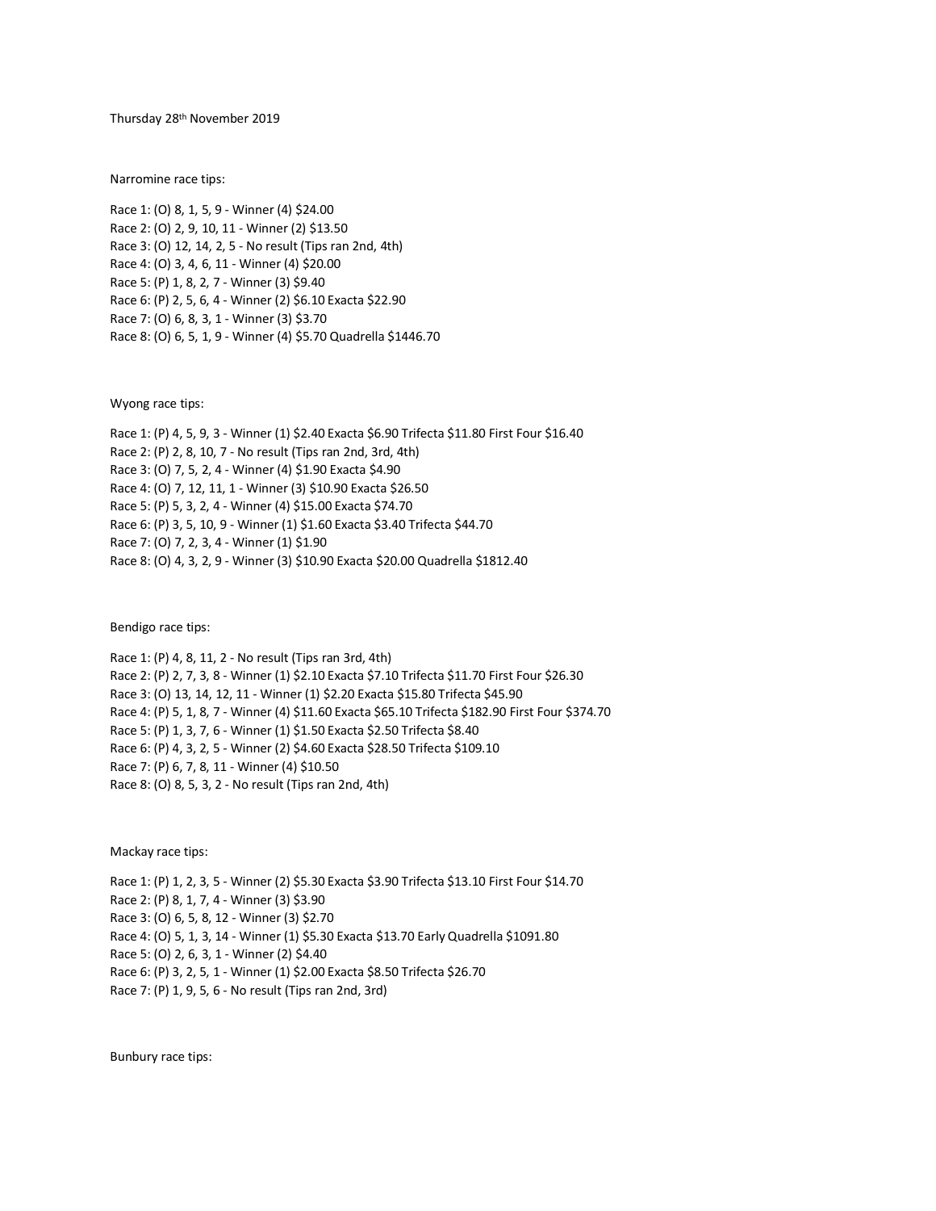Thursday 28th November 2019

Narromine race tips:

Race 1: (O) 8, 1, 5, 9 - Winner (4) $24.00
Race 2: (O) 2, 9, 10, 11 - Winner (2) $13.50
Race 3: (O) 12, 14, 2, 5 - No result (Tips ran 2nd, 4th)
Race 4: (O) 3, 4, 6, 11 - Winner (4) $20.00
Race 5: (P) 1, 8, 2, 7 - Winner (3) $9.40
Race 6: (P) 2, 5, 6, 4 - Winner (2) $6.10 Exacta $22.90
Race 7: (O) 6, 8, 3, 1 - Winner (3) $3.70
Race 8: (O) 6, 5, 1, 9 - Winner (4) $5.70 Quadrella $1446.70

Wyong race tips:

Race 1: (P) 4, 5, 9, 3 - Winner (1) $2.40 Exacta $6.90 Trifecta $11.80 First Four $16.40
Race 2: (P) 2, 8, 10, 7 - No result (Tips ran 2nd, 3rd, 4th)
Race 3: (O) 7, 5, 2, 4 - Winner (4) $1.90 Exacta $4.90
Race 4: (O) 7, 12, 11, 1 - Winner (3) $10.90 Exacta $26.50
Race 5: (P) 5, 3, 2, 4 - Winner (4) $15.00 Exacta $74.70
Race 6: (P) 3, 5, 10, 9 - Winner (1) $1.60 Exacta $3.40 Trifecta $44.70
Race 7: (O) 7, 2, 3, 4 - Winner (1) $1.90
Race 8: (O) 4, 3, 2, 9 - Winner (3) $10.90 Exacta $20.00 Quadrella $1812.40

Bendigo race tips:

Race 1: (P) 4, 8, 11, 2 - No result (Tips ran 3rd, 4th)
Race 2: (P) 2, 7, 3, 8 - Winner (1) $2.10 Exacta $7.10 Trifecta $11.70 First Four $26.30
Race 3: (O) 13, 14, 12, 11 - Winner (1) $2.20 Exacta $15.80 Trifecta $45.90
Race 4: (P) 5, 1, 8, 7 - Winner (4) $11.60 Exacta $65.10 Trifecta $182.90 First Four $374.70
Race 5: (P) 1, 3, 7, 6 - Winner (1) $1.50 Exacta $2.50 Trifecta $8.40
Race 6: (P) 4, 3, 2, 5 - Winner (2) $4.60 Exacta $28.50 Trifecta $109.10
Race 7: (P) 6, 7, 8, 11 - Winner (4) $10.50
Race 8: (O) 8, 5, 3, 2 - No result (Tips ran 2nd, 4th)

Mackay race tips:

Race 1: (P) 1, 2, 3, 5 - Winner (2) $5.30 Exacta $3.90 Trifecta $13.10 First Four $14.70
Race 2: (P) 8, 1, 7, 4 - Winner (3) $3.90
Race 3: (O) 6, 5, 8, 12 - Winner (3) $2.70
Race 4: (O) 5, 1, 3, 14 - Winner (1) $5.30 Exacta $13.70 Early Quadrella $1091.80
Race 5: (O) 2, 6, 3, 1 - Winner (2) $4.40
Race 6: (P) 3, 2, 5, 1 - Winner (1) $2.00 Exacta $8.50 Trifecta $26.70
Race 7: (P) 1, 9, 5, 6 - No result (Tips ran 2nd, 3rd)

Bunbury race tips: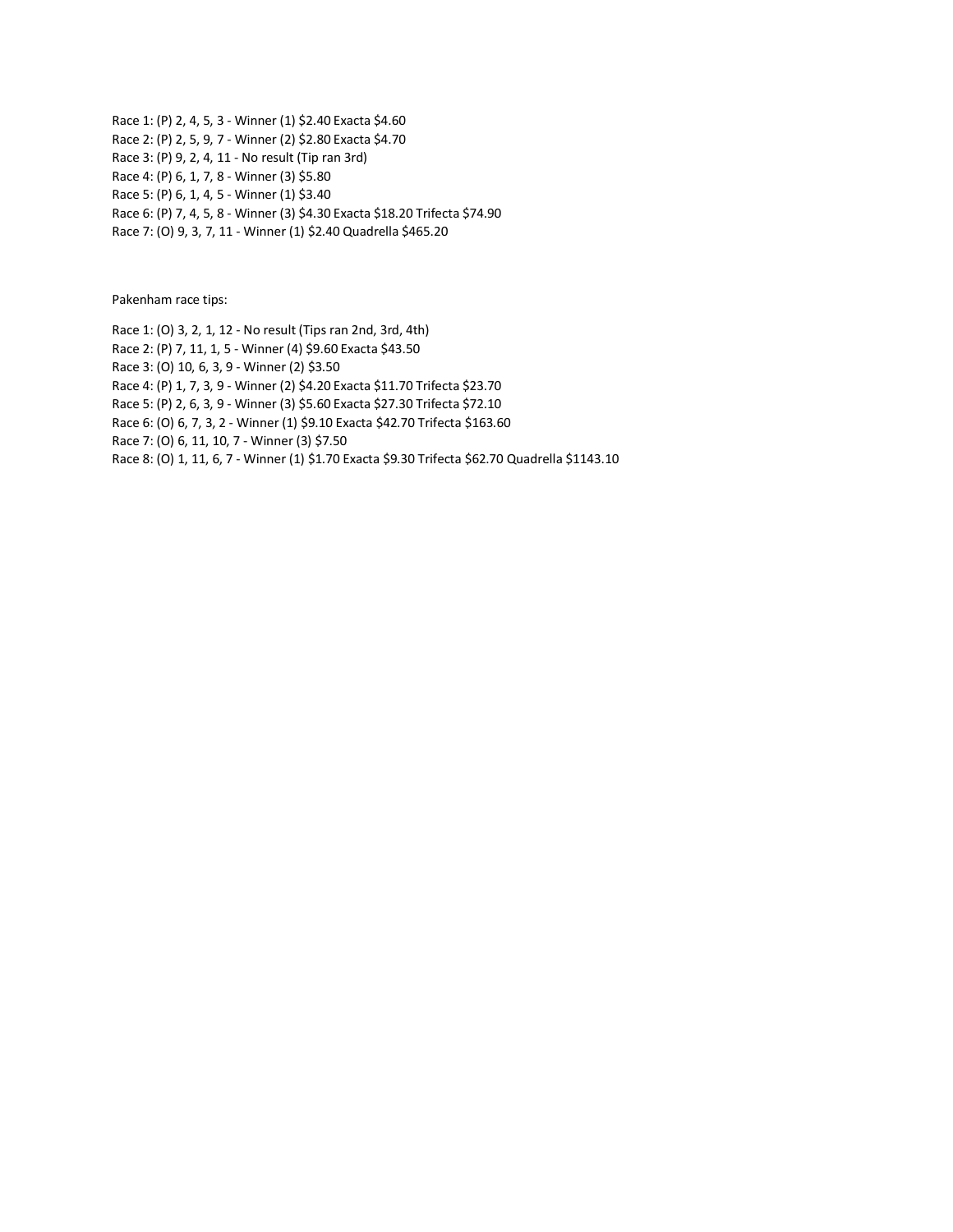Race 1: (P) 2, 4, 5, 3 - Winner (1) $2.40 Exacta $4.60
Race 2: (P) 2, 5, 9, 7 - Winner (2) $2.80 Exacta $4.70
Race 3: (P) 9, 2, 4, 11 - No result (Tip ran 3rd)
Race 4: (P) 6, 1, 7, 8 - Winner (3) $5.80
Race 5: (P) 6, 1, 4, 5 - Winner (1) $3.40
Race 6: (P) 7, 4, 5, 8 - Winner (3) $4.30 Exacta $18.20 Trifecta $74.90
Race 7: (O) 9, 3, 7, 11 - Winner (1) $2.40 Quadrella $465.20

Pakenham race tips:

Race 1: (O) 3, 2, 1, 12 - No result (Tips ran 2nd, 3rd, 4th)
Race 2: (P) 7, 11, 1, 5 - Winner (4) $9.60 Exacta $43.50
Race 3: (O) 10, 6, 3, 9 - Winner (2) $3.50
Race 4: (P) 1, 7, 3, 9 - Winner (2) $4.20 Exacta $11.70 Trifecta $23.70
Race 5: (P) 2, 6, 3, 9 - Winner (3) $5.60 Exacta $27.30 Trifecta $72.10
Race 6: (O) 6, 7, 3, 2 - Winner (1) $9.10 Exacta $42.70 Trifecta $163.60
Race 7: (O) 6, 11, 10, 7 - Winner (3) $7.50
Race 8: (O) 1, 11, 6, 7 - Winner (1) $1.70 Exacta $9.30 Trifecta $62.70 Quadrella $1143.10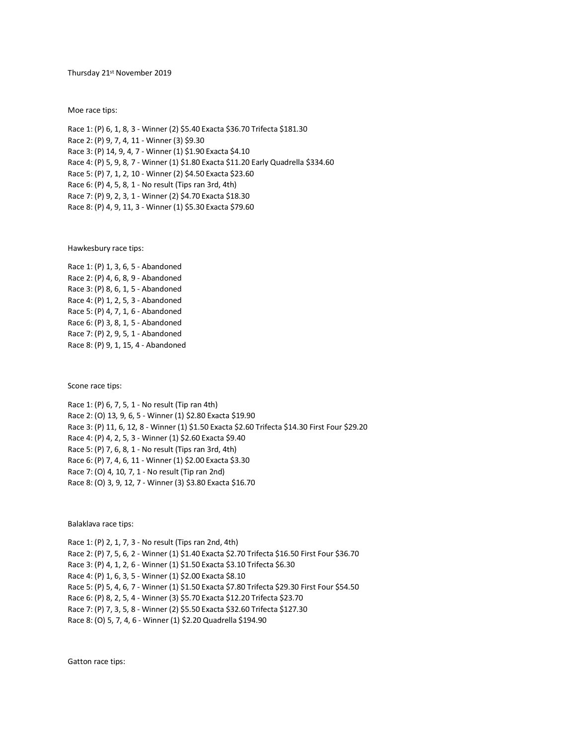Thursday 21st November 2019

Moe race tips:

Race 1: (P) 6, 1, 8, 3 - Winner (2) $5.40 Exacta $36.70 Trifecta $181.30
Race 2: (P) 9, 7, 4, 11 - Winner (3) $9.30
Race 3: (P) 14, 9, 4, 7 - Winner (1) $1.90 Exacta $4.10
Race 4: (P) 5, 9, 8, 7 - Winner (1) $1.80 Exacta $11.20 Early Quadrella $334.60
Race 5: (P) 7, 1, 2, 10 - Winner (2) $4.50 Exacta $23.60
Race 6: (P) 4, 5, 8, 1 - No result (Tips ran 3rd, 4th)
Race 7: (P) 9, 2, 3, 1 - Winner (2) $4.70 Exacta $18.30
Race 8: (P) 4, 9, 11, 3 - Winner (1) $5.30 Exacta $79.60

Hawkesbury race tips:

Race 1: (P) 1, 3, 6, 5 - Abandoned
Race 2: (P) 4, 6, 8, 9 - Abandoned
Race 3: (P) 8, 6, 1, 5 - Abandoned
Race 4: (P) 1, 2, 5, 3 - Abandoned
Race 5: (P) 4, 7, 1, 6 - Abandoned
Race 6: (P) 3, 8, 1, 5 - Abandoned
Race 7: (P) 2, 9, 5, 1 - Abandoned
Race 8: (P) 9, 1, 15, 4 - Abandoned

Scone race tips:

Race 1: (P) 6, 7, 5, 1 - No result (Tip ran 4th)
Race 2: (O) 13, 9, 6, 5 - Winner (1) $2.80 Exacta $19.90
Race 3: (P) 11, 6, 12, 8 - Winner (1) $1.50 Exacta $2.60 Trifecta $14.30 First Four $29.20
Race 4: (P) 4, 2, 5, 3 - Winner (1) $2.60 Exacta $9.40
Race 5: (P) 7, 6, 8, 1 - No result (Tips ran 3rd, 4th)
Race 6: (P) 7, 4, 6, 11 - Winner (1) $2.00 Exacta $3.30
Race 7: (O) 4, 10, 7, 1 - No result (Tip ran 2nd)
Race 8: (O) 3, 9, 12, 7 - Winner (3) $3.80 Exacta $16.70

Balaklava race tips:

Race 1: (P) 2, 1, 7, 3 - No result (Tips ran 2nd, 4th)
Race 2: (P) 7, 5, 6, 2 - Winner (1) $1.40 Exacta $2.70 Trifecta $16.50 First Four $36.70
Race 3: (P) 4, 1, 2, 6 - Winner (1) $1.50 Exacta $3.10 Trifecta $6.30
Race 4: (P) 1, 6, 3, 5 - Winner (1) $2.00 Exacta $8.10
Race 5: (P) 5, 4, 6, 7 - Winner (1) $1.50 Exacta $7.80 Trifecta $29.30 First Four $54.50
Race 6: (P) 8, 2, 5, 4 - Winner (3) $5.70 Exacta $12.20 Trifecta $23.70
Race 7: (P) 7, 3, 5, 8 - Winner (2) $5.50 Exacta $32.60 Trifecta $127.30
Race 8: (O) 5, 7, 4, 6 - Winner (1) $2.20 Quadrella $194.90

Gatton race tips: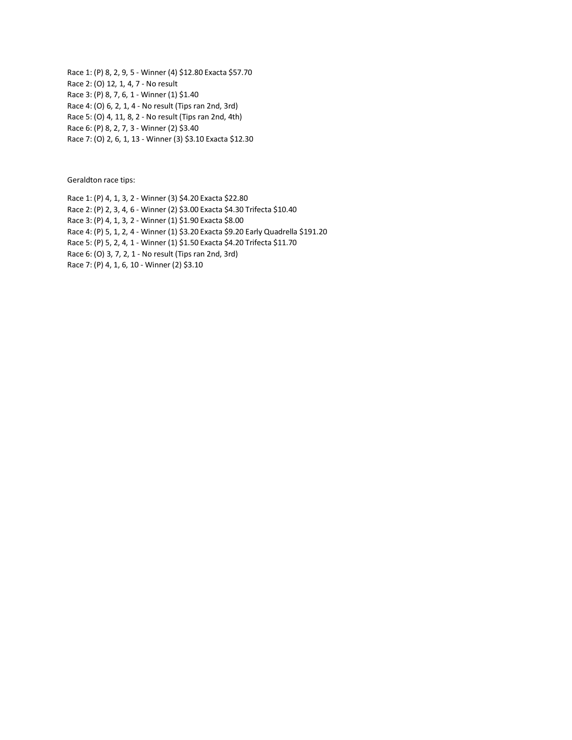Race 1: (P) 8, 2, 9, 5 - Winner (4) $12.80 Exacta $57.70
Race 2: (O) 12, 1, 4, 7 - No result
Race 3: (P) 8, 7, 6, 1 - Winner (1) $1.40
Race 4: (O) 6, 2, 1, 4 - No result (Tips ran 2nd, 3rd)
Race 5: (O) 4, 11, 8, 2 - No result (Tips ran 2nd, 4th)
Race 6: (P) 8, 2, 7, 3 - Winner (2) $3.40
Race 7: (O) 2, 6, 1, 13 - Winner (3) $3.10 Exacta $12.30

Geraldton race tips:

Race 1: (P) 4, 1, 3, 2 - Winner (3) $4.20 Exacta $22.80
Race 2: (P) 2, 3, 4, 6 - Winner (2) $3.00 Exacta $4.30 Trifecta $10.40
Race 3: (P) 4, 1, 3, 2 - Winner (1) $1.90 Exacta $8.00
Race 4: (P) 5, 1, 2, 4 - Winner (1) $3.20 Exacta $9.20 Early Quadrella $191.20
Race 5: (P) 5, 2, 4, 1 - Winner (1) $1.50 Exacta $4.20 Trifecta $11.70
Race 6: (O) 3, 7, 2, 1 - No result (Tips ran 2nd, 3rd)
Race 7: (P) 4, 1, 6, 10 - Winner (2) $3.10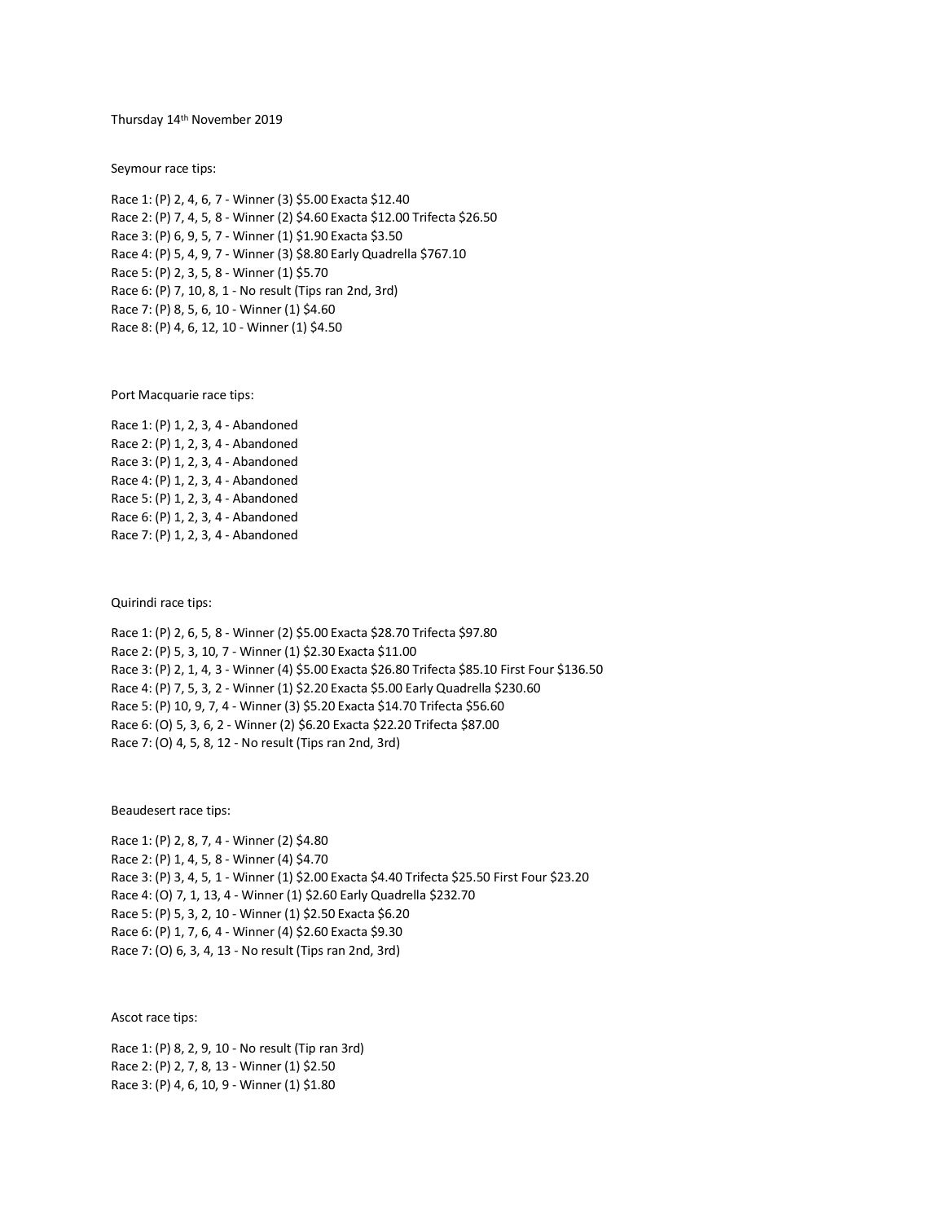Thursday 14th November 2019

Seymour race tips:

Race 1: (P) 2, 4, 6, 7 - Winner (3) $5.00 Exacta $12.40
Race 2: (P) 7, 4, 5, 8 - Winner (2) $4.60 Exacta $12.00 Trifecta $26.50
Race 3: (P) 6, 9, 5, 7 - Winner (1) $1.90 Exacta $3.50
Race 4: (P) 5, 4, 9, 7 - Winner (3) $8.80 Early Quadrella $767.10
Race 5: (P) 2, 3, 5, 8 - Winner (1) $5.70
Race 6: (P) 7, 10, 8, 1 - No result (Tips ran 2nd, 3rd)
Race 7: (P) 8, 5, 6, 10 - Winner (1) $4.60
Race 8: (P) 4, 6, 12, 10 - Winner (1) $4.50

Port Macquarie race tips:

Race 1: (P) 1, 2, 3, 4 - Abandoned
Race 2: (P) 1, 2, 3, 4 - Abandoned
Race 3: (P) 1, 2, 3, 4 - Abandoned
Race 4: (P) 1, 2, 3, 4 - Abandoned
Race 5: (P) 1, 2, 3, 4 - Abandoned
Race 6: (P) 1, 2, 3, 4 - Abandoned
Race 7: (P) 1, 2, 3, 4 - Abandoned

Quirindi race tips:

Race 1: (P) 2, 6, 5, 8 - Winner (2) $5.00 Exacta $28.70 Trifecta $97.80
Race 2: (P) 5, 3, 10, 7 - Winner (1) $2.30 Exacta $11.00
Race 3: (P) 2, 1, 4, 3 - Winner (4) $5.00 Exacta $26.80 Trifecta $85.10 First Four $136.50
Race 4: (P) 7, 5, 3, 2 - Winner (1) $2.20 Exacta $5.00 Early Quadrella $230.60
Race 5: (P) 10, 9, 7, 4 - Winner (3) $5.20 Exacta $14.70 Trifecta $56.60
Race 6: (O) 5, 3, 6, 2 - Winner (2) $6.20 Exacta $22.20 Trifecta $87.00
Race 7: (O) 4, 5, 8, 12 - No result (Tips ran 2nd, 3rd)

Beaudesert race tips:

Race 1: (P) 2, 8, 7, 4 - Winner (2) $4.80
Race 2: (P) 1, 4, 5, 8 - Winner (4) $4.70
Race 3: (P) 3, 4, 5, 1 - Winner (1) $2.00 Exacta $4.40 Trifecta $25.50 First Four $23.20
Race 4: (O) 7, 1, 13, 4 - Winner (1) $2.60 Early Quadrella $232.70
Race 5: (P) 5, 3, 2, 10 - Winner (1) $2.50 Exacta $6.20
Race 6: (P) 1, 7, 6, 4 - Winner (4) $2.60 Exacta $9.30
Race 7: (O) 6, 3, 4, 13 - No result (Tips ran 2nd, 3rd)

Ascot race tips:

Race 1: (P) 8, 2, 9, 10 - No result (Tip ran 3rd)
Race 2: (P) 2, 7, 8, 13 - Winner (1) $2.50
Race 3: (P) 4, 6, 10, 9 - Winner (1) $1.80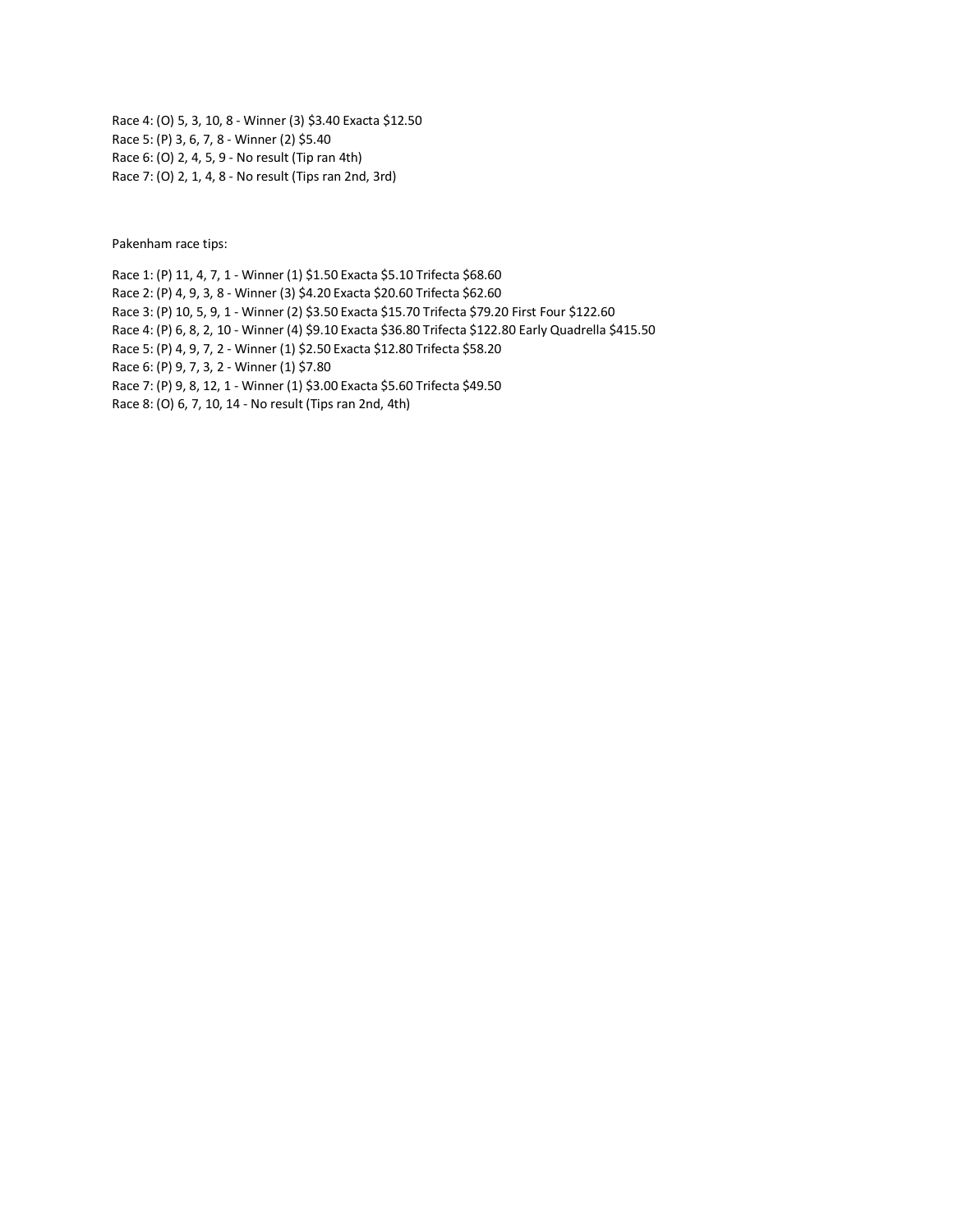Race 4: (O) 5, 3, 10, 8 - Winner (3) $3.40 Exacta $12.50
Race 5: (P) 3, 6, 7, 8 - Winner (2) $5.40
Race 6: (O) 2, 4, 5, 9 - No result (Tip ran 4th)
Race 7: (O) 2, 1, 4, 8 - No result (Tips ran 2nd, 3rd)

Pakenham race tips:

Race 1: (P) 11, 4, 7, 1 - Winner (1) $1.50 Exacta $5.10 Trifecta $68.60
Race 2: (P) 4, 9, 3, 8 - Winner (3) $4.20 Exacta $20.60 Trifecta $62.60
Race 3: (P) 10, 5, 9, 1 - Winner (2) $3.50 Exacta $15.70 Trifecta $79.20 First Four $122.60
Race 4: (P) 6, 8, 2, 10 - Winner (4) $9.10 Exacta $36.80 Trifecta $122.80 Early Quadrella $415.50
Race 5: (P) 4, 9, 7, 2 - Winner (1) $2.50 Exacta $12.80 Trifecta $58.20
Race 6: (P) 9, 7, 3, 2 - Winner (1) $7.80
Race 7: (P) 9, 8, 12, 1 - Winner (1) $3.00 Exacta $5.60 Trifecta $49.50
Race 8: (O) 6, 7, 10, 14 - No result (Tips ran 2nd, 4th)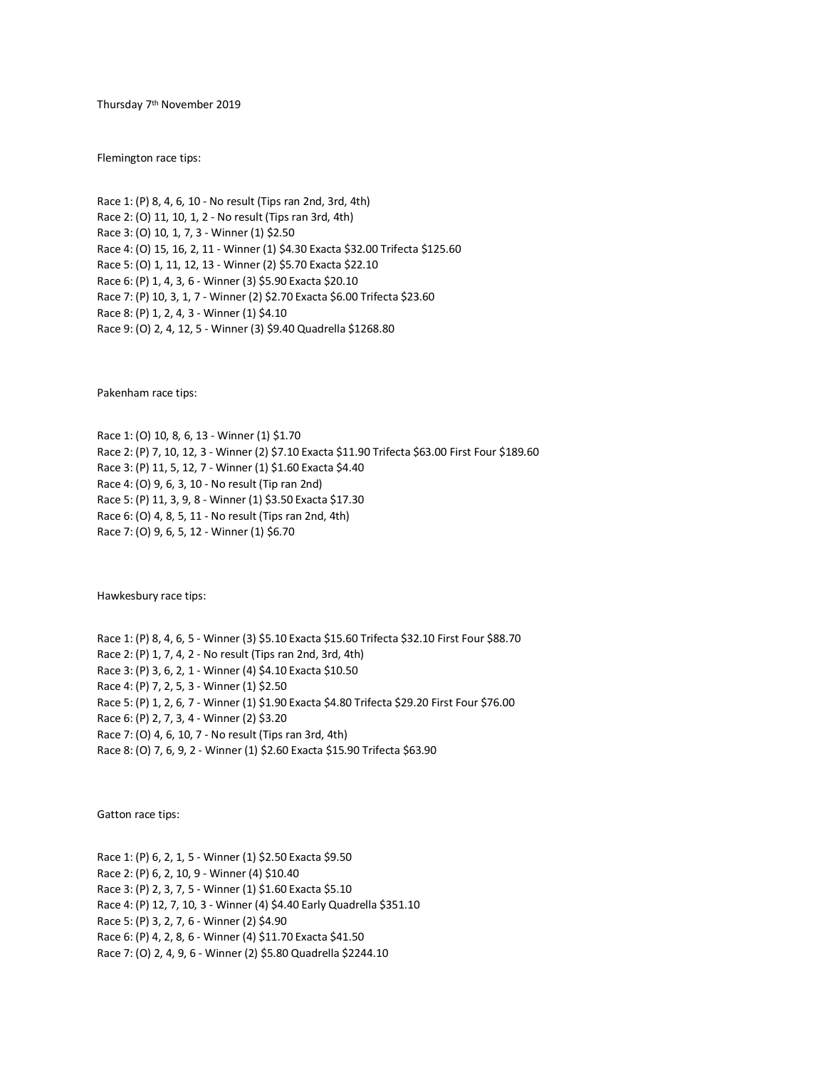Thursday 7th November 2019

Flemington race tips:

Race 1: (P) 8, 4, 6, 10 - No result (Tips ran 2nd, 3rd, 4th)
Race 2: (O) 11, 10, 1, 2 - No result (Tips ran 3rd, 4th)
Race 3: (O) 10, 1, 7, 3 - Winner (1) $2.50
Race 4: (O) 15, 16, 2, 11 - Winner (1) $4.30 Exacta $32.00 Trifecta $125.60
Race 5: (O) 1, 11, 12, 13 - Winner (2) $5.70 Exacta $22.10
Race 6: (P) 1, 4, 3, 6 - Winner (3) $5.90 Exacta $20.10
Race 7: (P) 10, 3, 1, 7 - Winner (2) $2.70 Exacta $6.00 Trifecta $23.60
Race 8: (P) 1, 2, 4, 3 - Winner (1) $4.10
Race 9: (O) 2, 4, 12, 5 - Winner (3) $9.40 Quadrella $1268.80

Pakenham race tips:

Race 1: (O) 10, 8, 6, 13 - Winner (1) $1.70
Race 2: (P) 7, 10, 12, 3 - Winner (2) $7.10 Exacta $11.90 Trifecta $63.00 First Four $189.60
Race 3: (P) 11, 5, 12, 7 - Winner (1) $1.60 Exacta $4.40
Race 4: (O) 9, 6, 3, 10 - No result (Tip ran 2nd)
Race 5: (P) 11, 3, 9, 8 - Winner (1) $3.50 Exacta $17.30
Race 6: (O) 4, 8, 5, 11 - No result (Tips ran 2nd, 4th)
Race 7: (O) 9, 6, 5, 12 - Winner (1) $6.70

Hawkesbury race tips:

Race 1: (P) 8, 4, 6, 5 - Winner (3) $5.10 Exacta $15.60 Trifecta $32.10 First Four $88.70
Race 2: (P) 1, 7, 4, 2 - No result (Tips ran 2nd, 3rd, 4th)
Race 3: (P) 3, 6, 2, 1 - Winner (4) $4.10 Exacta $10.50
Race 4: (P) 7, 2, 5, 3 - Winner (1) $2.50
Race 5: (P) 1, 2, 6, 7 - Winner (1) $1.90 Exacta $4.80 Trifecta $29.20 First Four $76.00
Race 6: (P) 2, 7, 3, 4 - Winner (2) $3.20
Race 7: (O) 4, 6, 10, 7 - No result (Tips ran 3rd, 4th)
Race 8: (O) 7, 6, 9, 2 - Winner (1) $2.60 Exacta $15.90 Trifecta $63.90

Gatton race tips:

Race 1: (P) 6, 2, 1, 5 - Winner (1) $2.50 Exacta $9.50
Race 2: (P) 6, 2, 10, 9 - Winner (4) $10.40
Race 3: (P) 2, 3, 7, 5 - Winner (1) $1.60 Exacta $5.10
Race 4: (P) 12, 7, 10, 3 - Winner (4) $4.40 Early Quadrella $351.10
Race 5: (P) 3, 2, 7, 6 - Winner (2) $4.90
Race 6: (P) 4, 2, 8, 6 - Winner (4) $11.70 Exacta $41.50
Race 7: (O) 2, 4, 9, 6 - Winner (2) $5.80 Quadrella $2244.10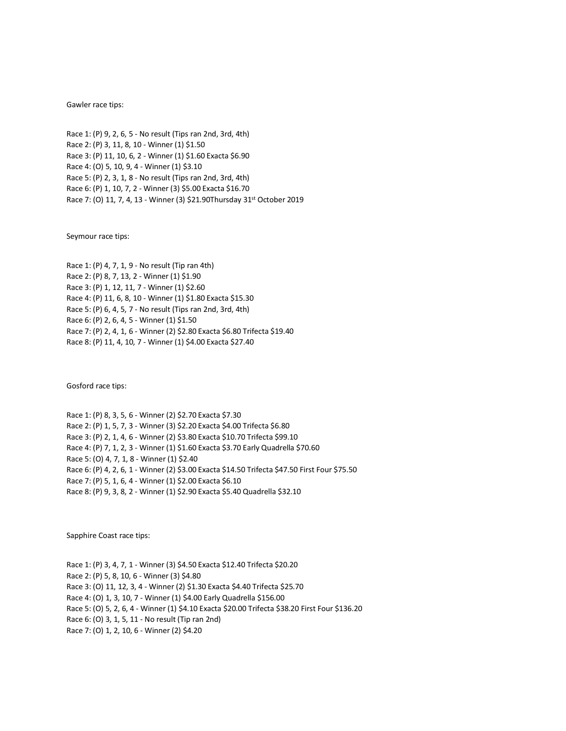Gawler race tips:

Race 1: (P) 9, 2, 6, 5 - No result (Tips ran 2nd, 3rd, 4th)
Race 2: (P) 3, 11, 8, 10 - Winner (1) $1.50
Race 3: (P) 11, 10, 6, 2 - Winner (1) $1.60 Exacta $6.90
Race 4: (O) 5, 10, 9, 4 - Winner (1) $3.10
Race 5: (P) 2, 3, 1, 8 - No result (Tips ran 2nd, 3rd, 4th)
Race 6: (P) 1, 10, 7, 2 - Winner (3) $5.00 Exacta $16.70
Race 7: (O) 11, 7, 4, 13 - Winner (3) $21.90Thursday 31st October 2019

Seymour race tips:

Race 1: (P) 4, 7, 1, 9 - No result (Tip ran 4th)
Race 2: (P) 8, 7, 13, 2 - Winner (1) $1.90
Race 3: (P) 1, 12, 11, 7 - Winner (1) $2.60
Race 4: (P) 11, 6, 8, 10 - Winner (1) $1.80 Exacta $15.30
Race 5: (P) 6, 4, 5, 7 - No result (Tips ran 2nd, 3rd, 4th)
Race 6: (P) 2, 6, 4, 5 - Winner (1) $1.50
Race 7: (P) 2, 4, 1, 6 - Winner (2) $2.80 Exacta $6.80 Trifecta $19.40
Race 8: (P) 11, 4, 10, 7 - Winner (1) $4.00 Exacta $27.40

Gosford race tips:

Race 1: (P) 8, 3, 5, 6 - Winner (2) $2.70 Exacta $7.30
Race 2: (P) 1, 5, 7, 3 - Winner (3) $2.20 Exacta $4.00 Trifecta $6.80
Race 3: (P) 2, 1, 4, 6 - Winner (2) $3.80 Exacta $10.70 Trifecta $99.10
Race 4: (P) 7, 1, 2, 3 - Winner (1) $1.60 Exacta $3.70 Early Quadrella $70.60
Race 5: (O) 4, 7, 1, 8 - Winner (1) $2.40
Race 6: (P) 4, 2, 6, 1 - Winner (2) $3.00 Exacta $14.50 Trifecta $47.50 First Four $75.50
Race 7: (P) 5, 1, 6, 4 - Winner (1) $2.00 Exacta $6.10
Race 8: (P) 9, 3, 8, 2 - Winner (1) $2.90 Exacta $5.40 Quadrella $32.10

Sapphire Coast race tips:

Race 1: (P) 3, 4, 7, 1 - Winner (3) $4.50 Exacta $12.40 Trifecta $20.20
Race 2: (P) 5, 8, 10, 6 - Winner (3) $4.80
Race 3: (O) 11, 12, 3, 4 - Winner (2) $1.30 Exacta $4.40 Trifecta $25.70
Race 4: (O) 1, 3, 10, 7 - Winner (1) $4.00 Early Quadrella $156.00
Race 5: (O) 5, 2, 6, 4 - Winner (1) $4.10 Exacta $20.00 Trifecta $38.20 First Four $136.20
Race 6: (O) 3, 1, 5, 11 - No result (Tip ran 2nd)
Race 7: (O) 1, 2, 10, 6 - Winner (2) $4.20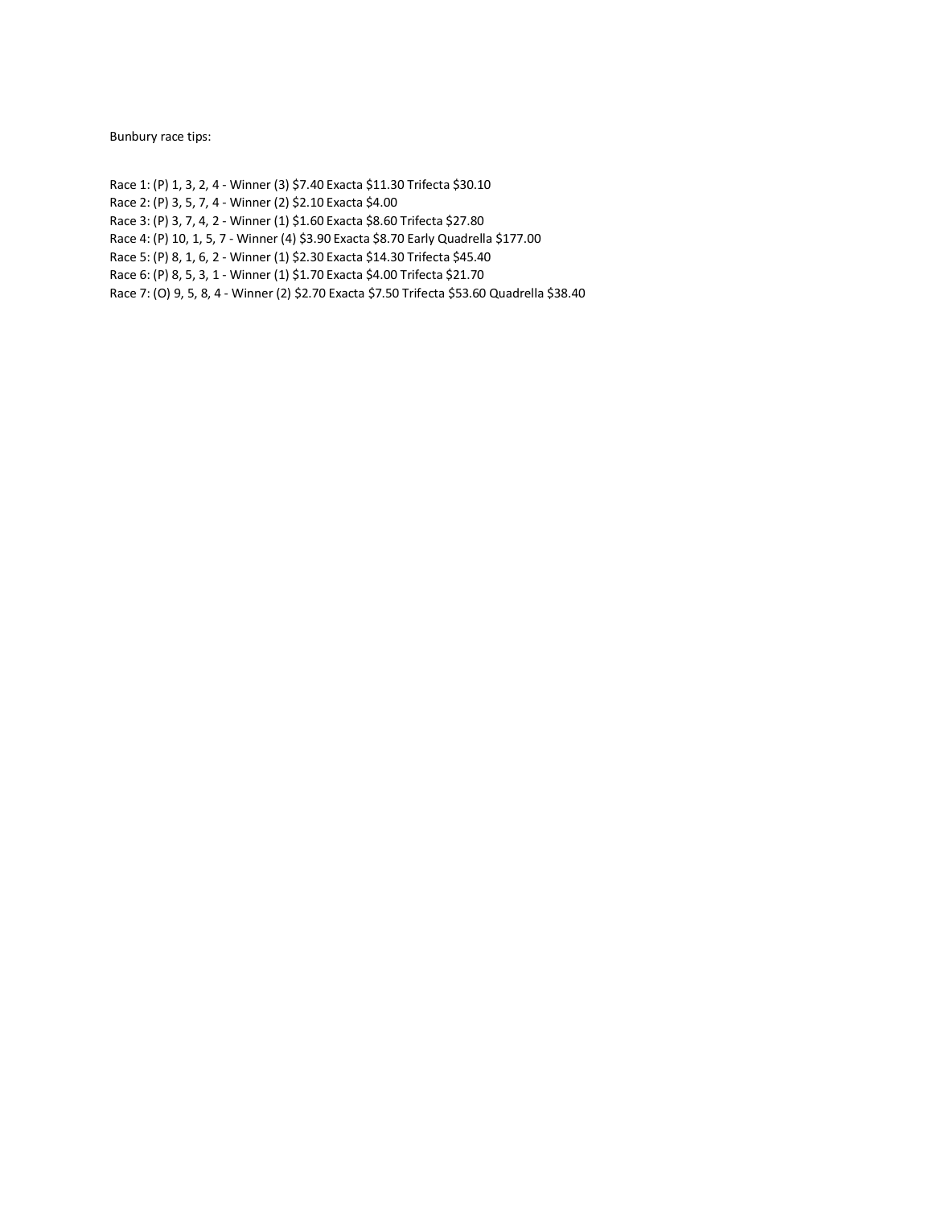Bunbury race tips:

Race 1: (P) 1, 3, 2, 4 - Winner (3) $7.40 Exacta $11.30 Trifecta $30.10
Race 2: (P) 3, 5, 7, 4 - Winner (2) $2.10 Exacta $4.00
Race 3: (P) 3, 7, 4, 2 - Winner (1) $1.60 Exacta $8.60 Trifecta $27.80
Race 4: (P) 10, 1, 5, 7 - Winner (4) $3.90 Exacta $8.70 Early Quadrella $177.00
Race 5: (P) 8, 1, 6, 2 - Winner (1) $2.30 Exacta $14.30 Trifecta $45.40
Race 6: (P) 8, 5, 3, 1 - Winner (1) $1.70 Exacta $4.00 Trifecta $21.70
Race 7: (O) 9, 5, 8, 4 - Winner (2) $2.70 Exacta $7.50 Trifecta $53.60 Quadrella $38.40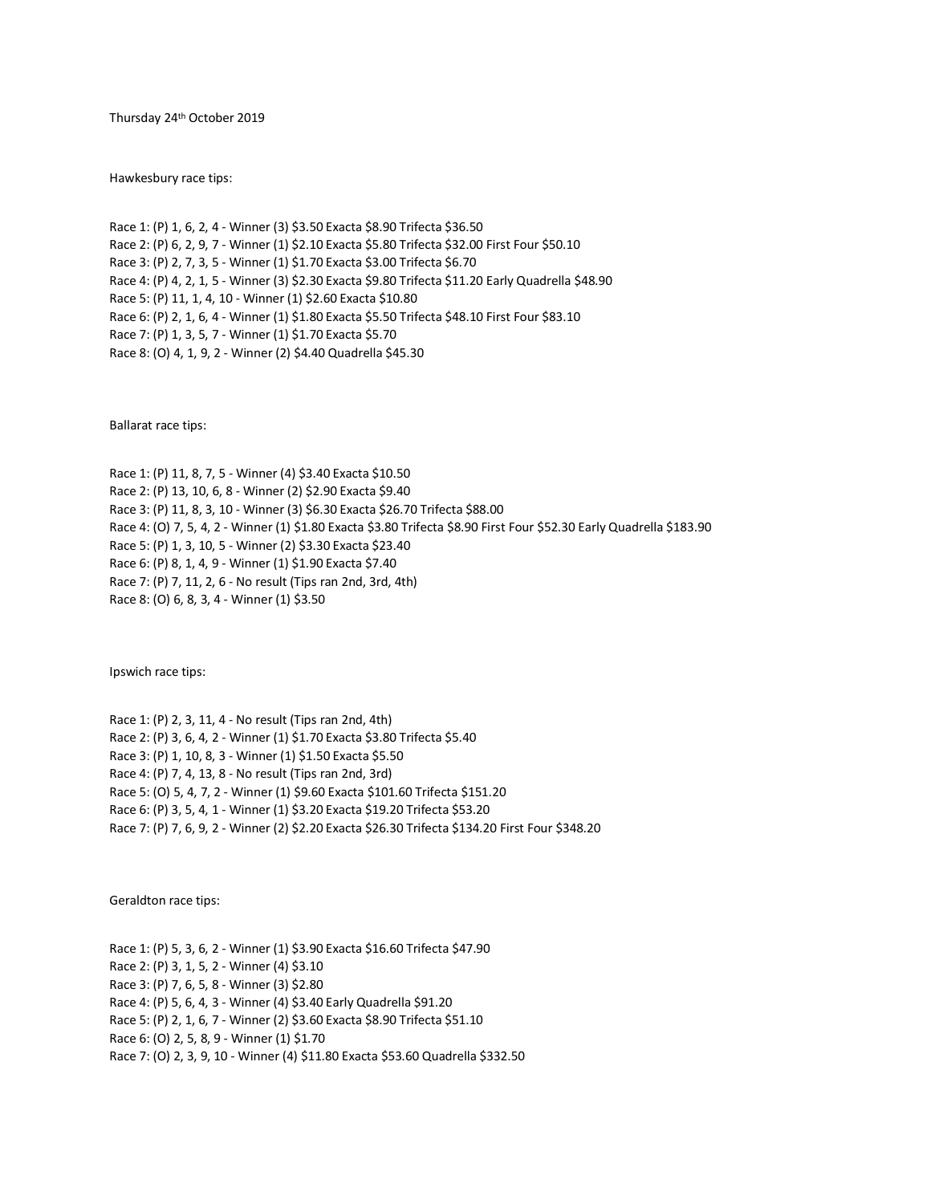Thursday 24th October 2019

Hawkesbury race tips:

Race 1: (P) 1, 6, 2, 4 - Winner (3) $3.50 Exacta $8.90 Trifecta $36.50
Race 2: (P) 6, 2, 9, 7 - Winner (1) $2.10 Exacta $5.80 Trifecta $32.00 First Four $50.10
Race 3: (P) 2, 7, 3, 5 - Winner (1) $1.70 Exacta $3.00 Trifecta $6.70
Race 4: (P) 4, 2, 1, 5 - Winner (3) $2.30 Exacta $9.80 Trifecta $11.20 Early Quadrella $48.90
Race 5: (P) 11, 1, 4, 10 - Winner (1) $2.60 Exacta $10.80
Race 6: (P) 2, 1, 6, 4 - Winner (1) $1.80 Exacta $5.50 Trifecta $48.10 First Four $83.10
Race 7: (P) 1, 3, 5, 7 - Winner (1) $1.70 Exacta $5.70
Race 8: (O) 4, 1, 9, 2 - Winner (2) $4.40 Quadrella $45.30

Ballarat race tips:

Race 1: (P) 11, 8, 7, 5 - Winner (4) $3.40 Exacta $10.50
Race 2: (P) 13, 10, 6, 8 - Winner (2) $2.90 Exacta $9.40
Race 3: (P) 11, 8, 3, 10 - Winner (3) $6.30 Exacta $26.70 Trifecta $88.00
Race 4: (O) 7, 5, 4, 2 - Winner (1) $1.80 Exacta $3.80 Trifecta $8.90 First Four $52.30 Early Quadrella $183.90
Race 5: (P) 1, 3, 10, 5 - Winner (2) $3.30 Exacta $23.40
Race 6: (P) 8, 1, 4, 9 - Winner (1) $1.90 Exacta $7.40
Race 7: (P) 7, 11, 2, 6 - No result (Tips ran 2nd, 3rd, 4th)
Race 8: (O) 6, 8, 3, 4 - Winner (1) $3.50

Ipswich race tips:

Race 1: (P) 2, 3, 11, 4 - No result (Tips ran 2nd, 4th)
Race 2: (P) 3, 6, 4, 2 - Winner (1) $1.70 Exacta $3.80 Trifecta $5.40
Race 3: (P) 1, 10, 8, 3 - Winner (1) $1.50 Exacta $5.50
Race 4: (P) 7, 4, 13, 8 - No result (Tips ran 2nd, 3rd)
Race 5: (O) 5, 4, 7, 2 - Winner (1) $9.60 Exacta $101.60 Trifecta $151.20
Race 6: (P) 3, 5, 4, 1 - Winner (1) $3.20 Exacta $19.20 Trifecta $53.20
Race 7: (P) 7, 6, 9, 2 - Winner (2) $2.20 Exacta $26.30 Trifecta $134.20 First Four $348.20

Geraldton race tips:

Race 1: (P) 5, 3, 6, 2 - Winner (1) $3.90 Exacta $16.60 Trifecta $47.90
Race 2: (P) 3, 1, 5, 2 - Winner (4) $3.10
Race 3: (P) 7, 6, 5, 8 - Winner (3) $2.80
Race 4: (P) 5, 6, 4, 3 - Winner (4) $3.40 Early Quadrella $91.20
Race 5: (P) 2, 1, 6, 7 - Winner (2) $3.60 Exacta $8.90 Trifecta $51.10
Race 6: (O) 2, 5, 8, 9 - Winner (1) $1.70
Race 7: (O) 2, 3, 9, 10 - Winner (4) $11.80 Exacta $53.60 Quadrella $332.50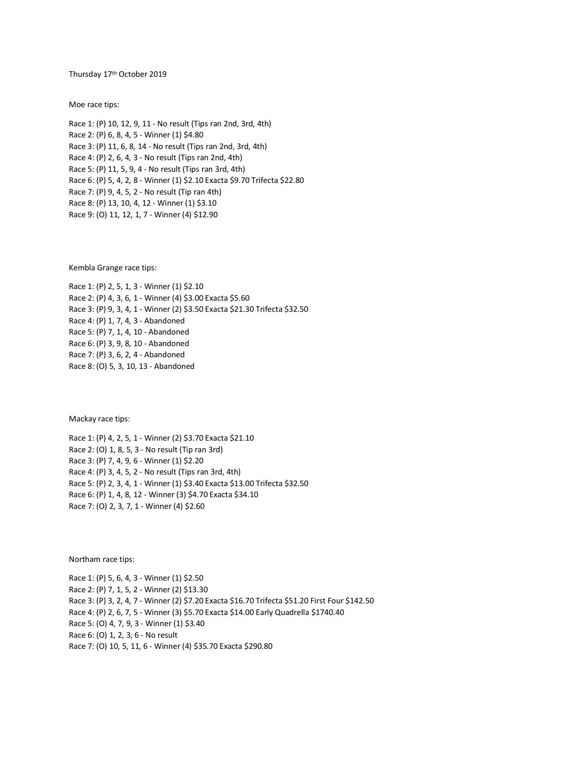Thursday 17th October 2019

Moe race tips:

Race 1: (P) 10, 12, 9, 11 - No result (Tips ran 2nd, 3rd, 4th)
Race 2: (P) 6, 8, 4, 5 - Winner (1) $4.80
Race 3: (P) 11, 6, 8, 14 - No result (Tips ran 2nd, 3rd, 4th)
Race 4: (P) 2, 6, 4, 3 - No result (Tips ran 2nd, 4th)
Race 5: (P) 11, 5, 9, 4 - No result (Tips ran 3rd, 4th)
Race 6: (P) 5, 4, 2, 8 - Winner (1) $2.10 Exacta $9.70 Trifecta $22.80
Race 7: (P) 9, 4, 5, 2 - No result (Tip ran 4th)
Race 8: (P) 13, 10, 4, 12 - Winner (1) $3.10
Race 9: (O) 11, 12, 1, 7 - Winner (4) $12.90

Kembla Grange race tips:

Race 1: (P) 2, 5, 1, 3 - Winner (1) $2.10
Race 2: (P) 4, 3, 6, 1 - Winner (4) $3.00 Exacta $5.60
Race 3: (P) 9, 3, 4, 1 - Winner (2) $3.50 Exacta $21.30 Trifecta $32.50
Race 4: (P) 1, 7, 4, 3 - Abandoned
Race 5: (P) 7, 1, 4, 10 - Abandoned
Race 6: (P) 3, 9, 8, 10 - Abandoned
Race 7: (P) 3, 6, 2, 4 - Abandoned
Race 8: (O) 5, 3, 10, 13 - Abandoned

Mackay race tips:

Race 1: (P) 4, 2, 5, 1 - Winner (2) $3.70 Exacta $21.10
Race 2: (O) 1, 8, 5, 3 - No result (Tip ran 3rd)
Race 3: (P) 7, 4, 9, 6 - Winner (1) $2.20
Race 4: (P) 3, 4, 5, 2 - No result (Tips ran 3rd, 4th)
Race 5: (P) 2, 3, 4, 1 - Winner (1) $3.40 Exacta $13.00 Trifecta $32.50
Race 6: (P) 1, 4, 8, 12 - Winner (3) $4.70 Exacta $34.10
Race 7: (O) 2, 3, 7, 1 - Winner (4) $2.60

Northam race tips:

Race 1: (P) 5, 6, 4, 3 - Winner (1) $2.50
Race 2: (P) 7, 1, 5, 2 - Winner (2) $13.30
Race 3: (P) 3, 2, 4, 7 - Winner (2) $7.20 Exacta $16.70 Trifecta $51.20 First Four $142.50
Race 4: (P) 2, 6, 7, 5 - Winner (3) $5.70 Exacta $14.00 Early Quadrella $1740.40
Race 5: (O) 4, 7, 9, 3 - Winner (1) $3.40
Race 6: (O) 1, 2, 3, 6 - No result
Race 7: (O) 10, 5, 11, 6 - Winner (4) $35.70 Exacta $290.80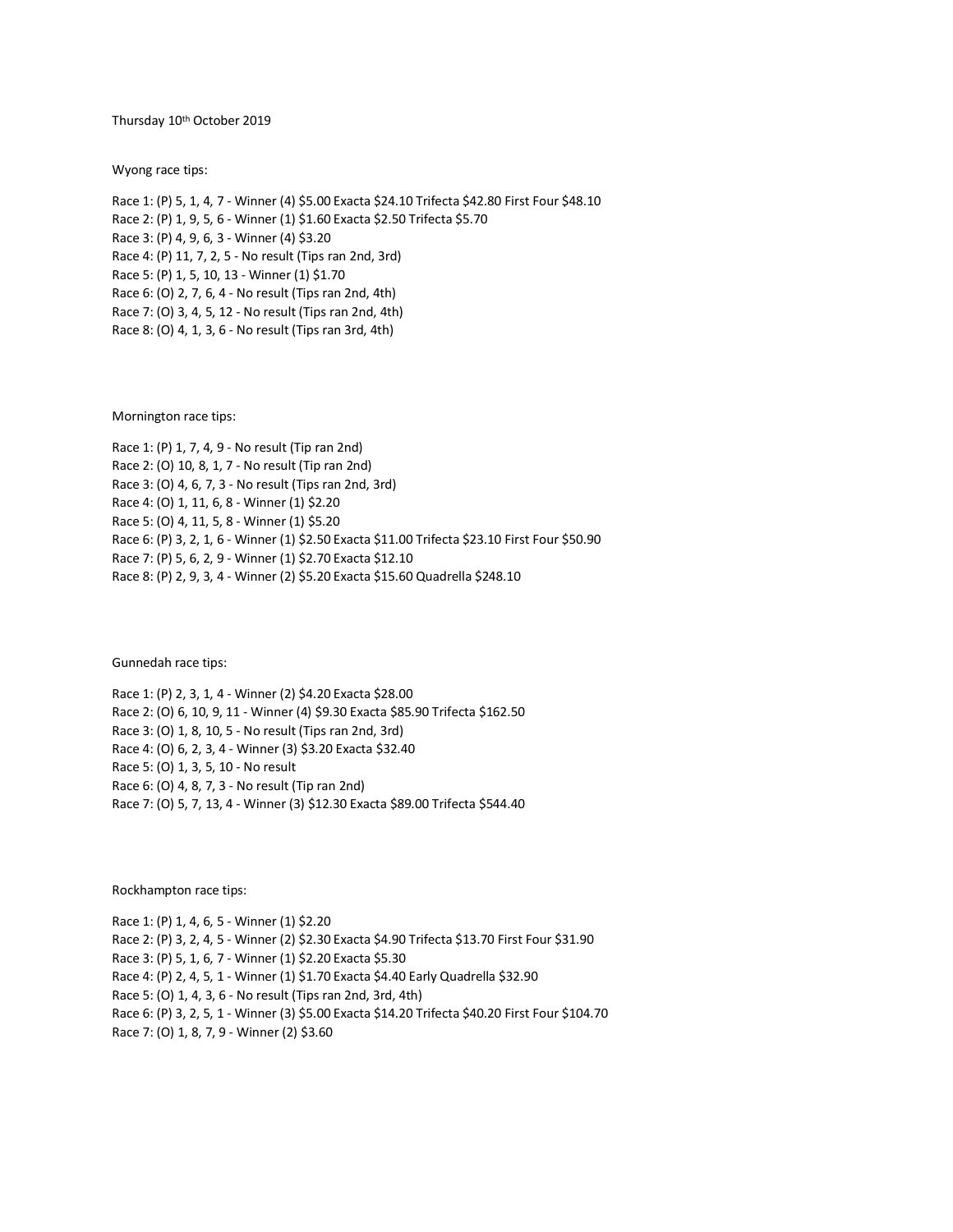Thursday 10th October 2019

Wyong race tips:

Race 1: (P) 5, 1, 4, 7 - Winner (4) $5.00 Exacta $24.10 Trifecta $42.80 First Four $48.10
Race 2: (P) 1, 9, 5, 6 - Winner (1) $1.60 Exacta $2.50 Trifecta $5.70
Race 3: (P) 4, 9, 6, 3 - Winner (4) $3.20
Race 4: (P) 11, 7, 2, 5 - No result (Tips ran 2nd, 3rd)
Race 5: (P) 1, 5, 10, 13 - Winner (1) $1.70
Race 6: (O) 2, 7, 6, 4 - No result (Tips ran 2nd, 4th)
Race 7: (O) 3, 4, 5, 12 - No result (Tips ran 2nd, 4th)
Race 8: (O) 4, 1, 3, 6 - No result (Tips ran 3rd, 4th)

Mornington race tips:

Race 1: (P) 1, 7, 4, 9 - No result (Tip ran 2nd)
Race 2: (O) 10, 8, 1, 7 - No result (Tip ran 2nd)
Race 3: (O) 4, 6, 7, 3 - No result (Tips ran 2nd, 3rd)
Race 4: (O) 1, 11, 6, 8 - Winner (1) $2.20
Race 5: (O) 4, 11, 5, 8 - Winner (1) $5.20
Race 6: (P) 3, 2, 1, 6 - Winner (1) $2.50 Exacta $11.00 Trifecta $23.10 First Four $50.90
Race 7: (P) 5, 6, 2, 9 - Winner (1) $2.70 Exacta $12.10
Race 8: (P) 2, 9, 3, 4 - Winner (2) $5.20 Exacta $15.60 Quadrella $248.10

Gunnedah race tips:

Race 1: (P) 2, 3, 1, 4 - Winner (2) $4.20 Exacta $28.00
Race 2: (O) 6, 10, 9, 11 - Winner (4) $9.30 Exacta $85.90 Trifecta $162.50
Race 3: (O) 1, 8, 10, 5 - No result (Tips ran 2nd, 3rd)
Race 4: (O) 6, 2, 3, 4 - Winner (3) $3.20 Exacta $32.40
Race 5: (O) 1, 3, 5, 10 - No result
Race 6: (O) 4, 8, 7, 3 - No result (Tip ran 2nd)
Race 7: (O) 5, 7, 13, 4 - Winner (3) $12.30 Exacta $89.00 Trifecta $544.40

Rockhampton race tips:

Race 1: (P) 1, 4, 6, 5 - Winner (1) $2.20
Race 2: (P) 3, 2, 4, 5 - Winner (2) $2.30 Exacta $4.90 Trifecta $13.70 First Four $31.90
Race 3: (P) 5, 1, 6, 7 - Winner (1) $2.20 Exacta $5.30
Race 4: (P) 2, 4, 5, 1 - Winner (1) $1.70 Exacta $4.40 Early Quadrella $32.90
Race 5: (O) 1, 4, 3, 6 - No result (Tips ran 2nd, 3rd, 4th)
Race 6: (P) 3, 2, 5, 1 - Winner (3) $5.00 Exacta $14.20 Trifecta $40.20 First Four $104.70
Race 7: (O) 1, 8, 7, 9 - Winner (2) $3.60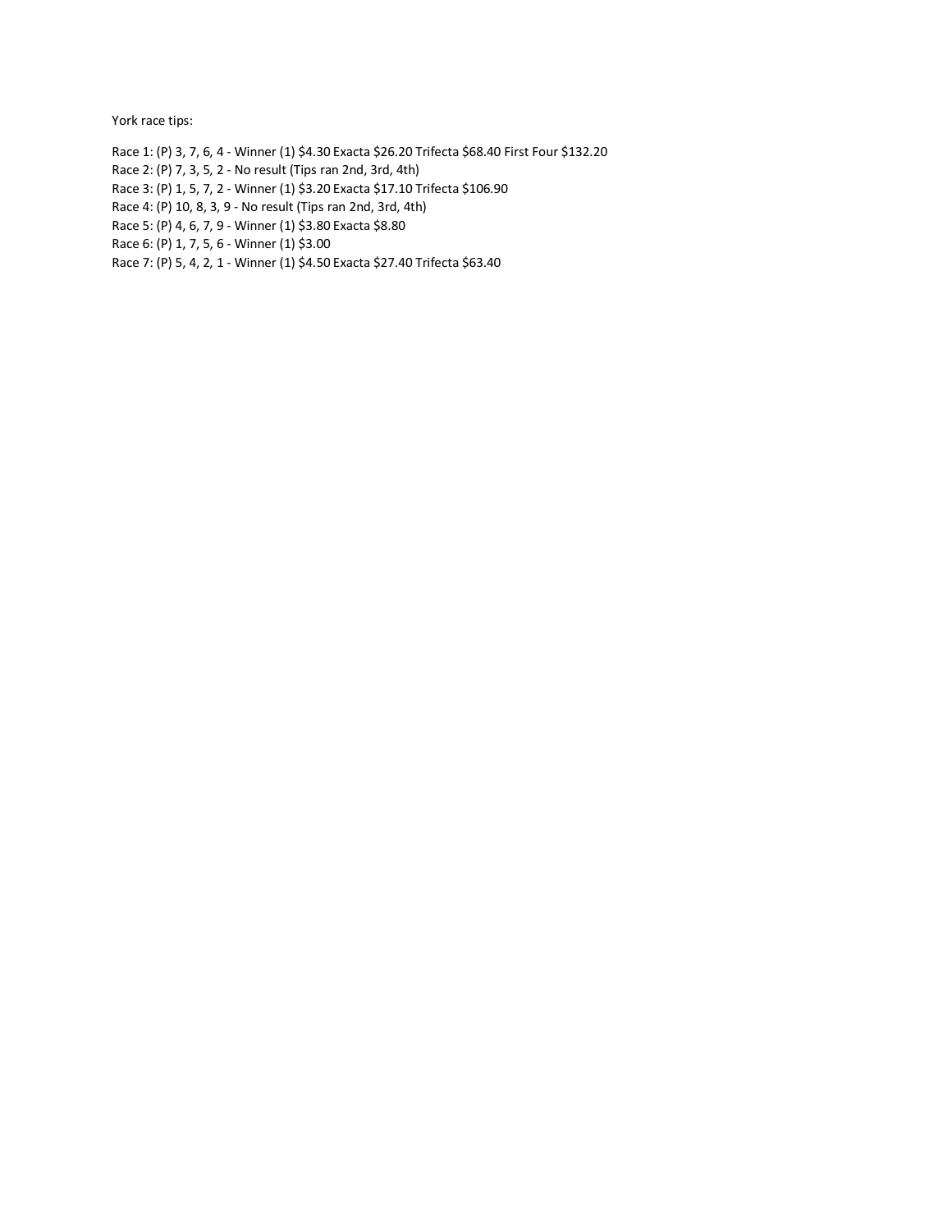York race tips:

Race 1: (P) 3, 7, 6, 4 - Winner (1) $4.30 Exacta $26.20 Trifecta $68.40 First Four $132.20
Race 2: (P) 7, 3, 5, 2 - No result (Tips ran 2nd, 3rd, 4th)
Race 3: (P) 1, 5, 7, 2 - Winner (1) $3.20 Exacta $17.10 Trifecta $106.90
Race 4: (P) 10, 8, 3, 9 - No result (Tips ran 2nd, 3rd, 4th)
Race 5: (P) 4, 6, 7, 9 - Winner (1) $3.80 Exacta $8.80
Race 6: (P) 1, 7, 5, 6 - Winner (1) $3.00
Race 7: (P) 5, 4, 2, 1 - Winner (1) $4.50 Exacta $27.40 Trifecta $63.40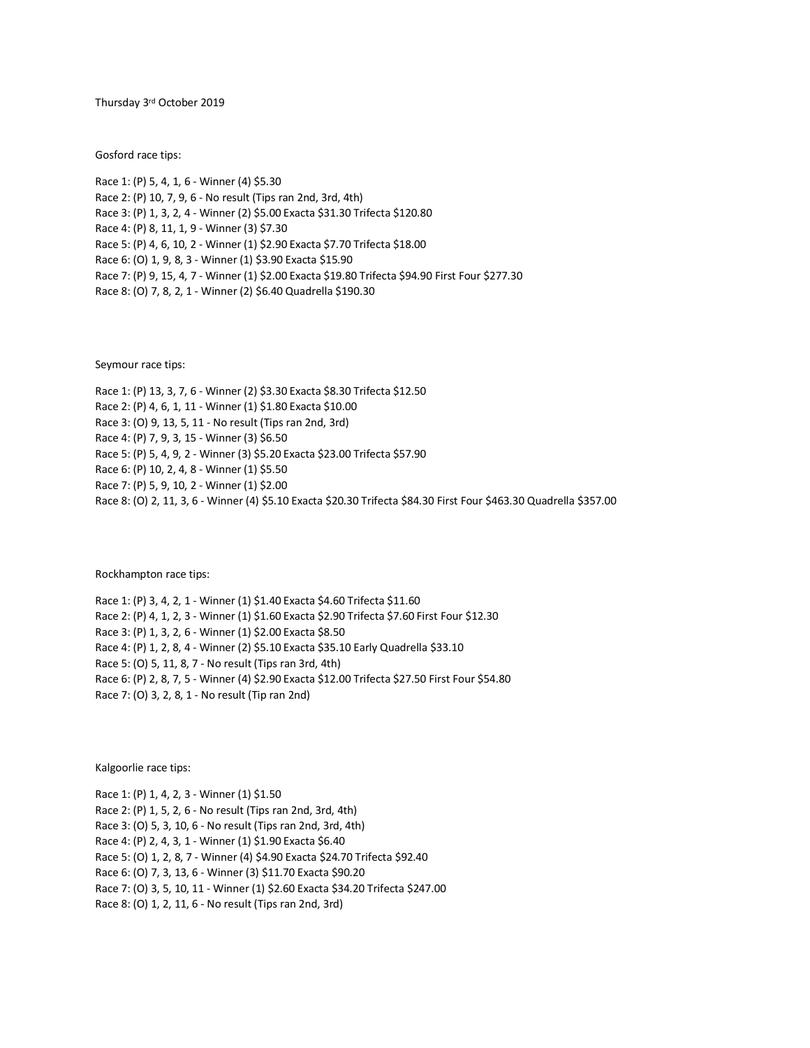Thursday 3rd October 2019

Gosford race tips:

Race 1: (P) 5, 4, 1, 6 - Winner (4) $5.30
Race 2: (P) 10, 7, 9, 6 - No result (Tips ran 2nd, 3rd, 4th)
Race 3: (P) 1, 3, 2, 4 - Winner (2) $5.00 Exacta $31.30 Trifecta $120.80
Race 4: (P) 8, 11, 1, 9 - Winner (3) $7.30
Race 5: (P) 4, 6, 10, 2 - Winner (1) $2.90 Exacta $7.70 Trifecta $18.00
Race 6: (O) 1, 9, 8, 3 - Winner (1) $3.90 Exacta $15.90
Race 7: (P) 9, 15, 4, 7 - Winner (1) $2.00 Exacta $19.80 Trifecta $94.90 First Four $277.30
Race 8: (O) 7, 8, 2, 1 - Winner (2) $6.40 Quadrella $190.30

Seymour race tips:

Race 1: (P) 13, 3, 7, 6 - Winner (2) $3.30 Exacta $8.30 Trifecta $12.50
Race 2: (P) 4, 6, 1, 11 - Winner (1) $1.80 Exacta $10.00
Race 3: (O) 9, 13, 5, 11 - No result (Tips ran 2nd, 3rd)
Race 4: (P) 7, 9, 3, 15 - Winner (3) $6.50
Race 5: (P) 5, 4, 9, 2 - Winner (3) $5.20 Exacta $23.00 Trifecta $57.90
Race 6: (P) 10, 2, 4, 8 - Winner (1) $5.50
Race 7: (P) 5, 9, 10, 2 - Winner (1) $2.00
Race 8: (O) 2, 11, 3, 6 - Winner (4) $5.10 Exacta $20.30 Trifecta $84.30 First Four $463.30 Quadrella $357.00

Rockhampton race tips:

Race 1: (P) 3, 4, 2, 1 - Winner (1) $1.40 Exacta $4.60 Trifecta $11.60
Race 2: (P) 4, 1, 2, 3 - Winner (1) $1.60 Exacta $2.90 Trifecta $7.60 First Four $12.30
Race 3: (P) 1, 3, 2, 6 - Winner (1) $2.00 Exacta $8.50
Race 4: (P) 1, 2, 8, 4 - Winner (2) $5.10 Exacta $35.10 Early Quadrella $33.10
Race 5: (O) 5, 11, 8, 7 - No result (Tips ran 3rd, 4th)
Race 6: (P) 2, 8, 7, 5 - Winner (4) $2.90 Exacta $12.00 Trifecta $27.50 First Four $54.80
Race 7: (O) 3, 2, 8, 1 - No result (Tip ran 2nd)

Kalgoorlie race tips:

Race 1: (P) 1, 4, 2, 3 - Winner (1) $1.50
Race 2: (P) 1, 5, 2, 6 - No result (Tips ran 2nd, 3rd, 4th)
Race 3: (O) 5, 3, 10, 6 - No result (Tips ran 2nd, 3rd, 4th)
Race 4: (P) 2, 4, 3, 1 - Winner (1) $1.90 Exacta $6.40
Race 5: (O) 1, 2, 8, 7 - Winner (4) $4.90 Exacta $24.70 Trifecta $92.40
Race 6: (O) 7, 3, 13, 6 - Winner (3) $11.70 Exacta $90.20
Race 7: (O) 3, 5, 10, 11 - Winner (1) $2.60 Exacta $34.20 Trifecta $247.00
Race 8: (O) 1, 2, 11, 6 - No result (Tips ran 2nd, 3rd)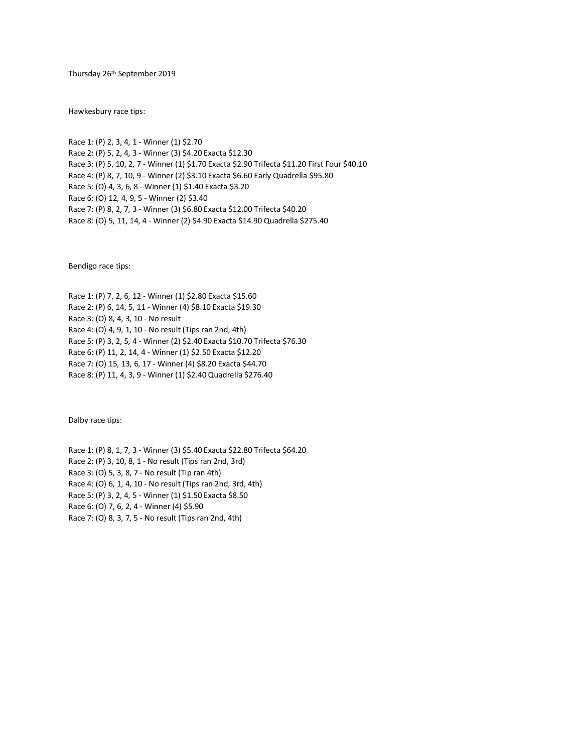Thursday 26th September 2019

Hawkesbury race tips:

Race 1: (P) 2, 3, 4, 1 - Winner (1) $2.70
Race 2: (P) 5, 2, 4, 3 - Winner (3) $4.20 Exacta $12.30
Race 3: (P) 5, 10, 2, 7 - Winner (1) $1.70 Exacta $2.90 Trifecta $11.20 First Four $40.10
Race 4: (P) 8, 7, 10, 9 - Winner (2) $3.10 Exacta $6.60 Early Quadrella $95.80
Race 5: (O) 4, 3, 6, 8 - Winner (1) $1.40 Exacta $3.20
Race 6: (O) 12, 4, 9, 5 - Winner (2) $3.40
Race 7: (P) 8, 2, 7, 3 - Winner (3) $6.80 Exacta $12.00 Trifecta $40.20
Race 8: (O) 5, 11, 14, 4 - Winner (2) $4.90 Exacta $14.90 Quadrella $275.40

Bendigo race tips:

Race 1: (P) 7, 2, 6, 12 - Winner (1) $2.80 Exacta $15.60
Race 2: (P) 6, 14, 5, 11 - Winner (4) $8.10 Exacta $19.30
Race 3: (O) 8, 4, 3, 10 - No result
Race 4: (O) 4, 9, 1, 10 - No result (Tips ran 2nd, 4th)
Race 5: (P) 3, 2, 5, 4 - Winner (2) $2.40 Exacta $10.70 Trifecta $76.30
Race 6: (P) 11, 2, 14, 4 - Winner (1) $2.50 Exacta $12.20
Race 7: (O) 15, 13, 6, 17 - Winner (4) $8.20 Exacta $44.70
Race 8: (P) 11, 4, 3, 9 - Winner (1) $2.40 Quadrella $276.40

Dalby race tips:

Race 1: (P) 8, 1, 7, 3 - Winner (3) $5.40 Exacta $22.80 Trifecta $64.20
Race 2: (P) 3, 10, 8, 1 - No result (Tips ran 2nd, 3rd)
Race 3: (O) 5, 3, 8, 7 - No result (Tip ran 4th)
Race 4: (O) 6, 1, 4, 10 - No result (Tips ran 2nd, 3rd, 4th)
Race 5: (P) 3, 2, 4, 5 - Winner (1) $1.50 Exacta $8.50
Race 6: (O) 7, 6, 2, 4 - Winner (4) $5.90
Race 7: (O) 8, 3, 7, 5 - No result (Tips ran 2nd, 4th)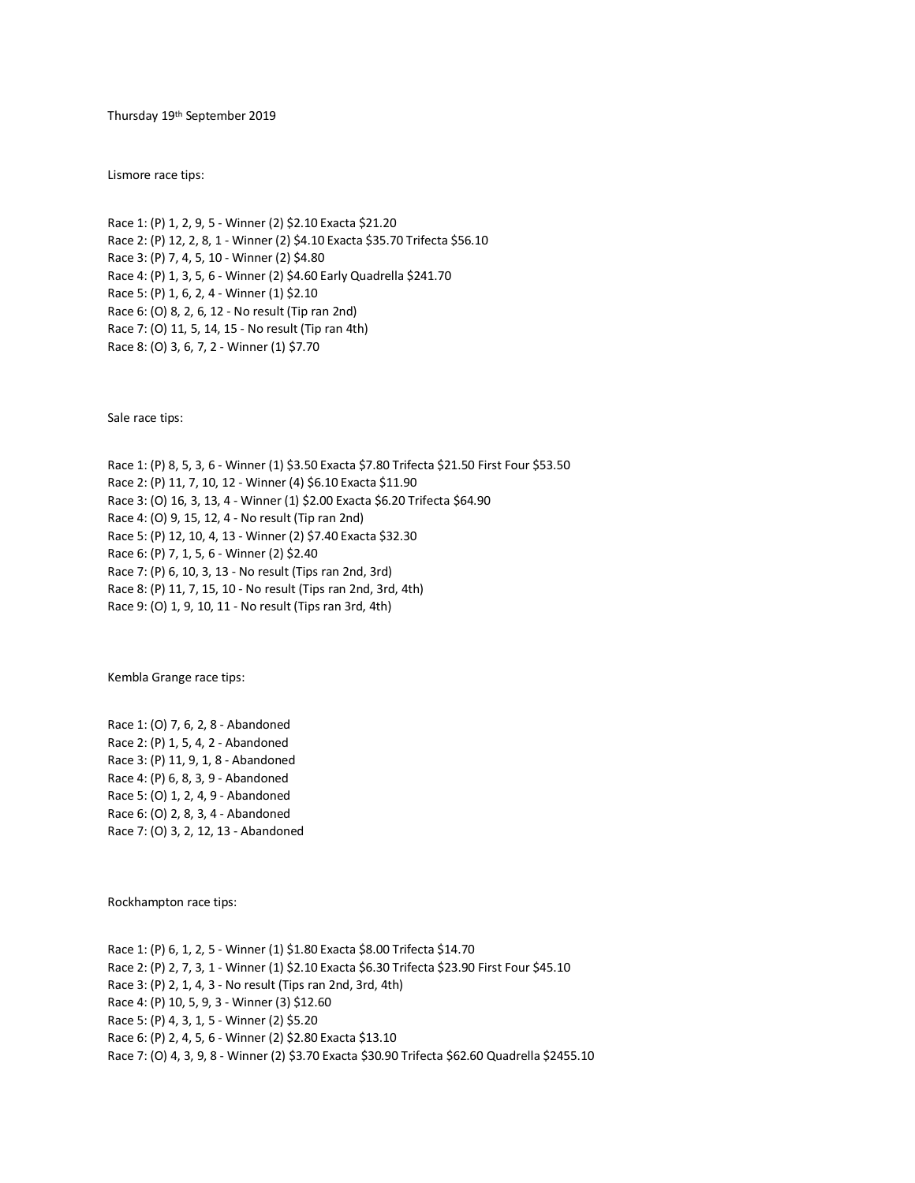Thursday 19th September 2019

Lismore race tips:

Race 1: (P) 1, 2, 9, 5 - Winner (2) $2.10 Exacta $21.20
Race 2: (P) 12, 2, 8, 1 - Winner (2) $4.10 Exacta $35.70 Trifecta $56.10
Race 3: (P) 7, 4, 5, 10 - Winner (2) $4.80
Race 4: (P) 1, 3, 5, 6 - Winner (2) $4.60 Early Quadrella $241.70
Race 5: (P) 1, 6, 2, 4 - Winner (1) $2.10
Race 6: (O) 8, 2, 6, 12 - No result (Tip ran 2nd)
Race 7: (O) 11, 5, 14, 15 - No result (Tip ran 4th)
Race 8: (O) 3, 6, 7, 2 - Winner (1) $7.70

Sale race tips:

Race 1: (P) 8, 5, 3, 6 - Winner (1) $3.50 Exacta $7.80 Trifecta $21.50 First Four $53.50
Race 2: (P) 11, 7, 10, 12 - Winner (4) $6.10 Exacta $11.90
Race 3: (O) 16, 3, 13, 4 - Winner (1) $2.00 Exacta $6.20 Trifecta $64.90
Race 4: (O) 9, 15, 12, 4 - No result (Tip ran 2nd)
Race 5: (P) 12, 10, 4, 13 - Winner (2) $7.40 Exacta $32.30
Race 6: (P) 7, 1, 5, 6 - Winner (2) $2.40
Race 7: (P) 6, 10, 3, 13 - No result (Tips ran 2nd, 3rd)
Race 8: (P) 11, 7, 15, 10 - No result (Tips ran 2nd, 3rd, 4th)
Race 9: (O) 1, 9, 10, 11 - No result (Tips ran 3rd, 4th)

Kembla Grange race tips:

Race 1: (O) 7, 6, 2, 8 - Abandoned
Race 2: (P) 1, 5, 4, 2 - Abandoned
Race 3: (P) 11, 9, 1, 8 - Abandoned
Race 4: (P) 6, 8, 3, 9 - Abandoned
Race 5: (O) 1, 2, 4, 9 - Abandoned
Race 6: (O) 2, 8, 3, 4 - Abandoned
Race 7: (O) 3, 2, 12, 13 - Abandoned

Rockhampton race tips:

Race 1: (P) 6, 1, 2, 5 - Winner (1) $1.80 Exacta $8.00 Trifecta $14.70
Race 2: (P) 2, 7, 3, 1 - Winner (1) $2.10 Exacta $6.30 Trifecta $23.90 First Four $45.10
Race 3: (P) 2, 1, 4, 3 - No result (Tips ran 2nd, 3rd, 4th)
Race 4: (P) 10, 5, 9, 3 - Winner (3) $12.60
Race 5: (P) 4, 3, 1, 5 - Winner (2) $5.20
Race 6: (P) 2, 4, 5, 6 - Winner (2) $2.80 Exacta $13.10
Race 7: (O) 4, 3, 9, 8 - Winner (2) $3.70 Exacta $30.90 Trifecta $62.60 Quadrella $2455.10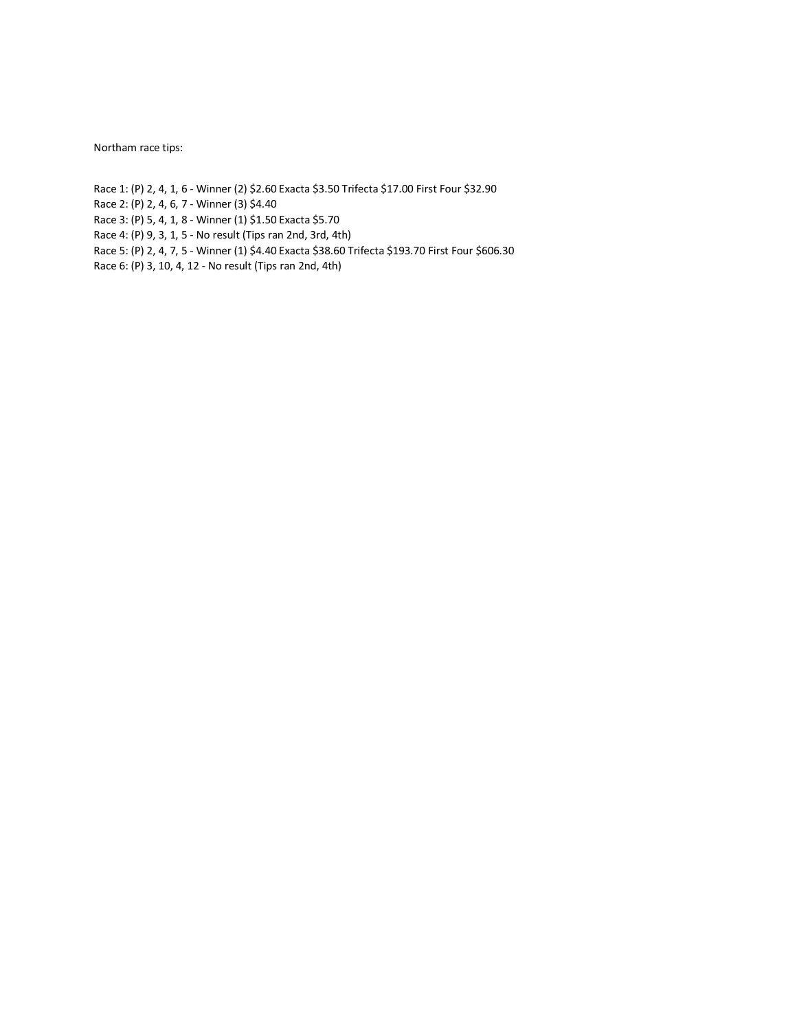Northam race tips:

Race 1: (P) 2, 4, 1, 6 - Winner (2) $2.60 Exacta $3.50 Trifecta $17.00 First Four $32.90
Race 2: (P) 2, 4, 6, 7 - Winner (3) $4.40
Race 3: (P) 5, 4, 1, 8 - Winner (1) $1.50 Exacta $5.70
Race 4: (P) 9, 3, 1, 5 - No result (Tips ran 2nd, 3rd, 4th)
Race 5: (P) 2, 4, 7, 5 - Winner (1) $4.40 Exacta $38.60 Trifecta $193.70 First Four $606.30
Race 6: (P) 3, 10, 4, 12 - No result (Tips ran 2nd, 4th)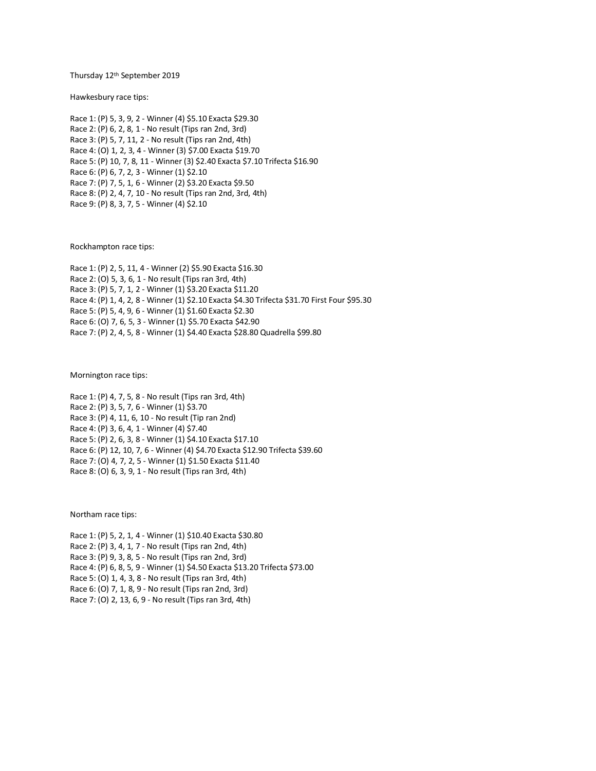Thursday 12th September 2019

Hawkesbury race tips:

Race 1: (P) 5, 3, 9, 2 - Winner (4) $5.10 Exacta $29.30
Race 2: (P) 6, 2, 8, 1 - No result (Tips ran 2nd, 3rd)
Race 3: (P) 5, 7, 11, 2 - No result (Tips ran 2nd, 4th)
Race 4: (O) 1, 2, 3, 4 - Winner (3) $7.00 Exacta $19.70
Race 5: (P) 10, 7, 8, 11 - Winner (3) $2.40 Exacta $7.10 Trifecta $16.90
Race 6: (P) 6, 7, 2, 3 - Winner (1) $2.10
Race 7: (P) 7, 5, 1, 6 - Winner (2) $3.20 Exacta $9.50
Race 8: (P) 2, 4, 7, 10 - No result (Tips ran 2nd, 3rd, 4th)
Race 9: (P) 8, 3, 7, 5 - Winner (4) $2.10

Rockhampton race tips:

Race 1: (P) 2, 5, 11, 4 - Winner (2) $5.90 Exacta $16.30
Race 2: (O) 5, 3, 6, 1 - No result (Tips ran 3rd, 4th)
Race 3: (P) 5, 7, 1, 2 - Winner (1) $3.20 Exacta $11.20
Race 4: (P) 1, 4, 2, 8 - Winner (1) $2.10 Exacta $4.30 Trifecta $31.70 First Four $95.30
Race 5: (P) 5, 4, 9, 6 - Winner (1) $1.60 Exacta $2.30
Race 6: (O) 7, 6, 5, 3 - Winner (1) $5.70 Exacta $42.90
Race 7: (P) 2, 4, 5, 8 - Winner (1) $4.40 Exacta $28.80 Quadrella $99.80

Mornington race tips:

Race 1: (P) 4, 7, 5, 8 - No result (Tips ran 3rd, 4th)
Race 2: (P) 3, 5, 7, 6 - Winner (1) $3.70
Race 3: (P) 4, 11, 6, 10 - No result (Tip ran 2nd)
Race 4: (P) 3, 6, 4, 1 - Winner (4) $7.40
Race 5: (P) 2, 6, 3, 8 - Winner (1) $4.10 Exacta $17.10
Race 6: (P) 12, 10, 7, 6 - Winner (4) $4.70 Exacta $12.90 Trifecta $39.60
Race 7: (O) 4, 7, 2, 5 - Winner (1) $1.50 Exacta $11.40
Race 8: (O) 6, 3, 9, 1 - No result (Tips ran 3rd, 4th)

Northam race tips:

Race 1: (P) 5, 2, 1, 4 - Winner (1) $10.40 Exacta $30.80
Race 2: (P) 3, 4, 1, 7 - No result (Tips ran 2nd, 4th)
Race 3: (P) 9, 3, 8, 5 - No result (Tips ran 2nd, 3rd)
Race 4: (P) 6, 8, 5, 9 - Winner (1) $4.50 Exacta $13.20 Trifecta $73.00
Race 5: (O) 1, 4, 3, 8 - No result (Tips ran 3rd, 4th)
Race 6: (O) 7, 1, 8, 9 - No result (Tips ran 2nd, 3rd)
Race 7: (O) 2, 13, 6, 9 - No result (Tips ran 3rd, 4th)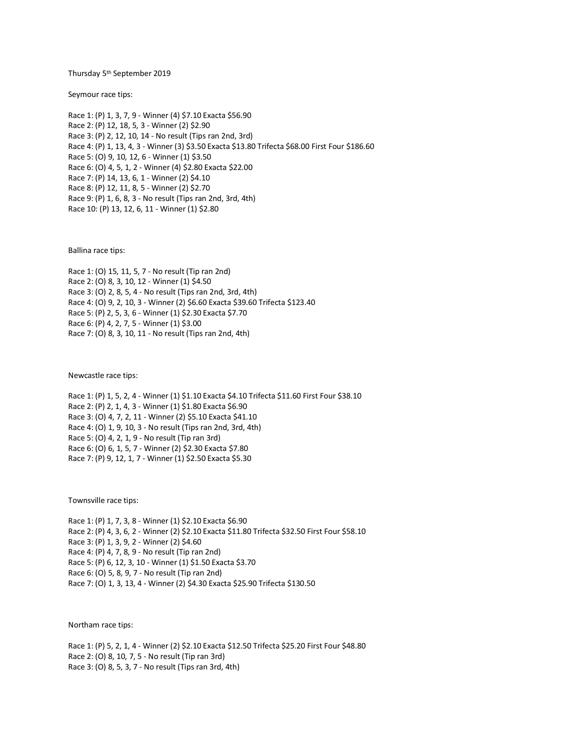Thursday 5th September 2019

Seymour race tips:

Race 1: (P) 1, 3, 7, 9 - Winner (4) $7.10 Exacta $56.90
Race 2: (P) 12, 18, 5, 3 - Winner (2) $2.90
Race 3: (P) 2, 12, 10, 14 - No result (Tips ran 2nd, 3rd)
Race 4: (P) 1, 13, 4, 3 - Winner (3) $3.50 Exacta $13.80 Trifecta $68.00 First Four $186.60
Race 5: (O) 9, 10, 12, 6 - Winner (1) $3.50
Race 6: (O) 4, 5, 1, 2 - Winner (4) $2.80 Exacta $22.00
Race 7: (P) 14, 13, 6, 1 - Winner (2) $4.10
Race 8: (P) 12, 11, 8, 5 - Winner (2) $2.70
Race 9: (P) 1, 6, 8, 3 - No result (Tips ran 2nd, 3rd, 4th)
Race 10: (P) 13, 12, 6, 11 - Winner (1) $2.80

Ballina race tips:

Race 1: (O) 15, 11, 5, 7 - No result (Tip ran 2nd)
Race 2: (O) 8, 3, 10, 12 - Winner (1) $4.50
Race 3: (O) 2, 8, 5, 4 - No result (Tips ran 2nd, 3rd, 4th)
Race 4: (O) 9, 2, 10, 3 - Winner (2) $6.60 Exacta $39.60 Trifecta $123.40
Race 5: (P) 2, 5, 3, 6 - Winner (1) $2.30 Exacta $7.70
Race 6: (P) 4, 2, 7, 5 - Winner (1) $3.00
Race 7: (O) 8, 3, 10, 11 - No result (Tips ran 2nd, 4th)

Newcastle race tips:

Race 1: (P) 1, 5, 2, 4 - Winner (1) $1.10 Exacta $4.10 Trifecta $11.60 First Four $38.10
Race 2: (P) 2, 1, 4, 3 - Winner (1) $1.80 Exacta $6.90
Race 3: (O) 4, 7, 2, 11 - Winner (2) $5.10 Exacta $41.10
Race 4: (O) 1, 9, 10, 3 - No result (Tips ran 2nd, 3rd, 4th)
Race 5: (O) 4, 2, 1, 9 - No result (Tip ran 3rd)
Race 6: (O) 6, 1, 5, 7 - Winner (2) $2.30 Exacta $7.80
Race 7: (P) 9, 12, 1, 7 - Winner (1) $2.50 Exacta $5.30

Townsville race tips:

Race 1: (P) 1, 7, 3, 8 - Winner (1) $2.10 Exacta $6.90
Race 2: (P) 4, 3, 6, 2 - Winner (2) $2.10 Exacta $11.80 Trifecta $32.50 First Four $58.10
Race 3: (P) 1, 3, 9, 2 - Winner (2) $4.60
Race 4: (P) 4, 7, 8, 9 - No result (Tip ran 2nd)
Race 5: (P) 6, 12, 3, 10 - Winner (1) $1.50 Exacta $3.70
Race 6: (O) 5, 8, 9, 7 - No result (Tip ran 2nd)
Race 7: (O) 1, 3, 13, 4 - Winner (2) $4.30 Exacta $25.90 Trifecta $130.50

Northam race tips:

Race 1: (P) 5, 2, 1, 4 - Winner (2) $2.10 Exacta $12.50 Trifecta $25.20 First Four $48.80
Race 2: (O) 8, 10, 7, 5 - No result (Tip ran 3rd)
Race 3: (O) 8, 5, 3, 7 - No result (Tips ran 3rd, 4th)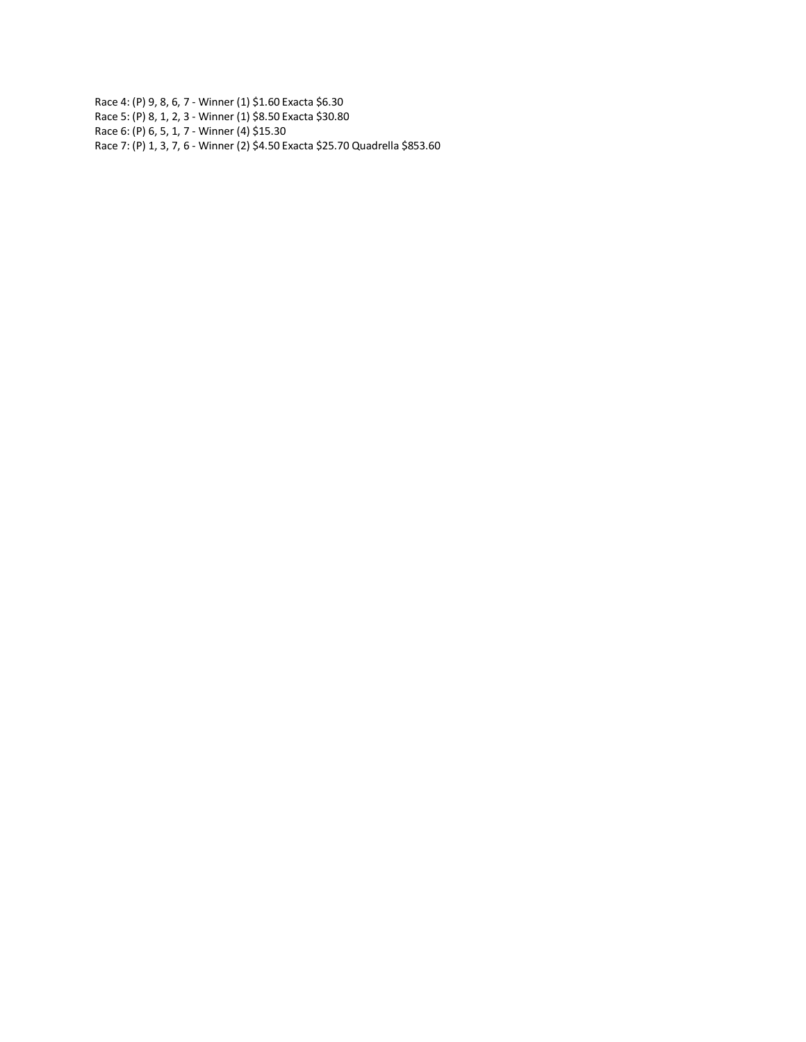Race 4: (P) 9, 8, 6, 7 - Winner (1) $1.60 Exacta $6.30
Race 5: (P) 8, 1, 2, 3 - Winner (1) $8.50 Exacta $30.80
Race 6: (P) 6, 5, 1, 7 - Winner (4) $15.30
Race 7: (P) 1, 3, 7, 6 - Winner (2) $4.50 Exacta $25.70 Quadrella $853.60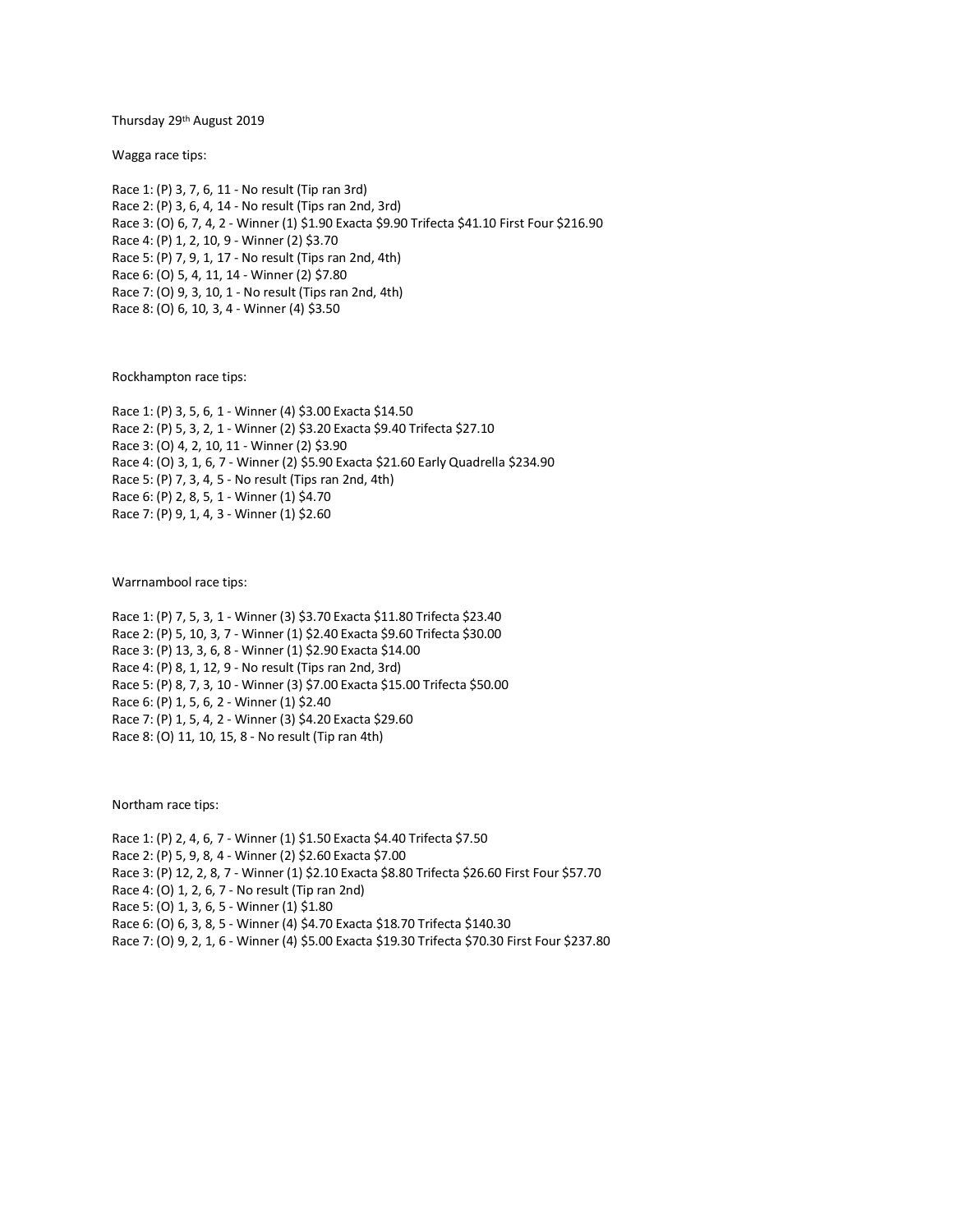Thursday 29th August 2019

Wagga race tips:

Race 1: (P) 3, 7, 6, 11 - No result (Tip ran 3rd)
Race 2: (P) 3, 6, 4, 14 - No result (Tips ran 2nd, 3rd)
Race 3: (O) 6, 7, 4, 2 - Winner (1) $1.90 Exacta $9.90 Trifecta $41.10 First Four $216.90
Race 4: (P) 1, 2, 10, 9 - Winner (2) $3.70
Race 5: (P) 7, 9, 1, 17 - No result (Tips ran 2nd, 4th)
Race 6: (O) 5, 4, 11, 14 - Winner (2) $7.80
Race 7: (O) 9, 3, 10, 1 - No result (Tips ran 2nd, 4th)
Race 8: (O) 6, 10, 3, 4 - Winner (4) $3.50

Rockhampton race tips:

Race 1: (P) 3, 5, 6, 1 - Winner (4) $3.00 Exacta $14.50
Race 2: (P) 5, 3, 2, 1 - Winner (2) $3.20 Exacta $9.40 Trifecta $27.10
Race 3: (O) 4, 2, 10, 11 - Winner (2) $3.90
Race 4: (O) 3, 1, 6, 7 - Winner (2) $5.90 Exacta $21.60 Early Quadrella $234.90
Race 5: (P) 7, 3, 4, 5 - No result (Tips ran 2nd, 4th)
Race 6: (P) 2, 8, 5, 1 - Winner (1) $4.70
Race 7: (P) 9, 1, 4, 3 - Winner (1) $2.60

Warrnambool race tips:

Race 1: (P) 7, 5, 3, 1 - Winner (3) $3.70 Exacta $11.80 Trifecta $23.40
Race 2: (P) 5, 10, 3, 7 - Winner (1) $2.40 Exacta $9.60 Trifecta $30.00
Race 3: (P) 13, 3, 6, 8 - Winner (1) $2.90 Exacta $14.00
Race 4: (P) 8, 1, 12, 9 - No result (Tips ran 2nd, 3rd)
Race 5: (P) 8, 7, 3, 10 - Winner (3) $7.00 Exacta $15.00 Trifecta $50.00
Race 6: (P) 1, 5, 6, 2 - Winner (1) $2.40
Race 7: (P) 1, 5, 4, 2 - Winner (3) $4.20 Exacta $29.60
Race 8: (O) 11, 10, 15, 8 - No result (Tip ran 4th)

Northam race tips:

Race 1: (P) 2, 4, 6, 7 - Winner (1) $1.50 Exacta $4.40 Trifecta $7.50
Race 2: (P) 5, 9, 8, 4 - Winner (2) $2.60 Exacta $7.00
Race 3: (P) 12, 2, 8, 7 - Winner (1) $2.10 Exacta $8.80 Trifecta $26.60 First Four $57.70
Race 4: (O) 1, 2, 6, 7 - No result (Tip ran 2nd)
Race 5: (O) 1, 3, 6, 5 - Winner (1) $1.80
Race 6: (O) 6, 3, 8, 5 - Winner (4) $4.70 Exacta $18.70 Trifecta $140.30
Race 7: (O) 9, 2, 1, 6 - Winner (4) $5.00 Exacta $19.30 Trifecta $70.30 First Four $237.80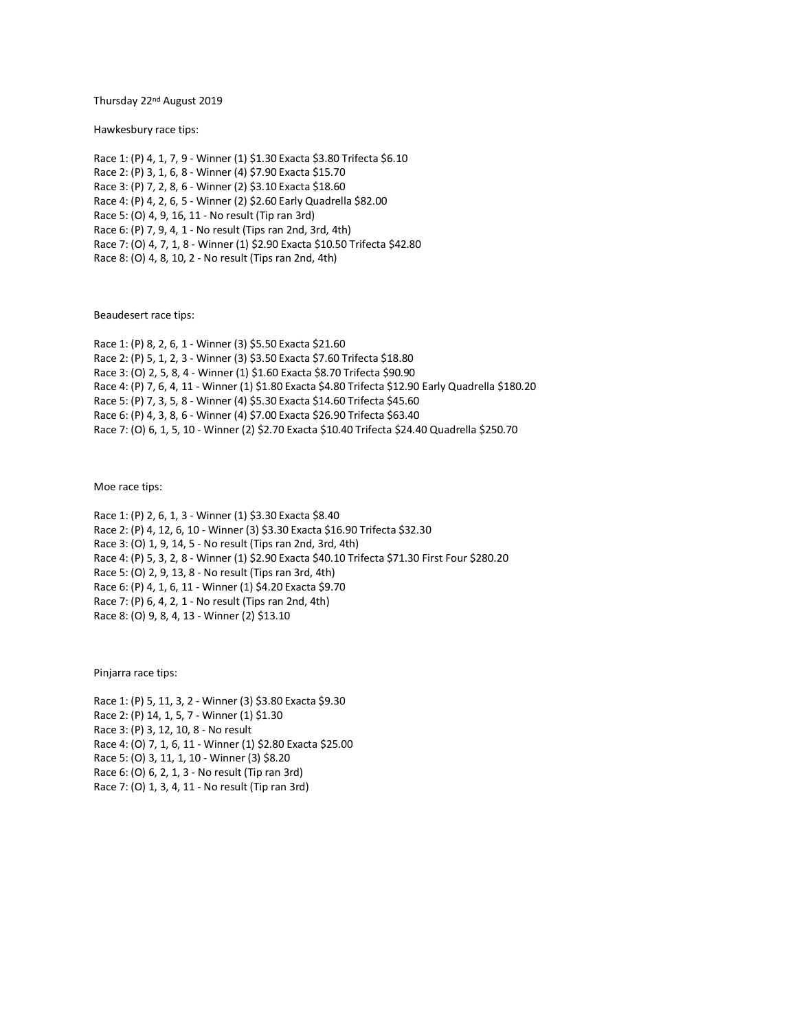Thursday 22nd August 2019

Hawkesbury race tips:

Race 1: (P) 4, 1, 7, 9 - Winner (1) $1.30 Exacta $3.80 Trifecta $6.10
Race 2: (P) 3, 1, 6, 8 - Winner (4) $7.90 Exacta $15.70
Race 3: (P) 7, 2, 8, 6 - Winner (2) $3.10 Exacta $18.60
Race 4: (P) 4, 2, 6, 5 - Winner (2) $2.60 Early Quadrella $82.00
Race 5: (O) 4, 9, 16, 11 - No result (Tip ran 3rd)
Race 6: (P) 7, 9, 4, 1 - No result (Tips ran 2nd, 3rd, 4th)
Race 7: (O) 4, 7, 1, 8 - Winner (1) $2.90 Exacta $10.50 Trifecta $42.80
Race 8: (O) 4, 8, 10, 2 - No result (Tips ran 2nd, 4th)

Beaudesert race tips:

Race 1: (P) 8, 2, 6, 1 - Winner (3) $5.50 Exacta $21.60
Race 2: (P) 5, 1, 2, 3 - Winner (3) $3.50 Exacta $7.60 Trifecta $18.80
Race 3: (O) 2, 5, 8, 4 - Winner (1) $1.60 Exacta $8.70 Trifecta $90.90
Race 4: (P) 7, 6, 4, 11 - Winner (1) $1.80 Exacta $4.80 Trifecta $12.90 Early Quadrella $180.20
Race 5: (P) 7, 3, 5, 8 - Winner (4) $5.30 Exacta $14.60 Trifecta $45.60
Race 6: (P) 4, 3, 8, 6 - Winner (4) $7.00 Exacta $26.90 Trifecta $63.40
Race 7: (O) 6, 1, 5, 10 - Winner (2) $2.70 Exacta $10.40 Trifecta $24.40 Quadrella $250.70

Moe race tips:

Race 1: (P) 2, 6, 1, 3 - Winner (1) $3.30 Exacta $8.40
Race 2: (P) 4, 12, 6, 10 - Winner (3) $3.30 Exacta $16.90 Trifecta $32.30
Race 3: (O) 1, 9, 14, 5 - No result (Tips ran 2nd, 3rd, 4th)
Race 4: (P) 5, 3, 2, 8 - Winner (1) $2.90 Exacta $40.10 Trifecta $71.30 First Four $280.20
Race 5: (O) 2, 9, 13, 8 - No result (Tips ran 3rd, 4th)
Race 6: (P) 4, 1, 6, 11 - Winner (1) $4.20 Exacta $9.70
Race 7: (P) 6, 4, 2, 1 - No result (Tips ran 2nd, 4th)
Race 8: (O) 9, 8, 4, 13 - Winner (2) $13.10

Pinjarra race tips:

Race 1: (P) 5, 11, 3, 2 - Winner (3) $3.80 Exacta $9.30
Race 2: (P) 14, 1, 5, 7 - Winner (1) $1.30
Race 3: (P) 3, 12, 10, 8 - No result
Race 4: (O) 7, 1, 6, 11 - Winner (1) $2.80 Exacta $25.00
Race 5: (O) 3, 11, 1, 10 - Winner (3) $8.20
Race 6: (O) 6, 2, 1, 3 - No result (Tip ran 3rd)
Race 7: (O) 1, 3, 4, 11 - No result (Tip ran 3rd)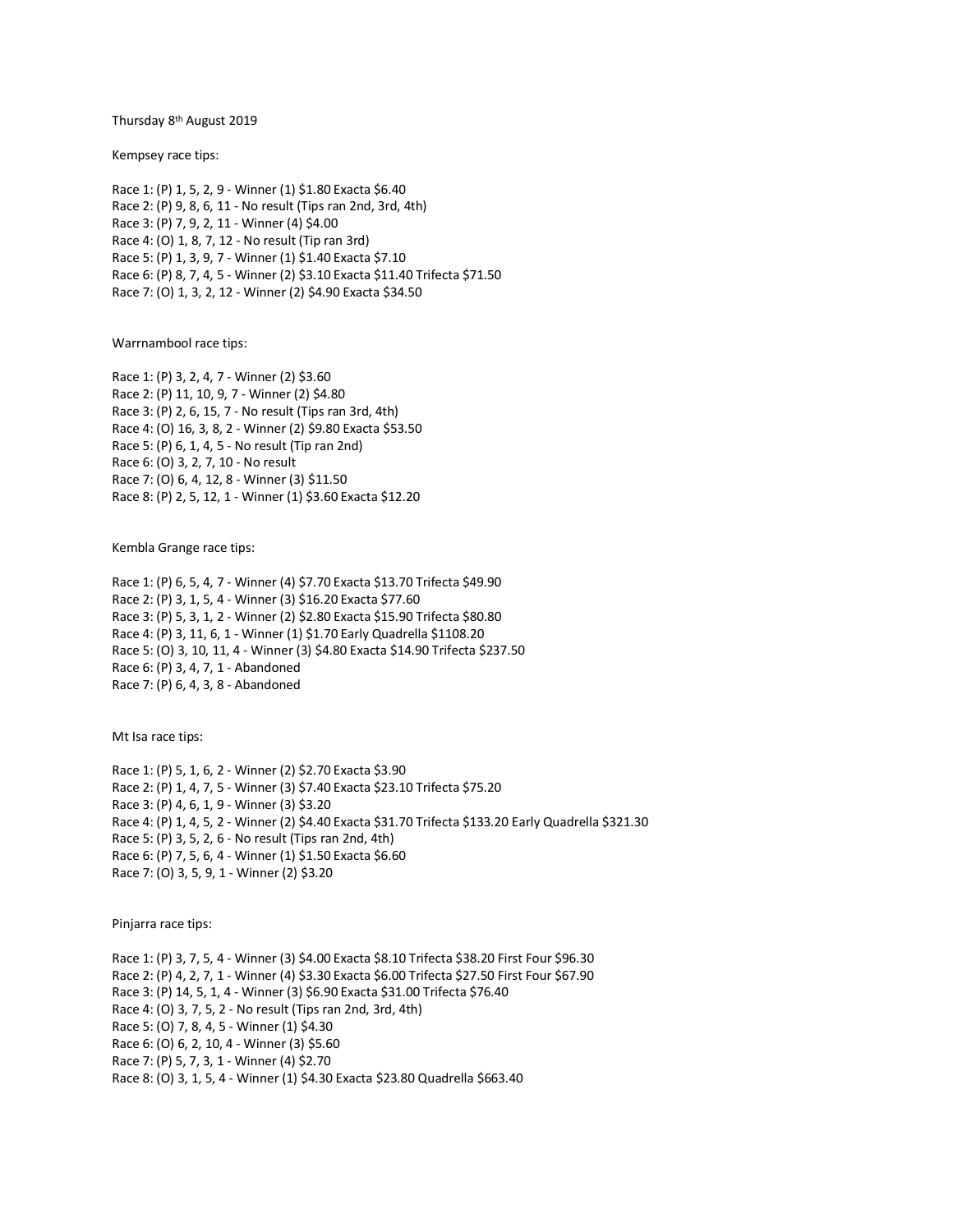Thursday 8th August 2019

Kempsey race tips:

Race 1: (P) 1, 5, 2, 9 - Winner (1) $1.80 Exacta $6.40
Race 2: (P) 9, 8, 6, 11 - No result (Tips ran 2nd, 3rd, 4th)
Race 3: (P) 7, 9, 2, 11 - Winner (4) $4.00
Race 4: (O) 1, 8, 7, 12 - No result (Tip ran 3rd)
Race 5: (P) 1, 3, 9, 7 - Winner (1) $1.40 Exacta $7.10
Race 6: (P) 8, 7, 4, 5 - Winner (2) $3.10 Exacta $11.40 Trifecta $71.50
Race 7: (O) 1, 3, 2, 12 - Winner (2) $4.90 Exacta $34.50

Warrnambool race tips:

Race 1: (P) 3, 2, 4, 7 - Winner (2) $3.60
Race 2: (P) 11, 10, 9, 7 - Winner (2) $4.80
Race 3: (P) 2, 6, 15, 7 - No result (Tips ran 3rd, 4th)
Race 4: (O) 16, 3, 8, 2 - Winner (2) $9.80 Exacta $53.50
Race 5: (P) 6, 1, 4, 5 - No result (Tip ran 2nd)
Race 6: (O) 3, 2, 7, 10 - No result
Race 7: (O) 6, 4, 12, 8 - Winner (3) $11.50
Race 8: (P) 2, 5, 12, 1 - Winner (1) $3.60 Exacta $12.20

Kembla Grange race tips:

Race 1: (P) 6, 5, 4, 7 - Winner (4) $7.70 Exacta $13.70 Trifecta $49.90
Race 2: (P) 3, 1, 5, 4 - Winner (3) $16.20 Exacta $77.60
Race 3: (P) 5, 3, 1, 2 - Winner (2) $2.80 Exacta $15.90 Trifecta $80.80
Race 4: (P) 3, 11, 6, 1 - Winner (1) $1.70 Early Quadrella $1108.20
Race 5: (O) 3, 10, 11, 4 - Winner (3) $4.80 Exacta $14.90 Trifecta $237.50
Race 6: (P) 3, 4, 7, 1 - Abandoned
Race 7: (P) 6, 4, 3, 8 - Abandoned

Mt Isa race tips:

Race 1: (P) 5, 1, 6, 2 - Winner (2) $2.70 Exacta $3.90
Race 2: (P) 1, 4, 7, 5 - Winner (3) $7.40 Exacta $23.10 Trifecta $75.20
Race 3: (P) 4, 6, 1, 9 - Winner (3) $3.20
Race 4: (P) 1, 4, 5, 2 - Winner (2) $4.40 Exacta $31.70 Trifecta $133.20 Early Quadrella $321.30
Race 5: (P) 3, 5, 2, 6 - No result (Tips ran 2nd, 4th)
Race 6: (P) 7, 5, 6, 4 - Winner (1) $1.50 Exacta $6.60
Race 7: (O) 3, 5, 9, 1 - Winner (2) $3.20

Pinjarra race tips:

Race 1: (P) 3, 7, 5, 4 - Winner (3) $4.00 Exacta $8.10 Trifecta $38.20 First Four $96.30
Race 2: (P) 4, 2, 7, 1 - Winner (4) $3.30 Exacta $6.00 Trifecta $27.50 First Four $67.90
Race 3: (P) 14, 5, 1, 4 - Winner (3) $6.90 Exacta $31.00 Trifecta $76.40
Race 4: (O) 3, 7, 5, 2 - No result (Tips ran 2nd, 3rd, 4th)
Race 5: (O) 7, 8, 4, 5 - Winner (1) $4.30
Race 6: (O) 6, 2, 10, 4 - Winner (3) $5.60
Race 7: (P) 5, 7, 3, 1 - Winner (4) $2.70
Race 8: (O) 3, 1, 5, 4 - Winner (1) $4.30 Exacta $23.80 Quadrella $663.40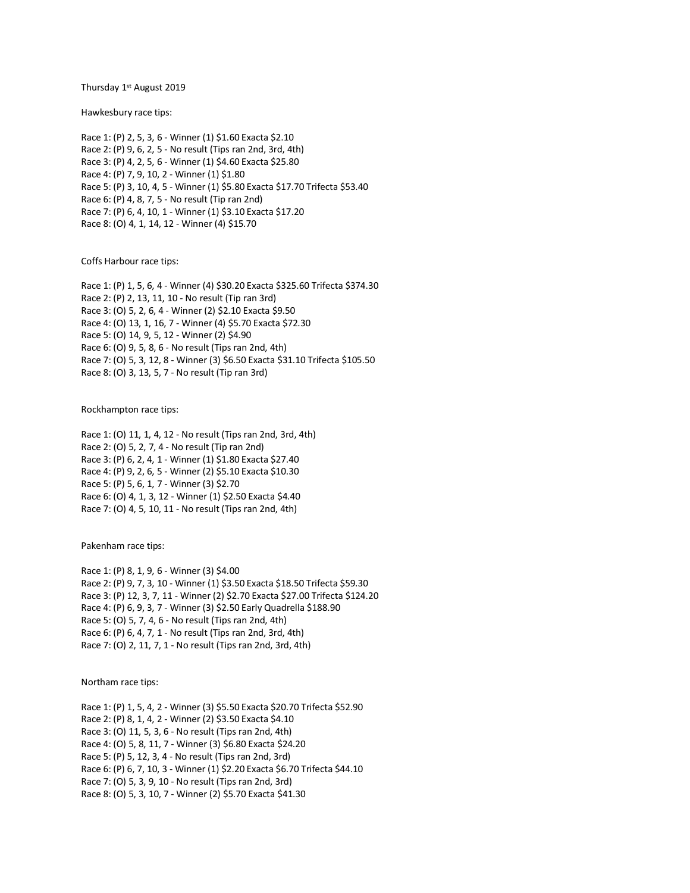Thursday 1st August 2019

Hawkesbury race tips:

Race 1: (P) 2, 5, 3, 6 - Winner (1) $1.60 Exacta $2.10
Race 2: (P) 9, 6, 2, 5 - No result (Tips ran 2nd, 3rd, 4th)
Race 3: (P) 4, 2, 5, 6 - Winner (1) $4.60 Exacta $25.80
Race 4: (P) 7, 9, 10, 2 - Winner (1) $1.80
Race 5: (P) 3, 10, 4, 5 - Winner (1) $5.80 Exacta $17.70 Trifecta $53.40
Race 6: (P) 4, 8, 7, 5 - No result (Tip ran 2nd)
Race 7: (P) 6, 4, 10, 1 - Winner (1) $3.10 Exacta $17.20
Race 8: (O) 4, 1, 14, 12 - Winner (4) $15.70

Coffs Harbour race tips:

Race 1: (P) 1, 5, 6, 4 - Winner (4) $30.20 Exacta $325.60 Trifecta $374.30
Race 2: (P) 2, 13, 11, 10 - No result (Tip ran 3rd)
Race 3: (O) 5, 2, 6, 4 - Winner (2) $2.10 Exacta $9.50
Race 4: (O) 13, 1, 16, 7 - Winner (4) $5.70 Exacta $72.30
Race 5: (O) 14, 9, 5, 12 - Winner (2) $4.90
Race 6: (O) 9, 5, 8, 6 - No result (Tips ran 2nd, 4th)
Race 7: (O) 5, 3, 12, 8 - Winner (3) $6.50 Exacta $31.10 Trifecta $105.50
Race 8: (O) 3, 13, 5, 7 - No result (Tip ran 3rd)

Rockhampton race tips:

Race 1: (O) 11, 1, 4, 12 - No result (Tips ran 2nd, 3rd, 4th)
Race 2: (O) 5, 2, 7, 4 - No result (Tip ran 2nd)
Race 3: (P) 6, 2, 4, 1 - Winner (1) $1.80 Exacta $27.40
Race 4: (P) 9, 2, 6, 5 - Winner (2) $5.10 Exacta $10.30
Race 5: (P) 5, 6, 1, 7 - Winner (3) $2.70
Race 6: (O) 4, 1, 3, 12 - Winner (1) $2.50 Exacta $4.40
Race 7: (O) 4, 5, 10, 11 - No result (Tips ran 2nd, 4th)

Pakenham race tips:

Race 1: (P) 8, 1, 9, 6 - Winner (3) $4.00
Race 2: (P) 9, 7, 3, 10 - Winner (1) $3.50 Exacta $18.50 Trifecta $59.30
Race 3: (P) 12, 3, 7, 11 - Winner (2) $2.70 Exacta $27.00 Trifecta $124.20
Race 4: (P) 6, 9, 3, 7 - Winner (3) $2.50 Early Quadrella $188.90
Race 5: (O) 5, 7, 4, 6 - No result (Tips ran 2nd, 4th)
Race 6: (P) 6, 4, 7, 1 - No result (Tips ran 2nd, 3rd, 4th)
Race 7: (O) 2, 11, 7, 1 - No result (Tips ran 2nd, 3rd, 4th)

Northam race tips:

Race 1: (P) 1, 5, 4, 2 - Winner (3) $5.50 Exacta $20.70 Trifecta $52.90
Race 2: (P) 8, 1, 4, 2 - Winner (2) $3.50 Exacta $4.10
Race 3: (O) 11, 5, 3, 6 - No result (Tips ran 2nd, 4th)
Race 4: (O) 5, 8, 11, 7 - Winner (3) $6.80 Exacta $24.20
Race 5: (P) 5, 12, 3, 4 - No result (Tips ran 2nd, 3rd)
Race 6: (P) 6, 7, 10, 3 - Winner (1) $2.20 Exacta $6.70 Trifecta $44.10
Race 7: (O) 5, 3, 9, 10 - No result (Tips ran 2nd, 3rd)
Race 8: (O) 5, 3, 10, 7 - Winner (2) $5.70 Exacta $41.30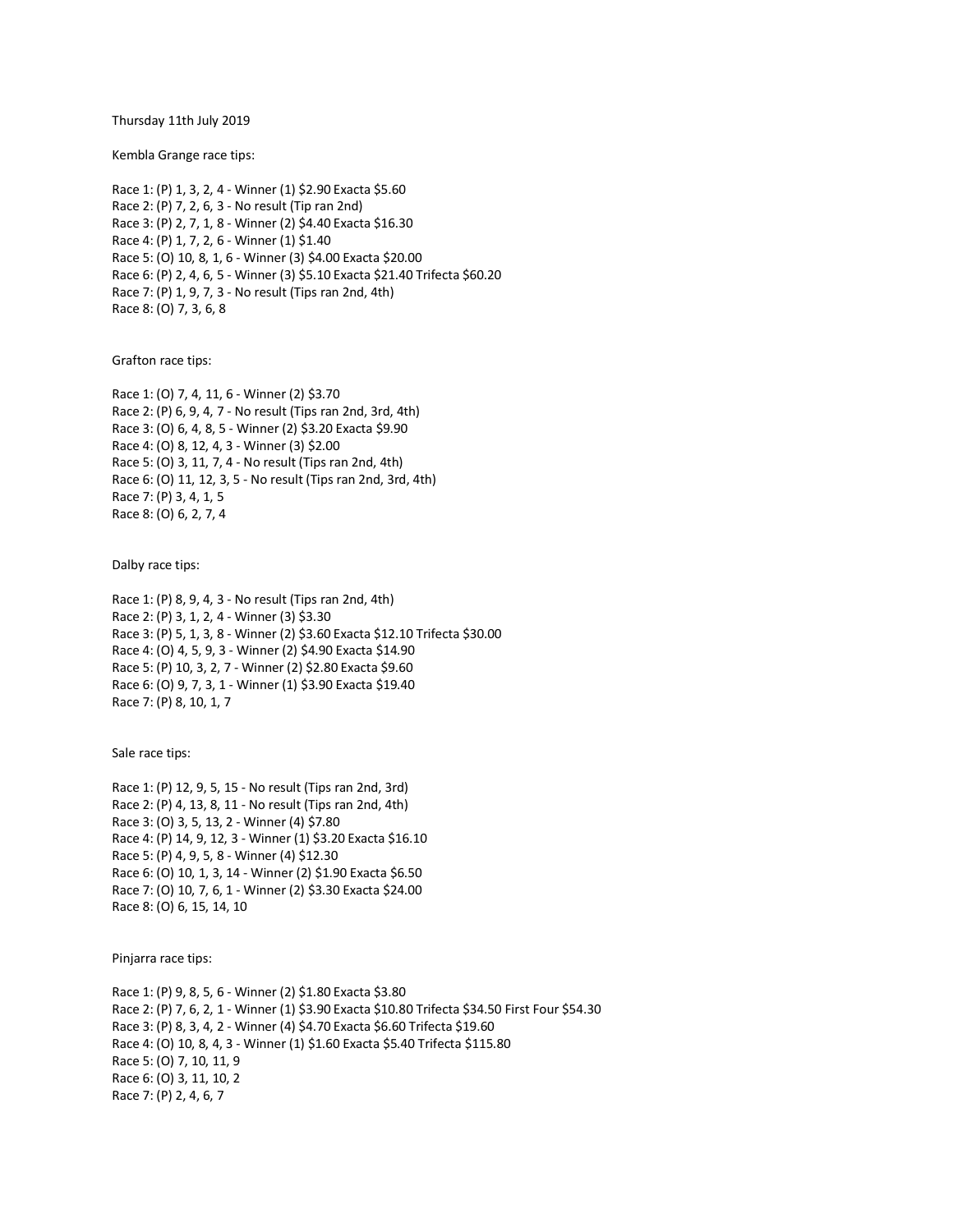Thursday 11th July 2019

Kembla Grange race tips:

Race 1: (P) 1, 3, 2, 4 - Winner (1) $2.90 Exacta $5.60
Race 2: (P) 7, 2, 6, 3 - No result (Tip ran 2nd)
Race 3: (P) 2, 7, 1, 8 - Winner (2) $4.40 Exacta $16.30
Race 4: (P) 1, 7, 2, 6 - Winner (1) $1.40
Race 5: (O) 10, 8, 1, 6 - Winner (3) $4.00 Exacta $20.00
Race 6: (P) 2, 4, 6, 5 - Winner (3) $5.10 Exacta $21.40 Trifecta $60.20
Race 7: (P) 1, 9, 7, 3 - No result (Tips ran 2nd, 4th)
Race 8: (O) 7, 3, 6, 8

Grafton race tips:

Race 1: (O) 7, 4, 11, 6 - Winner (2) $3.70
Race 2: (P) 6, 9, 4, 7 - No result (Tips ran 2nd, 3rd, 4th)
Race 3: (O) 6, 4, 8, 5 - Winner (2) $3.20 Exacta $9.90
Race 4: (O) 8, 12, 4, 3 - Winner (3) $2.00
Race 5: (O) 3, 11, 7, 4 - No result (Tips ran 2nd, 4th)
Race 6: (O) 11, 12, 3, 5 - No result (Tips ran 2nd, 3rd, 4th)
Race 7: (P) 3, 4, 1, 5
Race 8: (O) 6, 2, 7, 4

Dalby race tips:

Race 1: (P) 8, 9, 4, 3 - No result (Tips ran 2nd, 4th)
Race 2: (P) 3, 1, 2, 4 - Winner (3) $3.30
Race 3: (P) 5, 1, 3, 8 - Winner (2) $3.60 Exacta $12.10 Trifecta $30.00
Race 4: (O) 4, 5, 9, 3 - Winner (2) $4.90 Exacta $14.90
Race 5: (P) 10, 3, 2, 7 - Winner (2) $2.80 Exacta $9.60
Race 6: (O) 9, 7, 3, 1 - Winner (1) $3.90 Exacta $19.40
Race 7: (P) 8, 10, 1, 7

Sale race tips:

Race 1: (P) 12, 9, 5, 15 - No result (Tips ran 2nd, 3rd)
Race 2: (P) 4, 13, 8, 11 - No result (Tips ran 2nd, 4th)
Race 3: (O) 3, 5, 13, 2 - Winner (4) $7.80
Race 4: (P) 14, 9, 12, 3 - Winner (1) $3.20 Exacta $16.10
Race 5: (P) 4, 9, 5, 8 - Winner (4) $12.30
Race 6: (O) 10, 1, 3, 14 - Winner (2) $1.90 Exacta $6.50
Race 7: (O) 10, 7, 6, 1 - Winner (2) $3.30 Exacta $24.00
Race 8: (O) 6, 15, 14, 10

Pinjarra race tips:

Race 1: (P) 9, 8, 5, 6 - Winner (2) $1.80 Exacta $3.80
Race 2: (P) 7, 6, 2, 1 - Winner (1) $3.90 Exacta $10.80 Trifecta $34.50 First Four $54.30
Race 3: (P) 8, 3, 4, 2 - Winner (4) $4.70 Exacta $6.60 Trifecta $19.60
Race 4: (O) 10, 8, 4, 3 - Winner (1) $1.60 Exacta $5.40 Trifecta $115.80
Race 5: (O) 7, 10, 11, 9
Race 6: (O) 3, 11, 10, 2
Race 7: (P) 2, 4, 6, 7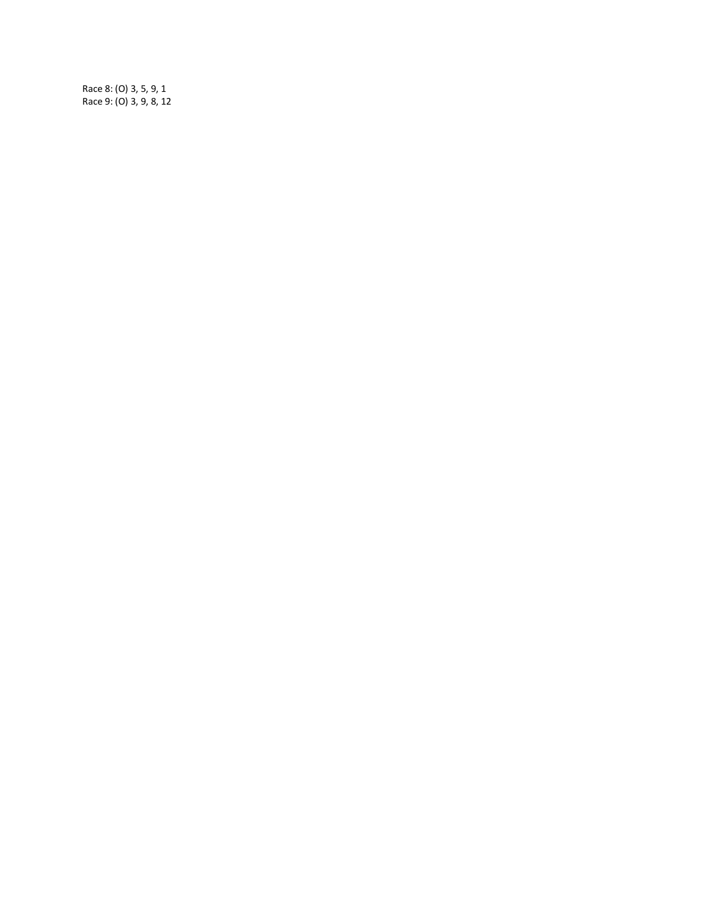Race 8: (O) 3, 5, 9, 1
Race 9: (O) 3, 9, 8, 12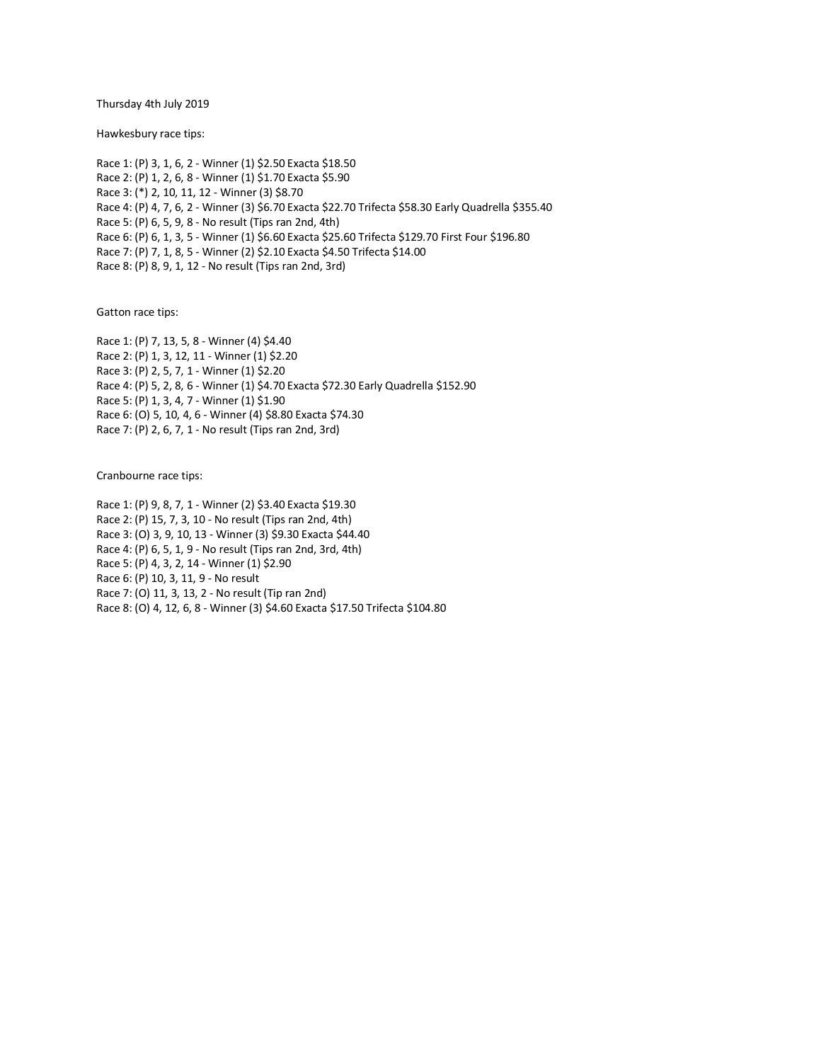Thursday 4th July 2019

Hawkesbury race tips:

Race 1: (P) 3, 1, 6, 2 - Winner (1) $2.50 Exacta $18.50
Race 2: (P) 1, 2, 6, 8 - Winner (1) $1.70 Exacta $5.90
Race 3: (*) 2, 10, 11, 12 - Winner (3) $8.70
Race 4: (P) 4, 7, 6, 2 - Winner (3) $6.70 Exacta $22.70 Trifecta $58.30 Early Quadrella $355.40
Race 5: (P) 6, 5, 9, 8 - No result (Tips ran 2nd, 4th)
Race 6: (P) 6, 1, 3, 5 - Winner (1) $6.60 Exacta $25.60 Trifecta $129.70 First Four $196.80
Race 7: (P) 7, 1, 8, 5 - Winner (2) $2.10 Exacta $4.50 Trifecta $14.00
Race 8: (P) 8, 9, 1, 12 - No result (Tips ran 2nd, 3rd)

Gatton race tips:

Race 1: (P) 7, 13, 5, 8 - Winner (4) $4.40
Race 2: (P) 1, 3, 12, 11 - Winner (1) $2.20
Race 3: (P) 2, 5, 7, 1 - Winner (1) $2.20
Race 4: (P) 5, 2, 8, 6 - Winner (1) $4.70 Exacta $72.30 Early Quadrella $152.90
Race 5: (P) 1, 3, 4, 7 - Winner (1) $1.90
Race 6: (O) 5, 10, 4, 6 - Winner (4) $8.80 Exacta $74.30
Race 7: (P) 2, 6, 7, 1 - No result (Tips ran 2nd, 3rd)

Cranbourne race tips:

Race 1: (P) 9, 8, 7, 1 - Winner (2) $3.40 Exacta $19.30
Race 2: (P) 15, 7, 3, 10 - No result (Tips ran 2nd, 4th)
Race 3: (O) 3, 9, 10, 13 - Winner (3) $9.30 Exacta $44.40
Race 4: (P) 6, 5, 1, 9 - No result (Tips ran 2nd, 3rd, 4th)
Race 5: (P) 4, 3, 2, 14 - Winner (1) $2.90
Race 6: (P) 10, 3, 11, 9 - No result
Race 7: (O) 11, 3, 13, 2 - No result (Tip ran 2nd)
Race 8: (O) 4, 12, 6, 8 - Winner (3) $4.60 Exacta $17.50 Trifecta $104.80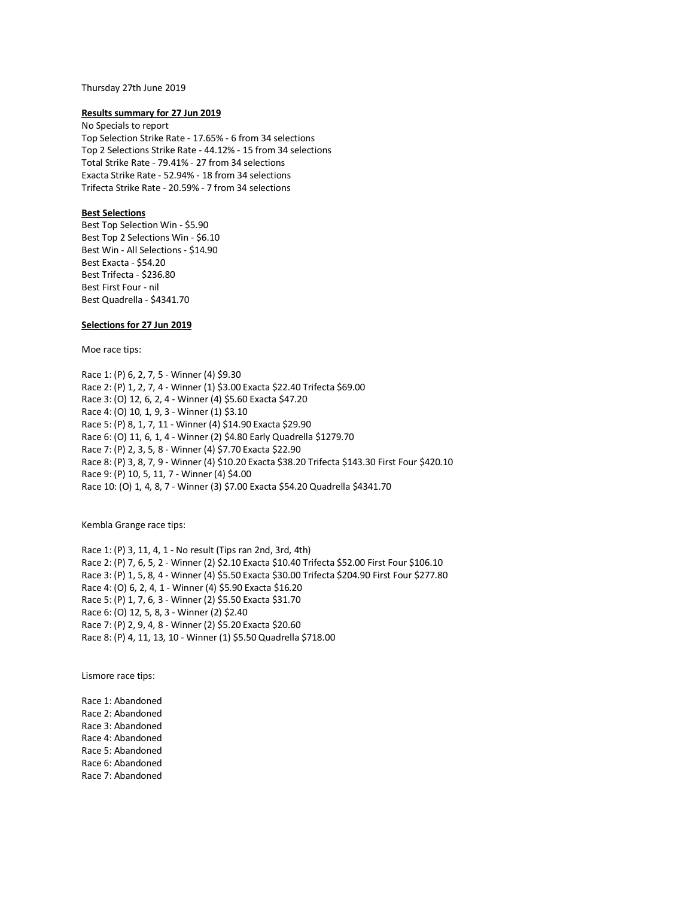Thursday 27th June 2019

**Results summary for 27 Jun 2019**

No Specials to report
Top Selection Strike Rate - 17.65% - 6 from 34 selections
Top 2 Selections Strike Rate - 44.12% - 15 from 34 selections
Total Strike Rate - 79.41% - 27 from 34 selections
Exacta Strike Rate - 52.94% - 18 from 34 selections
Trifecta Strike Rate - 20.59% - 7 from 34 selections

**Best Selections**

Best Top Selection Win - $5.90
Best Top 2 Selections Win - $6.10
Best Win - All Selections - $14.90
Best Exacta - $54.20
Best Trifecta - $236.80
Best First Four - nil
Best Quadrella - $4341.70

**Selections for 27 Jun 2019**

Moe race tips:

Race 1: (P) 6, 2, 7, 5 - Winner (4) $9.30
Race 2: (P) 1, 2, 7, 4 - Winner (1) $3.00 Exacta $22.40 Trifecta $69.00
Race 3: (O) 12, 6, 2, 4 - Winner (4) $5.60 Exacta $47.20
Race 4: (O) 10, 1, 9, 3 - Winner (1) $3.10
Race 5: (P) 8, 1, 7, 11 - Winner (4) $14.90 Exacta $29.90
Race 6: (O) 11, 6, 1, 4 - Winner (2) $4.80 Early Quadrella $1279.70
Race 7: (P) 2, 3, 5, 8 - Winner (4) $7.70 Exacta $22.90
Race 8: (P) 3, 8, 7, 9 - Winner (4) $10.20 Exacta $38.20 Trifecta $143.30 First Four $420.10
Race 9: (P) 10, 5, 11, 7 - Winner (4) $4.00
Race 10: (O) 1, 4, 8, 7 - Winner (3) $7.00 Exacta $54.20 Quadrella $4341.70

Kembla Grange race tips:

Race 1: (P) 3, 11, 4, 1 - No result (Tips ran 2nd, 3rd, 4th)
Race 2: (P) 7, 6, 5, 2 - Winner (2) $2.10 Exacta $10.40 Trifecta $52.00 First Four $106.10
Race 3: (P) 1, 5, 8, 4 - Winner (4) $5.50 Exacta $30.00 Trifecta $204.90 First Four $277.80
Race 4: (O) 6, 2, 4, 1 - Winner (4) $5.90 Exacta $16.20
Race 5: (P) 1, 7, 6, 3 - Winner (2) $5.50 Exacta $31.70
Race 6: (O) 12, 5, 8, 3 - Winner (2) $2.40
Race 7: (P) 2, 9, 4, 8 - Winner (2) $5.20 Exacta $20.60
Race 8: (P) 4, 11, 13, 10 - Winner (1) $5.50 Quadrella $718.00

Lismore race tips:

Race 1: Abandoned
Race 2: Abandoned
Race 3: Abandoned
Race 4: Abandoned
Race 5: Abandoned
Race 6: Abandoned
Race 7: Abandoned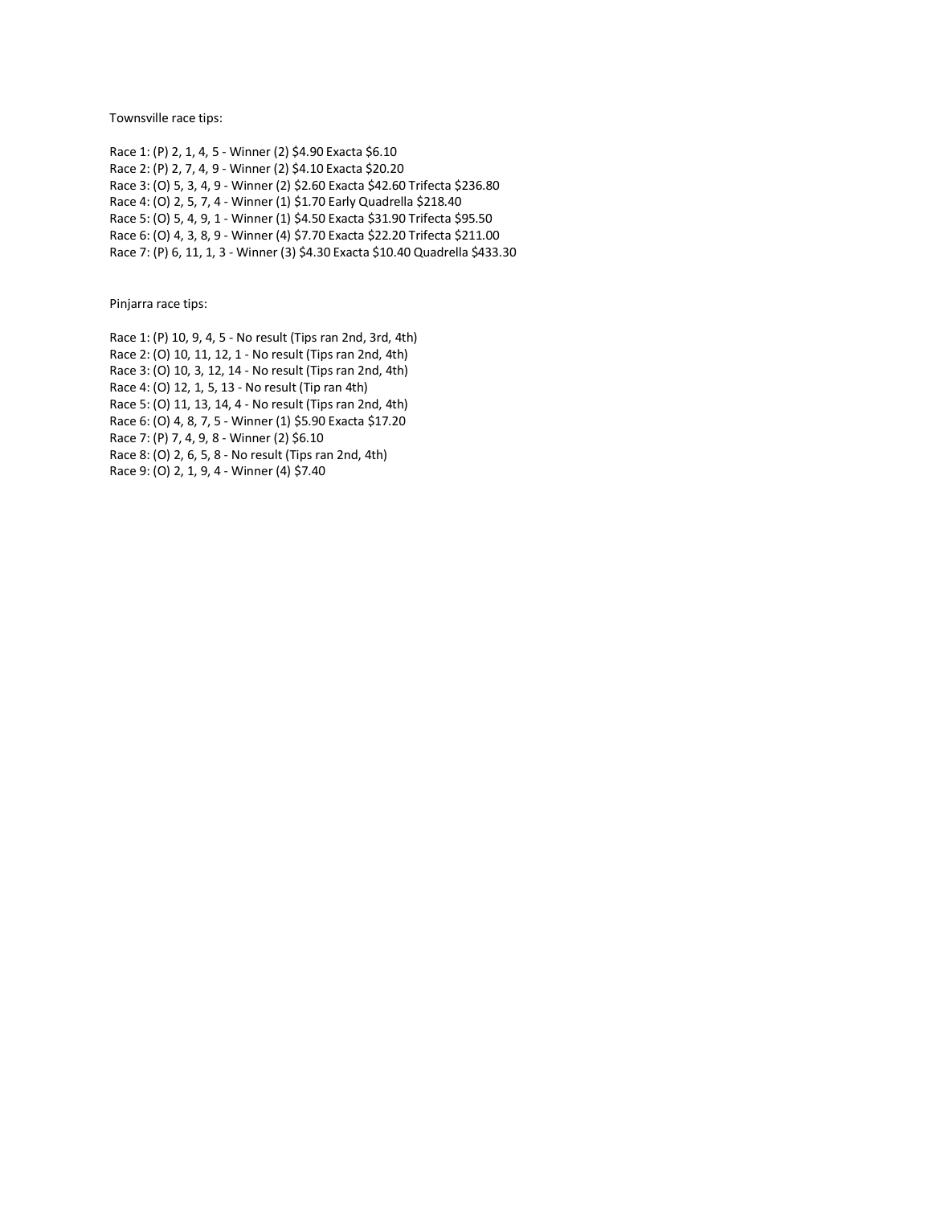Townsville race tips:

Race 1: (P) 2, 1, 4, 5 - Winner (2) $4.90 Exacta $6.10
Race 2: (P) 2, 7, 4, 9 - Winner (2) $4.10 Exacta $20.20
Race 3: (O) 5, 3, 4, 9 - Winner (2) $2.60 Exacta $42.60 Trifecta $236.80
Race 4: (O) 2, 5, 7, 4 - Winner (1) $1.70 Early Quadrella $218.40
Race 5: (O) 5, 4, 9, 1 - Winner (1) $4.50 Exacta $31.90 Trifecta $95.50
Race 6: (O) 4, 3, 8, 9 - Winner (4) $7.70 Exacta $22.20 Trifecta $211.00
Race 7: (P) 6, 11, 1, 3 - Winner (3) $4.30 Exacta $10.40 Quadrella $433.30

Pinjarra race tips:

Race 1: (P) 10, 9, 4, 5 - No result (Tips ran 2nd, 3rd, 4th)
Race 2: (O) 10, 11, 12, 1 - No result (Tips ran 2nd, 4th)
Race 3: (O) 10, 3, 12, 14 - No result (Tips ran 2nd, 4th)
Race 4: (O) 12, 1, 5, 13 - No result (Tip ran 4th)
Race 5: (O) 11, 13, 14, 4 - No result (Tips ran 2nd, 4th)
Race 6: (O) 4, 8, 7, 5 - Winner (1) $5.90 Exacta $17.20
Race 7: (P) 7, 4, 9, 8 - Winner (2) $6.10
Race 8: (O) 2, 6, 5, 8 - No result (Tips ran 2nd, 4th)
Race 9: (O) 2, 1, 9, 4 - Winner (4) $7.40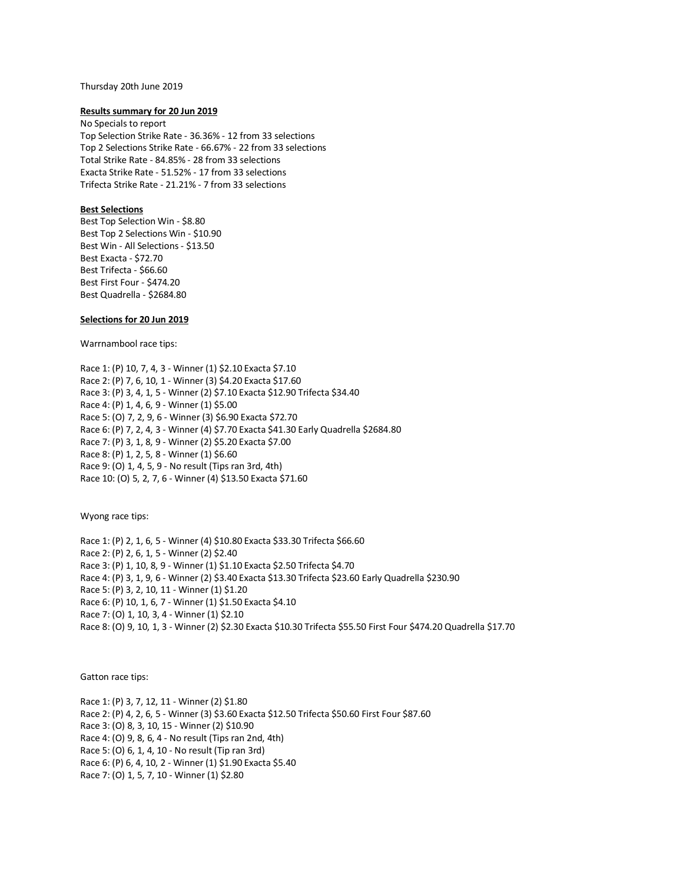Thursday 20th June 2019

**Results summary for 20 Jun 2019**

No Specials to report
Top Selection Strike Rate - 36.36% - 12 from 33 selections
Top 2 Selections Strike Rate - 66.67% - 22 from 33 selections
Total Strike Rate - 84.85% - 28 from 33 selections
Exacta Strike Rate - 51.52% - 17 from 33 selections
Trifecta Strike Rate - 21.21% - 7 from 33 selections

**Best Selections**

Best Top Selection Win - $8.80
Best Top 2 Selections Win - $10.90
Best Win - All Selections - $13.50
Best Exacta - $72.70
Best Trifecta - $66.60
Best First Four - $474.20
Best Quadrella - $2684.80

**Selections for 20 Jun 2019**

Warrnambool race tips:

Race 1: (P) 10, 7, 4, 3 - Winner (1) $2.10 Exacta $7.10
Race 2: (P) 7, 6, 10, 1 - Winner (3) $4.20 Exacta $17.60
Race 3: (P) 3, 4, 1, 5 - Winner (2) $7.10 Exacta $12.90 Trifecta $34.40
Race 4: (P) 1, 4, 6, 9 - Winner (1) $5.00
Race 5: (O) 7, 2, 9, 6 - Winner (3) $6.90 Exacta $72.70
Race 6: (P) 7, 2, 4, 3 - Winner (4) $7.70 Exacta $41.30 Early Quadrella $2684.80
Race 7: (P) 3, 1, 8, 9 - Winner (2) $5.20 Exacta $7.00
Race 8: (P) 1, 2, 5, 8 - Winner (1) $6.60
Race 9: (O) 1, 4, 5, 9 - No result (Tips ran 3rd, 4th)
Race 10: (O) 5, 2, 7, 6 - Winner (4) $13.50 Exacta $71.60

Wyong race tips:

Race 1: (P) 2, 1, 6, 5 - Winner (4) $10.80 Exacta $33.30 Trifecta $66.60
Race 2: (P) 2, 6, 1, 5 - Winner (2) $2.40
Race 3: (P) 1, 10, 8, 9 - Winner (1) $1.10 Exacta $2.50 Trifecta $4.70
Race 4: (P) 3, 1, 9, 6 - Winner (2) $3.40 Exacta $13.30 Trifecta $23.60 Early Quadrella $230.90
Race 5: (P) 3, 2, 10, 11 - Winner (1) $1.20
Race 6: (P) 10, 1, 6, 7 - Winner (1) $1.50 Exacta $4.10
Race 7: (O) 1, 10, 3, 4 - Winner (1) $2.10
Race 8: (O) 9, 10, 1, 3 - Winner (2) $2.30 Exacta $10.30 Trifecta $55.50 First Four $474.20 Quadrella $17.70

Gatton race tips:

Race 1: (P) 3, 7, 12, 11 - Winner (2) $1.80
Race 2: (P) 4, 2, 6, 5 - Winner (3) $3.60 Exacta $12.50 Trifecta $50.60 First Four $87.60
Race 3: (O) 8, 3, 10, 15 - Winner (2) $10.90
Race 4: (O) 9, 8, 6, 4 - No result (Tips ran 2nd, 4th)
Race 5: (O) 6, 1, 4, 10 - No result (Tip ran 3rd)
Race 6: (P) 6, 4, 10, 2 - Winner (1) $1.90 Exacta $5.40
Race 7: (O) 1, 5, 7, 10 - Winner (1) $2.80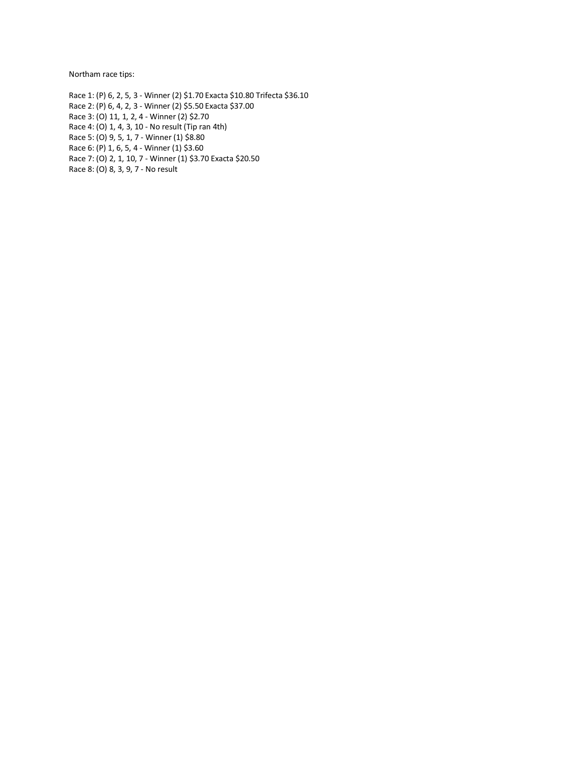Northam race tips:

Race 1: (P) 6, 2, 5, 3 - Winner (2) $1.70 Exacta $10.80 Trifecta $36.10
Race 2: (P) 6, 4, 2, 3 - Winner (2) $5.50 Exacta $37.00
Race 3: (O) 11, 1, 2, 4 - Winner (2) $2.70
Race 4: (O) 1, 4, 3, 10 - No result (Tip ran 4th)
Race 5: (O) 9, 5, 1, 7 - Winner (1) $8.80
Race 6: (P) 1, 6, 5, 4 - Winner (1) $3.60
Race 7: (O) 2, 1, 10, 7 - Winner (1) $3.70 Exacta $20.50
Race 8: (O) 8, 3, 9, 7 - No result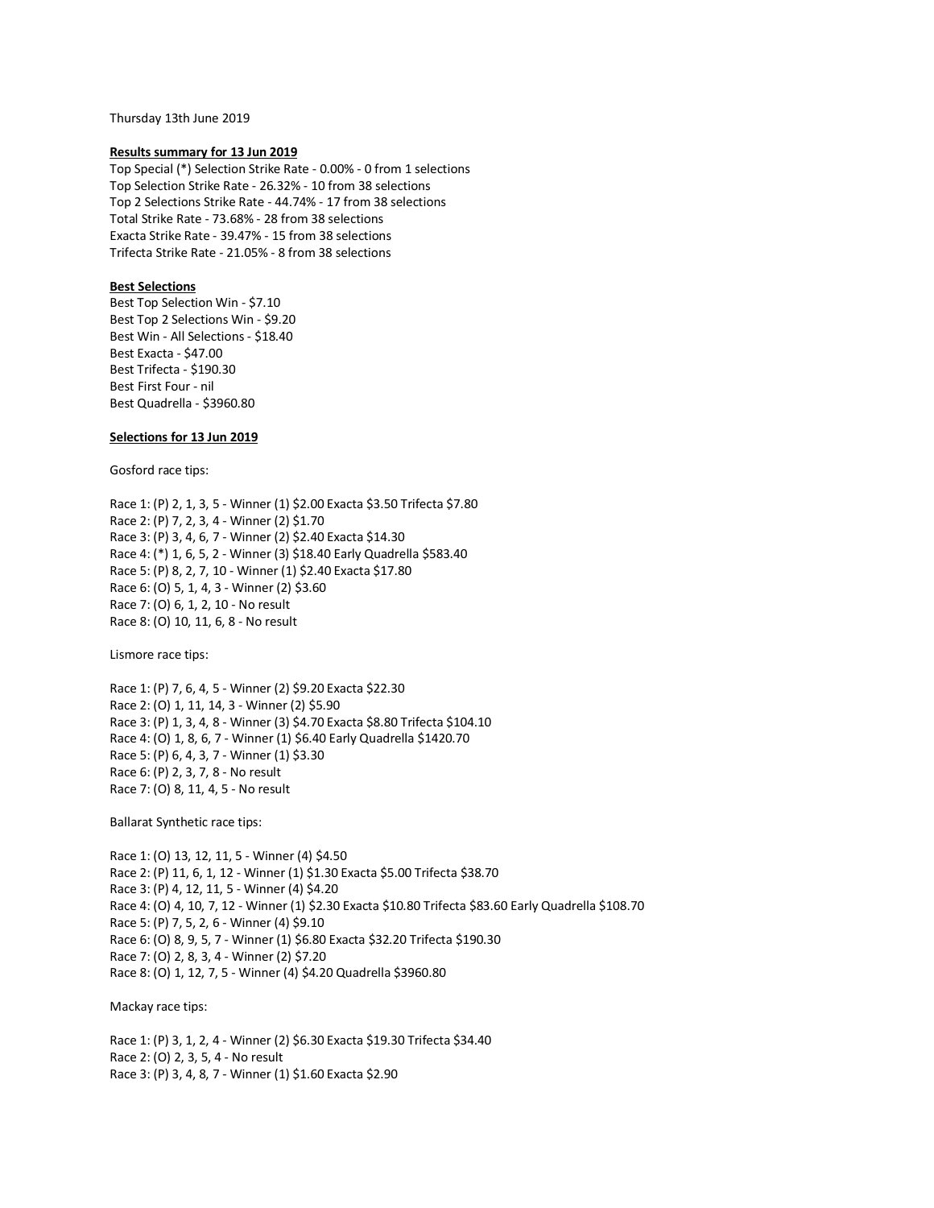Thursday 13th June 2019

**Results summary for 13 Jun 2019**

Top Special (*) Selection Strike Rate - 0.00% - 0 from 1 selections
Top Selection Strike Rate - 26.32% - 10 from 38 selections
Top 2 Selections Strike Rate - 44.74% - 17 from 38 selections
Total Strike Rate - 73.68% - 28 from 38 selections
Exacta Strike Rate - 39.47% - 15 from 38 selections
Trifecta Strike Rate - 21.05% - 8 from 38 selections

**Best Selections**

Best Top Selection Win - $7.10
Best Top 2 Selections Win - $9.20
Best Win - All Selections - $18.40
Best Exacta - $47.00
Best Trifecta - $190.30
Best First Four - nil
Best Quadrella - $3960.80

**Selections for 13 Jun 2019**

Gosford race tips:

Race 1: (P) 2, 1, 3, 5 - Winner (1) $2.00 Exacta $3.50 Trifecta $7.80
Race 2: (P) 7, 2, 3, 4 - Winner (2) $1.70
Race 3: (P) 3, 4, 6, 7 - Winner (2) $2.40 Exacta $14.30
Race 4: (*) 1, 6, 5, 2 - Winner (3) $18.40 Early Quadrella $583.40
Race 5: (P) 8, 2, 7, 10 - Winner (1) $2.40 Exacta $17.80
Race 6: (O) 5, 1, 4, 3 - Winner (2) $3.60
Race 7: (O) 6, 1, 2, 10 - No result
Race 8: (O) 10, 11, 6, 8 - No result

Lismore race tips:

Race 1: (P) 7, 6, 4, 5 - Winner (2) $9.20 Exacta $22.30
Race 2: (O) 1, 11, 14, 3 - Winner (2) $5.90
Race 3: (P) 1, 3, 4, 8 - Winner (3) $4.70 Exacta $8.80 Trifecta $104.10
Race 4: (O) 1, 8, 6, 7 - Winner (1) $6.40 Early Quadrella $1420.70
Race 5: (P) 6, 4, 3, 7 - Winner (1) $3.30
Race 6: (P) 2, 3, 7, 8 - No result
Race 7: (O) 8, 11, 4, 5 - No result

Ballarat Synthetic race tips:

Race 1: (O) 13, 12, 11, 5 - Winner (4) $4.50
Race 2: (P) 11, 6, 1, 12 - Winner (1) $1.30 Exacta $5.00 Trifecta $38.70
Race 3: (P) 4, 12, 11, 5 - Winner (4) $4.20
Race 4: (O) 4, 10, 7, 12 - Winner (1) $2.30 Exacta $10.80 Trifecta $83.60 Early Quadrella $108.70
Race 5: (P) 7, 5, 2, 6 - Winner (4) $9.10
Race 6: (O) 8, 9, 5, 7 - Winner (1) $6.80 Exacta $32.20 Trifecta $190.30
Race 7: (O) 2, 8, 3, 4 - Winner (2) $7.20
Race 8: (O) 1, 12, 7, 5 - Winner (4) $4.20 Quadrella $3960.80

Mackay race tips:

Race 1: (P) 3, 1, 2, 4 - Winner (2) $6.30 Exacta $19.30 Trifecta $34.40
Race 2: (O) 2, 3, 5, 4 - No result
Race 3: (P) 3, 4, 8, 7 - Winner (1) $1.60 Exacta $2.90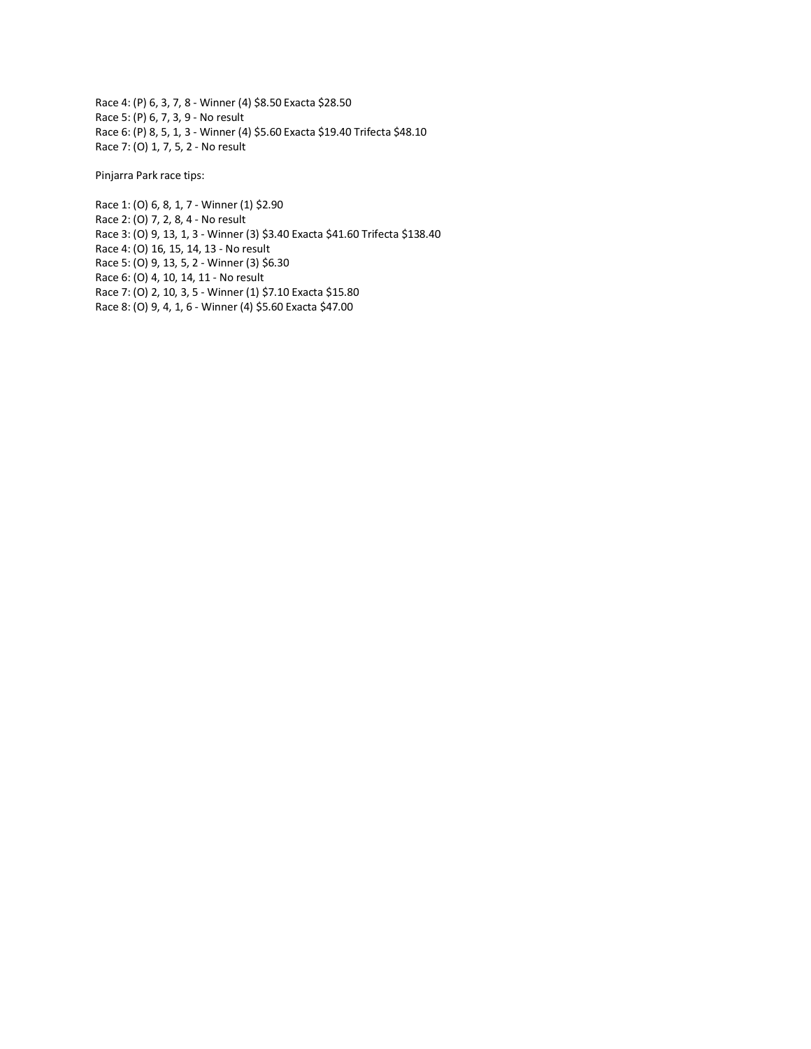Race 4: (P) 6, 3, 7, 8 - Winner (4) $8.50 Exacta $28.50
Race 5: (P) 6, 7, 3, 9 - No result
Race 6: (P) 8, 5, 1, 3 - Winner (4) $5.60 Exacta $19.40 Trifecta $48.10
Race 7: (O) 1, 7, 5, 2 - No result

Pinjarra Park race tips:

Race 1: (O) 6, 8, 1, 7 - Winner (1) $2.90
Race 2: (O) 7, 2, 8, 4 - No result
Race 3: (O) 9, 13, 1, 3 - Winner (3) $3.40 Exacta $41.60 Trifecta $138.40
Race 4: (O) 16, 15, 14, 13 - No result
Race 5: (O) 9, 13, 5, 2 - Winner (3) $6.30
Race 6: (O) 4, 10, 14, 11 - No result
Race 7: (O) 2, 10, 3, 5 - Winner (1) $7.10 Exacta $15.80
Race 8: (O) 9, 4, 1, 6 - Winner (4) $5.60 Exacta $47.00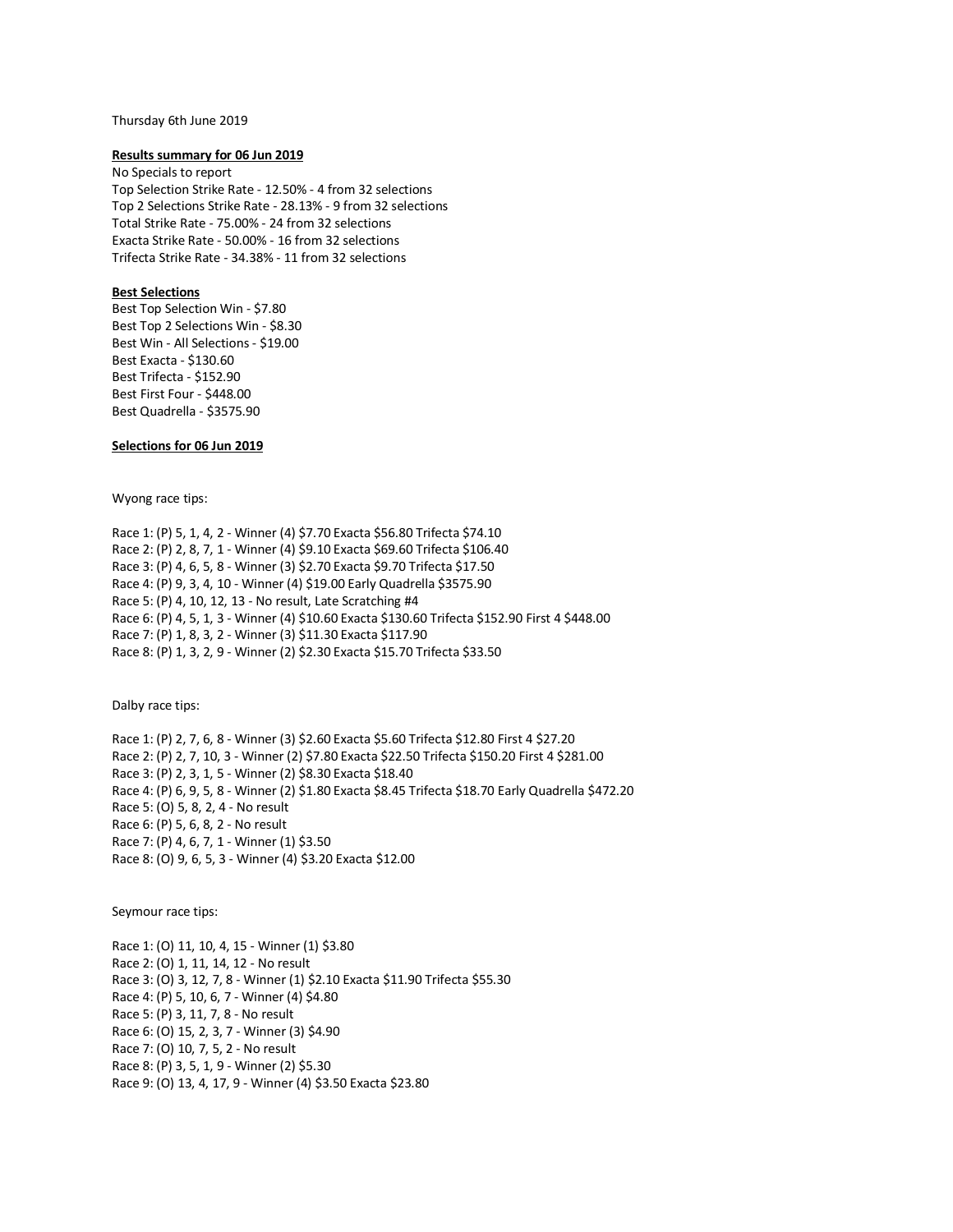Thursday 6th June 2019

**Results summary for 06 Jun 2019**

No Specials to report
Top Selection Strike Rate - 12.50% - 4 from 32 selections
Top 2 Selections Strike Rate - 28.13% - 9 from 32 selections
Total Strike Rate - 75.00% - 24 from 32 selections
Exacta Strike Rate - 50.00% - 16 from 32 selections
Trifecta Strike Rate - 34.38% - 11 from 32 selections

**Best Selections**

Best Top Selection Win - $7.80
Best Top 2 Selections Win - $8.30
Best Win - All Selections - $19.00
Best Exacta - $130.60
Best Trifecta - $152.90
Best First Four - $448.00
Best Quadrella - $3575.90

**Selections for 06 Jun 2019**

Wyong race tips:

Race 1: (P) 5, 1, 4, 2 - Winner (4) $7.70 Exacta $56.80 Trifecta $74.10
Race 2: (P) 2, 8, 7, 1 - Winner (4) $9.10 Exacta $69.60 Trifecta $106.40
Race 3: (P) 4, 6, 5, 8 - Winner (3) $2.70 Exacta $9.70 Trifecta $17.50
Race 4: (P) 9, 3, 4, 10 - Winner (4) $19.00 Early Quadrella $3575.90
Race 5: (P) 4, 10, 12, 13 - No result, Late Scratching #4
Race 6: (P) 4, 5, 1, 3 - Winner (4) $10.60 Exacta $130.60 Trifecta $152.90 First 4 $448.00
Race 7: (P) 1, 8, 3, 2 - Winner (3) $11.30 Exacta $117.90
Race 8: (P) 1, 3, 2, 9 - Winner (2) $2.30 Exacta $15.70 Trifecta $33.50

Dalby race tips:

Race 1: (P) 2, 7, 6, 8 - Winner (3) $2.60 Exacta $5.60 Trifecta $12.80 First 4 $27.20
Race 2: (P) 2, 7, 10, 3 - Winner (2) $7.80 Exacta $22.50 Trifecta $150.20 First 4 $281.00
Race 3: (P) 2, 3, 1, 5 - Winner (2) $8.30 Exacta $18.40
Race 4: (P) 6, 9, 5, 8 - Winner (2) $1.80 Exacta $8.45 Trifecta $18.70 Early Quadrella $472.20
Race 5: (O) 5, 8, 2, 4 - No result
Race 6: (P) 5, 6, 8, 2 - No result
Race 7: (P) 4, 6, 7, 1 - Winner (1) $3.50
Race 8: (O) 9, 6, 5, 3 - Winner (4) $3.20 Exacta $12.00

Seymour race tips:

Race 1: (O) 11, 10, 4, 15 - Winner (1) $3.80
Race 2: (O) 1, 11, 14, 12 - No result
Race 3: (O) 3, 12, 7, 8 - Winner (1) $2.10 Exacta $11.90 Trifecta $55.30
Race 4: (P) 5, 10, 6, 7 - Winner (4) $4.80
Race 5: (P) 3, 11, 7, 8 - No result
Race 6: (O) 15, 2, 3, 7 - Winner (3) $4.90
Race 7: (O) 10, 7, 5, 2 - No result
Race 8: (P) 3, 5, 1, 9 - Winner (2) $5.30
Race 9: (O) 13, 4, 17, 9 - Winner (4) $3.50 Exacta $23.80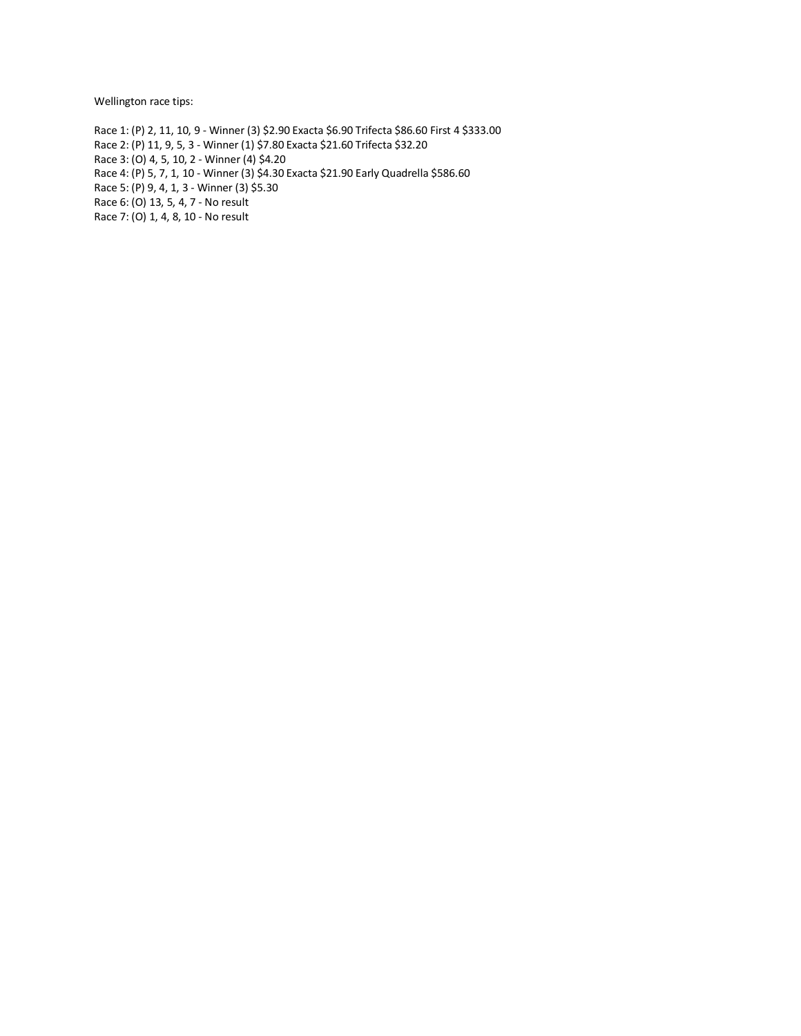Wellington race tips:

Race 1: (P) 2, 11, 10, 9 - Winner (3) $2.90 Exacta $6.90 Trifecta $86.60 First 4 $333.00
Race 2: (P) 11, 9, 5, 3 - Winner (1) $7.80 Exacta $21.60 Trifecta $32.20
Race 3: (O) 4, 5, 10, 2 - Winner (4) $4.20
Race 4: (P) 5, 7, 1, 10 - Winner (3) $4.30 Exacta $21.90 Early Quadrella $586.60
Race 5: (P) 9, 4, 1, 3 - Winner (3) $5.30
Race 6: (O) 13, 5, 4, 7 - No result
Race 7: (O) 1, 4, 8, 10 - No result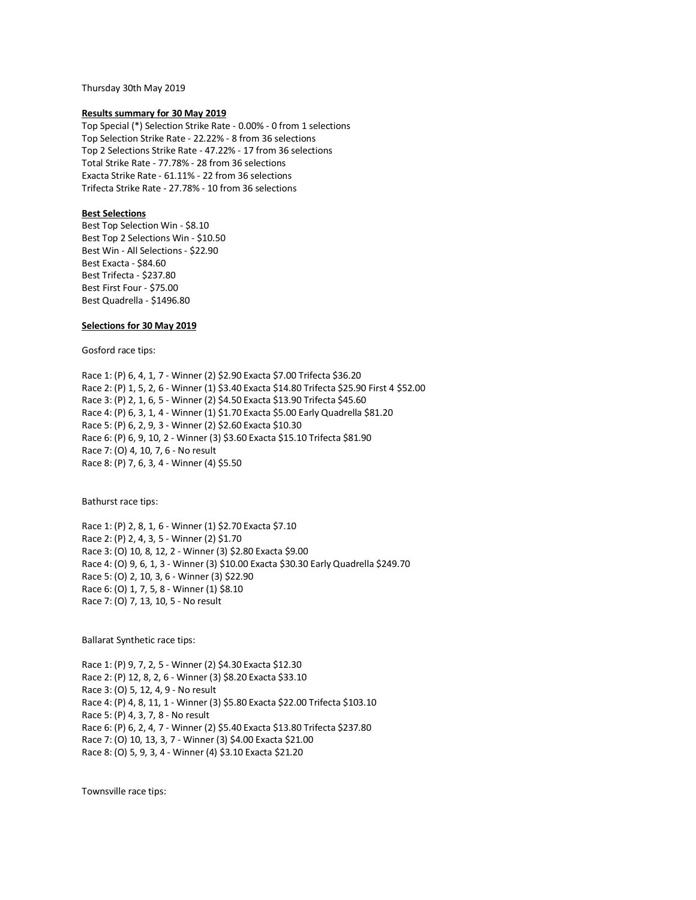Thursday 30th May 2019

**Results summary for 30 May 2019**

Top Special (*) Selection Strike Rate - 0.00% - 0 from 1 selections
Top Selection Strike Rate - 22.22% - 8 from 36 selections
Top 2 Selections Strike Rate - 47.22% - 17 from 36 selections
Total Strike Rate - 77.78% - 28 from 36 selections
Exacta Strike Rate - 61.11% - 22 from 36 selections
Trifecta Strike Rate - 27.78% - 10 from 36 selections

**Best Selections**

Best Top Selection Win - $8.10
Best Top 2 Selections Win - $10.50
Best Win - All Selections - $22.90
Best Exacta - $84.60
Best Trifecta - $237.80
Best First Four - $75.00
Best Quadrella - $1496.80

**Selections for 30 May 2019**

Gosford race tips:

Race 1: (P) 6, 4, 1, 7 - Winner (2) $2.90 Exacta $7.00 Trifecta $36.20
Race 2: (P) 1, 5, 2, 6 - Winner (1) $3.40 Exacta $14.80 Trifecta $25.90 First 4 $52.00
Race 3: (P) 2, 1, 6, 5 - Winner (2) $4.50 Exacta $13.90 Trifecta $45.60
Race 4: (P) 6, 3, 1, 4 - Winner (1) $1.70 Exacta $5.00 Early Quadrella $81.20
Race 5: (P) 6, 2, 9, 3 - Winner (2) $2.60 Exacta $10.30
Race 6: (P) 6, 9, 10, 2 - Winner (3) $3.60 Exacta $15.10 Trifecta $81.90
Race 7: (O) 4, 10, 7, 6 - No result
Race 8: (P) 7, 6, 3, 4 - Winner (4) $5.50

Bathurst race tips:

Race 1: (P) 2, 8, 1, 6 - Winner (1) $2.70 Exacta $7.10
Race 2: (P) 2, 4, 3, 5 - Winner (2) $1.70
Race 3: (O) 10, 8, 12, 2 - Winner (3) $2.80 Exacta $9.00
Race 4: (O) 9, 6, 1, 3 - Winner (3) $10.00 Exacta $30.30 Early Quadrella $249.70
Race 5: (O) 2, 10, 3, 6 - Winner (3) $22.90
Race 6: (O) 1, 7, 5, 8 - Winner (1) $8.10
Race 7: (O) 7, 13, 10, 5 - No result

Ballarat Synthetic race tips:

Race 1: (P) 9, 7, 2, 5 - Winner (2) $4.30 Exacta $12.30
Race 2: (P) 12, 8, 2, 6 - Winner (3) $8.20 Exacta $33.10
Race 3: (O) 5, 12, 4, 9 - No result
Race 4: (P) 4, 8, 11, 1 - Winner (3) $5.80 Exacta $22.00 Trifecta $103.10
Race 5: (P) 4, 3, 7, 8 - No result
Race 6: (P) 6, 2, 4, 7 - Winner (2) $5.40 Exacta $13.80 Trifecta $237.80
Race 7: (O) 10, 13, 3, 7 - Winner (3) $4.00 Exacta $21.00
Race 8: (O) 5, 9, 3, 4 - Winner (4) $3.10 Exacta $21.20

Townsville race tips: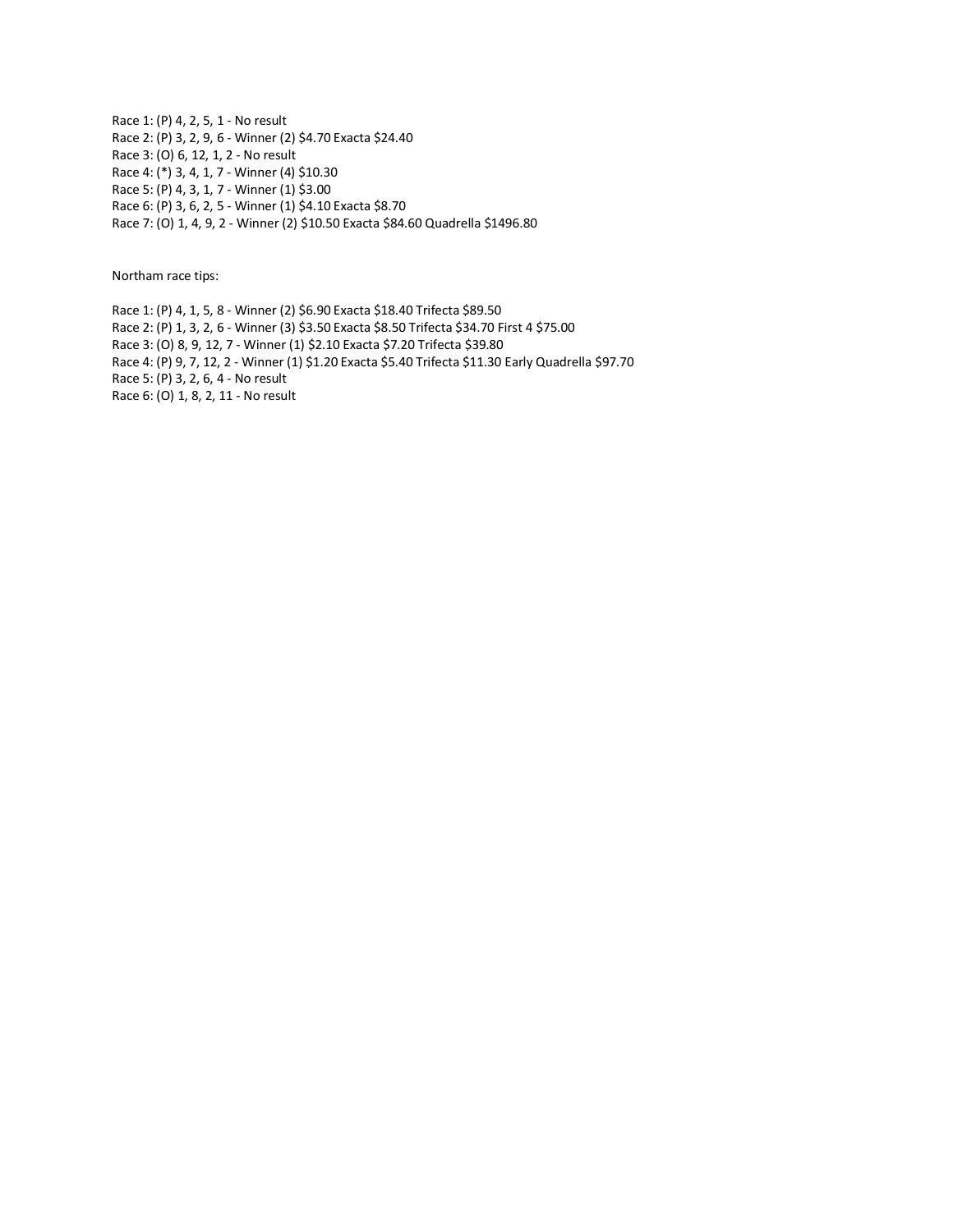Race 1: (P) 4, 2, 5, 1 - No result
Race 2: (P) 3, 2, 9, 6 - Winner (2) $4.70 Exacta $24.40
Race 3: (O) 6, 12, 1, 2 - No result
Race 4: (*) 3, 4, 1, 7 - Winner (4) $10.30
Race 5: (P) 4, 3, 1, 7 - Winner (1) $3.00
Race 6: (P) 3, 6, 2, 5 - Winner (1) $4.10 Exacta $8.70
Race 7: (O) 1, 4, 9, 2 - Winner (2) $10.50 Exacta $84.60 Quadrella $1496.80

Northam race tips:

Race 1: (P) 4, 1, 5, 8 - Winner (2) $6.90 Exacta $18.40 Trifecta $89.50
Race 2: (P) 1, 3, 2, 6 - Winner (3) $3.50 Exacta $8.50 Trifecta $34.70 First 4 $75.00
Race 3: (O) 8, 9, 12, 7 - Winner (1) $2.10 Exacta $7.20 Trifecta $39.80
Race 4: (P) 9, 7, 12, 2 - Winner (1) $1.20 Exacta $5.40 Trifecta $11.30 Early Quadrella $97.70
Race 5: (P) 3, 2, 6, 4 - No result
Race 6: (O) 1, 8, 2, 11 - No result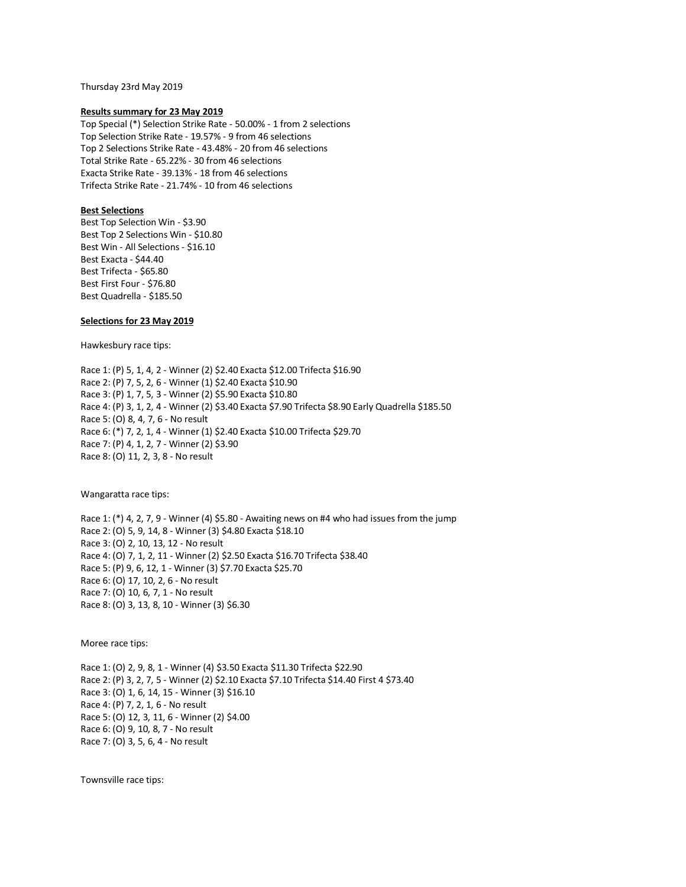Thursday 23rd May 2019

**Results summary for 23 May 2019**

Top Special (*) Selection Strike Rate - 50.00% - 1 from 2 selections
Top Selection Strike Rate - 19.57% - 9 from 46 selections
Top 2 Selections Strike Rate - 43.48% - 20 from 46 selections
Total Strike Rate - 65.22% - 30 from 46 selections
Exacta Strike Rate - 39.13% - 18 from 46 selections
Trifecta Strike Rate - 21.74% - 10 from 46 selections

**Best Selections**

Best Top Selection Win - $3.90
Best Top 2 Selections Win - $10.80
Best Win - All Selections - $16.10
Best Exacta - $44.40
Best Trifecta - $65.80
Best First Four - $76.80
Best Quadrella - $185.50

**Selections for 23 May 2019**

Hawkesbury race tips:

Race 1: (P) 5, 1, 4, 2 - Winner (2) $2.40 Exacta $12.00 Trifecta $16.90
Race 2: (P) 7, 5, 2, 6 - Winner (1) $2.40 Exacta $10.90
Race 3: (P) 1, 7, 5, 3 - Winner (2) $5.90 Exacta $10.80
Race 4: (P) 3, 1, 2, 4 - Winner (2) $3.40 Exacta $7.90 Trifecta $8.90 Early Quadrella $185.50
Race 5: (O) 8, 4, 7, 6 - No result
Race 6: (*) 7, 2, 1, 4 - Winner (1) $2.40 Exacta $10.00 Trifecta $29.70
Race 7: (P) 4, 1, 2, 7 - Winner (2) $3.90
Race 8: (O) 11, 2, 3, 8 - No result

Wangaratta race tips:

Race 1: (*) 4, 2, 7, 9 - Winner (4) $5.80 - Awaiting news on #4 who had issues from the jump
Race 2: (O) 5, 9, 14, 8 - Winner (3) $4.80 Exacta $18.10
Race 3: (O) 2, 10, 13, 12 - No result
Race 4: (O) 7, 1, 2, 11 - Winner (2) $2.50 Exacta $16.70 Trifecta $38.40
Race 5: (P) 9, 6, 12, 1 - Winner (3) $7.70 Exacta $25.70
Race 6: (O) 17, 10, 2, 6 - No result
Race 7: (O) 10, 6, 7, 1 - No result
Race 8: (O) 3, 13, 8, 10 - Winner (3) $6.30

Moree race tips:

Race 1: (O) 2, 9, 8, 1 - Winner (4) $3.50 Exacta $11.30 Trifecta $22.90
Race 2: (P) 3, 2, 7, 5 - Winner (2) $2.10 Exacta $7.10 Trifecta $14.40 First 4 $73.40
Race 3: (O) 1, 6, 14, 15 - Winner (3) $16.10
Race 4: (P) 7, 2, 1, 6 - No result
Race 5: (O) 12, 3, 11, 6 - Winner (2) $4.00
Race 6: (O) 9, 10, 8, 7 - No result
Race 7: (O) 3, 5, 6, 4 - No result

Townsville race tips: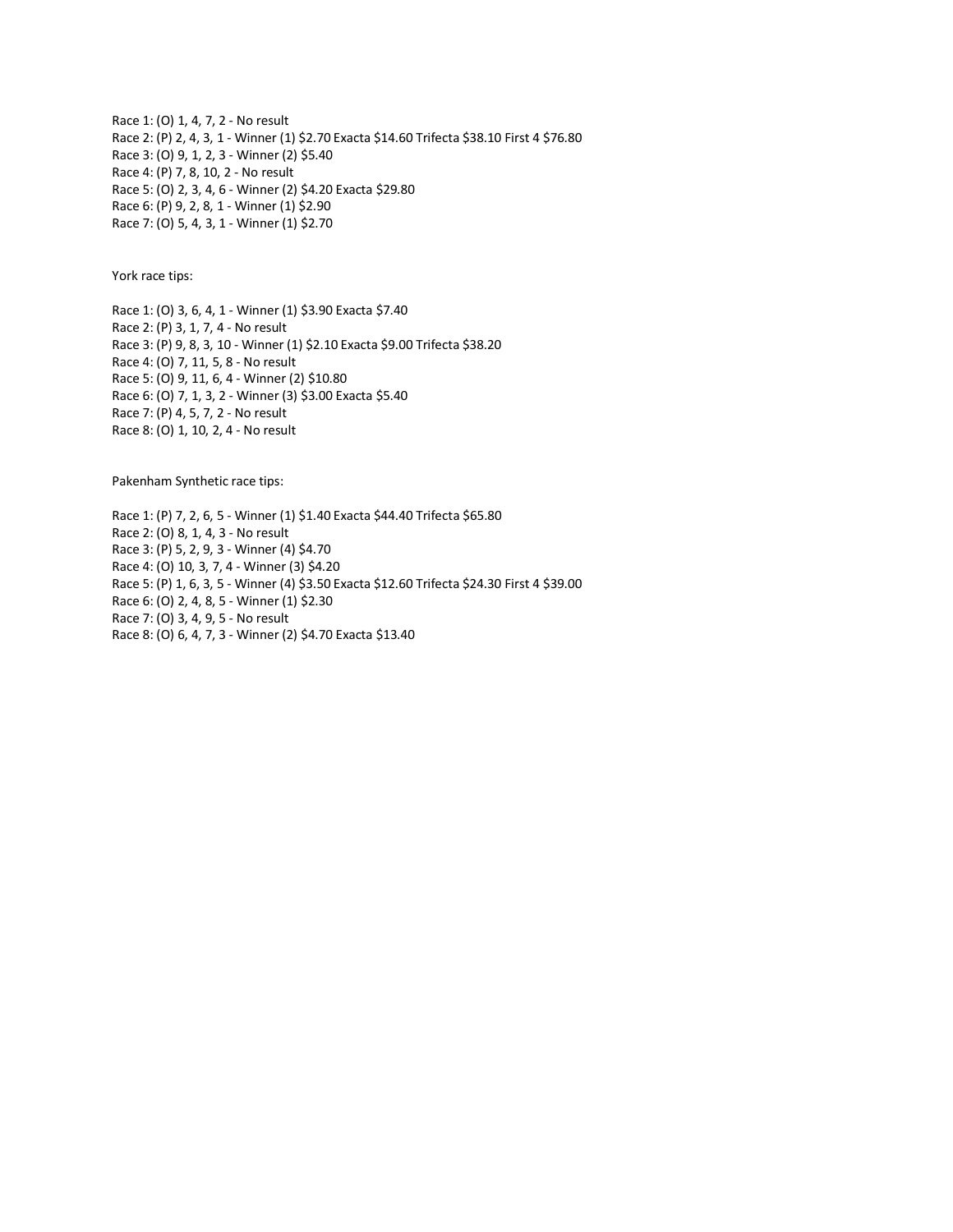Race 1: (O) 1, 4, 7, 2 - No result
Race 2: (P) 2, 4, 3, 1 - Winner (1) $2.70 Exacta $14.60 Trifecta $38.10 First 4 $76.80
Race 3: (O) 9, 1, 2, 3 - Winner (2) $5.40
Race 4: (P) 7, 8, 10, 2 - No result
Race 5: (O) 2, 3, 4, 6 - Winner (2) $4.20 Exacta $29.80
Race 6: (P) 9, 2, 8, 1 - Winner (1) $2.90
Race 7: (O) 5, 4, 3, 1 - Winner (1) $2.70

York race tips:

Race 1: (O) 3, 6, 4, 1 - Winner (1) $3.90 Exacta $7.40
Race 2: (P) 3, 1, 7, 4 - No result
Race 3: (P) 9, 8, 3, 10 - Winner (1) $2.10 Exacta $9.00 Trifecta $38.20
Race 4: (O) 7, 11, 5, 8 - No result
Race 5: (O) 9, 11, 6, 4 - Winner (2) $10.80
Race 6: (O) 7, 1, 3, 2 - Winner (3) $3.00 Exacta $5.40
Race 7: (P) 4, 5, 7, 2 - No result
Race 8: (O) 1, 10, 2, 4 - No result

Pakenham Synthetic race tips:

Race 1: (P) 7, 2, 6, 5 - Winner (1) $1.40 Exacta $44.40 Trifecta $65.80
Race 2: (O) 8, 1, 4, 3 - No result
Race 3: (P) 5, 2, 9, 3 - Winner (4) $4.70
Race 4: (O) 10, 3, 7, 4 - Winner (3) $4.20
Race 5: (P) 1, 6, 3, 5 - Winner (4) $3.50 Exacta $12.60 Trifecta $24.30 First 4 $39.00
Race 6: (O) 2, 4, 8, 5 - Winner (1) $2.30
Race 7: (O) 3, 4, 9, 5 - No result
Race 8: (O) 6, 4, 7, 3 - Winner (2) $4.70 Exacta $13.40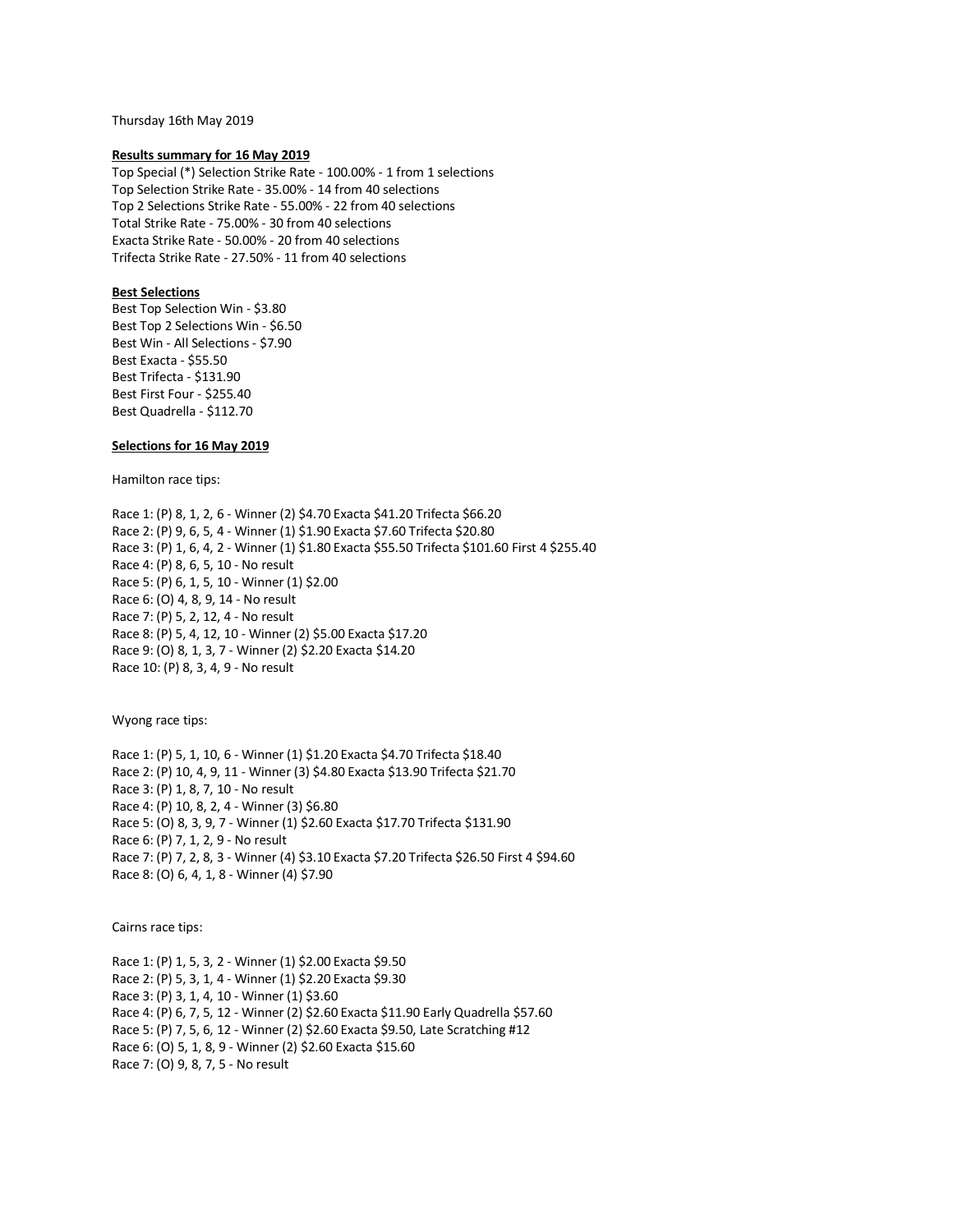Thursday 16th May 2019

**Results summary for 16 May 2019**

Top Special (*) Selection Strike Rate - 100.00% - 1 from 1 selections
Top Selection Strike Rate - 35.00% - 14 from 40 selections
Top 2 Selections Strike Rate - 55.00% - 22 from 40 selections
Total Strike Rate - 75.00% - 30 from 40 selections
Exacta Strike Rate - 50.00% - 20 from 40 selections
Trifecta Strike Rate - 27.50% - 11 from 40 selections

**Best Selections**

Best Top Selection Win - $3.80
Best Top 2 Selections Win - $6.50
Best Win - All Selections - $7.90
Best Exacta - $55.50
Best Trifecta - $131.90
Best First Four - $255.40
Best Quadrella - $112.70

**Selections for 16 May 2019**

Hamilton race tips:

Race 1: (P) 8, 1, 2, 6 - Winner (2) $4.70 Exacta $41.20 Trifecta $66.20
Race 2: (P) 9, 6, 5, 4 - Winner (1) $1.90 Exacta $7.60 Trifecta $20.80
Race 3: (P) 1, 6, 4, 2 - Winner (1) $1.80 Exacta $55.50 Trifecta $101.60 First 4 $255.40
Race 4: (P) 8, 6, 5, 10 - No result
Race 5: (P) 6, 1, 5, 10 - Winner (1) $2.00
Race 6: (O) 4, 8, 9, 14 - No result
Race 7: (P) 5, 2, 12, 4 - No result
Race 8: (P) 5, 4, 12, 10 - Winner (2) $5.00 Exacta $17.20
Race 9: (O) 8, 1, 3, 7 - Winner (2) $2.20 Exacta $14.20
Race 10: (P) 8, 3, 4, 9 - No result

Wyong race tips:

Race 1: (P) 5, 1, 10, 6 - Winner (1) $1.20 Exacta $4.70 Trifecta $18.40
Race 2: (P) 10, 4, 9, 11 - Winner (3) $4.80 Exacta $13.90 Trifecta $21.70
Race 3: (P) 1, 8, 7, 10 - No result
Race 4: (P) 10, 8, 2, 4 - Winner (3) $6.80
Race 5: (O) 8, 3, 9, 7 - Winner (1) $2.60 Exacta $17.70 Trifecta $131.90
Race 6: (P) 7, 1, 2, 9 - No result
Race 7: (P) 7, 2, 8, 3 - Winner (4) $3.10 Exacta $7.20 Trifecta $26.50 First 4 $94.60
Race 8: (O) 6, 4, 1, 8 - Winner (4) $7.90

Cairns race tips:

Race 1: (P) 1, 5, 3, 2 - Winner (1) $2.00 Exacta $9.50
Race 2: (P) 5, 3, 1, 4 - Winner (1) $2.20 Exacta $9.30
Race 3: (P) 3, 1, 4, 10 - Winner (1) $3.60
Race 4: (P) 6, 7, 5, 12 - Winner (2) $2.60 Exacta $11.90 Early Quadrella $57.60
Race 5: (P) 7, 5, 6, 12 - Winner (2) $2.60 Exacta $9.50, Late Scratching #12
Race 6: (O) 5, 1, 8, 9 - Winner (2) $2.60 Exacta $15.60
Race 7: (O) 9, 8, 7, 5 - No result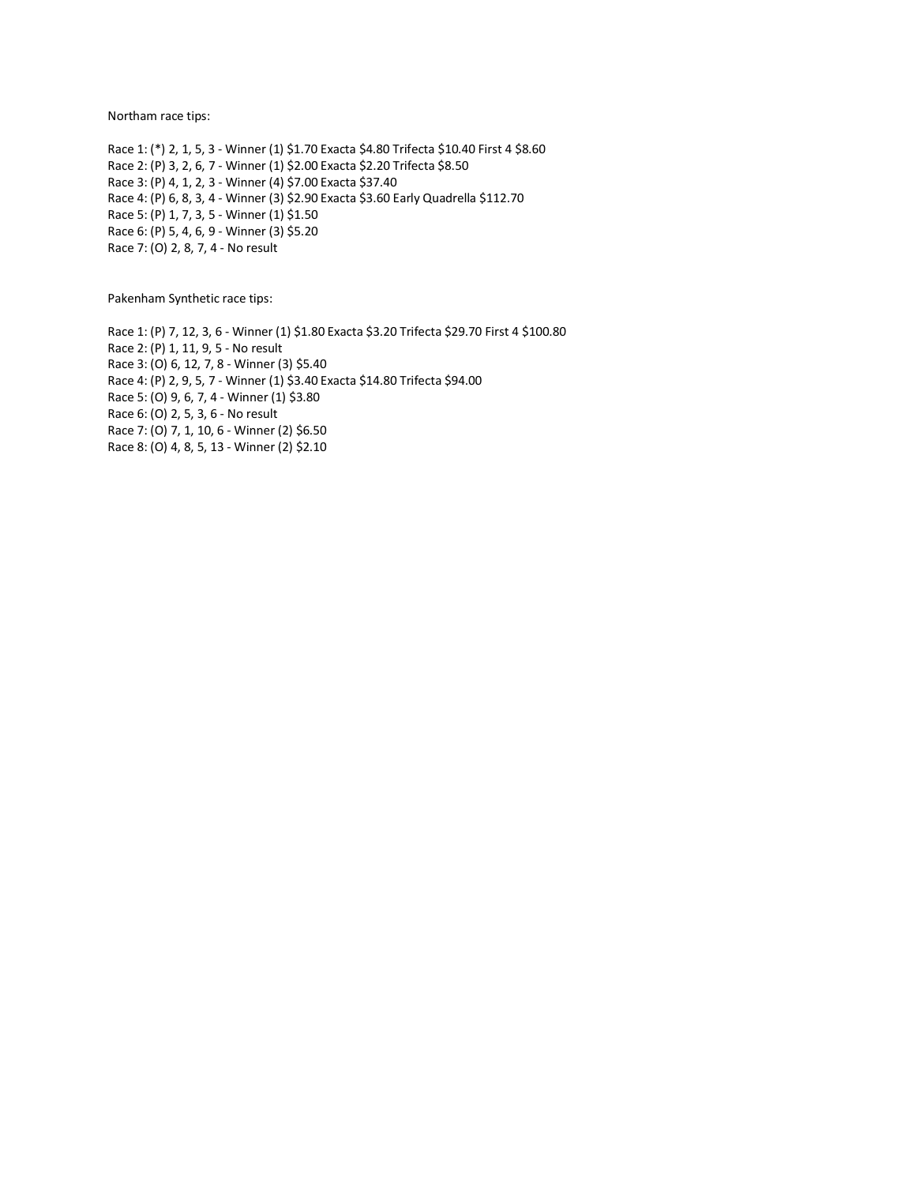Northam race tips:

Race 1: (*) 2, 1, 5, 3 - Winner (1) $1.70 Exacta $4.80 Trifecta $10.40 First 4 $8.60
Race 2: (P) 3, 2, 6, 7 - Winner (1) $2.00 Exacta $2.20 Trifecta $8.50
Race 3: (P) 4, 1, 2, 3 - Winner (4) $7.00 Exacta $37.40
Race 4: (P) 6, 8, 3, 4 - Winner (3) $2.90 Exacta $3.60 Early Quadrella $112.70
Race 5: (P) 1, 7, 3, 5 - Winner (1) $1.50
Race 6: (P) 5, 4, 6, 9 - Winner (3) $5.20
Race 7: (O) 2, 8, 7, 4 - No result

Pakenham Synthetic race tips:

Race 1: (P) 7, 12, 3, 6 - Winner (1) $1.80 Exacta $3.20 Trifecta $29.70 First 4 $100.80
Race 2: (P) 1, 11, 9, 5 - No result
Race 3: (O) 6, 12, 7, 8 - Winner (3) $5.40
Race 4: (P) 2, 9, 5, 7 - Winner (1) $3.40 Exacta $14.80 Trifecta $94.00
Race 5: (O) 9, 6, 7, 4 - Winner (1) $3.80
Race 6: (O) 2, 5, 3, 6 - No result
Race 7: (O) 7, 1, 10, 6 - Winner (2) $6.50
Race 8: (O) 4, 8, 5, 13 - Winner (2) $2.10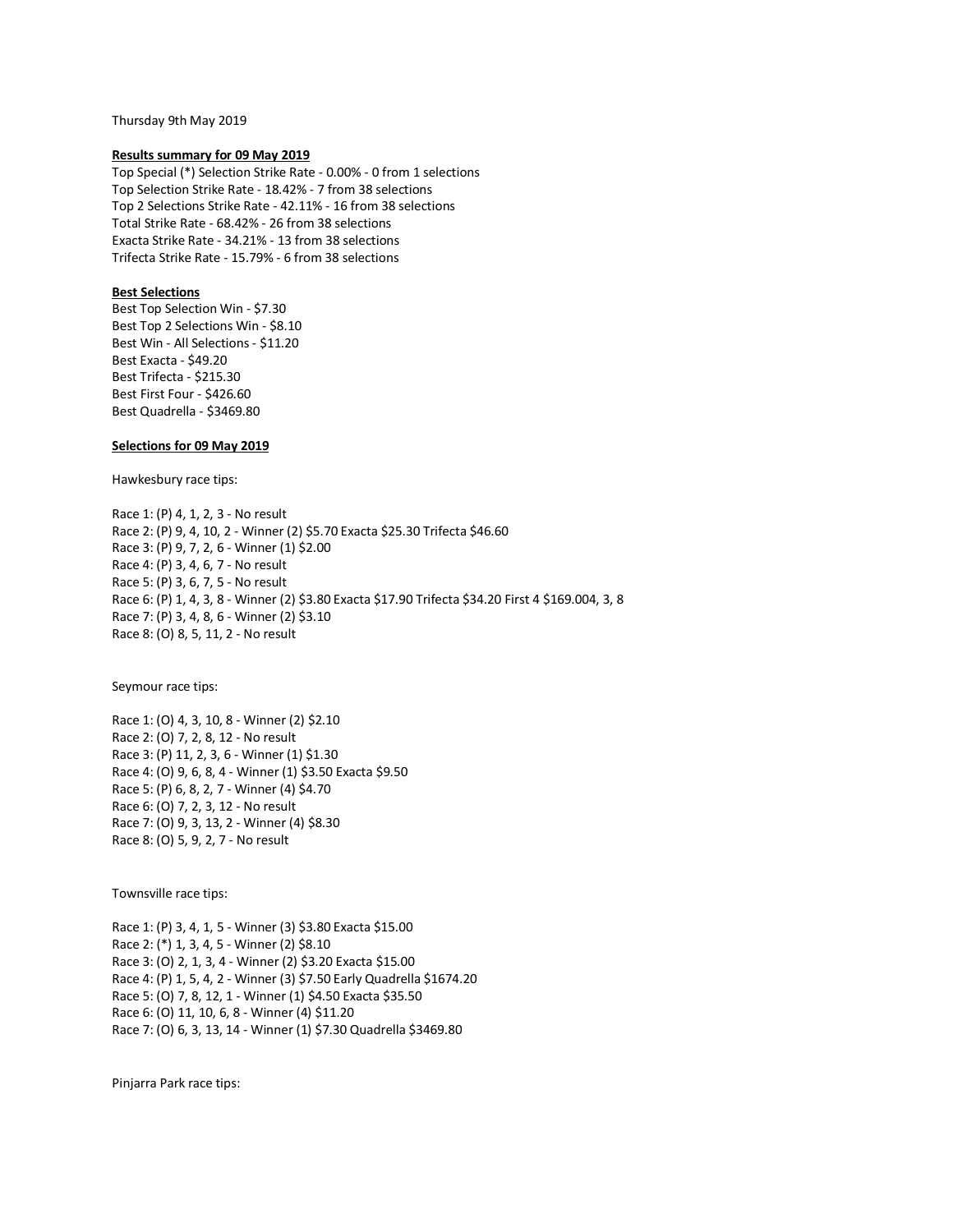Thursday 9th May 2019

**Results summary for 09 May 2019**

Top Special (*) Selection Strike Rate - 0.00% - 0 from 1 selections
Top Selection Strike Rate - 18.42% - 7 from 38 selections
Top 2 Selections Strike Rate - 42.11% - 16 from 38 selections
Total Strike Rate - 68.42% - 26 from 38 selections
Exacta Strike Rate - 34.21% - 13 from 38 selections
Trifecta Strike Rate - 15.79% - 6 from 38 selections

**Best Selections**

Best Top Selection Win - $7.30
Best Top 2 Selections Win - $8.10
Best Win - All Selections - $11.20
Best Exacta - $49.20
Best Trifecta - $215.30
Best First Four - $426.60
Best Quadrella - $3469.80

**Selections for 09 May 2019**

Hawkesbury race tips:

Race 1: (P) 4, 1, 2, 3 - No result
Race 2: (P) 9, 4, 10, 2 - Winner (2) $5.70 Exacta $25.30 Trifecta $46.60
Race 3: (P) 9, 7, 2, 6 - Winner (1) $2.00
Race 4: (P) 3, 4, 6, 7 - No result
Race 5: (P) 3, 6, 7, 5 - No result
Race 6: (P) 1, 4, 3, 8 - Winner (2) $3.80 Exacta $17.90 Trifecta $34.20 First 4 $169.004, 3, 8
Race 7: (P) 3, 4, 8, 6 - Winner (2) $3.10
Race 8: (O) 8, 5, 11, 2 - No result

Seymour race tips:

Race 1: (O) 4, 3, 10, 8 - Winner (2) $2.10
Race 2: (O) 7, 2, 8, 12 - No result
Race 3: (P) 11, 2, 3, 6 - Winner (1) $1.30
Race 4: (O) 9, 6, 8, 4 - Winner (1) $3.50 Exacta $9.50
Race 5: (P) 6, 8, 2, 7 - Winner (4) $4.70
Race 6: (O) 7, 2, 3, 12 - No result
Race 7: (O) 9, 3, 13, 2 - Winner (4) $8.30
Race 8: (O) 5, 9, 2, 7 - No result

Townsville race tips:

Race 1: (P) 3, 4, 1, 5 - Winner (3) $3.80 Exacta $15.00
Race 2: (*) 1, 3, 4, 5 - Winner (2) $8.10
Race 3: (O) 2, 1, 3, 4 - Winner (2) $3.20 Exacta $15.00
Race 4: (P) 1, 5, 4, 2 - Winner (3) $7.50 Early Quadrella $1674.20
Race 5: (O) 7, 8, 12, 1 - Winner (1) $4.50 Exacta $35.50
Race 6: (O) 11, 10, 6, 8 - Winner (4) $11.20
Race 7: (O) 6, 3, 13, 14 - Winner (1) $7.30 Quadrella $3469.80

Pinjarra Park race tips: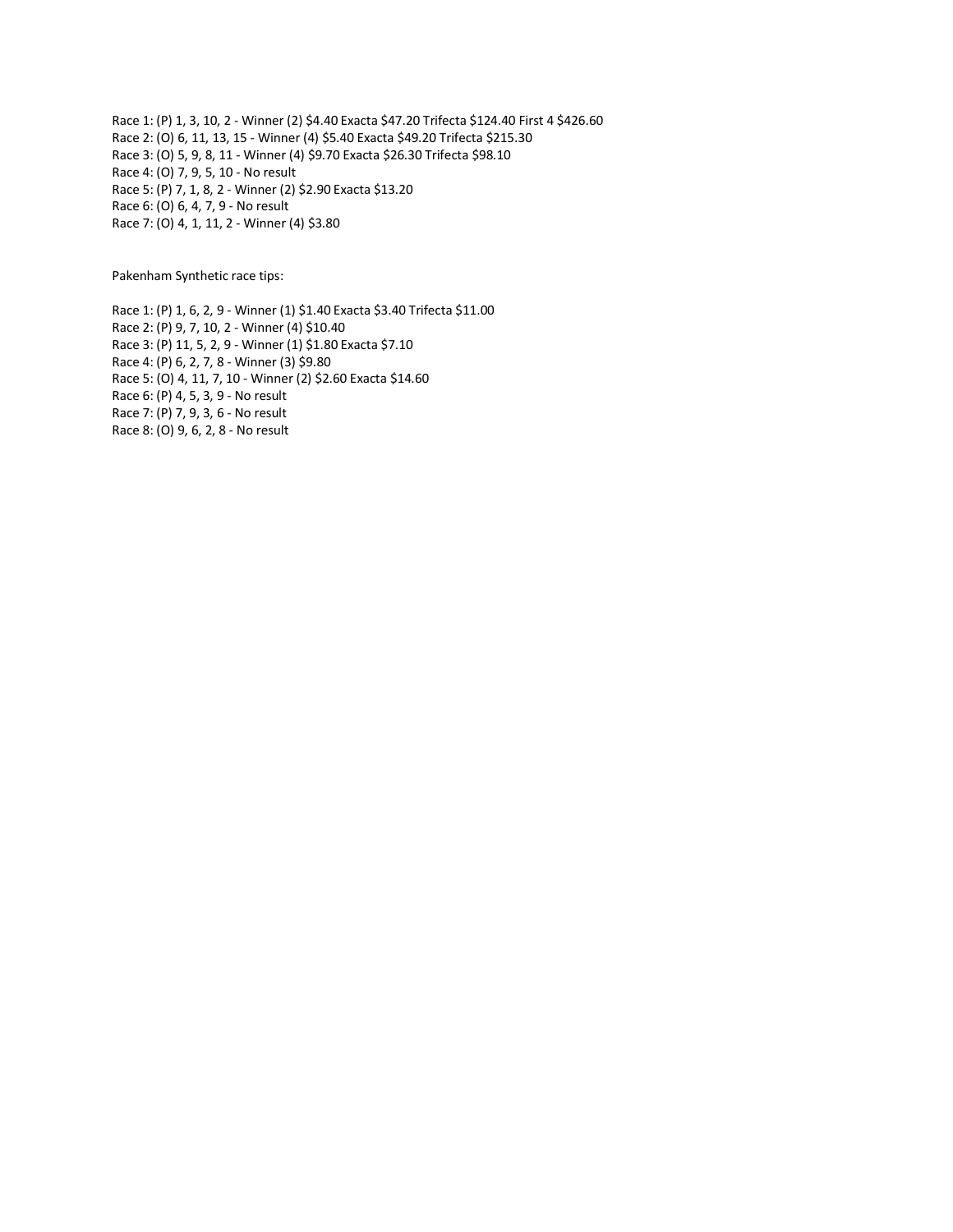Race 1: (P) 1, 3, 10, 2 - Winner (2) $4.40 Exacta $47.20 Trifecta $124.40 First 4 $426.60
Race 2: (O) 6, 11, 13, 15 - Winner (4) $5.40 Exacta $49.20 Trifecta $215.30
Race 3: (O) 5, 9, 8, 11 - Winner (4) $9.70 Exacta $26.30 Trifecta $98.10
Race 4: (O) 7, 9, 5, 10 - No result
Race 5: (P) 7, 1, 8, 2 - Winner (2) $2.90 Exacta $13.20
Race 6: (O) 6, 4, 7, 9 - No result
Race 7: (O) 4, 1, 11, 2 - Winner (4) $3.80

Pakenham Synthetic race tips:

Race 1: (P) 1, 6, 2, 9 - Winner (1) $1.40 Exacta $3.40 Trifecta $11.00
Race 2: (P) 9, 7, 10, 2 - Winner (4) $10.40
Race 3: (P) 11, 5, 2, 9 - Winner (1) $1.80 Exacta $7.10
Race 4: (P) 6, 2, 7, 8 - Winner (3) $9.80
Race 5: (O) 4, 11, 7, 10 - Winner (2) $2.60 Exacta $14.60
Race 6: (P) 4, 5, 3, 9 - No result
Race 7: (P) 7, 9, 3, 6 - No result
Race 8: (O) 9, 6, 2, 8 - No result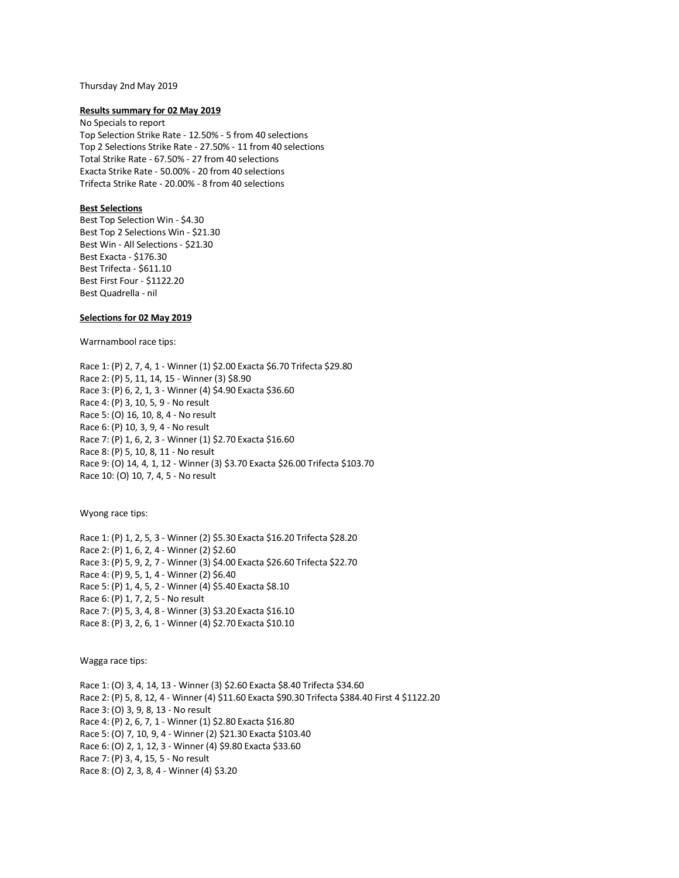Thursday 2nd May 2019

**Results summary for 02 May 2019**

No Specials to report
Top Selection Strike Rate - 12.50% - 5 from 40 selections
Top 2 Selections Strike Rate - 27.50% - 11 from 40 selections
Total Strike Rate - 67.50% - 27 from 40 selections
Exacta Strike Rate - 50.00% - 20 from 40 selections
Trifecta Strike Rate - 20.00% - 8 from 40 selections

**Best Selections**

Best Top Selection Win - $4.30
Best Top 2 Selections Win - $21.30
Best Win - All Selections - $21.30
Best Exacta - $176.30
Best Trifecta - $611.10
Best First Four - $1122.20
Best Quadrella - nil

**Selections for 02 May 2019**

Warrnambool race tips:

Race 1: (P) 2, 7, 4, 1 - Winner (1) $2.00 Exacta $6.70 Trifecta $29.80
Race 2: (P) 5, 11, 14, 15 - Winner (3) $8.90
Race 3: (P) 6, 2, 1, 3 - Winner (4) $4.90 Exacta $36.60
Race 4: (P) 3, 10, 5, 9 - No result
Race 5: (O) 16, 10, 8, 4 - No result
Race 6: (P) 10, 3, 9, 4 - No result
Race 7: (P) 1, 6, 2, 3 - Winner (1) $2.70 Exacta $16.60
Race 8: (P) 5, 10, 8, 11 - No result
Race 9: (O) 14, 4, 1, 12 - Winner (3) $3.70 Exacta $26.00 Trifecta $103.70
Race 10: (O) 10, 7, 4, 5 - No result

Wyong race tips:

Race 1: (P) 1, 2, 5, 3 - Winner (2) $5.30 Exacta $16.20 Trifecta $28.20
Race 2: (P) 1, 6, 2, 4 - Winner (2) $2.60
Race 3: (P) 5, 9, 2, 7 - Winner (3) $4.00 Exacta $26.60 Trifecta $22.70
Race 4: (P) 9, 5, 1, 4 - Winner (2) $6.40
Race 5: (P) 1, 4, 5, 2 - Winner (4) $5.40 Exacta $8.10
Race 6: (P) 1, 7, 2, 5 - No result
Race 7: (P) 5, 3, 4, 8 - Winner (3) $3.20 Exacta $16.10
Race 8: (P) 3, 2, 6, 1 - Winner (4) $2.70 Exacta $10.10

Wagga race tips:

Race 1: (O) 3, 4, 14, 13 - Winner (3) $2.60 Exacta $8.40 Trifecta $34.60
Race 2: (P) 5, 8, 12, 4 - Winner (4) $11.60 Exacta $90.30 Trifecta $384.40 First 4 $1122.20
Race 3: (O) 3, 9, 8, 13 - No result
Race 4: (P) 2, 6, 7, 1 - Winner (1) $2.80 Exacta $16.80
Race 5: (O) 7, 10, 9, 4 - Winner (2) $21.30 Exacta $103.40
Race 6: (O) 2, 1, 12, 3 - Winner (4) $9.80 Exacta $33.60
Race 7: (P) 3, 4, 15, 5 - No result
Race 8: (O) 2, 3, 8, 4 - Winner (4) $3.20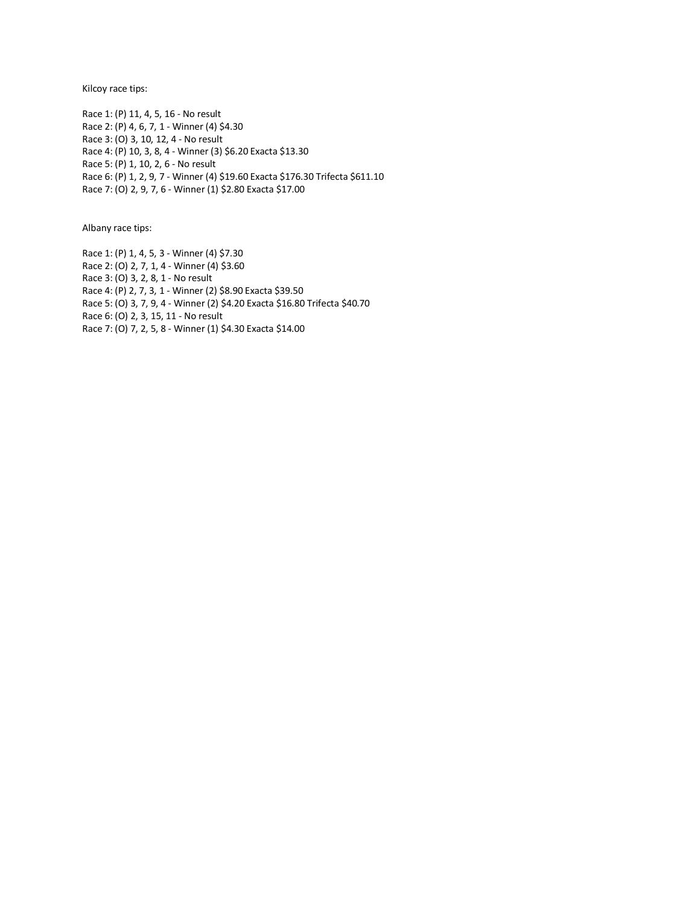Kilcoy race tips:

Race 1: (P) 11, 4, 5, 16 - No result
Race 2: (P) 4, 6, 7, 1 - Winner (4) $4.30
Race 3: (O) 3, 10, 12, 4 - No result
Race 4: (P) 10, 3, 8, 4 - Winner (3) $6.20 Exacta $13.30
Race 5: (P) 1, 10, 2, 6 - No result
Race 6: (P) 1, 2, 9, 7 - Winner (4) $19.60 Exacta $176.30 Trifecta $611.10
Race 7: (O) 2, 9, 7, 6 - Winner (1) $2.80 Exacta $17.00

Albany race tips:

Race 1: (P) 1, 4, 5, 3 - Winner (4) $7.30
Race 2: (O) 2, 7, 1, 4 - Winner (4) $3.60
Race 3: (O) 3, 2, 8, 1 - No result
Race 4: (P) 2, 7, 3, 1 - Winner (2) $8.90 Exacta $39.50
Race 5: (O) 3, 7, 9, 4 - Winner (2) $4.20 Exacta $16.80 Trifecta $40.70
Race 6: (O) 2, 3, 15, 11 - No result
Race 7: (O) 7, 2, 5, 8 - Winner (1) $4.30 Exacta $14.00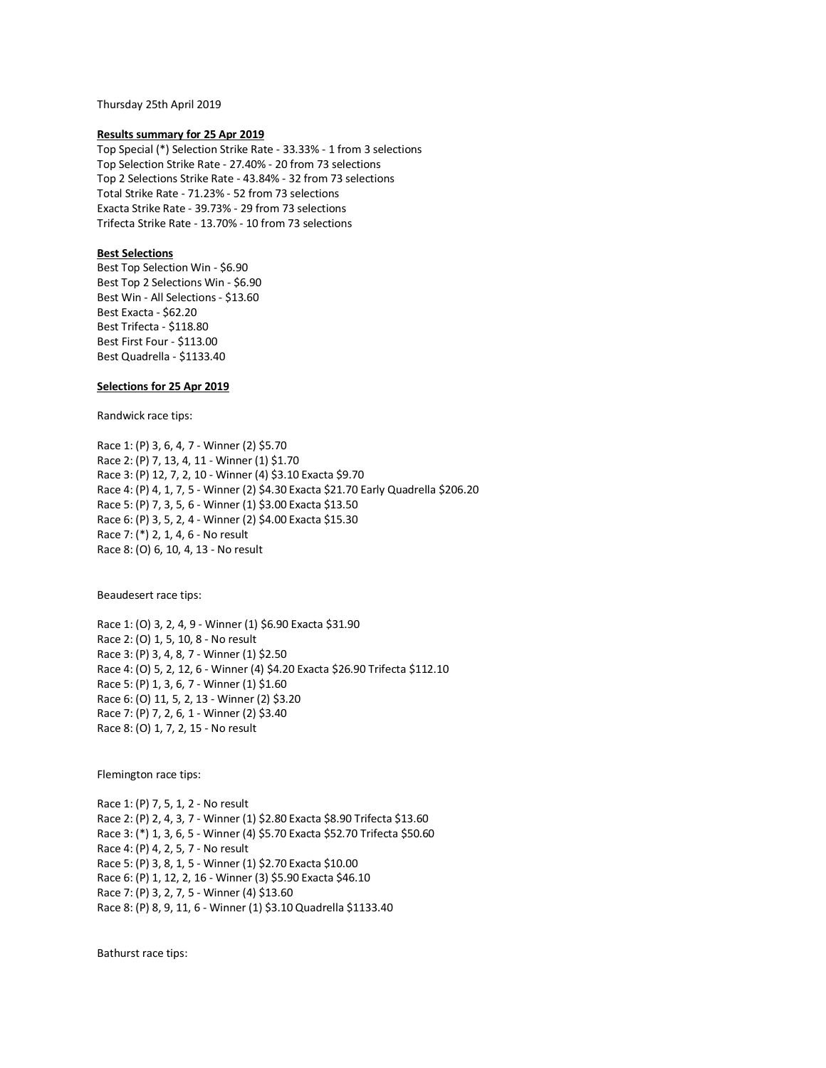Thursday 25th April 2019

**Results summary for 25 Apr 2019**

Top Special (*) Selection Strike Rate - 33.33% - 1 from 3 selections
Top Selection Strike Rate - 27.40% - 20 from 73 selections
Top 2 Selections Strike Rate - 43.84% - 32 from 73 selections
Total Strike Rate - 71.23% - 52 from 73 selections
Exacta Strike Rate - 39.73% - 29 from 73 selections
Trifecta Strike Rate - 13.70% - 10 from 73 selections

**Best Selections**

Best Top Selection Win - $6.90
Best Top 2 Selections Win - $6.90
Best Win - All Selections - $13.60
Best Exacta - $62.20
Best Trifecta - $118.80
Best First Four - $113.00
Best Quadrella - $1133.40

**Selections for 25 Apr 2019**

Randwick race tips:

Race 1: (P) 3, 6, 4, 7 - Winner (2) $5.70
Race 2: (P) 7, 13, 4, 11 - Winner (1) $1.70
Race 3: (P) 12, 7, 2, 10 - Winner (4) $3.10 Exacta $9.70
Race 4: (P) 4, 1, 7, 5 - Winner (2) $4.30 Exacta $21.70 Early Quadrella $206.20
Race 5: (P) 7, 3, 5, 6 - Winner (1) $3.00 Exacta $13.50
Race 6: (P) 3, 5, 2, 4 - Winner (2) $4.00 Exacta $15.30
Race 7: (*) 2, 1, 4, 6 - No result
Race 8: (O) 6, 10, 4, 13 - No result

Beaudesert race tips:

Race 1: (O) 3, 2, 4, 9 - Winner (1) $6.90 Exacta $31.90
Race 2: (O) 1, 5, 10, 8 - No result
Race 3: (P) 3, 4, 8, 7 - Winner (1) $2.50
Race 4: (O) 5, 2, 12, 6 - Winner (4) $4.20 Exacta $26.90 Trifecta $112.10
Race 5: (P) 1, 3, 6, 7 - Winner (1) $1.60
Race 6: (O) 11, 5, 2, 13 - Winner (2) $3.20
Race 7: (P) 7, 2, 6, 1 - Winner (2) $3.40
Race 8: (O) 1, 7, 2, 15 - No result

Flemington race tips:

Race 1: (P) 7, 5, 1, 2 - No result
Race 2: (P) 2, 4, 3, 7 - Winner (1) $2.80 Exacta $8.90 Trifecta $13.60
Race 3: (*) 1, 3, 6, 5 - Winner (4) $5.70 Exacta $52.70 Trifecta $50.60
Race 4: (P) 4, 2, 5, 7 - No result
Race 5: (P) 3, 8, 1, 5 - Winner (1) $2.70 Exacta $10.00
Race 6: (P) 1, 12, 2, 16 - Winner (3) $5.90 Exacta $46.10
Race 7: (P) 3, 2, 7, 5 - Winner (4) $13.60
Race 8: (P) 8, 9, 11, 6 - Winner (1) $3.10 Quadrella $1133.40

Bathurst race tips: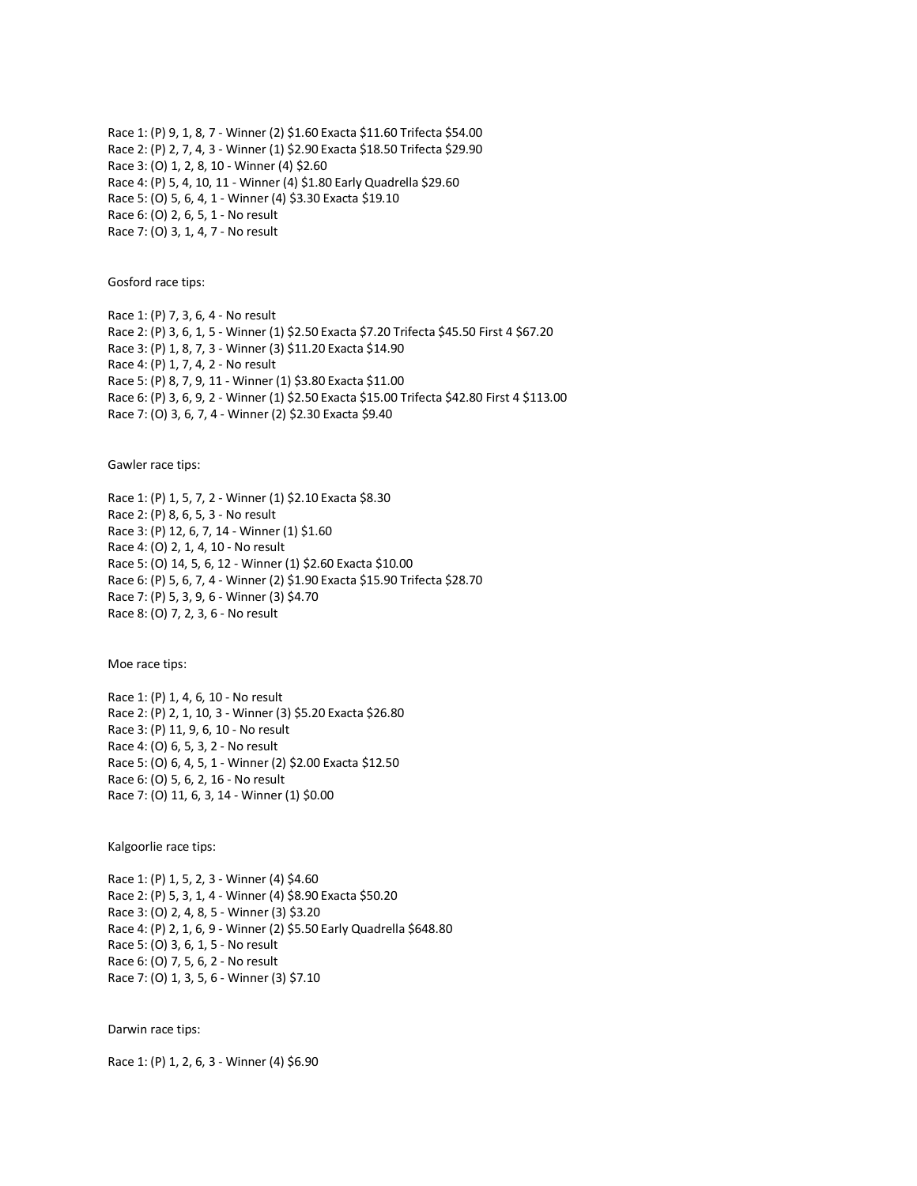Race 1: (P) 9, 1, 8, 7 - Winner (2) $1.60 Exacta $11.60 Trifecta $54.00
Race 2: (P) 2, 7, 4, 3 - Winner (1) $2.90 Exacta $18.50 Trifecta $29.90
Race 3: (O) 1, 2, 8, 10 - Winner (4) $2.60
Race 4: (P) 5, 4, 10, 11 - Winner (4) $1.80 Early Quadrella $29.60
Race 5: (O) 5, 6, 4, 1 - Winner (4) $3.30 Exacta $19.10
Race 6: (O) 2, 6, 5, 1 - No result
Race 7: (O) 3, 1, 4, 7 - No result

Gosford race tips:

Race 1: (P) 7, 3, 6, 4 - No result
Race 2: (P) 3, 6, 1, 5 - Winner (1) $2.50 Exacta $7.20 Trifecta $45.50 First 4 $67.20
Race 3: (P) 1, 8, 7, 3 - Winner (3) $11.20 Exacta $14.90
Race 4: (P) 1, 7, 4, 2 - No result
Race 5: (P) 8, 7, 9, 11 - Winner (1) $3.80 Exacta $11.00
Race 6: (P) 3, 6, 9, 2 - Winner (1) $2.50 Exacta $15.00 Trifecta $42.80 First 4 $113.00
Race 7: (O) 3, 6, 7, 4 - Winner (2) $2.30 Exacta $9.40

Gawler race tips:

Race 1: (P) 1, 5, 7, 2 - Winner (1) $2.10 Exacta $8.30
Race 2: (P) 8, 6, 5, 3 - No result
Race 3: (P) 12, 6, 7, 14 - Winner (1) $1.60
Race 4: (O) 2, 1, 4, 10 - No result
Race 5: (O) 14, 5, 6, 12 - Winner (1) $2.60 Exacta $10.00
Race 6: (P) 5, 6, 7, 4 - Winner (2) $1.90 Exacta $15.90 Trifecta $28.70
Race 7: (P) 5, 3, 9, 6 - Winner (3) $4.70
Race 8: (O) 7, 2, 3, 6 - No result

Moe race tips:

Race 1: (P) 1, 4, 6, 10 - No result
Race 2: (P) 2, 1, 10, 3 - Winner (3) $5.20 Exacta $26.80
Race 3: (P) 11, 9, 6, 10 - No result
Race 4: (O) 6, 5, 3, 2 - No result
Race 5: (O) 6, 4, 5, 1 - Winner (2) $2.00 Exacta $12.50
Race 6: (O) 5, 6, 2, 16 - No result
Race 7: (O) 11, 6, 3, 14 - Winner (1) $0.00

Kalgoorlie race tips:

Race 1: (P) 1, 5, 2, 3 - Winner (4) $4.60
Race 2: (P) 5, 3, 1, 4 - Winner (4) $8.90 Exacta $50.20
Race 3: (O) 2, 4, 8, 5 - Winner (3) $3.20
Race 4: (P) 2, 1, 6, 9 - Winner (2) $5.50 Early Quadrella $648.80
Race 5: (O) 3, 6, 1, 5 - No result
Race 6: (O) 7, 5, 6, 2 - No result
Race 7: (O) 1, 3, 5, 6 - Winner (3) $7.10

Darwin race tips:

Race 1: (P) 1, 2, 6, 3 - Winner (4) $6.90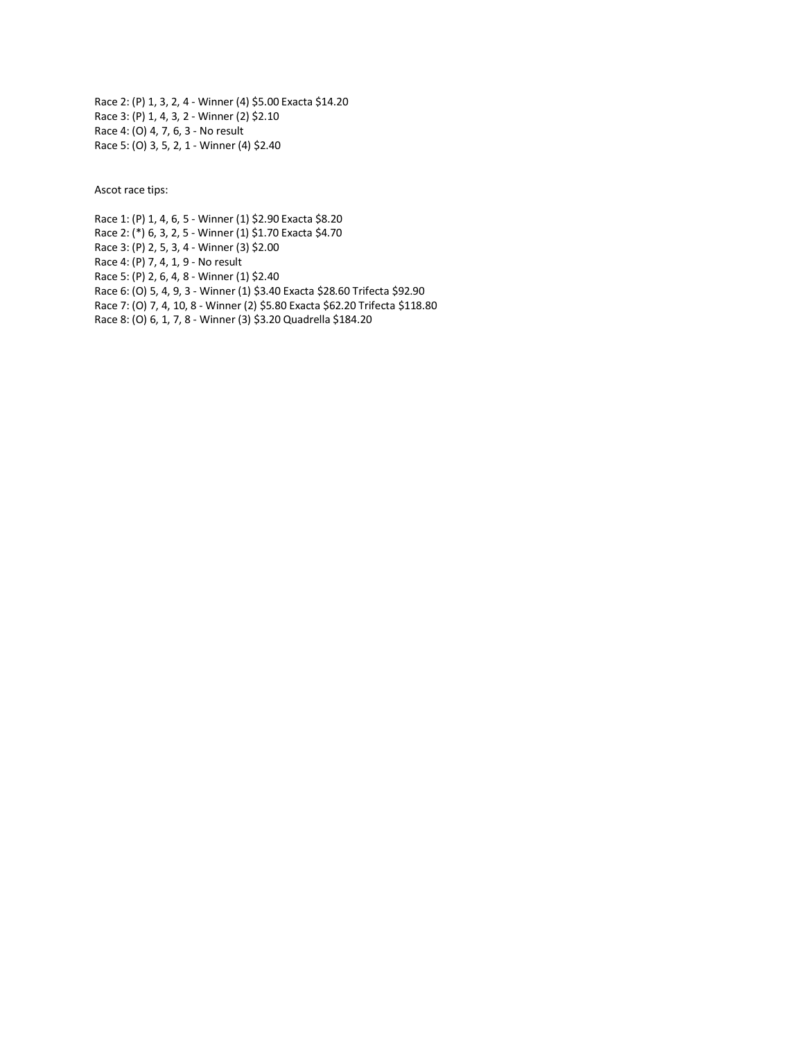Race 2: (P) 1, 3, 2, 4 - Winner (4) $5.00 Exacta $14.20
Race 3: (P) 1, 4, 3, 2 - Winner (2) $2.10
Race 4: (O) 4, 7, 6, 3 - No result
Race 5: (O) 3, 5, 2, 1 - Winner (4) $2.40

Ascot race tips:

Race 1: (P) 1, 4, 6, 5 - Winner (1) $2.90 Exacta $8.20
Race 2: (*) 6, 3, 2, 5 - Winner (1) $1.70 Exacta $4.70
Race 3: (P) 2, 5, 3, 4 - Winner (3) $2.00
Race 4: (P) 7, 4, 1, 9 - No result
Race 5: (P) 2, 6, 4, 8 - Winner (1) $2.40
Race 6: (O) 5, 4, 9, 3 - Winner (1) $3.40 Exacta $28.60 Trifecta $92.90
Race 7: (O) 7, 4, 10, 8 - Winner (2) $5.80 Exacta $62.20 Trifecta $118.80
Race 8: (O) 6, 1, 7, 8 - Winner (3) $3.20 Quadrella $184.20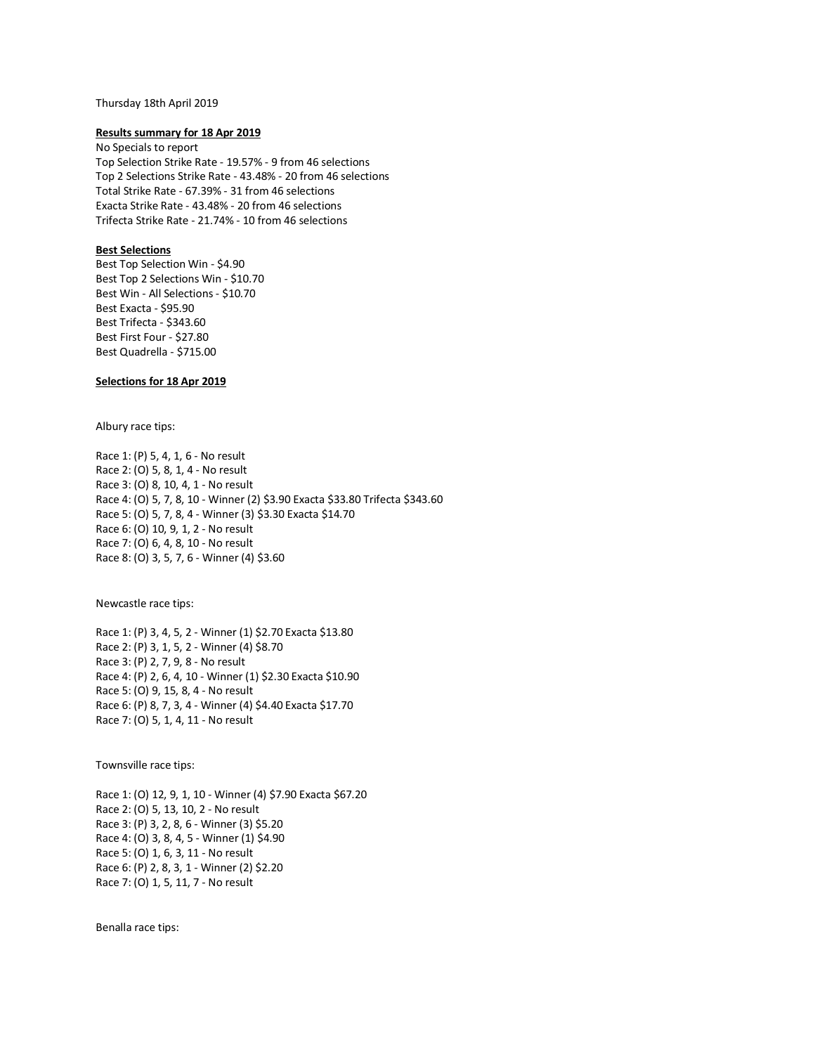Thursday 18th April 2019

**Results summary for 18 Apr 2019**

No Specials to report
Top Selection Strike Rate - 19.57% - 9 from 46 selections
Top 2 Selections Strike Rate - 43.48% - 20 from 46 selections
Total Strike Rate - 67.39% - 31 from 46 selections
Exacta Strike Rate - 43.48% - 20 from 46 selections
Trifecta Strike Rate - 21.74% - 10 from 46 selections

**Best Selections**

Best Top Selection Win - $4.90
Best Top 2 Selections Win - $10.70
Best Win - All Selections - $10.70
Best Exacta - $95.90
Best Trifecta - $343.60
Best First Four - $27.80
Best Quadrella - $715.00

**Selections for 18 Apr 2019**

Albury race tips:

Race 1: (P) 5, 4, 1, 6 - No result
Race 2: (O) 5, 8, 1, 4 - No result
Race 3: (O) 8, 10, 4, 1 - No result
Race 4: (O) 5, 7, 8, 10 - Winner (2) $3.90 Exacta $33.80 Trifecta $343.60
Race 5: (O) 5, 7, 8, 4 - Winner (3) $3.30 Exacta $14.70
Race 6: (O) 10, 9, 1, 2 - No result
Race 7: (O) 6, 4, 8, 10 - No result
Race 8: (O) 3, 5, 7, 6 - Winner (4) $3.60

Newcastle race tips:

Race 1: (P) 3, 4, 5, 2 - Winner (1) $2.70 Exacta $13.80
Race 2: (P) 3, 1, 5, 2 - Winner (4) $8.70
Race 3: (P) 2, 7, 9, 8 - No result
Race 4: (P) 2, 6, 4, 10 - Winner (1) $2.30 Exacta $10.90
Race 5: (O) 9, 15, 8, 4 - No result
Race 6: (P) 8, 7, 3, 4 - Winner (4) $4.40 Exacta $17.70
Race 7: (O) 5, 1, 4, 11 - No result

Townsville race tips:

Race 1: (O) 12, 9, 1, 10 - Winner (4) $7.90 Exacta $67.20
Race 2: (O) 5, 13, 10, 2 - No result
Race 3: (P) 3, 2, 8, 6 - Winner (3) $5.20
Race 4: (O) 3, 8, 4, 5 - Winner (1) $4.90
Race 5: (O) 1, 6, 3, 11 - No result
Race 6: (P) 2, 8, 3, 1 - Winner (2) $2.20
Race 7: (O) 1, 5, 11, 7 - No result

Benalla race tips: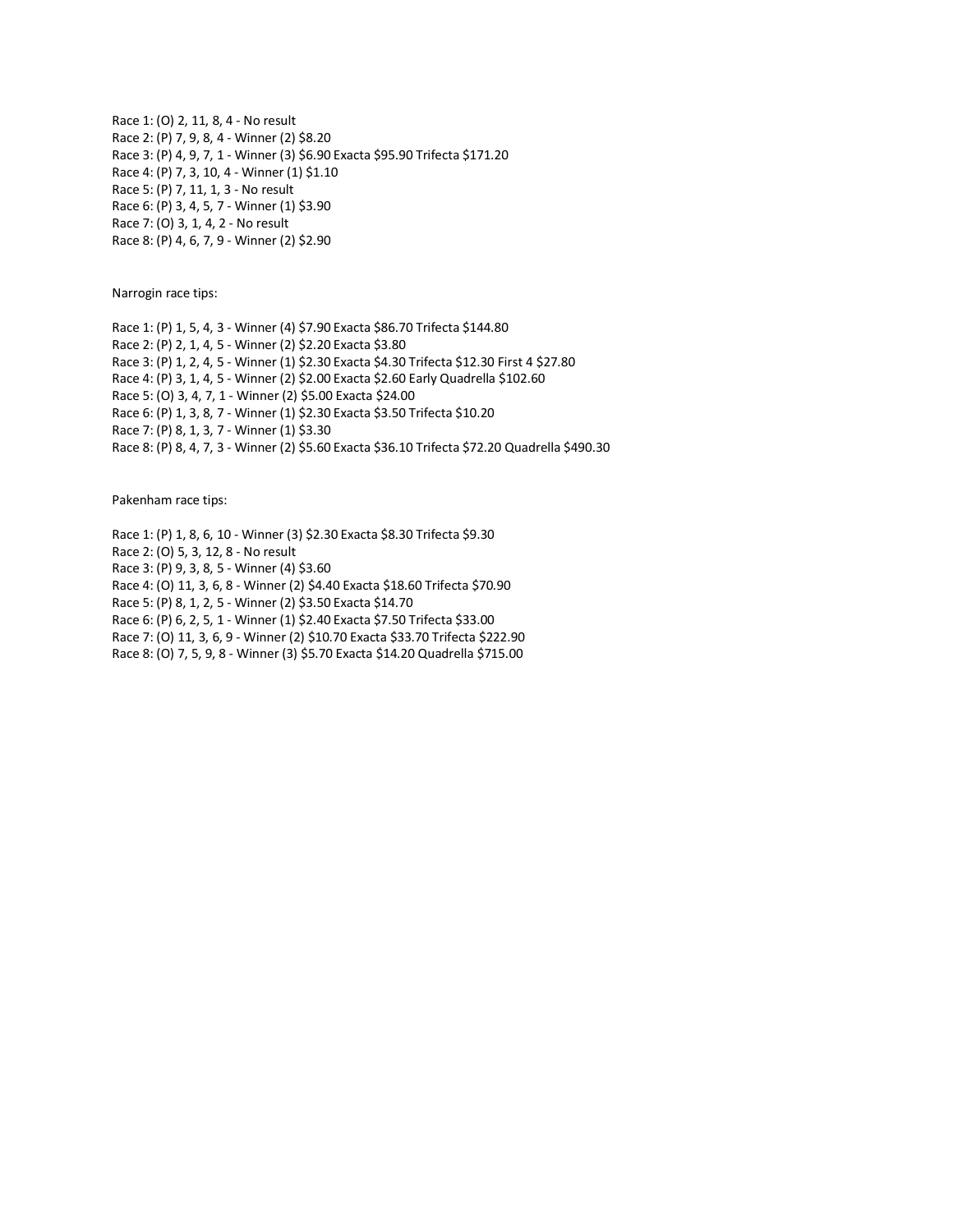Race 1: (O) 2, 11, 8, 4 - No result
Race 2: (P) 7, 9, 8, 4 - Winner (2) $8.20
Race 3: (P) 4, 9, 7, 1 - Winner (3) $6.90 Exacta $95.90 Trifecta $171.20
Race 4: (P) 7, 3, 10, 4 - Winner (1) $1.10
Race 5: (P) 7, 11, 1, 3 - No result
Race 6: (P) 3, 4, 5, 7 - Winner (1) $3.90
Race 7: (O) 3, 1, 4, 2 - No result
Race 8: (P) 4, 6, 7, 9 - Winner (2) $2.90

Narrogin race tips:

Race 1: (P) 1, 5, 4, 3 - Winner (4) $7.90 Exacta $86.70 Trifecta $144.80
Race 2: (P) 2, 1, 4, 5 - Winner (2) $2.20 Exacta $3.80
Race 3: (P) 1, 2, 4, 5 - Winner (1) $2.30 Exacta $4.30 Trifecta $12.30 First 4 $27.80
Race 4: (P) 3, 1, 4, 5 - Winner (2) $2.00 Exacta $2.60 Early Quadrella $102.60
Race 5: (O) 3, 4, 7, 1 - Winner (2) $5.00 Exacta $24.00
Race 6: (P) 1, 3, 8, 7 - Winner (1) $2.30 Exacta $3.50 Trifecta $10.20
Race 7: (P) 8, 1, 3, 7 - Winner (1) $3.30
Race 8: (P) 8, 4, 7, 3 - Winner (2) $5.60 Exacta $36.10 Trifecta $72.20 Quadrella $490.30

Pakenham race tips:

Race 1: (P) 1, 8, 6, 10 - Winner (3) $2.30 Exacta $8.30 Trifecta $9.30
Race 2: (O) 5, 3, 12, 8 - No result
Race 3: (P) 9, 3, 8, 5 - Winner (4) $3.60
Race 4: (O) 11, 3, 6, 8 - Winner (2) $4.40 Exacta $18.60 Trifecta $70.90
Race 5: (P) 8, 1, 2, 5 - Winner (2) $3.50 Exacta $14.70
Race 6: (P) 6, 2, 5, 1 - Winner (1) $2.40 Exacta $7.50 Trifecta $33.00
Race 7: (O) 11, 3, 6, 9 - Winner (2) $10.70 Exacta $33.70 Trifecta $222.90
Race 8: (O) 7, 5, 9, 8 - Winner (3) $5.70 Exacta $14.20 Quadrella $715.00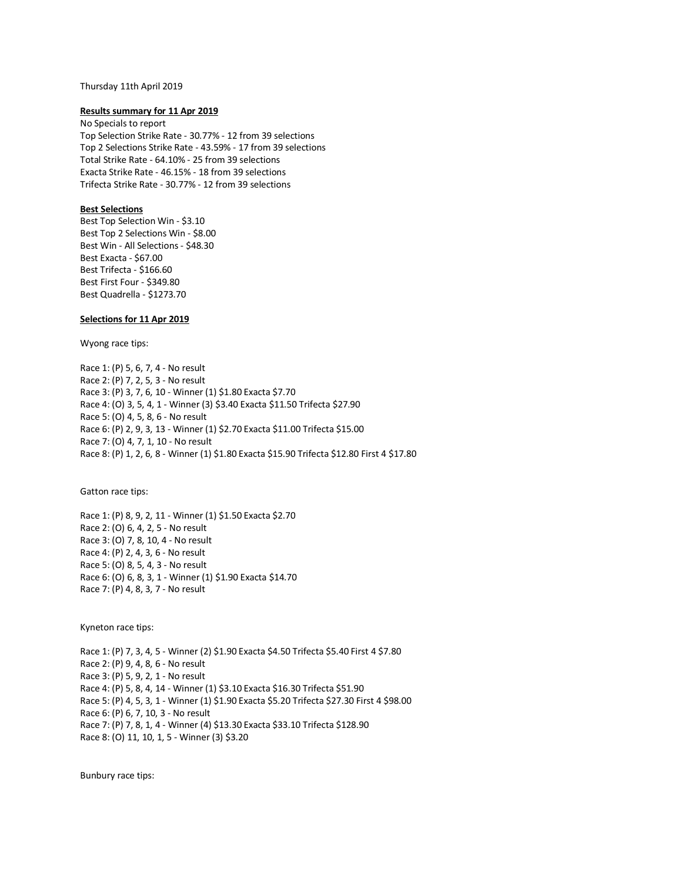Thursday 11th April 2019

**Results summary for 11 Apr 2019**

No Specials to report
Top Selection Strike Rate - 30.77% - 12 from 39 selections
Top 2 Selections Strike Rate - 43.59% - 17 from 39 selections
Total Strike Rate - 64.10% - 25 from 39 selections
Exacta Strike Rate - 46.15% - 18 from 39 selections
Trifecta Strike Rate - 30.77% - 12 from 39 selections

**Best Selections**

Best Top Selection Win - $3.10
Best Top 2 Selections Win - $8.00
Best Win - All Selections - $48.30
Best Exacta - $67.00
Best Trifecta - $166.60
Best First Four - $349.80
Best Quadrella - $1273.70

**Selections for 11 Apr 2019**

Wyong race tips:

Race 1: (P) 5, 6, 7, 4 - No result
Race 2: (P) 7, 2, 5, 3 - No result
Race 3: (P) 3, 7, 6, 10 - Winner (1) $1.80 Exacta $7.70
Race 4: (O) 3, 5, 4, 1 - Winner (3) $3.40 Exacta $11.50 Trifecta $27.90
Race 5: (O) 4, 5, 8, 6 - No result
Race 6: (P) 2, 9, 3, 13 - Winner (1) $2.70 Exacta $11.00 Trifecta $15.00
Race 7: (O) 4, 7, 1, 10 - No result
Race 8: (P) 1, 2, 6, 8 - Winner (1) $1.80 Exacta $15.90 Trifecta $12.80 First 4 $17.80

Gatton race tips:

Race 1: (P) 8, 9, 2, 11 - Winner (1) $1.50 Exacta $2.70
Race 2: (O) 6, 4, 2, 5 - No result
Race 3: (O) 7, 8, 10, 4 - No result
Race 4: (P) 2, 4, 3, 6 - No result
Race 5: (O) 8, 5, 4, 3 - No result
Race 6: (O) 6, 8, 3, 1 - Winner (1) $1.90 Exacta $14.70
Race 7: (P) 4, 8, 3, 7 - No result

Kyneton race tips:

Race 1: (P) 7, 3, 4, 5 - Winner (2) $1.90 Exacta $4.50 Trifecta $5.40 First 4 $7.80
Race 2: (P) 9, 4, 8, 6 - No result
Race 3: (P) 5, 9, 2, 1 - No result
Race 4: (P) 5, 8, 4, 14 - Winner (1) $3.10 Exacta $16.30 Trifecta $51.90
Race 5: (P) 4, 5, 3, 1 - Winner (1) $1.90 Exacta $5.20 Trifecta $27.30 First 4 $98.00
Race 6: (P) 6, 7, 10, 3 - No result
Race 7: (P) 7, 8, 1, 4 - Winner (4) $13.30 Exacta $33.10 Trifecta $128.90
Race 8: (O) 11, 10, 1, 5 - Winner (3) $3.20

Bunbury race tips: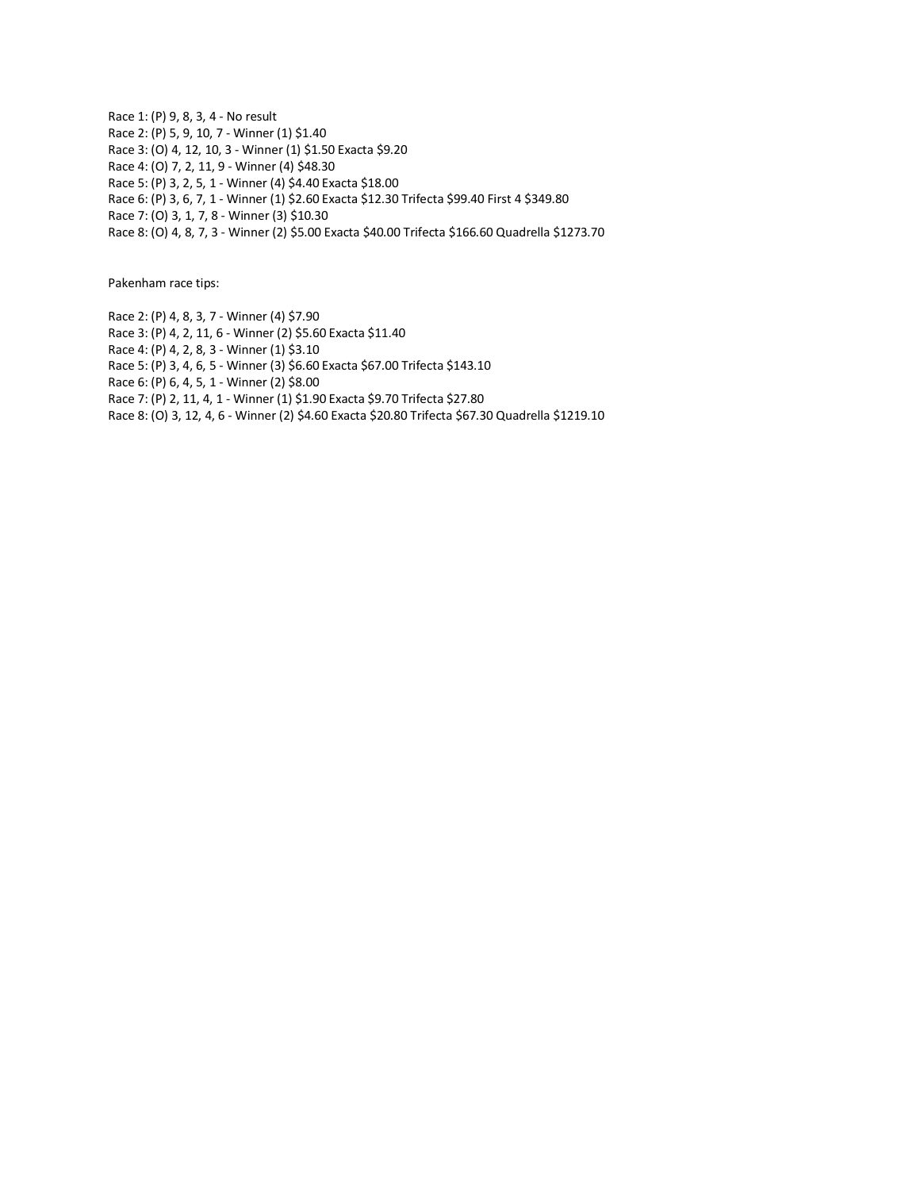Race 1: (P) 9, 8, 3, 4 - No result
Race 2: (P) 5, 9, 10, 7 - Winner (1) $1.40
Race 3: (O) 4, 12, 10, 3 - Winner (1) $1.50 Exacta $9.20
Race 4: (O) 7, 2, 11, 9 - Winner (4) $48.30
Race 5: (P) 3, 2, 5, 1 - Winner (4) $4.40 Exacta $18.00
Race 6: (P) 3, 6, 7, 1 - Winner (1) $2.60 Exacta $12.30 Trifecta $99.40 First 4 $349.80
Race 7: (O) 3, 1, 7, 8 - Winner (3) $10.30
Race 8: (O) 4, 8, 7, 3 - Winner (2) $5.00 Exacta $40.00 Trifecta $166.60 Quadrella $1273.70

Pakenham race tips:

Race 2: (P) 4, 8, 3, 7 - Winner (4) $7.90
Race 3: (P) 4, 2, 11, 6 - Winner (2) $5.60 Exacta $11.40
Race 4: (P) 4, 2, 8, 3 - Winner (1) $3.10
Race 5: (P) 3, 4, 6, 5 - Winner (3) $6.60 Exacta $67.00 Trifecta $143.10
Race 6: (P) 6, 4, 5, 1 - Winner (2) $8.00
Race 7: (P) 2, 11, 4, 1 - Winner (1) $1.90 Exacta $9.70 Trifecta $27.80
Race 8: (O) 3, 12, 4, 6 - Winner (2) $4.60 Exacta $20.80 Trifecta $67.30 Quadrella $1219.10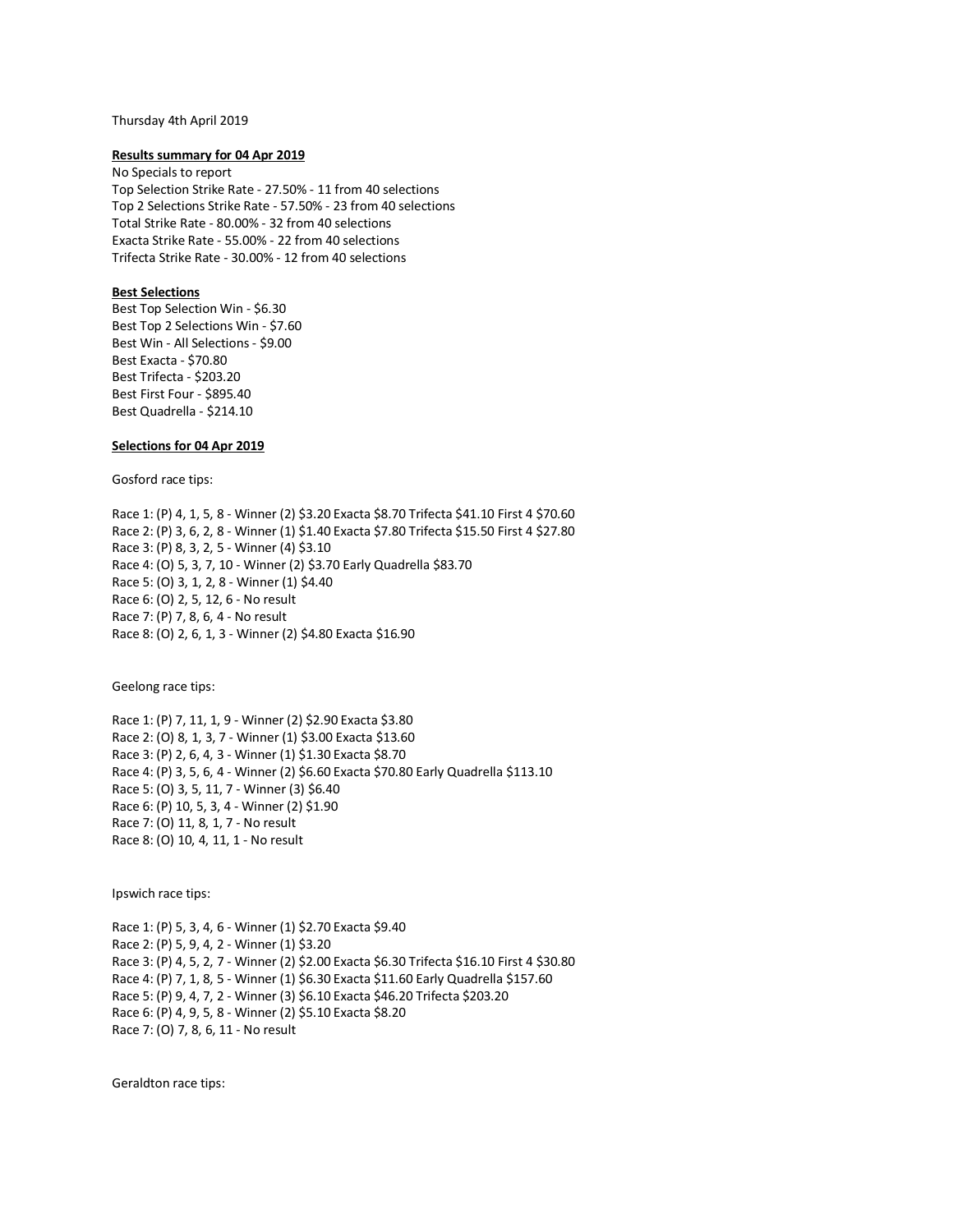Thursday 4th April 2019

**Results summary for 04 Apr 2019**

No Specials to report
Top Selection Strike Rate - 27.50% - 11 from 40 selections
Top 2 Selections Strike Rate - 57.50% - 23 from 40 selections
Total Strike Rate - 80.00% - 32 from 40 selections
Exacta Strike Rate - 55.00% - 22 from 40 selections
Trifecta Strike Rate - 30.00% - 12 from 40 selections

**Best Selections**

Best Top Selection Win - $6.30
Best Top 2 Selections Win - $7.60
Best Win - All Selections - $9.00
Best Exacta - $70.80
Best Trifecta - $203.20
Best First Four - $895.40
Best Quadrella - $214.10

**Selections for 04 Apr 2019**

Gosford race tips:

Race 1: (P) 4, 1, 5, 8 - Winner (2) $3.20 Exacta $8.70 Trifecta $41.10 First 4 $70.60
Race 2: (P) 3, 6, 2, 8 - Winner (1) $1.40 Exacta $7.80 Trifecta $15.50 First 4 $27.80
Race 3: (P) 8, 3, 2, 5 - Winner (4) $3.10
Race 4: (O) 5, 3, 7, 10 - Winner (2) $3.70 Early Quadrella $83.70
Race 5: (O) 3, 1, 2, 8 - Winner (1) $4.40
Race 6: (O) 2, 5, 12, 6 - No result
Race 7: (P) 7, 8, 6, 4 - No result
Race 8: (O) 2, 6, 1, 3 - Winner (2) $4.80 Exacta $16.90

Geelong race tips:

Race 1: (P) 7, 11, 1, 9 - Winner (2) $2.90 Exacta $3.80
Race 2: (O) 8, 1, 3, 7 - Winner (1) $3.00 Exacta $13.60
Race 3: (P) 2, 6, 4, 3 - Winner (1) $1.30 Exacta $8.70
Race 4: (P) 3, 5, 6, 4 - Winner (2) $6.60 Exacta $70.80 Early Quadrella $113.10
Race 5: (O) 3, 5, 11, 7 - Winner (3) $6.40
Race 6: (P) 10, 5, 3, 4 - Winner (2) $1.90
Race 7: (O) 11, 8, 1, 7 - No result
Race 8: (O) 10, 4, 11, 1 - No result

Ipswich race tips:

Race 1: (P) 5, 3, 4, 6 - Winner (1) $2.70 Exacta $9.40
Race 2: (P) 5, 9, 4, 2 - Winner (1) $3.20
Race 3: (P) 4, 5, 2, 7 - Winner (2) $2.00 Exacta $6.30 Trifecta $16.10 First 4 $30.80
Race 4: (P) 7, 1, 8, 5 - Winner (1) $6.30 Exacta $11.60 Early Quadrella $157.60
Race 5: (P) 9, 4, 7, 2 - Winner (3) $6.10 Exacta $46.20 Trifecta $203.20
Race 6: (P) 4, 9, 5, 8 - Winner (2) $5.10 Exacta $8.20
Race 7: (O) 7, 8, 6, 11 - No result

Geraldton race tips: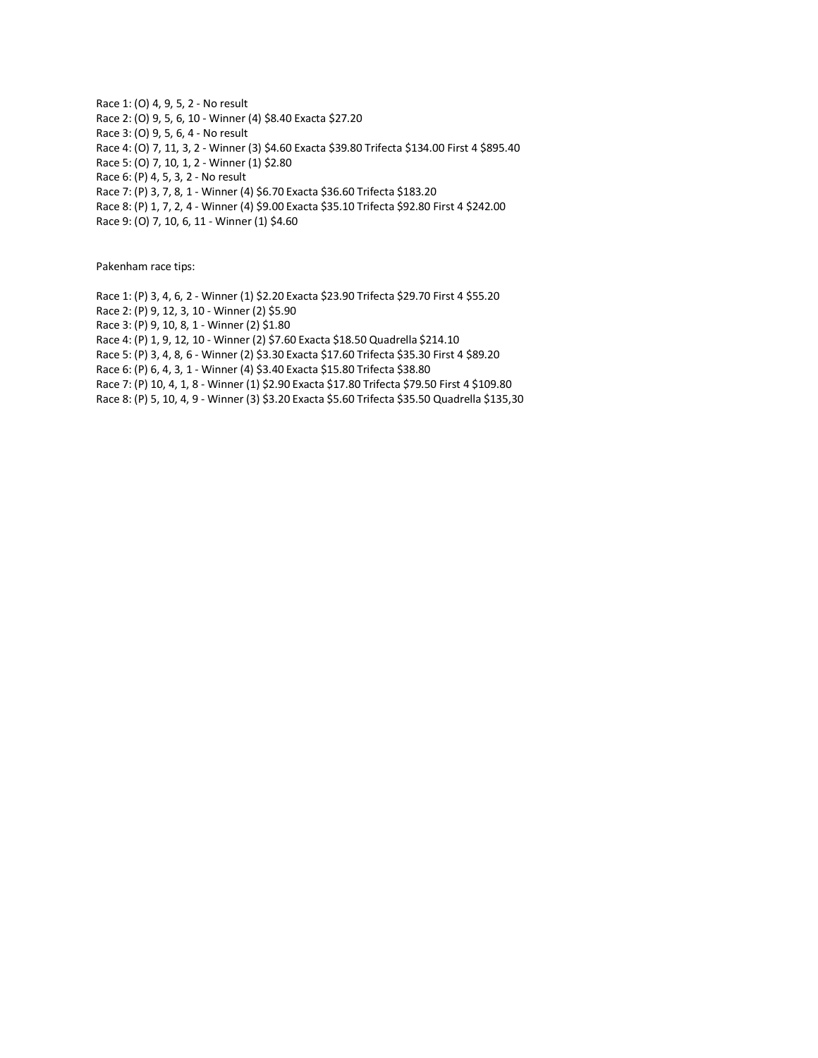Race 1: (O) 4, 9, 5, 2 - No result
Race 2: (O) 9, 5, 6, 10 - Winner (4) $8.40 Exacta $27.20
Race 3: (O) 9, 5, 6, 4 - No result
Race 4: (O) 7, 11, 3, 2 - Winner (3) $4.60 Exacta $39.80 Trifecta $134.00 First 4 $895.40
Race 5: (O) 7, 10, 1, 2 - Winner (1) $2.80
Race 6: (P) 4, 5, 3, 2 - No result
Race 7: (P) 3, 7, 8, 1 - Winner (4) $6.70 Exacta $36.60 Trifecta $183.20
Race 8: (P) 1, 7, 2, 4 - Winner (4) $9.00 Exacta $35.10 Trifecta $92.80 First 4 $242.00
Race 9: (O) 7, 10, 6, 11 - Winner (1) $4.60

Pakenham race tips:

Race 1: (P) 3, 4, 6, 2 - Winner (1) $2.20 Exacta $23.90 Trifecta $29.70 First 4 $55.20
Race 2: (P) 9, 12, 3, 10 - Winner (2) $5.90
Race 3: (P) 9, 10, 8, 1 - Winner (2) $1.80
Race 4: (P) 1, 9, 12, 10 - Winner (2) $7.60 Exacta $18.50 Quadrella $214.10
Race 5: (P) 3, 4, 8, 6 - Winner (2) $3.30 Exacta $17.60 Trifecta $35.30 First 4 $89.20
Race 6: (P) 6, 4, 3, 1 - Winner (4) $3.40 Exacta $15.80 Trifecta $38.80
Race 7: (P) 10, 4, 1, 8 - Winner (1) $2.90 Exacta $17.80 Trifecta $79.50 First 4 $109.80
Race 8: (P) 5, 10, 4, 9 - Winner (3) $3.20 Exacta $5.60 Trifecta $35.50 Quadrella $135,30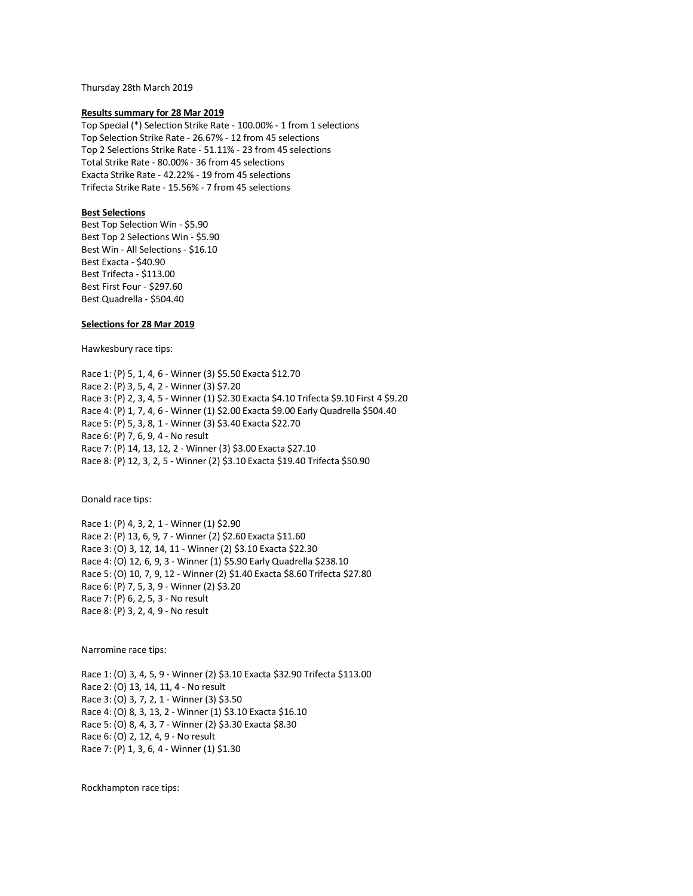Thursday 28th March 2019

**Results summary for 28 Mar 2019**

Top Special (*) Selection Strike Rate - 100.00% - 1 from 1 selections
Top Selection Strike Rate - 26.67% - 12 from 45 selections
Top 2 Selections Strike Rate - 51.11% - 23 from 45 selections
Total Strike Rate - 80.00% - 36 from 45 selections
Exacta Strike Rate - 42.22% - 19 from 45 selections
Trifecta Strike Rate - 15.56% - 7 from 45 selections

**Best Selections**

Best Top Selection Win - $5.90
Best Top 2 Selections Win - $5.90
Best Win - All Selections - $16.10
Best Exacta - $40.90
Best Trifecta - $113.00
Best First Four - $297.60
Best Quadrella - $504.40

**Selections for 28 Mar 2019**

Hawkesbury race tips:

Race 1: (P) 5, 1, 4, 6 - Winner (3) $5.50 Exacta $12.70
Race 2: (P) 3, 5, 4, 2 - Winner (3) $7.20
Race 3: (P) 2, 3, 4, 5 - Winner (1) $2.30 Exacta $4.10 Trifecta $9.10 First 4 $9.20
Race 4: (P) 1, 7, 4, 6 - Winner (1) $2.00 Exacta $9.00 Early Quadrella $504.40
Race 5: (P) 5, 3, 8, 1 - Winner (3) $3.40 Exacta $22.70
Race 6: (P) 7, 6, 9, 4 - No result
Race 7: (P) 14, 13, 12, 2 - Winner (3) $3.00 Exacta $27.10
Race 8: (P) 12, 3, 2, 5 - Winner (2) $3.10 Exacta $19.40 Trifecta $50.90

Donald race tips:

Race 1: (P) 4, 3, 2, 1 - Winner (1) $2.90
Race 2: (P) 13, 6, 9, 7 - Winner (2) $2.60 Exacta $11.60
Race 3: (O) 3, 12, 14, 11 - Winner (2) $3.10 Exacta $22.30
Race 4: (O) 12, 6, 9, 3 - Winner (1) $5.90 Early Quadrella $238.10
Race 5: (O) 10, 7, 9, 12 - Winner (2) $1.40 Exacta $8.60 Trifecta $27.80
Race 6: (P) 7, 5, 3, 9 - Winner (2) $3.20
Race 7: (P) 6, 2, 5, 3 - No result
Race 8: (P) 3, 2, 4, 9 - No result

Narromine race tips:

Race 1: (O) 3, 4, 5, 9 - Winner (2) $3.10 Exacta $32.90 Trifecta $113.00
Race 2: (O) 13, 14, 11, 4 - No result
Race 3: (O) 3, 7, 2, 1 - Winner (3) $3.50
Race 4: (O) 8, 3, 13, 2 - Winner (1) $3.10 Exacta $16.10
Race 5: (O) 8, 4, 3, 7 - Winner (2) $3.30 Exacta $8.30
Race 6: (O) 2, 12, 4, 9 - No result
Race 7: (P) 1, 3, 6, 4 - Winner (1) $1.30

Rockhampton race tips: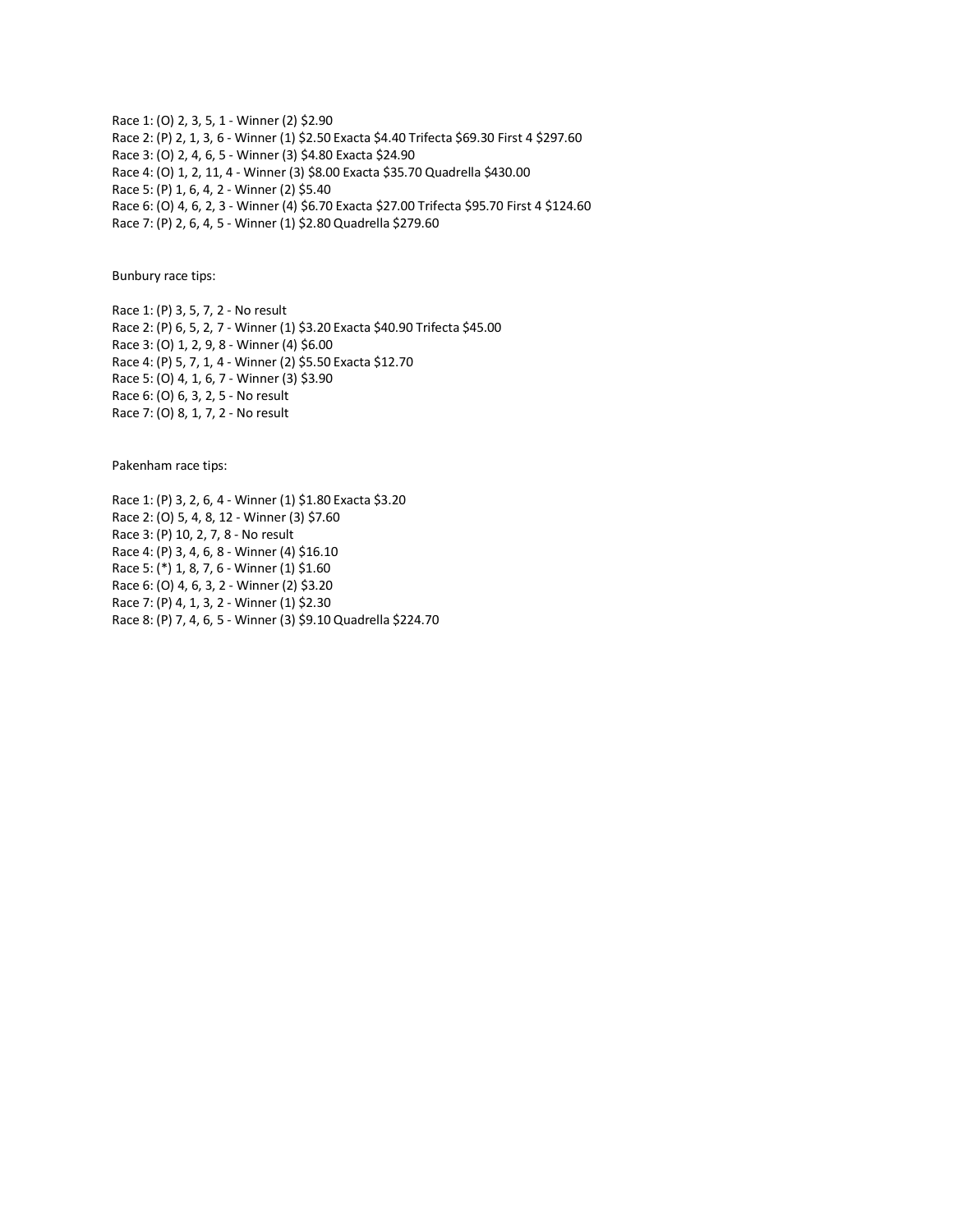Race 1: (O) 2, 3, 5, 1 - Winner (2) $2.90

Race 2: (P) 2, 1, 3, 6 - Winner (1) $2.50 Exacta $4.40 Trifecta $69.30 First 4 $297.60

Race 3: (O) 2, 4, 6, 5 - Winner (3) $4.80 Exacta $24.90

Race 4: (O) 1, 2, 11, 4 - Winner (3) $8.00 Exacta $35.70 Quadrella $430.00

Race 5: (P) 1, 6, 4, 2 - Winner (2) $5.40

Race 6: (O) 4, 6, 2, 3 - Winner (4) $6.70 Exacta $27.00 Trifecta $95.70 First 4 $124.60

Race 7: (P) 2, 6, 4, 5 - Winner (1) $2.80 Quadrella $279.60

Bunbury race tips:

Race 1: (P) 3, 5, 7, 2 - No result

Race 2: (P) 6, 5, 2, 7 - Winner (1) $3.20 Exacta $40.90 Trifecta $45.00

Race 3: (O) 1, 2, 9, 8 - Winner (4) $6.00

Race 4: (P) 5, 7, 1, 4 - Winner (2) $5.50 Exacta $12.70

Race 5: (O) 4, 1, 6, 7 - Winner (3) $3.90

Race 6: (O) 6, 3, 2, 5 - No result

Race 7: (O) 8, 1, 7, 2 - No result

Pakenham race tips:

Race 1: (P) 3, 2, 6, 4 - Winner (1) $1.80 Exacta $3.20

Race 2: (O) 5, 4, 8, 12 - Winner (3) $7.60

Race 3: (P) 10, 2, 7, 8 - No result

Race 4: (P) 3, 4, 6, 8 - Winner (4) $16.10

Race 5: (*) 1, 8, 7, 6 - Winner (1) $1.60

Race 6: (O) 4, 6, 3, 2 - Winner (2) $3.20

Race 7: (P) 4, 1, 3, 2 - Winner (1) $2.30

Race 8: (P) 7, 4, 6, 5 - Winner (3) $9.10 Quadrella $224.70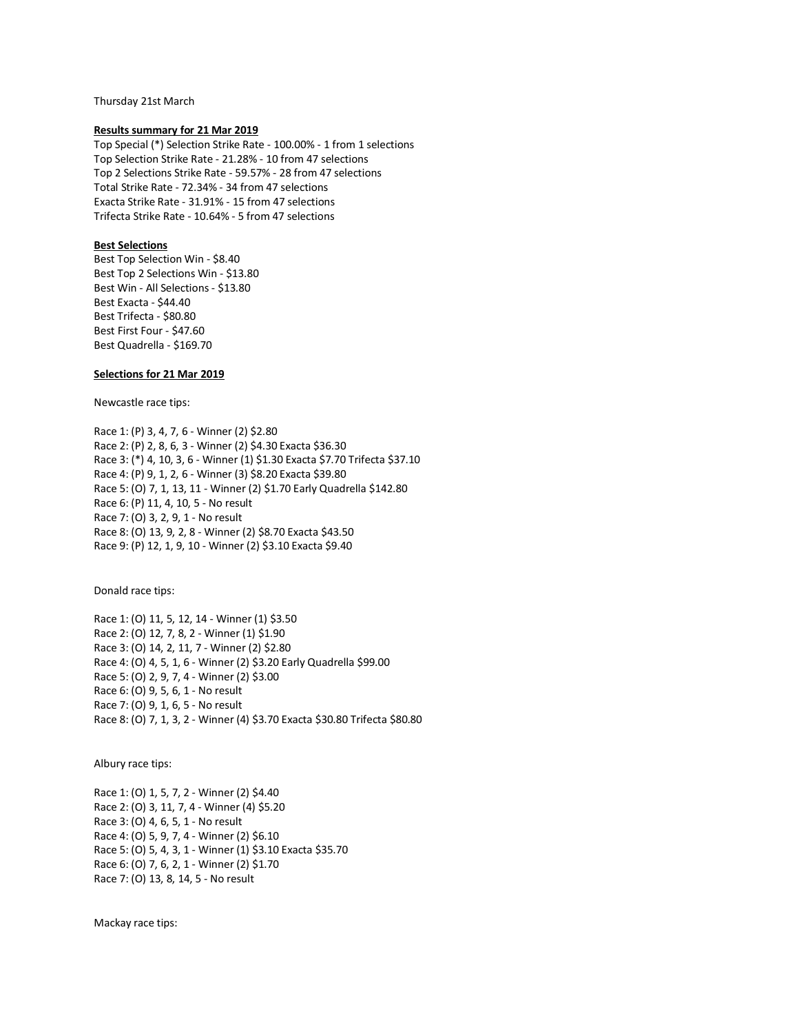Thursday 21st March

**Results summary for 21 Mar 2019**

Top Special (*) Selection Strike Rate - 100.00% - 1 from 1 selections
Top Selection Strike Rate - 21.28% - 10 from 47 selections
Top 2 Selections Strike Rate - 59.57% - 28 from 47 selections
Total Strike Rate - 72.34% - 34 from 47 selections
Exacta Strike Rate - 31.91% - 15 from 47 selections
Trifecta Strike Rate - 10.64% - 5 from 47 selections

**Best Selections**

Best Top Selection Win - $8.40
Best Top 2 Selections Win - $13.80
Best Win - All Selections - $13.80
Best Exacta - $44.40
Best Trifecta - $80.80
Best First Four - $47.60
Best Quadrella - $169.70

**Selections for 21 Mar 2019**

Newcastle race tips:

Race 1: (P) 3, 4, 7, 6 - Winner (2) $2.80
Race 2: (P) 2, 8, 6, 3 - Winner (2) $4.30 Exacta $36.30
Race 3: (*) 4, 10, 3, 6 - Winner (1) $1.30 Exacta $7.70 Trifecta $37.10
Race 4: (P) 9, 1, 2, 6 - Winner (3) $8.20 Exacta $39.80
Race 5: (O) 7, 1, 13, 11 - Winner (2) $1.70 Early Quadrella $142.80
Race 6: (P) 11, 4, 10, 5 - No result
Race 7: (O) 3, 2, 9, 1 - No result
Race 8: (O) 13, 9, 2, 8 - Winner (2) $8.70 Exacta $43.50
Race 9: (P) 12, 1, 9, 10 - Winner (2) $3.10 Exacta $9.40

Donald race tips:

Race 1: (O) 11, 5, 12, 14 - Winner (1) $3.50
Race 2: (O) 12, 7, 8, 2 - Winner (1) $1.90
Race 3: (O) 14, 2, 11, 7 - Winner (2) $2.80
Race 4: (O) 4, 5, 1, 6 - Winner (2) $3.20 Early Quadrella $99.00
Race 5: (O) 2, 9, 7, 4 - Winner (2) $3.00
Race 6: (O) 9, 5, 6, 1 - No result
Race 7: (O) 9, 1, 6, 5 - No result
Race 8: (O) 7, 1, 3, 2 - Winner (4) $3.70 Exacta $30.80 Trifecta $80.80

Albury race tips:

Race 1: (O) 1, 5, 7, 2 - Winner (2) $4.40
Race 2: (O) 3, 11, 7, 4 - Winner (4) $5.20
Race 3: (O) 4, 6, 5, 1 - No result
Race 4: (O) 5, 9, 7, 4 - Winner (2) $6.10
Race 5: (O) 5, 4, 3, 1 - Winner (1) $3.10 Exacta $35.70
Race 6: (O) 7, 6, 2, 1 - Winner (2) $1.70
Race 7: (O) 13, 8, 14, 5 - No result

Mackay race tips: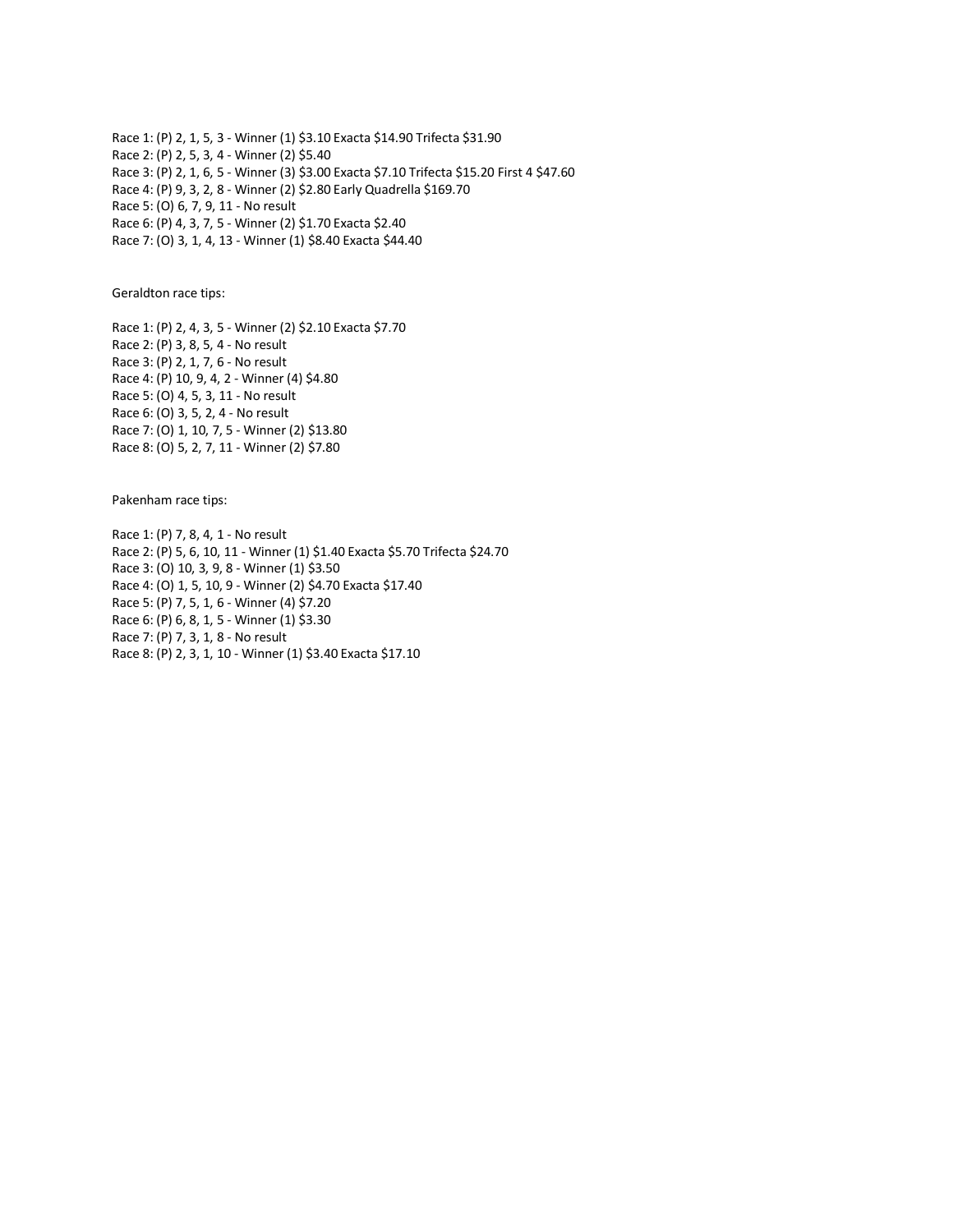Race 1: (P) 2, 1, 5, 3 - Winner (1) $3.10 Exacta $14.90 Trifecta $31.90
Race 2: (P) 2, 5, 3, 4 - Winner (2) $5.40
Race 3: (P) 2, 1, 6, 5 - Winner (3) $3.00 Exacta $7.10 Trifecta $15.20 First 4 $47.60
Race 4: (P) 9, 3, 2, 8 - Winner (2) $2.80 Early Quadrella $169.70
Race 5: (O) 6, 7, 9, 11 - No result
Race 6: (P) 4, 3, 7, 5 - Winner (2) $1.70 Exacta $2.40
Race 7: (O) 3, 1, 4, 13 - Winner (1) $8.40 Exacta $44.40

Geraldton race tips:

Race 1: (P) 2, 4, 3, 5 - Winner (2) $2.10 Exacta $7.70
Race 2: (P) 3, 8, 5, 4 - No result
Race 3: (P) 2, 1, 7, 6 - No result
Race 4: (P) 10, 9, 4, 2 - Winner (4) $4.80
Race 5: (O) 4, 5, 3, 11 - No result
Race 6: (O) 3, 5, 2, 4 - No result
Race 7: (O) 1, 10, 7, 5 - Winner (2) $13.80
Race 8: (O) 5, 2, 7, 11 - Winner (2) $7.80

Pakenham race tips:

Race 1: (P) 7, 8, 4, 1 - No result
Race 2: (P) 5, 6, 10, 11 - Winner (1) $1.40 Exacta $5.70 Trifecta $24.70
Race 3: (O) 10, 3, 9, 8 - Winner (1) $3.50
Race 4: (O) 1, 5, 10, 9 - Winner (2) $4.70 Exacta $17.40
Race 5: (P) 7, 5, 1, 6 - Winner (4) $7.20
Race 6: (P) 6, 8, 1, 5 - Winner (1) $3.30
Race 7: (P) 7, 3, 1, 8 - No result
Race 8: (P) 2, 3, 1, 10 - Winner (1) $3.40 Exacta $17.10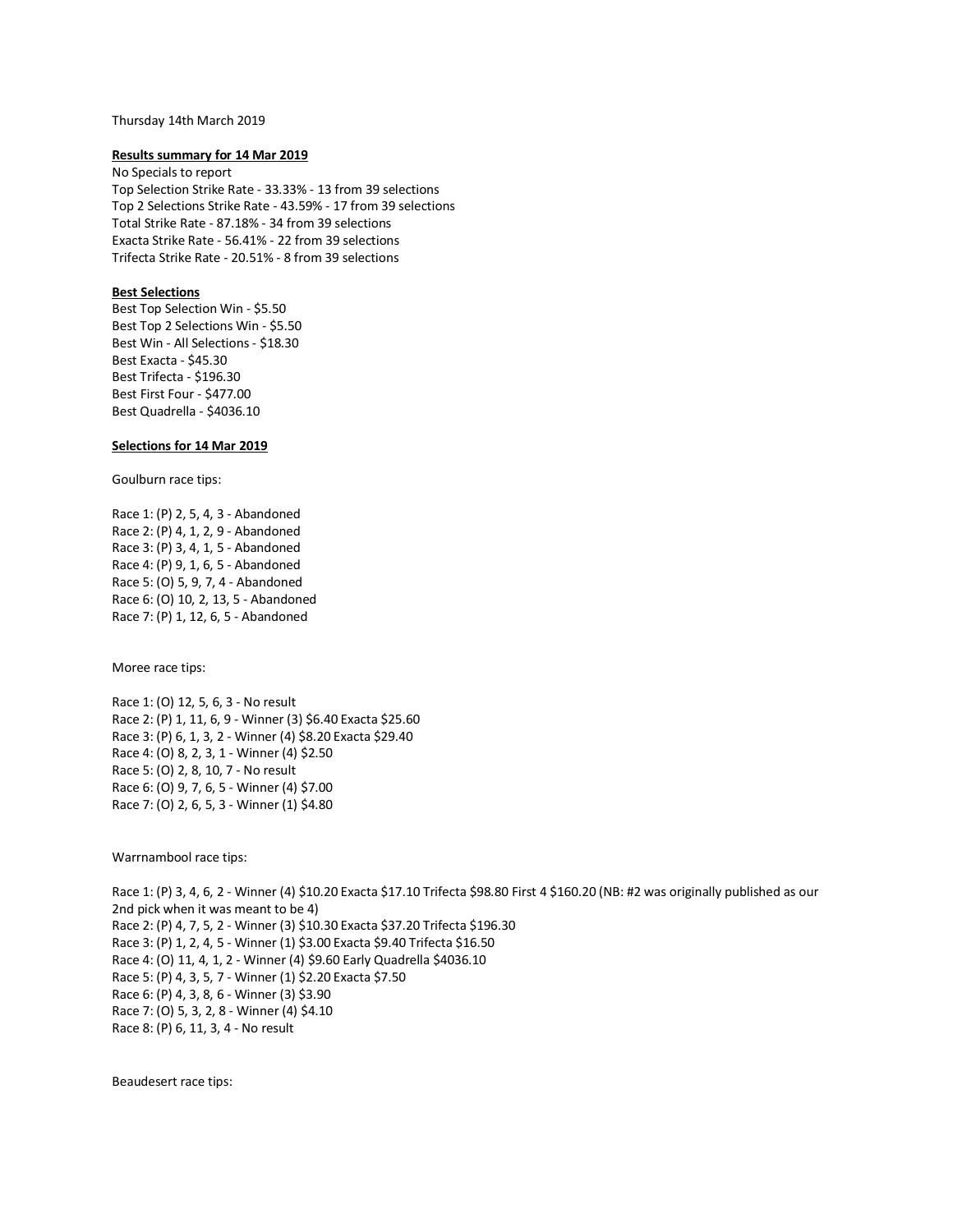Thursday 14th March 2019

**Results summary for 14 Mar 2019**

No Specials to report
Top Selection Strike Rate - 33.33% - 13 from 39 selections
Top 2 Selections Strike Rate - 43.59% - 17 from 39 selections
Total Strike Rate - 87.18% - 34 from 39 selections
Exacta Strike Rate - 56.41% - 22 from 39 selections
Trifecta Strike Rate - 20.51% - 8 from 39 selections

**Best Selections**

Best Top Selection Win - $5.50
Best Top 2 Selections Win - $5.50
Best Win - All Selections - $18.30
Best Exacta - $45.30
Best Trifecta - $196.30
Best First Four - $477.00
Best Quadrella - $4036.10

**Selections for 14 Mar 2019**

Goulburn race tips:

Race 1: (P) 2, 5, 4, 3 - Abandoned
Race 2: (P) 4, 1, 2, 9 - Abandoned
Race 3: (P) 3, 4, 1, 5 - Abandoned
Race 4: (P) 9, 1, 6, 5 - Abandoned
Race 5: (O) 5, 9, 7, 4 - Abandoned
Race 6: (O) 10, 2, 13, 5 - Abandoned
Race 7: (P) 1, 12, 6, 5 - Abandoned

Moree race tips:

Race 1: (O) 12, 5, 6, 3 - No result
Race 2: (P) 1, 11, 6, 9 - Winner (3) $6.40 Exacta $25.60
Race 3: (P) 6, 1, 3, 2 - Winner (4) $8.20 Exacta $29.40
Race 4: (O) 8, 2, 3, 1 - Winner (4) $2.50
Race 5: (O) 2, 8, 10, 7 - No result
Race 6: (O) 9, 7, 6, 5 - Winner (4) $7.00
Race 7: (O) 2, 6, 5, 3 - Winner (1) $4.80

Warrnambool race tips:

Race 1: (P) 3, 4, 6, 2 - Winner (4) $10.20 Exacta $17.10 Trifecta $98.80 First 4 $160.20 (NB: #2 was originally published as our 2nd pick when it was meant to be 4)
Race 2: (P) 4, 7, 5, 2 - Winner (3) $10.30 Exacta $37.20 Trifecta $196.30
Race 3: (P) 1, 2, 4, 5 - Winner (1) $3.00 Exacta $9.40 Trifecta $16.50
Race 4: (O) 11, 4, 1, 2 - Winner (4) $9.60 Early Quadrella $4036.10
Race 5: (P) 4, 3, 5, 7 - Winner (1) $2.20 Exacta $7.50
Race 6: (P) 4, 3, 8, 6 - Winner (3) $3.90
Race 7: (O) 5, 3, 2, 8 - Winner (4) $4.10
Race 8: (P) 6, 11, 3, 4 - No result

Beaudesert race tips: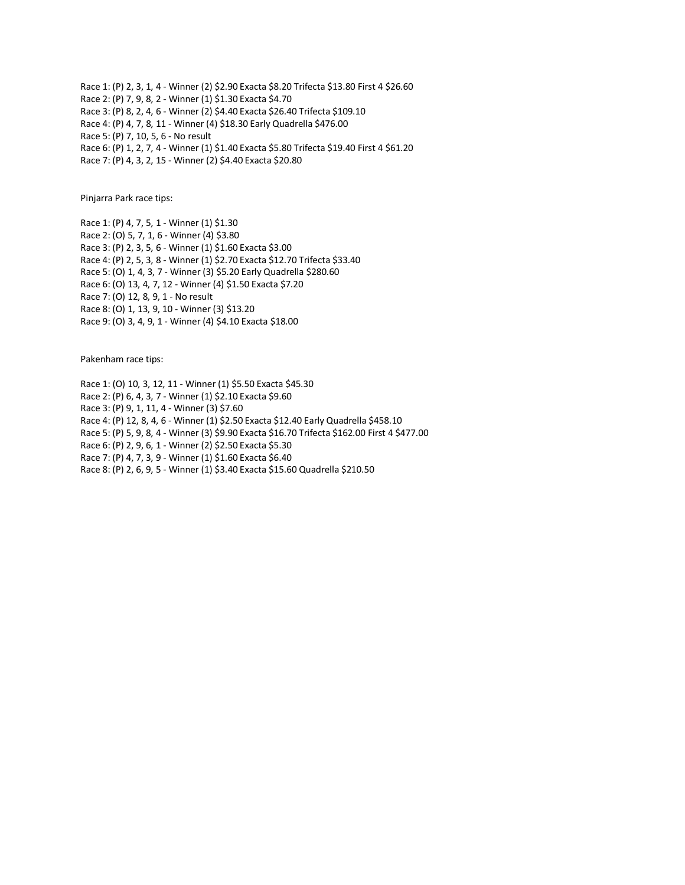Race 1: (P) 2, 3, 1, 4 - Winner (2) $2.90 Exacta $8.20 Trifecta $13.80 First 4 $26.60
Race 2: (P) 7, 9, 8, 2 - Winner (1) $1.30 Exacta $4.70
Race 3: (P) 8, 2, 4, 6 - Winner (2) $4.40 Exacta $26.40 Trifecta $109.10
Race 4: (P) 4, 7, 8, 11 - Winner (4) $18.30 Early Quadrella $476.00
Race 5: (P) 7, 10, 5, 6 - No result
Race 6: (P) 1, 2, 7, 4 - Winner (1) $1.40 Exacta $5.80 Trifecta $19.40 First 4 $61.20
Race 7: (P) 4, 3, 2, 15 - Winner (2) $4.40 Exacta $20.80

Pinjarra Park race tips:

Race 1: (P) 4, 7, 5, 1 - Winner (1) $1.30
Race 2: (O) 5, 7, 1, 6 - Winner (4) $3.80
Race 3: (P) 2, 3, 5, 6 - Winner (1) $1.60 Exacta $3.00
Race 4: (P) 2, 5, 3, 8 - Winner (1) $2.70 Exacta $12.70 Trifecta $33.40
Race 5: (O) 1, 4, 3, 7 - Winner (3) $5.20 Early Quadrella $280.60
Race 6: (O) 13, 4, 7, 12 - Winner (4) $1.50 Exacta $7.20
Race 7: (O) 12, 8, 9, 1 - No result
Race 8: (O) 1, 13, 9, 10 - Winner (3) $13.20
Race 9: (O) 3, 4, 9, 1 - Winner (4) $4.10 Exacta $18.00

Pakenham race tips:

Race 1: (O) 10, 3, 12, 11 - Winner (1) $5.50 Exacta $45.30
Race 2: (P) 6, 4, 3, 7 - Winner (1) $2.10 Exacta $9.60
Race 3: (P) 9, 1, 11, 4 - Winner (3) $7.60
Race 4: (P) 12, 8, 4, 6 - Winner (1) $2.50 Exacta $12.40 Early Quadrella $458.10
Race 5: (P) 5, 9, 8, 4 - Winner (3) $9.90 Exacta $16.70 Trifecta $162.00 First 4 $477.00
Race 6: (P) 2, 9, 6, 1 - Winner (2) $2.50 Exacta $5.30
Race 7: (P) 4, 7, 3, 9 - Winner (1) $1.60 Exacta $6.40
Race 8: (P) 2, 6, 9, 5 - Winner (1) $3.40 Exacta $15.60 Quadrella $210.50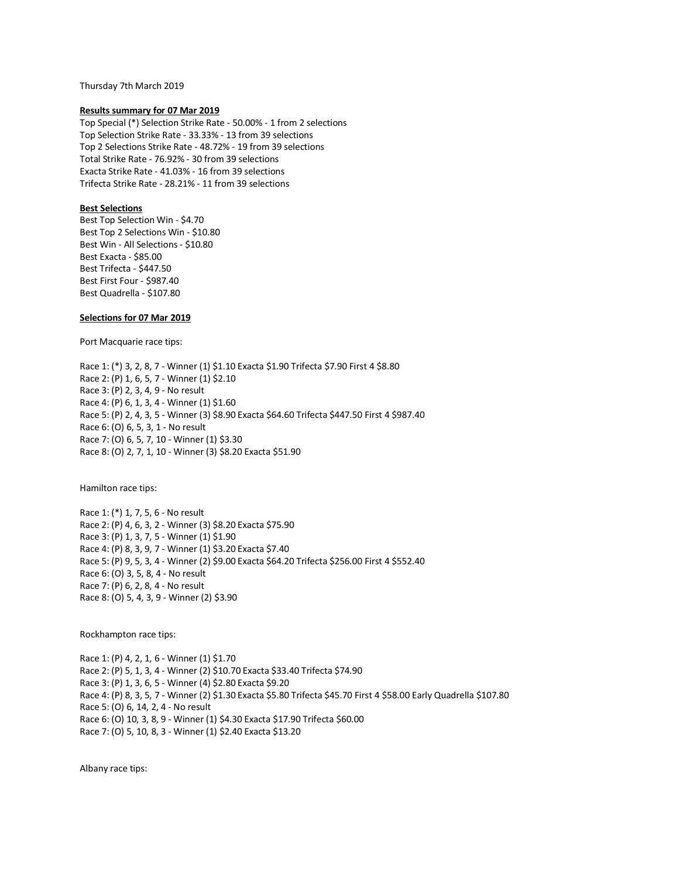Thursday 7th March 2019

**Results summary for 07 Mar 2019**

Top Special (*) Selection Strike Rate - 50.00% - 1 from 2 selections
Top Selection Strike Rate - 33.33% - 13 from 39 selections
Top 2 Selections Strike Rate - 48.72% - 19 from 39 selections
Total Strike Rate - 76.92% - 30 from 39 selections
Exacta Strike Rate - 41.03% - 16 from 39 selections
Trifecta Strike Rate - 28.21% - 11 from 39 selections

**Best Selections**

Best Top Selection Win - $4.70
Best Top 2 Selections Win - $10.80
Best Win - All Selections - $10.80
Best Exacta - $85.00
Best Trifecta - $447.50
Best First Four - $987.40
Best Quadrella - $107.80

**Selections for 07 Mar 2019**

Port Macquarie race tips:

Race 1: (*) 3, 2, 8, 7 - Winner (1) $1.10 Exacta $1.90 Trifecta $7.90 First 4 $8.80
Race 2: (P) 1, 6, 5, 7 - Winner (1) $2.10
Race 3: (P) 2, 3, 4, 9 - No result
Race 4: (P) 6, 1, 3, 4 - Winner (1) $1.60
Race 5: (P) 2, 4, 3, 5 - Winner (3) $8.90 Exacta $64.60 Trifecta $447.50 First 4 $987.40
Race 6: (O) 6, 5, 3, 1 - No result
Race 7: (O) 6, 5, 7, 10 - Winner (1) $3.30
Race 8: (O) 2, 7, 1, 10 - Winner (3) $8.20 Exacta $51.90

Hamilton race tips:

Race 1: (*) 1, 7, 5, 6 - No result
Race 2: (P) 4, 6, 3, 2 - Winner (3) $8.20 Exacta $75.90
Race 3: (P) 1, 3, 7, 5 - Winner (1) $1.90
Race 4: (P) 8, 3, 9, 7 - Winner (1) $3.20 Exacta $7.40
Race 5: (P) 9, 5, 3, 4 - Winner (2) $9.00 Exacta $64.20 Trifecta $256.00 First 4 $552.40
Race 6: (O) 3, 5, 8, 4 - No result
Race 7: (P) 6, 2, 8, 4 - No result
Race 8: (O) 5, 4, 3, 9 - Winner (2) $3.90

Rockhampton race tips:

Race 1: (P) 4, 2, 1, 6 - Winner (1) $1.70
Race 2: (P) 5, 1, 3, 4 - Winner (2) $10.70 Exacta $33.40 Trifecta $74.90
Race 3: (P) 1, 3, 6, 5 - Winner (4) $2.80 Exacta $9.20
Race 4: (P) 8, 3, 5, 7 - Winner (2) $1.30 Exacta $5.80 Trifecta $45.70 First 4 $58.00 Early Quadrella $107.80
Race 5: (O) 6, 14, 2, 4 - No result
Race 6: (O) 10, 3, 8, 9 - Winner (1) $4.30 Exacta $17.90 Trifecta $60.00
Race 7: (O) 5, 10, 8, 3 - Winner (1) $2.40 Exacta $13.20

Albany race tips: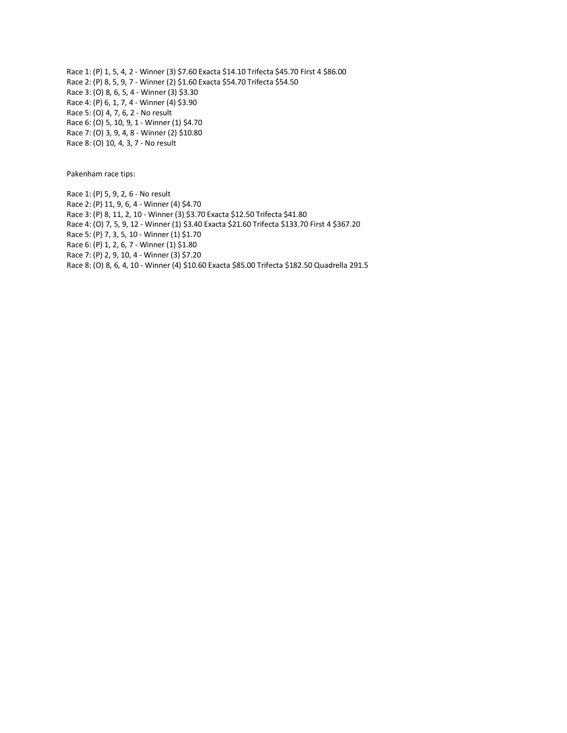Race 1: (P) 1, 5, 4, 2 - Winner (3) $7.60 Exacta $14.10 Trifecta $45.70 First 4 $86.00
Race 2: (P) 8, 5, 9, 7 - Winner (2) $1.60 Exacta $54.70 Trifecta $54.50
Race 3: (O) 8, 6, 5, 4 - Winner (3) $3.30
Race 4: (P) 6, 1, 7, 4 - Winner (4) $3.90
Race 5: (O) 4, 7, 6, 2 - No result
Race 6: (O) 5, 10, 9, 1 - Winner (1) $4.70
Race 7: (O) 3, 9, 4, 8 - Winner (2) $10.80
Race 8: (O) 10, 4, 3, 7 - No result

Pakenham race tips:

Race 1: (P) 5, 9, 2, 6 - No result
Race 2: (P) 11, 9, 6, 4 - Winner (4) $4.70
Race 3: (P) 8, 11, 2, 10 - Winner (3) $3.70 Exacta $12.50 Trifecta $41.80
Race 4: (O) 7, 5, 9, 12 - Winner (1) $3.40 Exacta $21.60 Trifecta $133.70 First 4 $367.20
Race 5: (P) 7, 3, 5, 10 - Winner (1) $1.70
Race 6: (P) 1, 2, 6, 7 - Winner (1) $1.80
Race 7: (P) 2, 9, 10, 4 - Winner (3) $7.20
Race 8: (O) 8, 6, 4, 10 - Winner (4) $10.60 Exacta $85.00 Trifecta $182.50 Quadrella 291.5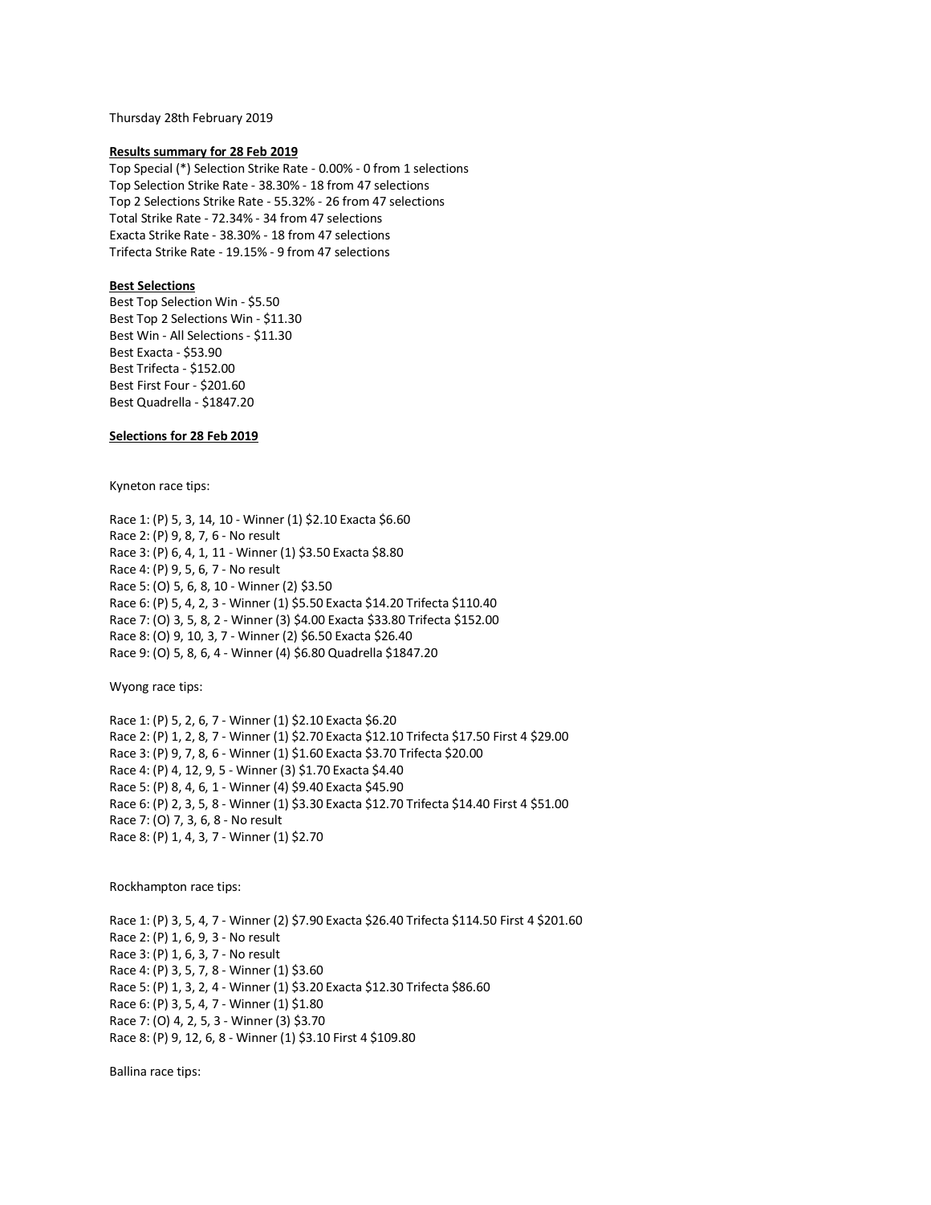Thursday 28th February 2019

**Results summary for 28 Feb 2019**

Top Special (*) Selection Strike Rate - 0.00% - 0 from 1 selections
Top Selection Strike Rate - 38.30% - 18 from 47 selections
Top 2 Selections Strike Rate - 55.32% - 26 from 47 selections
Total Strike Rate - 72.34% - 34 from 47 selections
Exacta Strike Rate - 38.30% - 18 from 47 selections
Trifecta Strike Rate - 19.15% - 9 from 47 selections

**Best Selections**

Best Top Selection Win - $5.50
Best Top 2 Selections Win - $11.30
Best Win - All Selections - $11.30
Best Exacta - $53.90
Best Trifecta - $152.00
Best First Four - $201.60
Best Quadrella - $1847.20

**Selections for 28 Feb 2019**

Kyneton race tips:

Race 1: (P) 5, 3, 14, 10 - Winner (1) $2.10 Exacta $6.60
Race 2: (P) 9, 8, 7, 6 - No result
Race 3: (P) 6, 4, 1, 11 - Winner (1) $3.50 Exacta $8.80
Race 4: (P) 9, 5, 6, 7 - No result
Race 5: (O) 5, 6, 8, 10 - Winner (2) $3.50
Race 6: (P) 5, 4, 2, 3 - Winner (1) $5.50 Exacta $14.20 Trifecta $110.40
Race 7: (O) 3, 5, 8, 2 - Winner (3) $4.00 Exacta $33.80 Trifecta $152.00
Race 8: (O) 9, 10, 3, 7 - Winner (2) $6.50 Exacta $26.40
Race 9: (O) 5, 8, 6, 4 - Winner (4) $6.80 Quadrella $1847.20

Wyong race tips:

Race 1: (P) 5, 2, 6, 7 - Winner (1) $2.10 Exacta $6.20
Race 2: (P) 1, 2, 8, 7 - Winner (1) $2.70 Exacta $12.10 Trifecta $17.50 First 4 $29.00
Race 3: (P) 9, 7, 8, 6 - Winner (1) $1.60 Exacta $3.70 Trifecta $20.00
Race 4: (P) 4, 12, 9, 5 - Winner (3) $1.70 Exacta $4.40
Race 5: (P) 8, 4, 6, 1 - Winner (4) $9.40 Exacta $45.90
Race 6: (P) 2, 3, 5, 8 - Winner (1) $3.30 Exacta $12.70 Trifecta $14.40 First 4 $51.00
Race 7: (O) 7, 3, 6, 8 - No result
Race 8: (P) 1, 4, 3, 7 - Winner (1) $2.70

Rockhampton race tips:

Race 1: (P) 3, 5, 4, 7 - Winner (2) $7.90 Exacta $26.40 Trifecta $114.50 First 4 $201.60
Race 2: (P) 1, 6, 9, 3 - No result
Race 3: (P) 1, 6, 3, 7 - No result
Race 4: (P) 3, 5, 7, 8 - Winner (1) $3.60
Race 5: (P) 1, 3, 2, 4 - Winner (1) $3.20 Exacta $12.30 Trifecta $86.60
Race 6: (P) 3, 5, 4, 7 - Winner (1) $1.80
Race 7: (O) 4, 2, 5, 3 - Winner (3) $3.70
Race 8: (P) 9, 12, 6, 8 - Winner (1) $3.10 First 4 $109.80

Ballina race tips: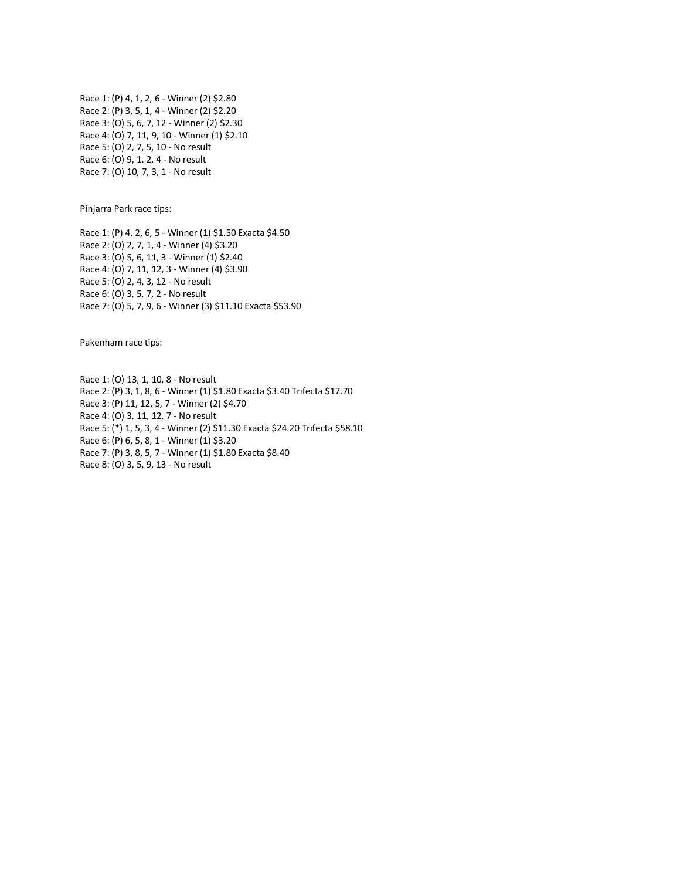Race 1: (P) 4, 1, 2, 6 - Winner (2) $2.80
Race 2: (P) 3, 5, 1, 4 - Winner (2) $2.20
Race 3: (O) 5, 6, 7, 12 - Winner (2) $2.30
Race 4: (O) 7, 11, 9, 10 - Winner (1) $2.10
Race 5: (O) 2, 7, 5, 10 - No result
Race 6: (O) 9, 1, 2, 4 - No result
Race 7: (O) 10, 7, 3, 1 - No result

Pinjarra Park race tips:

Race 1: (P) 4, 2, 6, 5 - Winner (1) $1.50 Exacta $4.50
Race 2: (O) 2, 7, 1, 4 - Winner (4) $3.20
Race 3: (O) 5, 6, 11, 3 - Winner (1) $2.40
Race 4: (O) 7, 11, 12, 3 - Winner (4) $3.90
Race 5: (O) 2, 4, 3, 12 - No result
Race 6: (O) 3, 5, 7, 2 - No result
Race 7: (O) 5, 7, 9, 6 - Winner (3) $11.10 Exacta $53.90

Pakenham race tips:

Race 1: (O) 13, 1, 10, 8 - No result
Race 2: (P) 3, 1, 8, 6 - Winner (1) $1.80 Exacta $3.40 Trifecta $17.70
Race 3: (P) 11, 12, 5, 7 - Winner (2) $4.70
Race 4: (O) 3, 11, 12, 7 - No result
Race 5: (*) 1, 5, 3, 4 - Winner (2) $11.30 Exacta $24.20 Trifecta $58.10
Race 6: (P) 6, 5, 8, 1 - Winner (1) $3.20
Race 7: (P) 3, 8, 5, 7 - Winner (1) $1.80 Exacta $8.40
Race 8: (O) 3, 5, 9, 13 - No result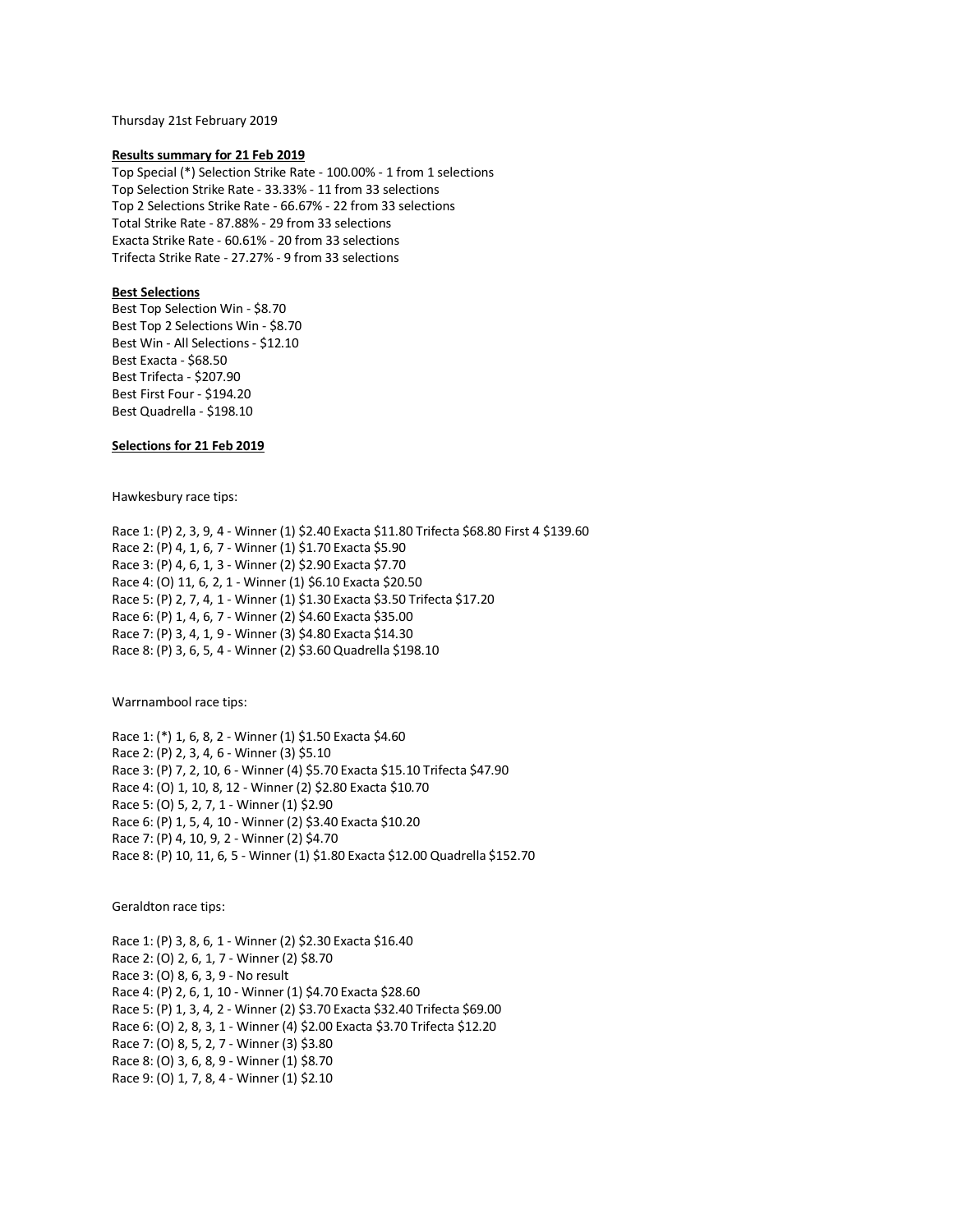Thursday 21st February 2019

**Results summary for 21 Feb 2019**

Top Special (*) Selection Strike Rate - 100.00% - 1 from 1 selections
Top Selection Strike Rate - 33.33% - 11 from 33 selections
Top 2 Selections Strike Rate - 66.67% - 22 from 33 selections
Total Strike Rate - 87.88% - 29 from 33 selections
Exacta Strike Rate - 60.61% - 20 from 33 selections
Trifecta Strike Rate - 27.27% - 9 from 33 selections

**Best Selections**

Best Top Selection Win - $8.70
Best Top 2 Selections Win - $8.70
Best Win - All Selections - $12.10
Best Exacta - $68.50
Best Trifecta - $207.90
Best First Four - $194.20
Best Quadrella - $198.10

**Selections for 21 Feb 2019**

Hawkesbury race tips:

Race 1: (P) 2, 3, 9, 4 - Winner (1) $2.40 Exacta $11.80 Trifecta $68.80 First 4 $139.60
Race 2: (P) 4, 1, 6, 7 - Winner (1) $1.70 Exacta $5.90
Race 3: (P) 4, 6, 1, 3 - Winner (2) $2.90 Exacta $7.70
Race 4: (O) 11, 6, 2, 1 - Winner (1) $6.10 Exacta $20.50
Race 5: (P) 2, 7, 4, 1 - Winner (1) $1.30 Exacta $3.50 Trifecta $17.20
Race 6: (P) 1, 4, 6, 7 - Winner (2) $4.60 Exacta $35.00
Race 7: (P) 3, 4, 1, 9 - Winner (3) $4.80 Exacta $14.30
Race 8: (P) 3, 6, 5, 4 - Winner (2) $3.60 Quadrella $198.10

Warrnambool race tips:

Race 1: (*) 1, 6, 8, 2 - Winner (1) $1.50 Exacta $4.60
Race 2: (P) 2, 3, 4, 6 - Winner (3) $5.10
Race 3: (P) 7, 2, 10, 6 - Winner (4) $5.70 Exacta $15.10 Trifecta $47.90
Race 4: (O) 1, 10, 8, 12 - Winner (2) $2.80 Exacta $10.70
Race 5: (O) 5, 2, 7, 1 - Winner (1) $2.90
Race 6: (P) 1, 5, 4, 10 - Winner (2) $3.40 Exacta $10.20
Race 7: (P) 4, 10, 9, 2 - Winner (2) $4.70
Race 8: (P) 10, 11, 6, 5 - Winner (1) $1.80 Exacta $12.00 Quadrella $152.70

Geraldton race tips:

Race 1: (P) 3, 8, 6, 1 - Winner (2) $2.30 Exacta $16.40
Race 2: (O) 2, 6, 1, 7 - Winner (2) $8.70
Race 3: (O) 8, 6, 3, 9 - No result
Race 4: (P) 2, 6, 1, 10 - Winner (1) $4.70 Exacta $28.60
Race 5: (P) 1, 3, 4, 2 - Winner (2) $3.70 Exacta $32.40 Trifecta $69.00
Race 6: (O) 2, 8, 3, 1 - Winner (4) $2.00 Exacta $3.70 Trifecta $12.20
Race 7: (O) 8, 5, 2, 7 - Winner (3) $3.80
Race 8: (O) 3, 6, 8, 9 - Winner (1) $8.70
Race 9: (O) 1, 7, 8, 4 - Winner (1) $2.10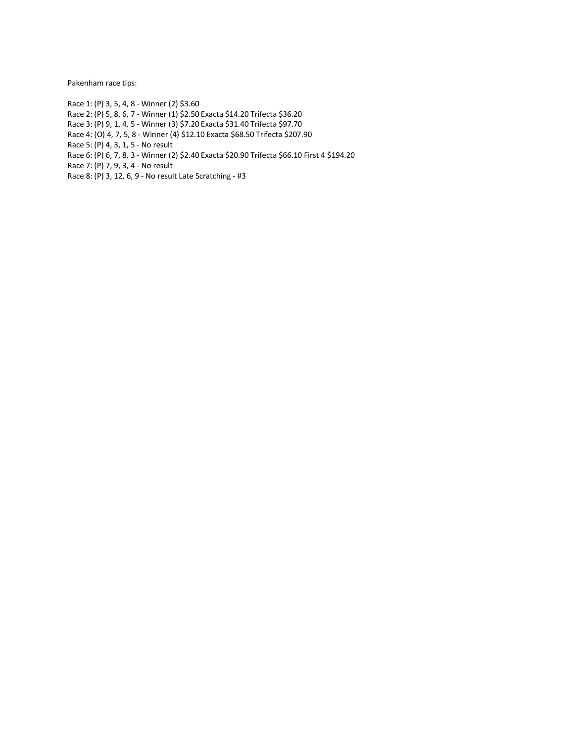Pakenham race tips:

Race 1: (P) 3, 5, 4, 8 - Winner (2) $3.60
Race 2: (P) 5, 8, 6, 7 - Winner (1) $2.50 Exacta $14.20 Trifecta $36.20
Race 3: (P) 9, 1, 4, 5 - Winner (3) $7.20 Exacta $31.40 Trifecta $97.70
Race 4: (O) 4, 7, 5, 8 - Winner (4) $12.10 Exacta $68.50 Trifecta $207.90
Race 5: (P) 4, 3, 1, 5 - No result
Race 6: (P) 6, 7, 8, 3 - Winner (2) $2.40 Exacta $20.90 Trifecta $66.10 First 4 $194.20
Race 7: (P) 7, 9, 3, 4 - No result
Race 8: (P) 3, 12, 6, 9 - No result Late Scratching - #3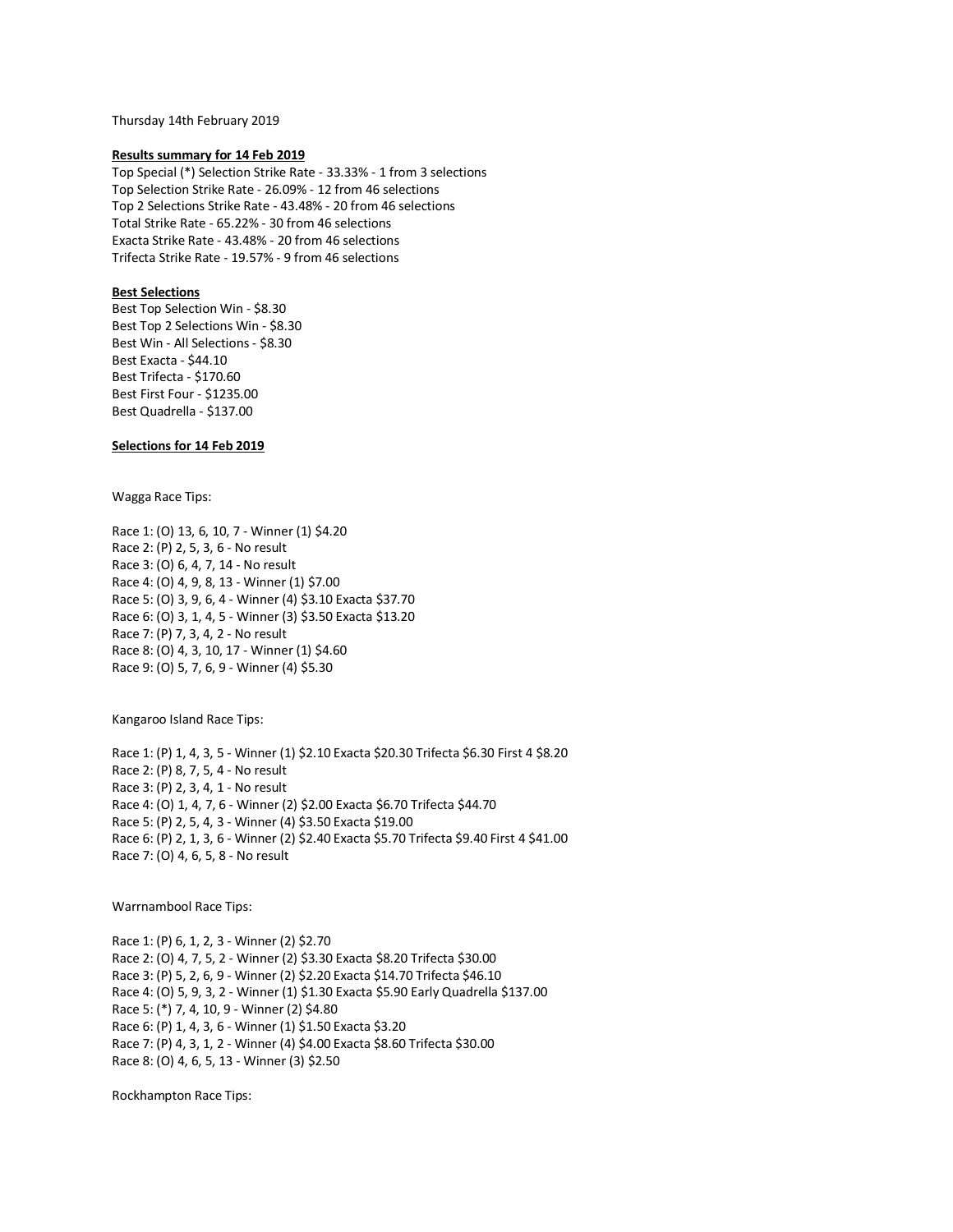Thursday 14th February 2019

**Results summary for 14 Feb 2019**

Top Special (*) Selection Strike Rate - 33.33% - 1 from 3 selections
Top Selection Strike Rate - 26.09% - 12 from 46 selections
Top 2 Selections Strike Rate - 43.48% - 20 from 46 selections
Total Strike Rate - 65.22% - 30 from 46 selections
Exacta Strike Rate - 43.48% - 20 from 46 selections
Trifecta Strike Rate - 19.57% - 9 from 46 selections

**Best Selections**

Best Top Selection Win - $8.30
Best Top 2 Selections Win - $8.30
Best Win - All Selections - $8.30
Best Exacta - $44.10
Best Trifecta - $170.60
Best First Four - $1235.00
Best Quadrella - $137.00

**Selections for 14 Feb 2019**

Wagga Race Tips:

Race 1: (O) 13, 6, 10, 7 - Winner (1) $4.20
Race 2: (P) 2, 5, 3, 6 - No result
Race 3: (O) 6, 4, 7, 14 - No result
Race 4: (O) 4, 9, 8, 13 - Winner (1) $7.00
Race 5: (O) 3, 9, 6, 4 - Winner (4) $3.10 Exacta $37.70
Race 6: (O) 3, 1, 4, 5 - Winner (3) $3.50 Exacta $13.20
Race 7: (P) 7, 3, 4, 2 - No result
Race 8: (O) 4, 3, 10, 17 - Winner (1) $4.60
Race 9: (O) 5, 7, 6, 9 - Winner (4) $5.30

Kangaroo Island Race Tips:

Race 1: (P) 1, 4, 3, 5 - Winner (1) $2.10 Exacta $20.30 Trifecta $6.30 First 4 $8.20
Race 2: (P) 8, 7, 5, 4 - No result
Race 3: (P) 2, 3, 4, 1 - No result
Race 4: (O) 1, 4, 7, 6 - Winner (2) $2.00 Exacta $6.70 Trifecta $44.70
Race 5: (P) 2, 5, 4, 3 - Winner (4) $3.50 Exacta $19.00
Race 6: (P) 2, 1, 3, 6 - Winner (2) $2.40 Exacta $5.70 Trifecta $9.40 First 4 $41.00
Race 7: (O) 4, 6, 5, 8 - No result

Warrnambool Race Tips:

Race 1: (P) 6, 1, 2, 3 - Winner (2) $2.70
Race 2: (O) 4, 7, 5, 2 - Winner (2) $3.30 Exacta $8.20 Trifecta $30.00
Race 3: (P) 5, 2, 6, 9 - Winner (2) $2.20 Exacta $14.70 Trifecta $46.10
Race 4: (O) 5, 9, 3, 2 - Winner (1) $1.30 Exacta $5.90 Early Quadrella $137.00
Race 5: (*) 7, 4, 10, 9 - Winner (2) $4.80
Race 6: (P) 1, 4, 3, 6 - Winner (1) $1.50 Exacta $3.20
Race 7: (P) 4, 3, 1, 2 - Winner (4) $4.00 Exacta $8.60 Trifecta $30.00
Race 8: (O) 4, 6, 5, 13 - Winner (3) $2.50

Rockhampton Race Tips: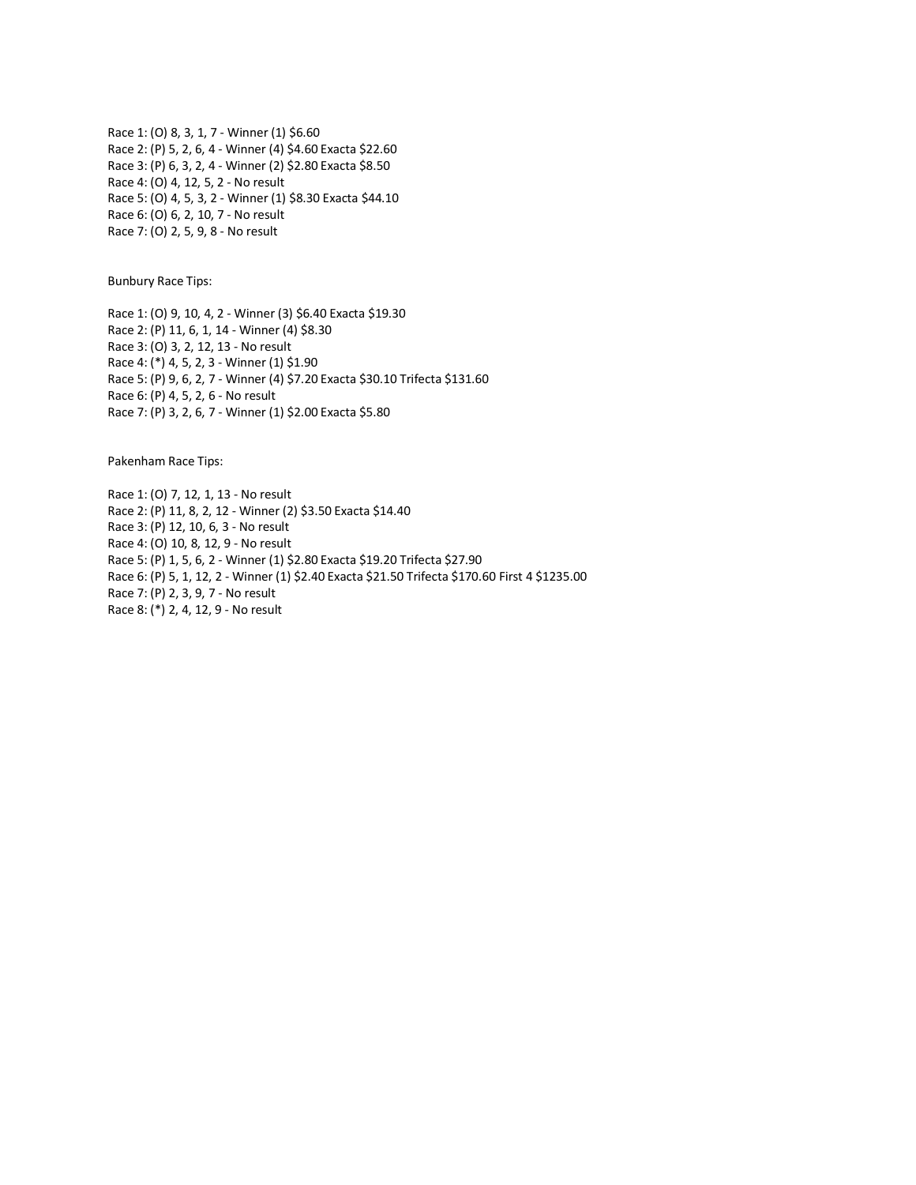Race 1: (O) 8, 3, 1, 7 - Winner (1) $6.60
Race 2: (P) 5, 2, 6, 4 - Winner (4) $4.60 Exacta $22.60
Race 3: (P) 6, 3, 2, 4 - Winner (2) $2.80 Exacta $8.50
Race 4: (O) 4, 12, 5, 2 - No result
Race 5: (O) 4, 5, 3, 2 - Winner (1) $8.30 Exacta $44.10
Race 6: (O) 6, 2, 10, 7 - No result
Race 7: (O) 2, 5, 9, 8 - No result

Bunbury Race Tips:

Race 1: (O) 9, 10, 4, 2 - Winner (3) $6.40 Exacta $19.30
Race 2: (P) 11, 6, 1, 14 - Winner (4) $8.30
Race 3: (O) 3, 2, 12, 13 - No result
Race 4: (*) 4, 5, 2, 3 - Winner (1) $1.90
Race 5: (P) 9, 6, 2, 7 - Winner (4) $7.20 Exacta $30.10 Trifecta $131.60
Race 6: (P) 4, 5, 2, 6 - No result
Race 7: (P) 3, 2, 6, 7 - Winner (1) $2.00 Exacta $5.80

Pakenham Race Tips:

Race 1: (O) 7, 12, 1, 13 - No result
Race 2: (P) 11, 8, 2, 12 - Winner (2) $3.50 Exacta $14.40
Race 3: (P) 12, 10, 6, 3 - No result
Race 4: (O) 10, 8, 12, 9 - No result
Race 5: (P) 1, 5, 6, 2 - Winner (1) $2.80 Exacta $19.20 Trifecta $27.90
Race 6: (P) 5, 1, 12, 2 - Winner (1) $2.40 Exacta $21.50 Trifecta $170.60 First 4 $1235.00
Race 7: (P) 2, 3, 9, 7 - No result
Race 8: (*) 2, 4, 12, 9 - No result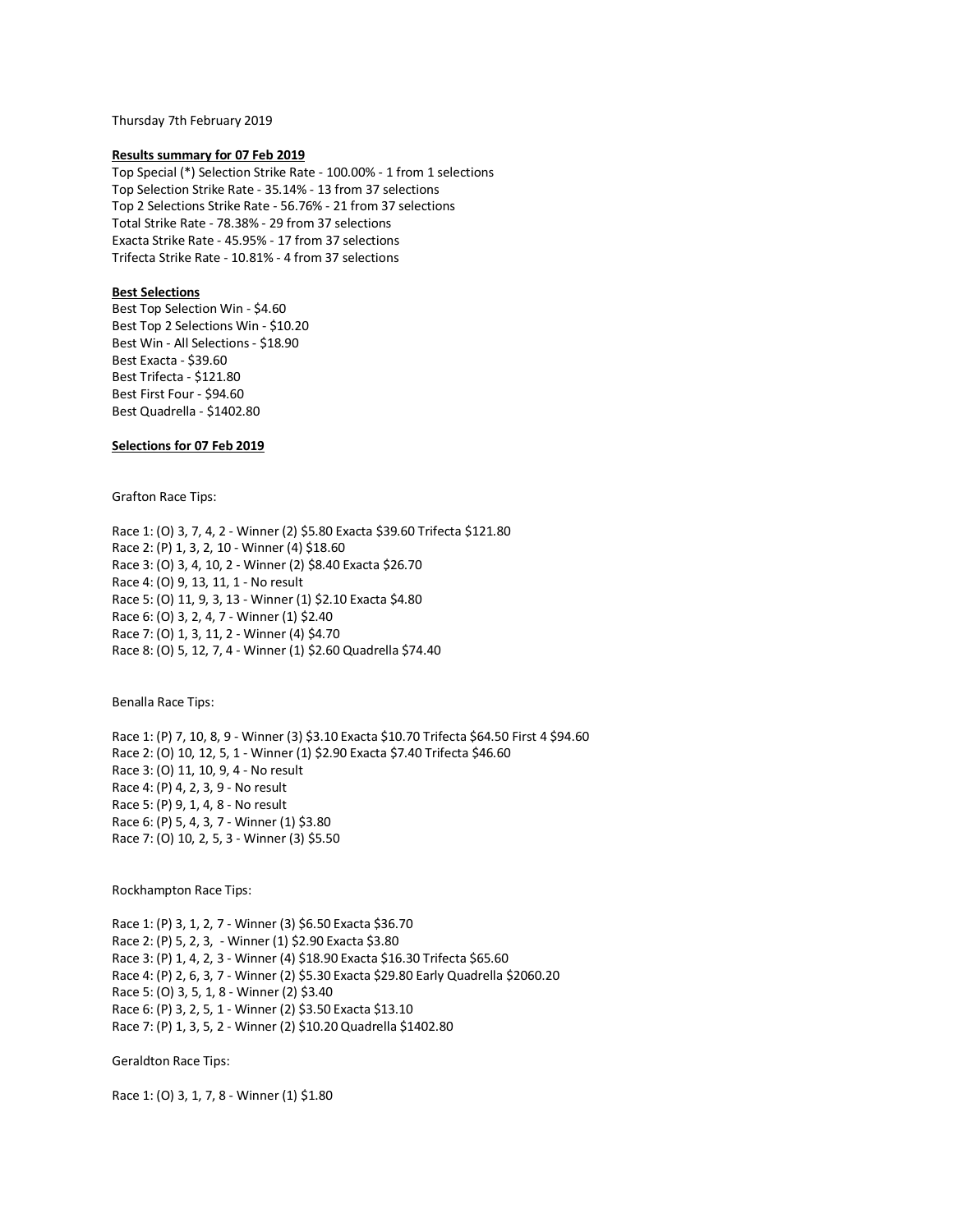Thursday 7th February 2019

**Results summary for 07 Feb 2019**

Top Special (*) Selection Strike Rate - 100.00% - 1 from 1 selections
Top Selection Strike Rate - 35.14% - 13 from 37 selections
Top 2 Selections Strike Rate - 56.76% - 21 from 37 selections
Total Strike Rate - 78.38% - 29 from 37 selections
Exacta Strike Rate - 45.95% - 17 from 37 selections
Trifecta Strike Rate - 10.81% - 4 from 37 selections

**Best Selections**

Best Top Selection Win - $4.60
Best Top 2 Selections Win - $10.20
Best Win - All Selections - $18.90
Best Exacta - $39.60
Best Trifecta - $121.80
Best First Four - $94.60
Best Quadrella - $1402.80

**Selections for 07 Feb 2019**

Grafton Race Tips:

Race 1: (O) 3, 7, 4, 2 - Winner (2) $5.80 Exacta $39.60 Trifecta $121.80
Race 2: (P) 1, 3, 2, 10 - Winner (4) $18.60
Race 3: (O) 3, 4, 10, 2 - Winner (2) $8.40 Exacta $26.70
Race 4: (O) 9, 13, 11, 1 - No result
Race 5: (O) 11, 9, 3, 13 - Winner (1) $2.10 Exacta $4.80
Race 6: (O) 3, 2, 4, 7 - Winner (1) $2.40
Race 7: (O) 1, 3, 11, 2 - Winner (4) $4.70
Race 8: (O) 5, 12, 7, 4 - Winner (1) $2.60 Quadrella $74.40

Benalla Race Tips:

Race 1: (P) 7, 10, 8, 9 - Winner (3) $3.10 Exacta $10.70 Trifecta $64.50 First 4 $94.60
Race 2: (O) 10, 12, 5, 1 - Winner (1) $2.90 Exacta $7.40 Trifecta $46.60
Race 3: (O) 11, 10, 9, 4 - No result
Race 4: (P) 4, 2, 3, 9 - No result
Race 5: (P) 9, 1, 4, 8 - No result
Race 6: (P) 5, 4, 3, 7 - Winner (1) $3.80
Race 7: (O) 10, 2, 5, 3 - Winner (3) $5.50

Rockhampton Race Tips:

Race 1: (P) 3, 1, 2, 7 - Winner (3) $6.50 Exacta $36.70
Race 2: (P) 5, 2, 3, - Winner (1) $2.90 Exacta $3.80
Race 3: (P) 1, 4, 2, 3 - Winner (4) $18.90 Exacta $16.30 Trifecta $65.60
Race 4: (P) 2, 6, 3, 7 - Winner (2) $5.30 Exacta $29.80 Early Quadrella $2060.20
Race 5: (O) 3, 5, 1, 8 - Winner (2) $3.40
Race 6: (P) 3, 2, 5, 1 - Winner (2) $3.50 Exacta $13.10
Race 7: (P) 1, 3, 5, 2 - Winner (2) $10.20 Quadrella $1402.80

Geraldton Race Tips:

Race 1: (O) 3, 1, 7, 8 - Winner (1) $1.80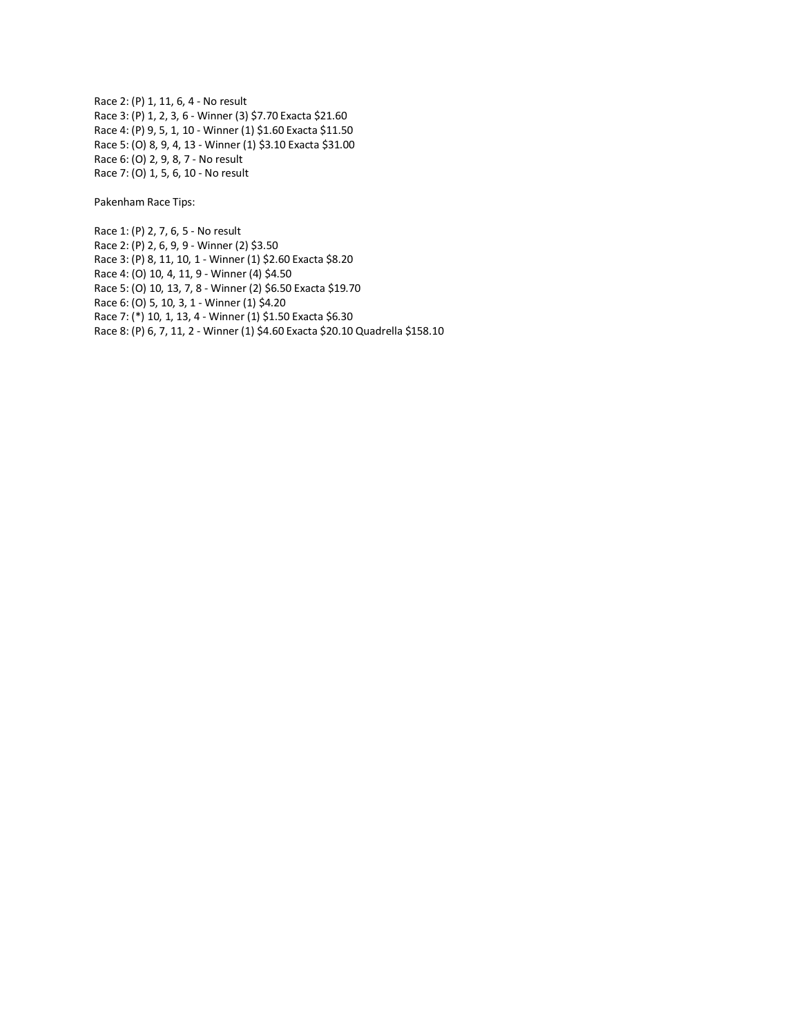Race 2: (P) 1, 11, 6, 4 - No result
Race 3: (P) 1, 2, 3, 6 - Winner (3) $7.70 Exacta $21.60
Race 4: (P) 9, 5, 1, 10 - Winner (1) $1.60 Exacta $11.50
Race 5: (O) 8, 9, 4, 13 - Winner (1) $3.10 Exacta $31.00
Race 6: (O) 2, 9, 8, 7 - No result
Race 7: (O) 1, 5, 6, 10 - No result

Pakenham Race Tips:

Race 1: (P) 2, 7, 6, 5 - No result
Race 2: (P) 2, 6, 9, 9 - Winner (2) $3.50
Race 3: (P) 8, 11, 10, 1 - Winner (1) $2.60 Exacta $8.20
Race 4: (O) 10, 4, 11, 9 - Winner (4) $4.50
Race 5: (O) 10, 13, 7, 8 - Winner (2) $6.50 Exacta $19.70
Race 6: (O) 5, 10, 3, 1 - Winner (1) $4.20
Race 7: (*) 10, 1, 13, 4 - Winner (1) $1.50 Exacta $6.30
Race 8: (P) 6, 7, 11, 2 - Winner (1) $4.60 Exacta $20.10 Quadrella $158.10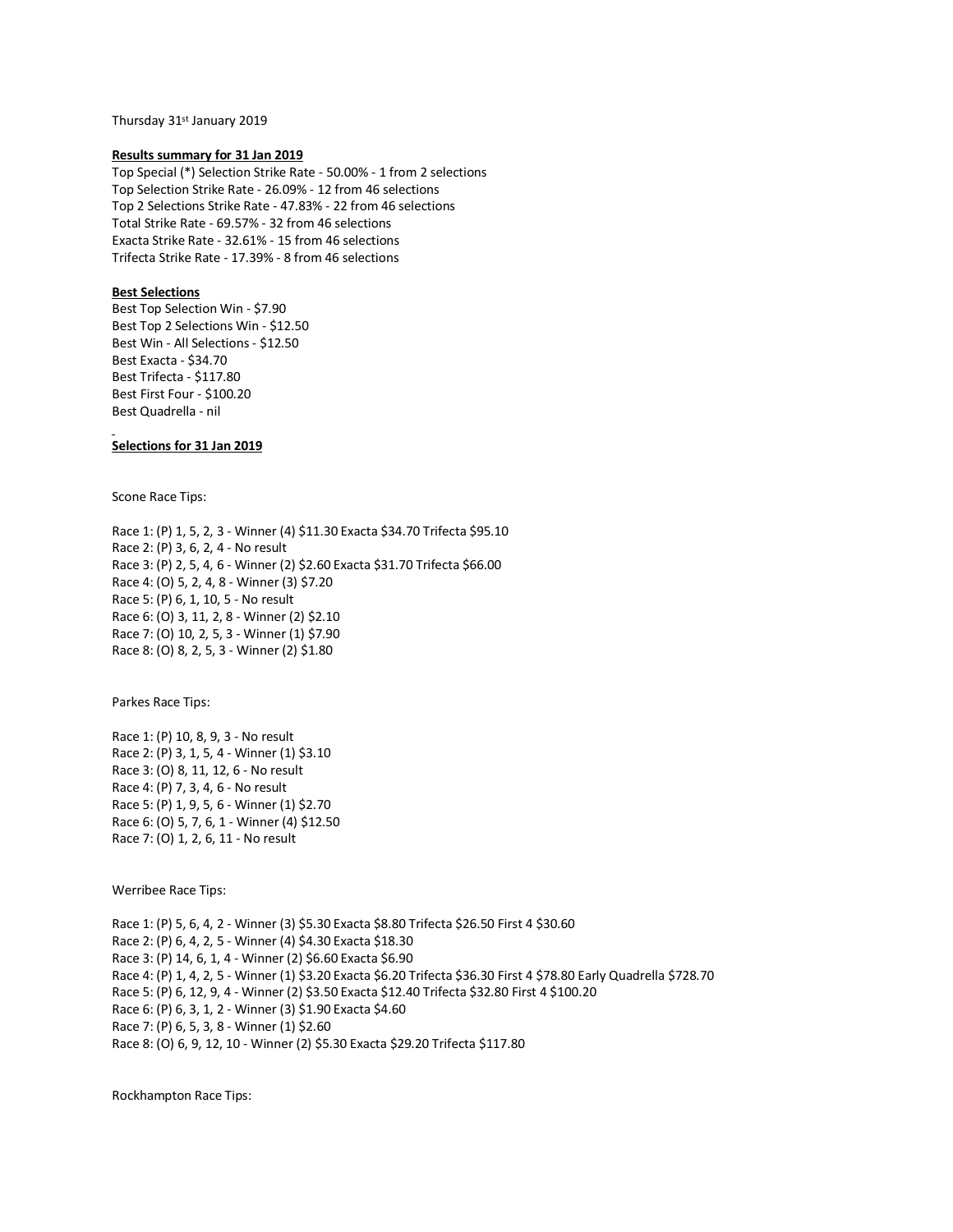Thursday 31st January 2019

**Results summary for 31 Jan 2019**

Top Special (*) Selection Strike Rate - 50.00% - 1 from 2 selections
Top Selection Strike Rate - 26.09% - 12 from 46 selections
Top 2 Selections Strike Rate - 47.83% - 22 from 46 selections
Total Strike Rate - 69.57% - 32 from 46 selections
Exacta Strike Rate - 32.61% - 15 from 46 selections
Trifecta Strike Rate - 17.39% - 8 from 46 selections

**Best Selections**

Best Top Selection Win - $7.90
Best Top 2 Selections Win - $12.50
Best Win - All Selections - $12.50
Best Exacta - $34.70
Best Trifecta - $117.80
Best First Four - $100.20
Best Quadrella - nil

**Selections for 31 Jan 2019**

Scone Race Tips:

Race 1: (P) 1, 5, 2, 3 - Winner (4) $11.30 Exacta $34.70 Trifecta $95.10
Race 2: (P) 3, 6, 2, 4 - No result
Race 3: (P) 2, 5, 4, 6 - Winner (2) $2.60 Exacta $31.70 Trifecta $66.00
Race 4: (O) 5, 2, 4, 8 - Winner (3) $7.20
Race 5: (P) 6, 1, 10, 5 - No result
Race 6: (O) 3, 11, 2, 8 - Winner (2) $2.10
Race 7: (O) 10, 2, 5, 3 - Winner (1) $7.90
Race 8: (O) 8, 2, 5, 3 - Winner (2) $1.80

Parkes Race Tips:

Race 1: (P) 10, 8, 9, 3 - No result
Race 2: (P) 3, 1, 5, 4 - Winner (1) $3.10
Race 3: (O) 8, 11, 12, 6 - No result
Race 4: (P) 7, 3, 4, 6 - No result
Race 5: (P) 1, 9, 5, 6 - Winner (1) $2.70
Race 6: (O) 5, 7, 6, 1 - Winner (4) $12.50
Race 7: (O) 1, 2, 6, 11 - No result

Werribee Race Tips:

Race 1: (P) 5, 6, 4, 2 - Winner (3) $5.30 Exacta $8.80 Trifecta $26.50 First 4 $30.60
Race 2: (P) 6, 4, 2, 5 - Winner (4) $4.30 Exacta $18.30
Race 3: (P) 14, 6, 1, 4 - Winner (2) $6.60 Exacta $6.90
Race 4: (P) 1, 4, 2, 5 - Winner (1) $3.20 Exacta $6.20 Trifecta $36.30 First 4 $78.80 Early Quadrella $728.70
Race 5: (P) 6, 12, 9, 4 - Winner (2) $3.50 Exacta $12.40 Trifecta $32.80 First 4 $100.20
Race 6: (P) 6, 3, 1, 2 - Winner (3) $1.90 Exacta $4.60
Race 7: (P) 6, 5, 3, 8 - Winner (1) $2.60
Race 8: (O) 6, 9, 12, 10 - Winner (2) $5.30 Exacta $29.20 Trifecta $117.80

Rockhampton Race Tips: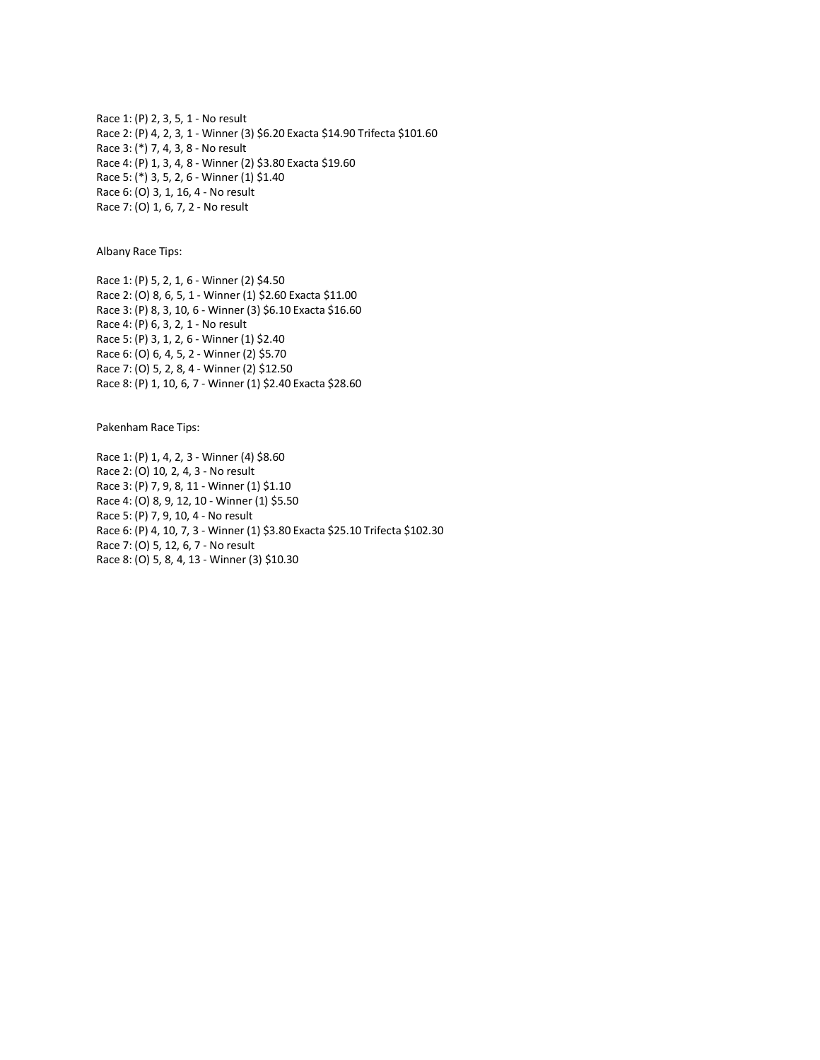Race 1: (P) 2, 3, 5, 1 - No result
Race 2: (P) 4, 2, 3, 1 - Winner (3) $6.20 Exacta $14.90 Trifecta $101.60
Race 3: (*) 7, 4, 3, 8 - No result
Race 4: (P) 1, 3, 4, 8 - Winner (2) $3.80 Exacta $19.60
Race 5: (*) 3, 5, 2, 6 - Winner (1) $1.40
Race 6: (O) 3, 1, 16, 4 - No result
Race 7: (O) 1, 6, 7, 2 - No result

Albany Race Tips:

Race 1: (P) 5, 2, 1, 6 - Winner (2) $4.50
Race 2: (O) 8, 6, 5, 1 - Winner (1) $2.60 Exacta $11.00
Race 3: (P) 8, 3, 10, 6 - Winner (3) $6.10 Exacta $16.60
Race 4: (P) 6, 3, 2, 1 - No result
Race 5: (P) 3, 1, 2, 6 - Winner (1) $2.40
Race 6: (O) 6, 4, 5, 2 - Winner (2) $5.70
Race 7: (O) 5, 2, 8, 4 - Winner (2) $12.50
Race 8: (P) 1, 10, 6, 7 - Winner (1) $2.40 Exacta $28.60

Pakenham Race Tips:

Race 1: (P) 1, 4, 2, 3 - Winner (4) $8.60
Race 2: (O) 10, 2, 4, 3 - No result
Race 3: (P) 7, 9, 8, 11 - Winner (1) $1.10
Race 4: (O) 8, 9, 12, 10 - Winner (1) $5.50
Race 5: (P) 7, 9, 10, 4 - No result
Race 6: (P) 4, 10, 7, 3 - Winner (1) $3.80 Exacta $25.10 Trifecta $102.30
Race 7: (O) 5, 12, 6, 7 - No result
Race 8: (O) 5, 8, 4, 13 - Winner (3) $10.30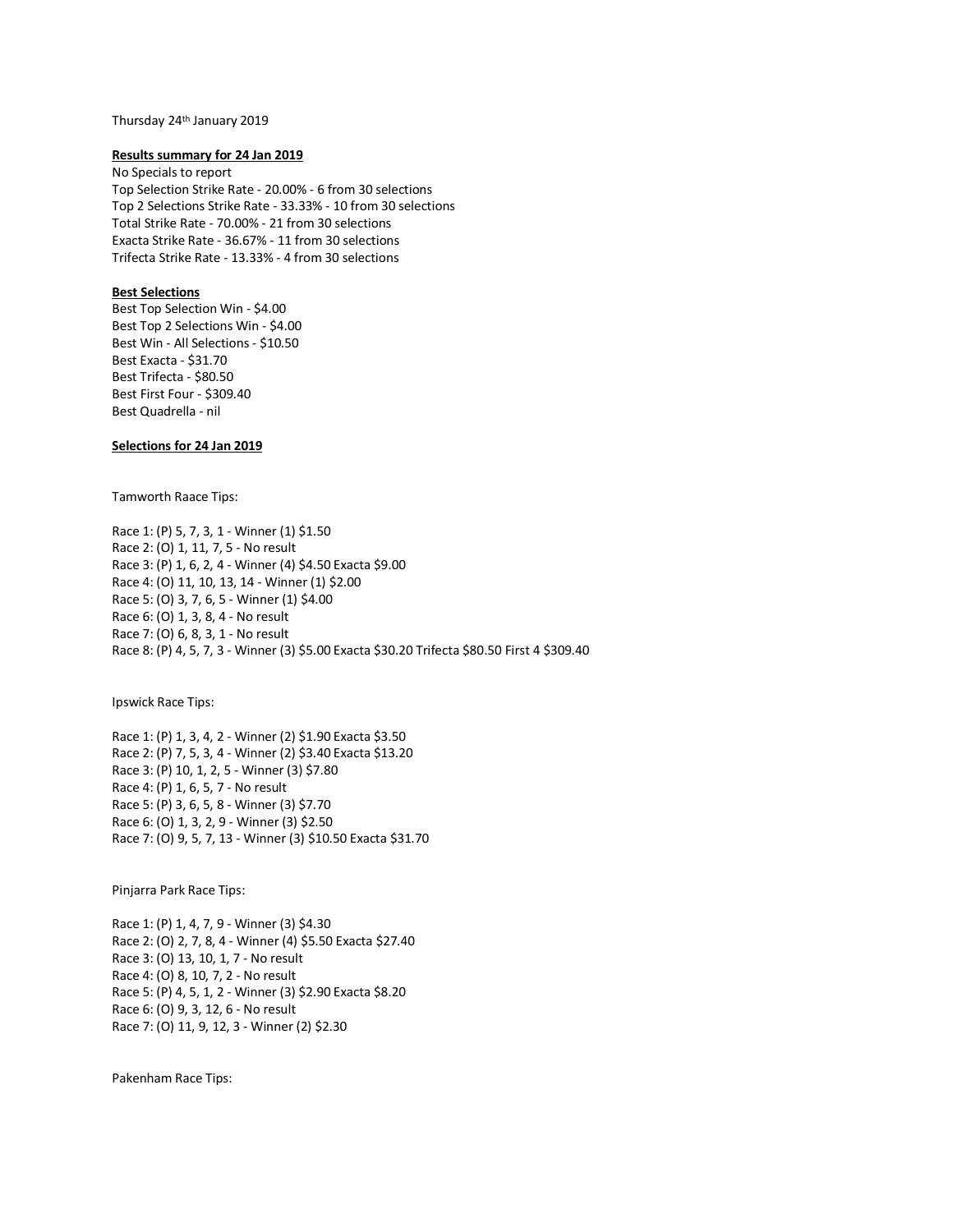Thursday 24th January 2019

**Results summary for 24 Jan 2019**

No Specials to report

Top Selection Strike Rate - 20.00% - 6 from 30 selections

Top 2 Selections Strike Rate - 33.33% - 10 from 30 selections

Total Strike Rate - 70.00% - 21 from 30 selections

Exacta Strike Rate - 36.67% - 11 from 30 selections

Trifecta Strike Rate - 13.33% - 4 from 30 selections

**Best Selections**

Best Top Selection Win - $4.00

Best Top 2 Selections Win - $4.00

Best Win - All Selections - $10.50

Best Exacta - $31.70

Best Trifecta - $80.50

Best First Four - $309.40

Best Quadrella - nil

**Selections for 24 Jan 2019**

Tamworth Raace Tips:

Race 1: (P) 5, 7, 3, 1 - Winner (1) $1.50

Race 2: (O) 1, 11, 7, 5 - No result

Race 3: (P) 1, 6, 2, 4 - Winner (4) $4.50 Exacta $9.00

Race 4: (O) 11, 10, 13, 14 - Winner (1) $2.00

Race 5: (O) 3, 7, 6, 5 - Winner (1) $4.00

Race 6: (O) 1, 3, 8, 4 - No result

Race 7: (O) 6, 8, 3, 1 - No result

Race 8: (P) 4, 5, 7, 3 - Winner (3) $5.00 Exacta $30.20 Trifecta $80.50 First 4 $309.40

Ipswick Race Tips:

Race 1: (P) 1, 3, 4, 2 - Winner (2) $1.90 Exacta $3.50

Race 2: (P) 7, 5, 3, 4 - Winner (2) $3.40 Exacta $13.20

Race 3: (P) 10, 1, 2, 5 - Winner (3) $7.80

Race 4: (P) 1, 6, 5, 7 - No result

Race 5: (P) 3, 6, 5, 8 - Winner (3) $7.70

Race 6: (O) 1, 3, 2, 9 - Winner (3) $2.50

Race 7: (O) 9, 5, 7, 13 - Winner (3) $10.50 Exacta $31.70

Pinjarra Park Race Tips:

Race 1: (P) 1, 4, 7, 9 - Winner (3) $4.30

Race 2: (O) 2, 7, 8, 4 - Winner (4) $5.50 Exacta $27.40

Race 3: (O) 13, 10, 1, 7 - No result

Race 4: (O) 8, 10, 7, 2 - No result

Race 5: (P) 4, 5, 1, 2 - Winner (3) $2.90 Exacta $8.20

Race 6: (O) 9, 3, 12, 6 - No result

Race 7: (O) 11, 9, 12, 3 - Winner (2) $2.30

Pakenham Race Tips: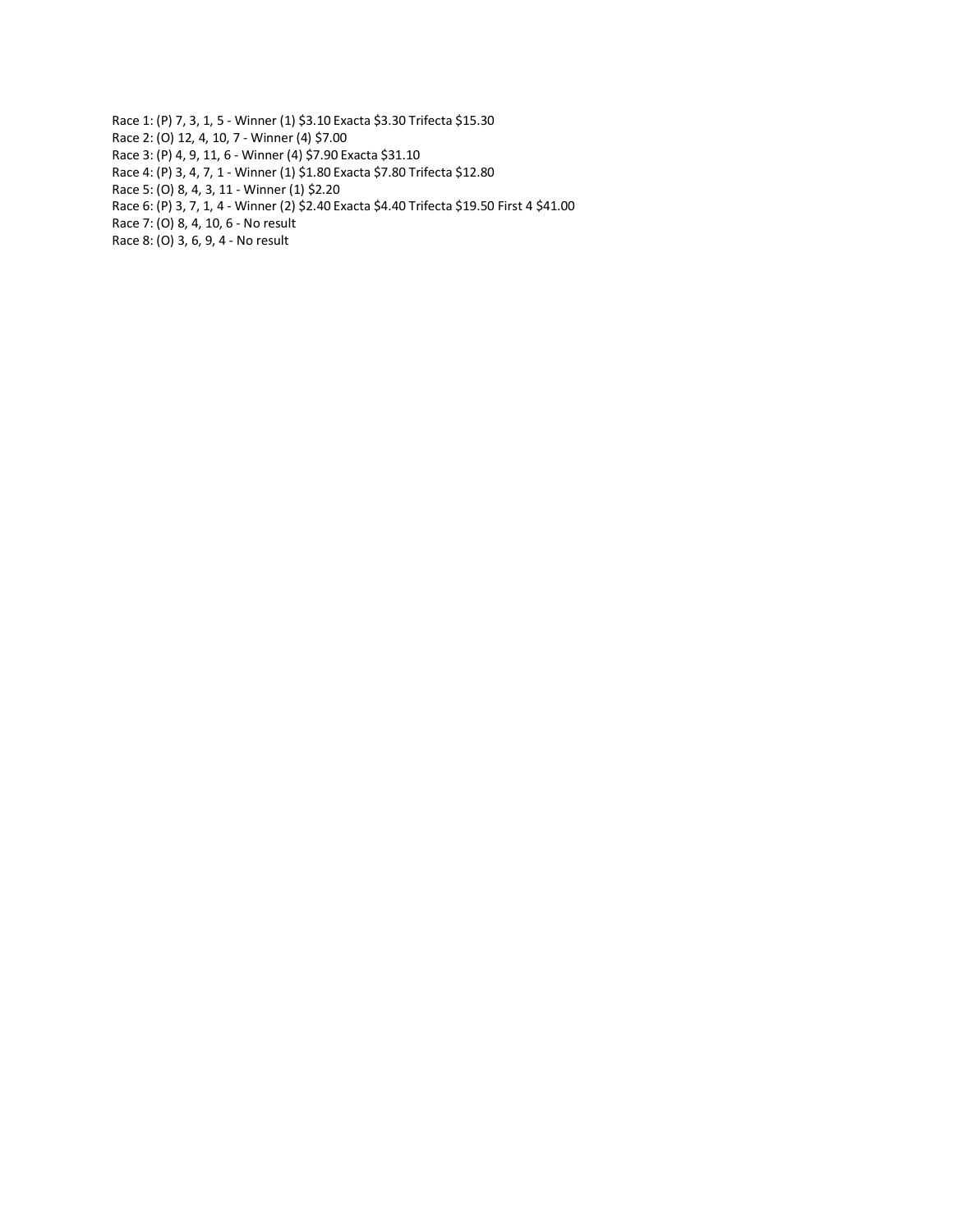Race 1: (P) 7, 3, 1, 5 - Winner (1) $3.10 Exacta $3.30 Trifecta $15.30
Race 2: (O) 12, 4, 10, 7 - Winner (4) $7.00
Race 3: (P) 4, 9, 11, 6 - Winner (4) $7.90 Exacta $31.10
Race 4: (P) 3, 4, 7, 1 - Winner (1) $1.80 Exacta $7.80 Trifecta $12.80
Race 5: (O) 8, 4, 3, 11 - Winner (1) $2.20
Race 6: (P) 3, 7, 1, 4 - Winner (2) $2.40 Exacta $4.40 Trifecta $19.50 First 4 $41.00
Race 7: (O) 8, 4, 10, 6 - No result
Race 8: (O) 3, 6, 9, 4 - No result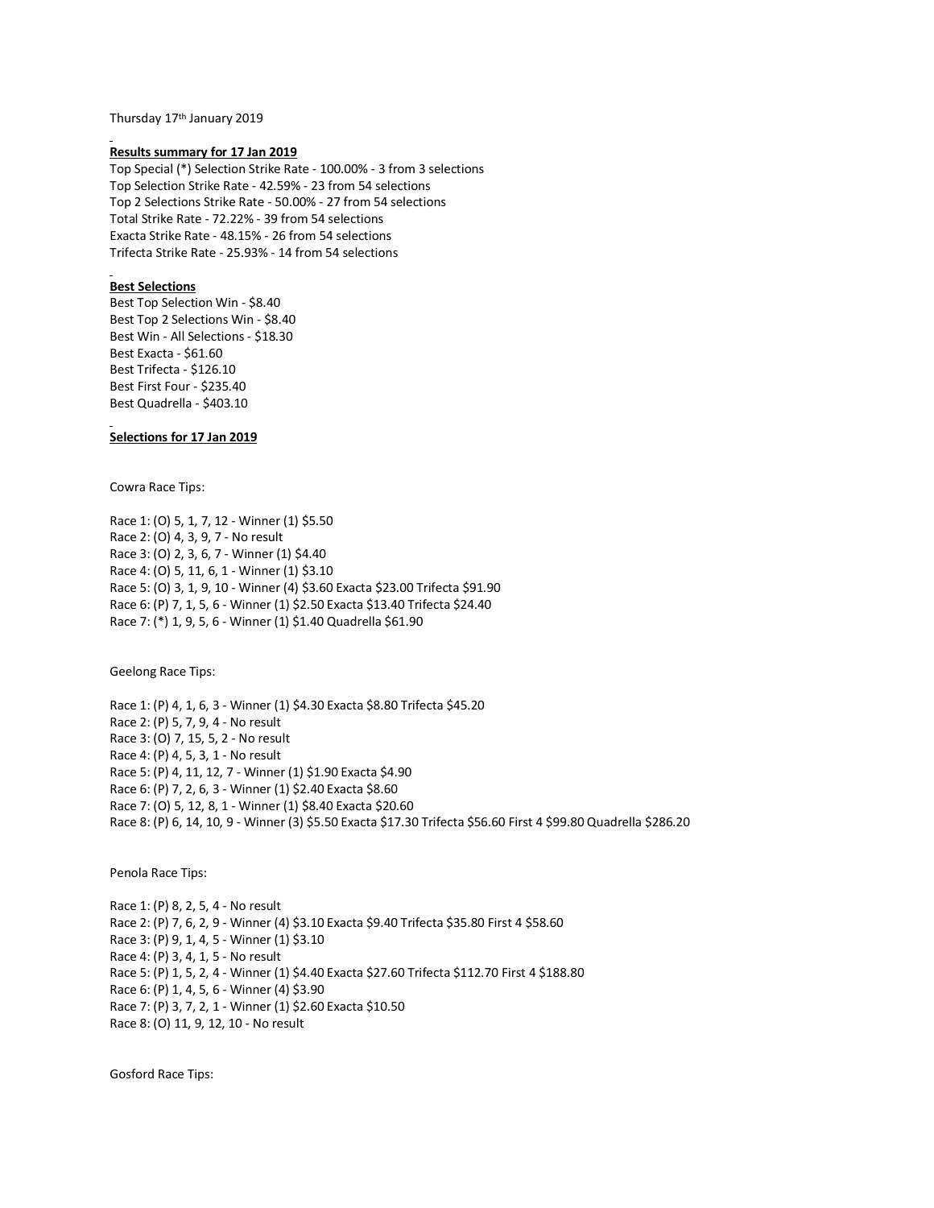Thursday 17th January 2019

**Results summary for 17 Jan 2019**

Top Special (*) Selection Strike Rate - 100.00% - 3 from 3 selections
Top Selection Strike Rate - 42.59% - 23 from 54 selections
Top 2 Selections Strike Rate - 50.00% - 27 from 54 selections
Total Strike Rate - 72.22% - 39 from 54 selections
Exacta Strike Rate - 48.15% - 26 from 54 selections
Trifecta Strike Rate - 25.93% - 14 from 54 selections

**Best Selections**

Best Top Selection Win - $8.40
Best Top 2 Selections Win - $8.40
Best Win - All Selections - $18.30
Best Exacta - $61.60
Best Trifecta - $126.10
Best First Four - $235.40
Best Quadrella - $403.10

**Selections for 17 Jan 2019**

Cowra Race Tips:

Race 1: (O) 5, 1, 7, 12 - Winner (1) $5.50
Race 2: (O) 4, 3, 9, 7 - No result
Race 3: (O) 2, 3, 6, 7 - Winner (1) $4.40
Race 4: (O) 5, 11, 6, 1 - Winner (1) $3.10
Race 5: (O) 3, 1, 9, 10 - Winner (4) $3.60 Exacta $23.00 Trifecta $91.90
Race 6: (P) 7, 1, 5, 6 - Winner (1) $2.50 Exacta $13.40 Trifecta $24.40
Race 7: (*) 1, 9, 5, 6 - Winner (1) $1.40 Quadrella $61.90

Geelong Race Tips:

Race 1: (P) 4, 1, 6, 3 - Winner (1) $4.30 Exacta $8.80 Trifecta $45.20
Race 2: (P) 5, 7, 9, 4 - No result
Race 3: (O) 7, 15, 5, 2 - No result
Race 4: (P) 4, 5, 3, 1 - No result
Race 5: (P) 4, 11, 12, 7 - Winner (1) $1.90 Exacta $4.90
Race 6: (P) 7, 2, 6, 3 - Winner (1) $2.40 Exacta $8.60
Race 7: (O) 5, 12, 8, 1 - Winner (1) $8.40 Exacta $20.60
Race 8: (P) 6, 14, 10, 9 - Winner (3) $5.50 Exacta $17.30 Trifecta $56.60 First 4 $99.80 Quadrella $286.20

Penola Race Tips:

Race 1: (P) 8, 2, 5, 4 - No result
Race 2: (P) 7, 6, 2, 9 - Winner (4) $3.10 Exacta $9.40 Trifecta $35.80 First 4 $58.60
Race 3: (P) 9, 1, 4, 5 - Winner (1) $3.10
Race 4: (P) 3, 4, 1, 5 - No result
Race 5: (P) 1, 5, 2, 4 - Winner (1) $4.40 Exacta $27.60 Trifecta $112.70 First 4 $188.80
Race 6: (P) 1, 4, 5, 6 - Winner (4) $3.90
Race 7: (P) 3, 7, 2, 1 - Winner (1) $2.60 Exacta $10.50
Race 8: (O) 11, 9, 12, 10 - No result

Gosford Race Tips: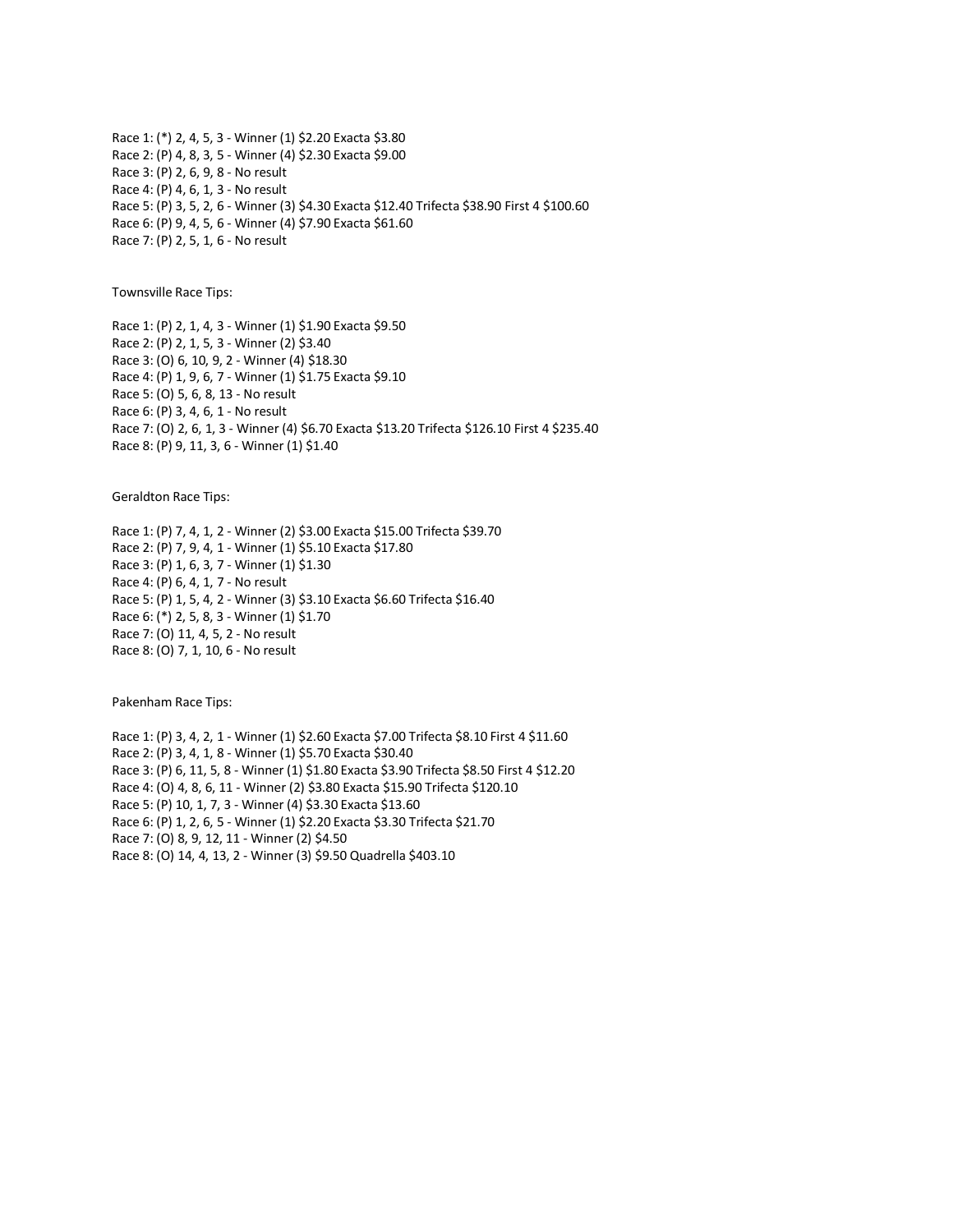Race 1: (*) 2, 4, 5, 3 - Winner (1) $2.20 Exacta $3.80
Race 2: (P) 4, 8, 3, 5 - Winner (4) $2.30 Exacta $9.00
Race 3: (P) 2, 6, 9, 8 - No result
Race 4: (P) 4, 6, 1, 3 - No result
Race 5: (P) 3, 5, 2, 6 - Winner (3) $4.30 Exacta $12.40 Trifecta $38.90 First 4 $100.60
Race 6: (P) 9, 4, 5, 6 - Winner (4) $7.90 Exacta $61.60
Race 7: (P) 2, 5, 1, 6 - No result

Townsville Race Tips:

Race 1: (P) 2, 1, 4, 3 - Winner (1) $1.90 Exacta $9.50
Race 2: (P) 2, 1, 5, 3 - Winner (2) $3.40
Race 3: (O) 6, 10, 9, 2 - Winner (4) $18.30
Race 4: (P) 1, 9, 6, 7 - Winner (1) $1.75 Exacta $9.10
Race 5: (O) 5, 6, 8, 13 - No result
Race 6: (P) 3, 4, 6, 1 - No result
Race 7: (O) 2, 6, 1, 3 - Winner (4) $6.70 Exacta $13.20 Trifecta $126.10 First 4 $235.40
Race 8: (P) 9, 11, 3, 6 - Winner (1) $1.40

Geraldton Race Tips:

Race 1: (P) 7, 4, 1, 2 - Winner (2) $3.00 Exacta $15.00 Trifecta $39.70
Race 2: (P) 7, 9, 4, 1 - Winner (1) $5.10 Exacta $17.80
Race 3: (P) 1, 6, 3, 7 - Winner (1) $1.30
Race 4: (P) 6, 4, 1, 7 - No result
Race 5: (P) 1, 5, 4, 2 - Winner (3) $3.10 Exacta $6.60 Trifecta $16.40
Race 6: (*) 2, 5, 8, 3 - Winner (1) $1.70
Race 7: (O) 11, 4, 5, 2 - No result
Race 8: (O) 7, 1, 10, 6 - No result

Pakenham Race Tips:

Race 1: (P) 3, 4, 2, 1 - Winner (1) $2.60 Exacta $7.00 Trifecta $8.10 First 4 $11.60
Race 2: (P) 3, 4, 1, 8 - Winner (1) $5.70 Exacta $30.40
Race 3: (P) 6, 11, 5, 8 - Winner (1) $1.80 Exacta $3.90 Trifecta $8.50 First 4 $12.20
Race 4: (O) 4, 8, 6, 11 - Winner (2) $3.80 Exacta $15.90 Trifecta $120.10
Race 5: (P) 10, 1, 7, 3 - Winner (4) $3.30 Exacta $13.60
Race 6: (P) 1, 2, 6, 5 - Winner (1) $2.20 Exacta $3.30 Trifecta $21.70
Race 7: (O) 8, 9, 12, 11 - Winner (2) $4.50
Race 8: (O) 14, 4, 13, 2 - Winner (3) $9.50 Quadrella $403.10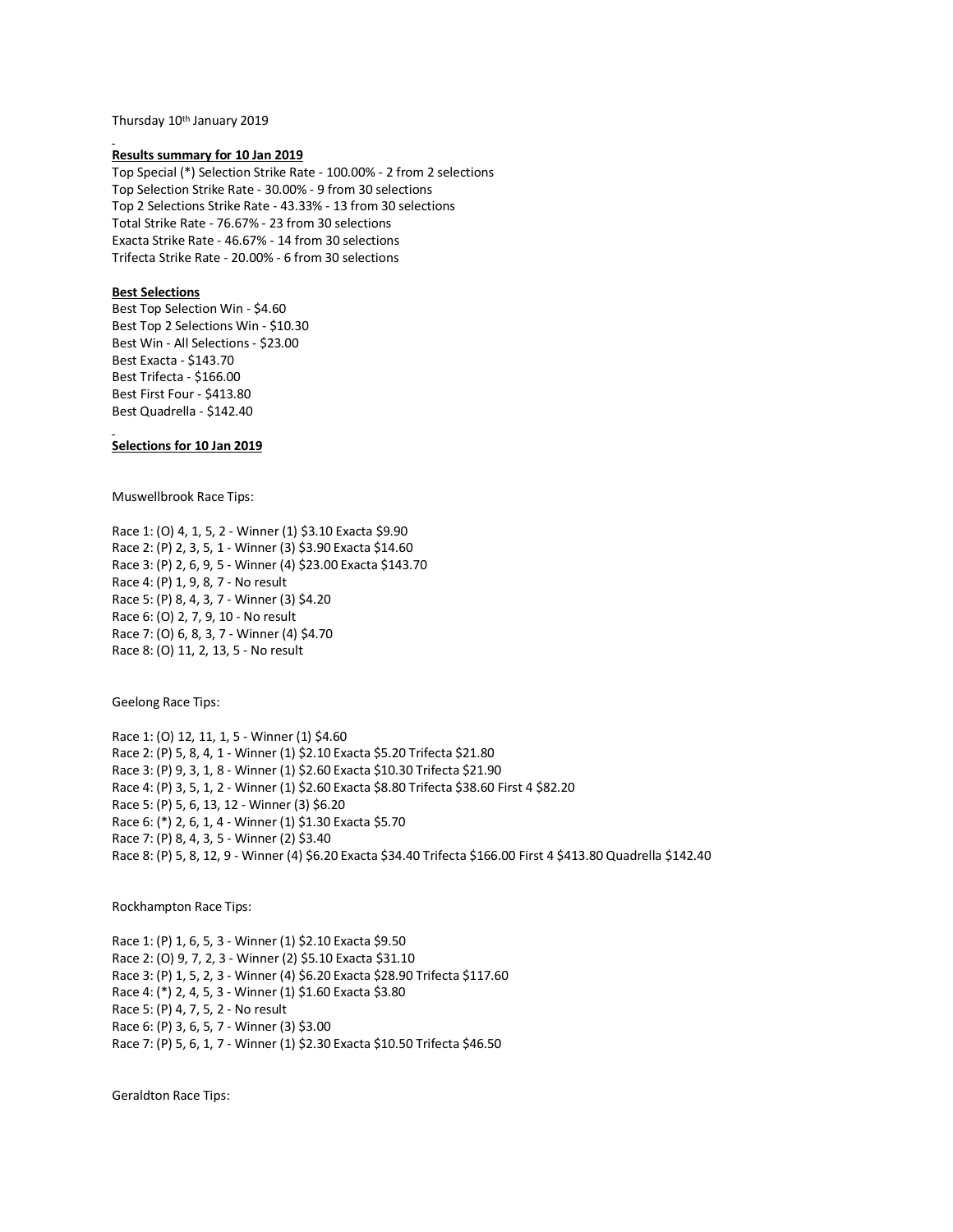Thursday 10th January 2019

**Results summary for 10 Jan 2019**

Top Special (*) Selection Strike Rate - 100.00% - 2 from 2 selections
Top Selection Strike Rate - 30.00% - 9 from 30 selections
Top 2 Selections Strike Rate - 43.33% - 13 from 30 selections
Total Strike Rate - 76.67% - 23 from 30 selections
Exacta Strike Rate - 46.67% - 14 from 30 selections
Trifecta Strike Rate - 20.00% - 6 from 30 selections

**Best Selections**

Best Top Selection Win - $4.60
Best Top 2 Selections Win - $10.30
Best Win - All Selections - $23.00
Best Exacta - $143.70
Best Trifecta - $166.00
Best First Four - $413.80
Best Quadrella - $142.40

**Selections for 10 Jan 2019**

Muswellbrook Race Tips:

Race 1: (O) 4, 1, 5, 2 - Winner (1) $3.10 Exacta $9.90
Race 2: (P) 2, 3, 5, 1 - Winner (3) $3.90 Exacta $14.60
Race 3: (P) 2, 6, 9, 5 - Winner (4) $23.00 Exacta $143.70
Race 4: (P) 1, 9, 8, 7 - No result
Race 5: (P) 8, 4, 3, 7 - Winner (3) $4.20
Race 6: (O) 2, 7, 9, 10 - No result
Race 7: (O) 6, 8, 3, 7 - Winner (4) $4.70
Race 8: (O) 11, 2, 13, 5 - No result

Geelong Race Tips:

Race 1: (O) 12, 11, 1, 5 - Winner (1) $4.60
Race 2: (P) 5, 8, 4, 1 - Winner (1) $2.10 Exacta $5.20 Trifecta $21.80
Race 3: (P) 9, 3, 1, 8 - Winner (1) $2.60 Exacta $10.30 Trifecta $21.90
Race 4: (P) 3, 5, 1, 2 - Winner (1) $2.60 Exacta $8.80 Trifecta $38.60 First 4 $82.20
Race 5: (P) 5, 6, 13, 12 - Winner (3) $6.20
Race 6: (*) 2, 6, 1, 4 - Winner (1) $1.30 Exacta $5.70
Race 7: (P) 8, 4, 3, 5 - Winner (2) $3.40
Race 8: (P) 5, 8, 12, 9 - Winner (4) $6.20 Exacta $34.40 Trifecta $166.00 First 4 $413.80 Quadrella $142.40

Rockhampton Race Tips:

Race 1: (P) 1, 6, 5, 3 - Winner (1) $2.10 Exacta $9.50
Race 2: (O) 9, 7, 2, 3 - Winner (2) $5.10 Exacta $31.10
Race 3: (P) 1, 5, 2, 3 - Winner (4) $6.20 Exacta $28.90 Trifecta $117.60
Race 4: (*) 2, 4, 5, 3 - Winner (1) $1.60 Exacta $3.80
Race 5: (P) 4, 7, 5, 2 - No result
Race 6: (P) 3, 6, 5, 7 - Winner (3) $3.00
Race 7: (P) 5, 6, 1, 7 - Winner (1) $2.30 Exacta $10.50 Trifecta $46.50

Geraldton Race Tips: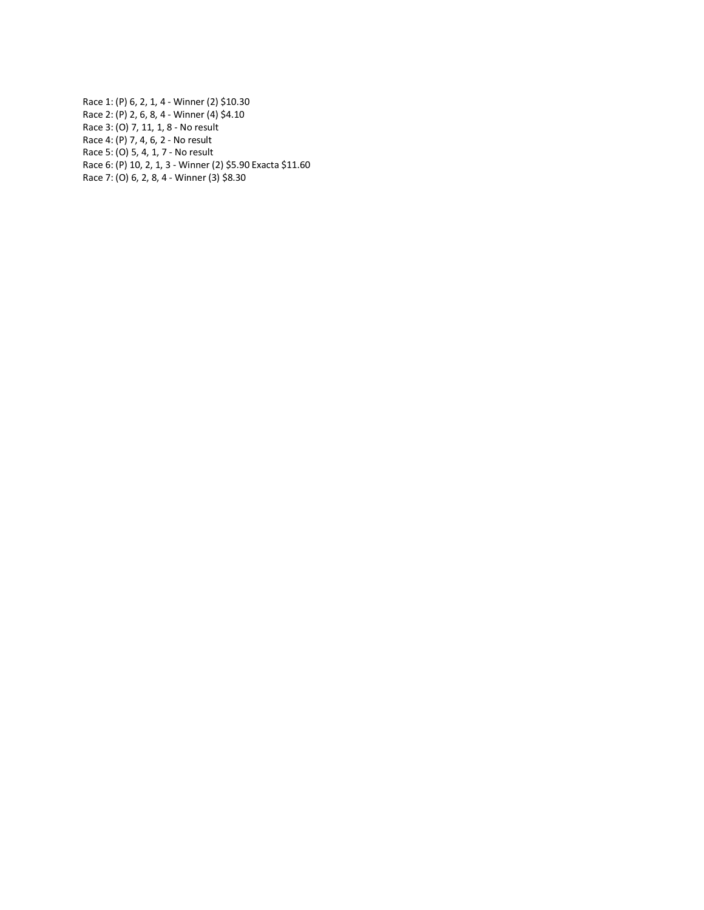Race 1: (P) 6, 2, 1, 4 - Winner (2) $10.30
Race 2: (P) 2, 6, 8, 4 - Winner (4) $4.10
Race 3: (O) 7, 11, 1, 8 - No result
Race 4: (P) 7, 4, 6, 2 - No result
Race 5: (O) 5, 4, 1, 7 - No result
Race 6: (P) 10, 2, 1, 3 - Winner (2) $5.90 Exacta $11.60
Race 7: (O) 6, 2, 8, 4 - Winner (3) $8.30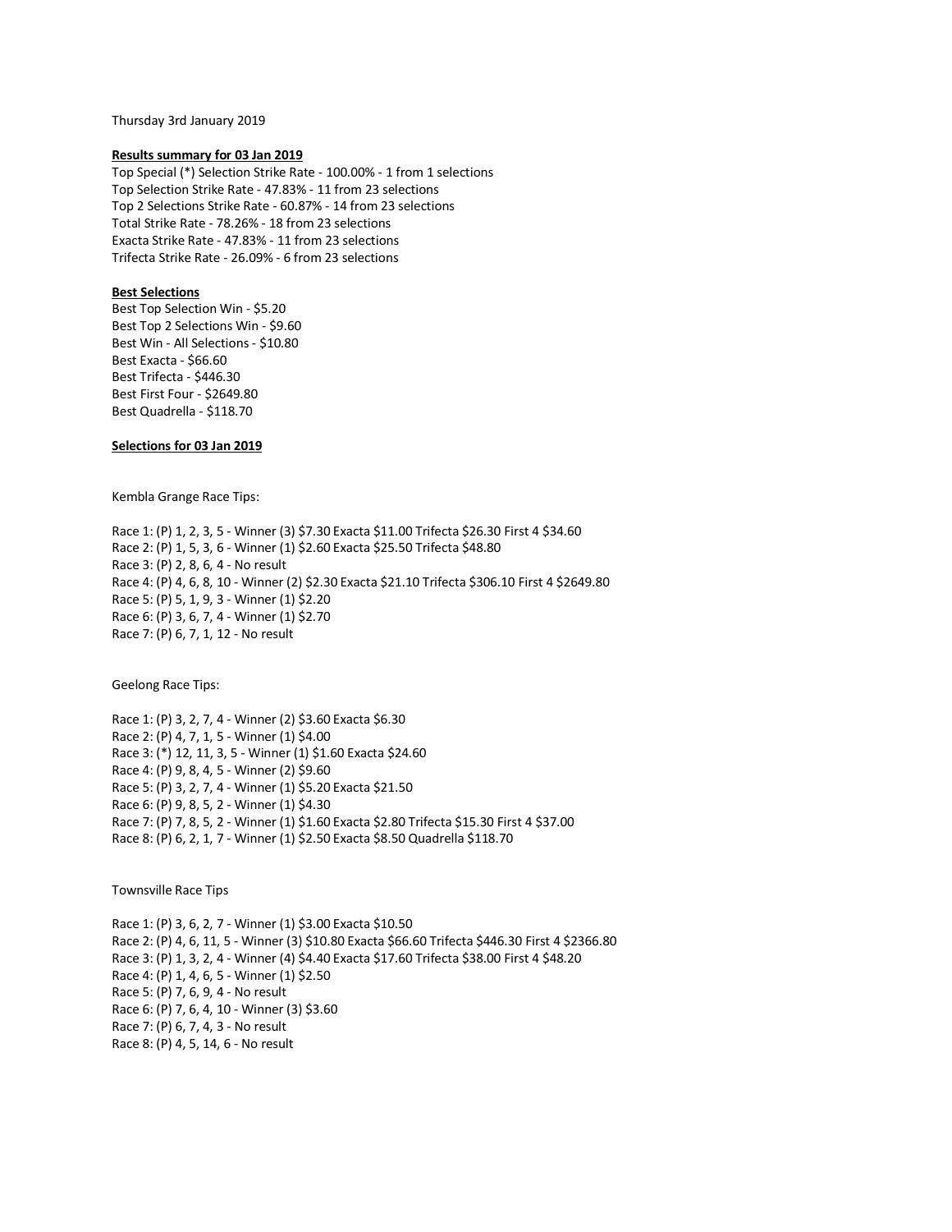Thursday 3rd January 2019

**Results summary for 03 Jan 2019**

Top Special (*) Selection Strike Rate - 100.00% - 1 from 1 selections
Top Selection Strike Rate - 47.83% - 11 from 23 selections
Top 2 Selections Strike Rate - 60.87% - 14 from 23 selections
Total Strike Rate - 78.26% - 18 from 23 selections
Exacta Strike Rate - 47.83% - 11 from 23 selections
Trifecta Strike Rate - 26.09% - 6 from 23 selections

**Best Selections**

Best Top Selection Win - $5.20
Best Top 2 Selections Win - $9.60
Best Win - All Selections - $10.80
Best Exacta - $66.60
Best Trifecta - $446.30
Best First Four - $2649.80
Best Quadrella - $118.70

**Selections for 03 Jan 2019**

Kembla Grange Race Tips:

Race 1: (P) 1, 2, 3, 5 - Winner (3) $7.30 Exacta $11.00 Trifecta $26.30 First 4 $34.60
Race 2: (P) 1, 5, 3, 6 - Winner (1) $2.60 Exacta $25.50 Trifecta $48.80
Race 3: (P) 2, 8, 6, 4 - No result
Race 4: (P) 4, 6, 8, 10 - Winner (2) $2.30 Exacta $21.10 Trifecta $306.10 First 4 $2649.80
Race 5: (P) 5, 1, 9, 3 - Winner (1) $2.20
Race 6: (P) 3, 6, 7, 4 - Winner (1) $2.70
Race 7: (P) 6, 7, 1, 12 - No result

Geelong Race Tips:

Race 1: (P) 3, 2, 7, 4 - Winner (2) $3.60 Exacta $6.30
Race 2: (P) 4, 7, 1, 5 - Winner (1) $4.00
Race 3: (*) 12, 11, 3, 5 - Winner (1) $1.60 Exacta $24.60
Race 4: (P) 9, 8, 4, 5 - Winner (2) $9.60
Race 5: (P) 3, 2, 7, 4 - Winner (1) $5.20 Exacta $21.50
Race 6: (P) 9, 8, 5, 2 - Winner (1) $4.30
Race 7: (P) 7, 8, 5, 2 - Winner (1) $1.60 Exacta $2.80 Trifecta $15.30 First 4 $37.00
Race 8: (P) 6, 2, 1, 7 - Winner (1) $2.50 Exacta $8.50 Quadrella $118.70

Townsville Race Tips

Race 1: (P) 3, 6, 2, 7 - Winner (1) $3.00 Exacta $10.50
Race 2: (P) 4, 6, 11, 5 - Winner (3) $10.80 Exacta $66.60 Trifecta $446.30 First 4 $2366.80
Race 3: (P) 1, 3, 2, 4 - Winner (4) $4.40 Exacta $17.60 Trifecta $38.00 First 4 $48.20
Race 4: (P) 1, 4, 6, 5 - Winner (1) $2.50
Race 5: (P) 7, 6, 9, 4 - No result
Race 6: (P) 7, 6, 4, 10 - Winner (3) $3.60
Race 7: (P) 6, 7, 4, 3 - No result
Race 8: (P) 4, 5, 14, 6 - No result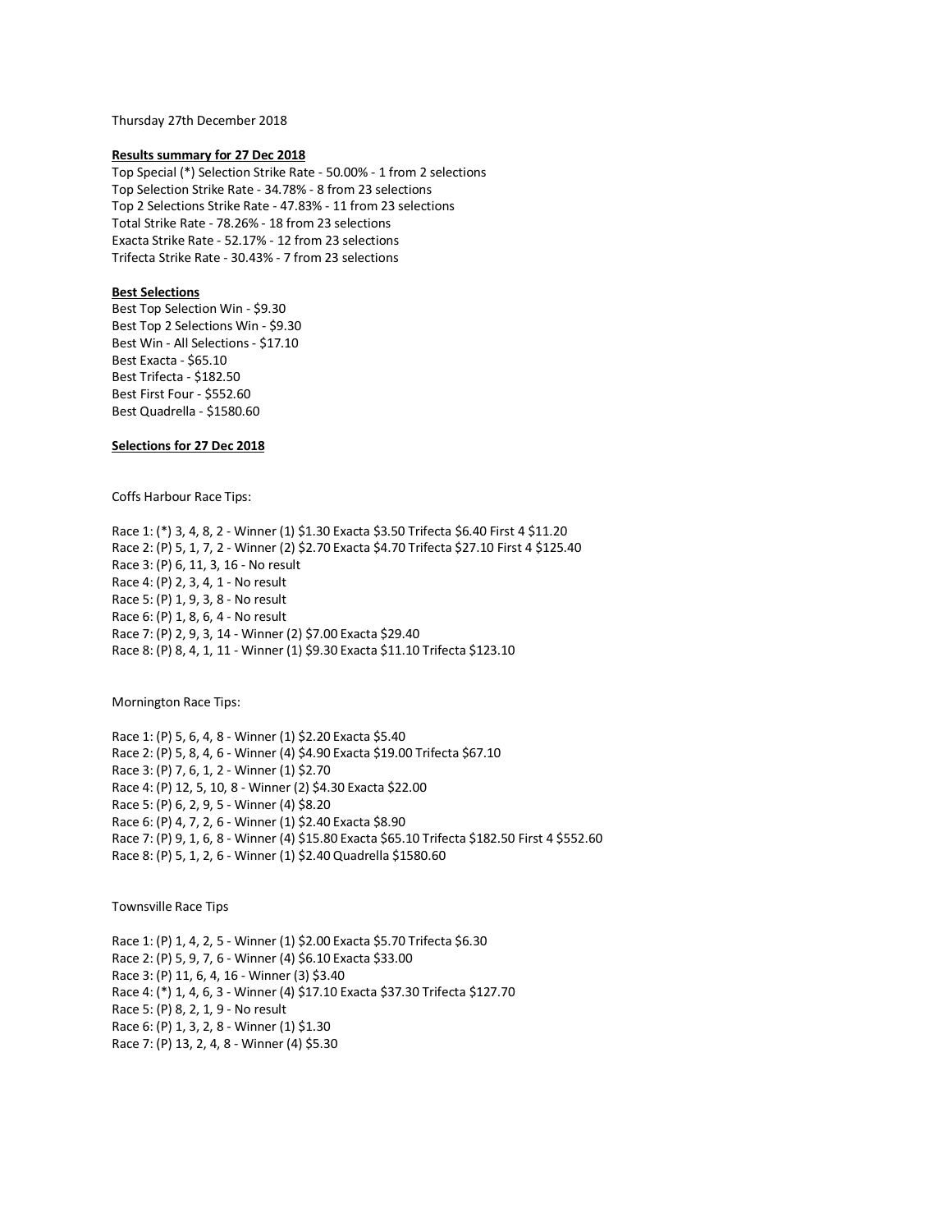Thursday 27th December 2018

**Results summary for 27 Dec 2018**

Top Special (*) Selection Strike Rate - 50.00% - 1 from 2 selections
Top Selection Strike Rate - 34.78% - 8 from 23 selections
Top 2 Selections Strike Rate - 47.83% - 11 from 23 selections
Total Strike Rate - 78.26% - 18 from 23 selections
Exacta Strike Rate - 52.17% - 12 from 23 selections
Trifecta Strike Rate - 30.43% - 7 from 23 selections

**Best Selections**

Best Top Selection Win - $9.30
Best Top 2 Selections Win - $9.30
Best Win - All Selections - $17.10
Best Exacta - $65.10
Best Trifecta - $182.50
Best First Four - $552.60
Best Quadrella - $1580.60

**Selections for 27 Dec 2018**

Coffs Harbour Race Tips:

Race 1: (*) 3, 4, 8, 2 - Winner (1) $1.30 Exacta $3.50 Trifecta $6.40 First 4 $11.20
Race 2: (P) 5, 1, 7, 2 - Winner (2) $2.70 Exacta $4.70 Trifecta $27.10 First 4 $125.40
Race 3: (P) 6, 11, 3, 16 - No result
Race 4: (P) 2, 3, 4, 1 - No result
Race 5: (P) 1, 9, 3, 8 - No result
Race 6: (P) 1, 8, 6, 4 - No result
Race 7: (P) 2, 9, 3, 14 - Winner (2) $7.00 Exacta $29.40
Race 8: (P) 8, 4, 1, 11 - Winner (1) $9.30 Exacta $11.10 Trifecta $123.10

Mornington Race Tips:

Race 1: (P) 5, 6, 4, 8 - Winner (1) $2.20 Exacta $5.40
Race 2: (P) 5, 8, 4, 6 - Winner (4) $4.90 Exacta $19.00 Trifecta $67.10
Race 3: (P) 7, 6, 1, 2 - Winner (1) $2.70
Race 4: (P) 12, 5, 10, 8 - Winner (2) $4.30 Exacta $22.00
Race 5: (P) 6, 2, 9, 5 - Winner (4) $8.20
Race 6: (P) 4, 7, 2, 6 - Winner (1) $2.40 Exacta $8.90
Race 7: (P) 9, 1, 6, 8 - Winner (4) $15.80 Exacta $65.10 Trifecta $182.50 First 4 $552.60
Race 8: (P) 5, 1, 2, 6 - Winner (1) $2.40 Quadrella $1580.60

Townsville Race Tips

Race 1: (P) 1, 4, 2, 5 - Winner (1) $2.00 Exacta $5.70 Trifecta $6.30
Race 2: (P) 5, 9, 7, 6 - Winner (4) $6.10 Exacta $33.00
Race 3: (P) 11, 6, 4, 16 - Winner (3) $3.40
Race 4: (*) 1, 4, 6, 3 - Winner (4) $17.10 Exacta $37.30 Trifecta $127.70
Race 5: (P) 8, 2, 1, 9 - No result
Race 6: (P) 1, 3, 2, 8 - Winner (1) $1.30
Race 7: (P) 13, 2, 4, 8 - Winner (4) $5.30